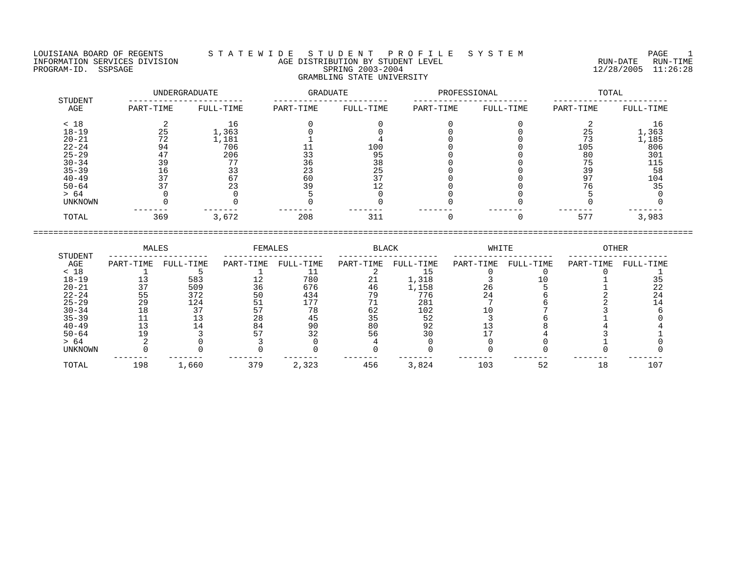LOUISIANA BOARD OF REGENTS — STATEWIDE STUDENT PROFILE SYSTEM
INFORMATION SERVICES DIVISION
PROGRAM-ID. SSPSAGE

RUN-DATE 12/28/2005 RUN-TIME 11:26:28

# AGE DISTRIBUTION BY STUDENT LEVEL
## SPRING 2003-2004
## GRAMBLING STATE UNIVERSITY

| STUDENT AGE | UNDERGRADUATE | | GRADUATE | | PROFESSIONAL | | TOTAL | |
|---|---|---|---|---|---|---|---|---|
| | PART-TIME | FULL-TIME | PART-TIME | FULL-TIME | PART-TIME | FULL-TIME | PART-TIME | FULL-TIME |
| < 18 | 2 | 16 | 0 | 0 | 0 | 0 | 2 | 16 |
| 18-19 | 25 | 1,363 | 0 | 0 | 0 | 0 | 25 | 1,363 |
| 20-21 | 72 | 1,181 | 1 | 4 | 0 | 0 | 73 | 1,185 |
| 22-24 | 94 | 706 | 11 | 100 | 0 | 0 | 105 | 806 |
| 25-29 | 47 | 206 | 33 | 95 | 0 | 0 | 80 | 301 |
| 30-34 | 39 | 77 | 36 | 38 | 0 | 0 | 75 | 115 |
| 35-39 | 16 | 33 | 23 | 25 | 0 | 0 | 39 | 58 |
| 40-49 | 37 | 67 | 60 | 37 | 0 | 0 | 97 | 104 |
| 50-64 | 37 | 23 | 39 | 12 | 0 | 0 | 76 | 35 |
| > 64 | 0 | 0 | 5 | 0 | 0 | 0 | 5 | 0 |
| UNKNOWN | 0 | 0 | 0 | 0 | 0 | 0 | 0 | 0 |
| TOTAL | 369 | 3,672 | 208 | 311 | 0 | 0 | 577 | 3,983 |

| STUDENT AGE | MALES | | FEMALES | | BLACK | | WHITE | | OTHER | |
|---|---|---|---|---|---|---|---|---|---|---|
| | PART-TIME | FULL-TIME | PART-TIME | FULL-TIME | PART-TIME | FULL-TIME | PART-TIME | FULL-TIME | PART-TIME | FULL-TIME |
| < 18 | 1 | 5 | 1 | 11 | 2 | 15 | 0 | 0 | 0 | 1 |
| 18-19 | 13 | 583 | 12 | 780 | 21 | 1,318 | 3 | 10 | 1 | 35 |
| 20-21 | 37 | 509 | 36 | 676 | 46 | 1,158 | 26 | 5 | 1 | 22 |
| 22-24 | 55 | 372 | 50 | 434 | 79 | 776 | 24 | 6 | 2 | 24 |
| 25-29 | 29 | 124 | 51 | 177 | 71 | 281 | 7 | 6 | 2 | 14 |
| 30-34 | 18 | 37 | 57 | 78 | 62 | 102 | 10 | 7 | 3 | 6 |
| 35-39 | 11 | 13 | 28 | 45 | 35 | 52 | 3 | 6 | 1 | 0 |
| 40-49 | 13 | 14 | 84 | 90 | 80 | 92 | 13 | 8 | 4 | 4 |
| 50-64 | 19 | 3 | 57 | 32 | 56 | 30 | 17 | 4 | 3 | 1 |
| > 64 | 2 | 0 | 3 | 0 | 4 | 0 | 0 | 0 | 1 | 0 |
| UNKNOWN | 0 | 0 | 0 | 0 | 0 | 0 | 0 | 0 | 0 | 0 |
| TOTAL | 198 | 1,660 | 379 | 2,323 | 456 | 3,824 | 103 | 52 | 18 | 107 |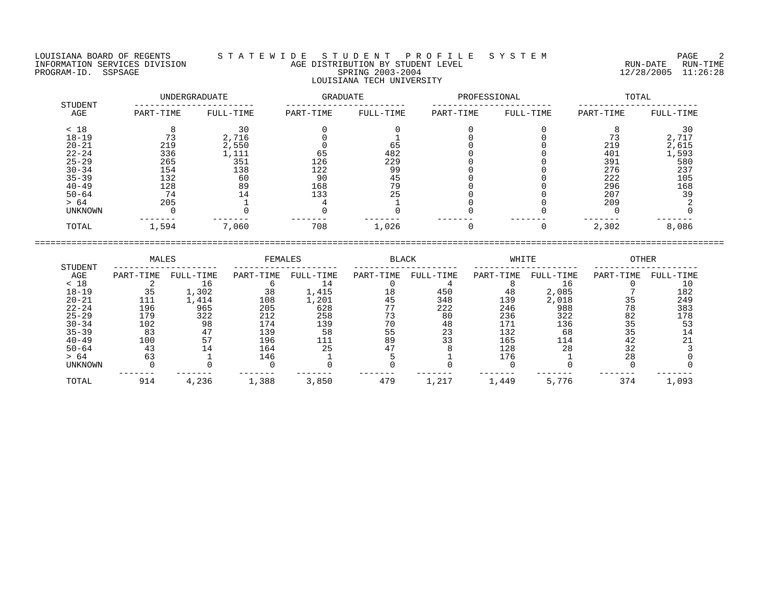LOUISIANA BOARD OF REGENTS — STATEWIDE STUDENT PROFILE SYSTEM
INFORMATION SERVICES DIVISION — AGE DISTRIBUTION BY STUDENT LEVEL
PROGRAM-ID. SSPSAGE — SPRING 2003-2004 — RUN-DATE 12/28/2005 RUN-TIME 11:26:28

LOUISIANA TECH UNIVERSITY

| STUDENT AGE | UNDERGRADUATE | | GRADUATE | | PROFESSIONAL | | TOTAL | |
|---|---|---|---|---|---|---|---|---|
| | PART-TIME | FULL-TIME | PART-TIME | FULL-TIME | PART-TIME | FULL-TIME | PART-TIME | FULL-TIME |
| < 18 | 8 | 30 | 0 | 0 | 0 | 0 | 8 | 30 |
| 18-19 | 73 | 2,716 | 0 | 1 | 0 | 0 | 73 | 2,717 |
| 20-21 | 219 | 2,550 | 0 | 65 | 0 | 0 | 219 | 2,615 |
| 22-24 | 336 | 1,111 | 65 | 482 | 0 | 0 | 401 | 1,593 |
| 25-29 | 265 | 351 | 126 | 229 | 0 | 0 | 391 | 580 |
| 30-34 | 154 | 138 | 122 | 99 | 0 | 0 | 276 | 237 |
| 35-39 | 132 | 60 | 90 | 45 | 0 | 0 | 222 | 105 |
| 40-49 | 128 | 89 | 168 | 79 | 0 | 0 | 296 | 168 |
| 50-64 | 74 | 14 | 133 | 25 | 0 | 0 | 207 | 39 |
| > 64 | 205 | 1 | 4 | 1 | 0 | 0 | 209 | 2 |
| UNKNOWN | 0 | 0 | 0 | 0 | 0 | 0 | 0 | 0 |
| TOTAL | 1,594 | 7,060 | 708 | 1,026 | 0 | 0 | 2,302 | 8,086 |

| STUDENT AGE | MALES | | FEMALES | | BLACK | | WHITE | | OTHER | |
|---|---|---|---|---|---|---|---|---|---|---|
| | PART-TIME | FULL-TIME | PART-TIME | FULL-TIME | PART-TIME | FULL-TIME | PART-TIME | FULL-TIME | PART-TIME | FULL-TIME |
| < 18 | 2 | 16 | 6 | 14 | 0 | 4 | 8 | 16 | 0 | 10 |
| 18-19 | 35 | 1,302 | 38 | 1,415 | 18 | 450 | 48 | 2,085 | 7 | 182 |
| 20-21 | 111 | 1,414 | 108 | 1,201 | 45 | 348 | 139 | 2,018 | 35 | 249 |
| 22-24 | 196 | 965 | 205 | 628 | 77 | 222 | 246 | 988 | 78 | 383 |
| 25-29 | 179 | 322 | 212 | 258 | 73 | 80 | 236 | 322 | 82 | 178 |
| 30-34 | 102 | 98 | 174 | 139 | 70 | 48 | 171 | 136 | 35 | 53 |
| 35-39 | 83 | 47 | 139 | 58 | 55 | 23 | 132 | 68 | 35 | 14 |
| 40-49 | 100 | 57 | 196 | 111 | 89 | 33 | 165 | 114 | 42 | 21 |
| 50-64 | 43 | 14 | 164 | 25 | 47 | 8 | 128 | 28 | 32 | 3 |
| > 64 | 63 | 1 | 146 | 1 | 5 | 1 | 176 | 1 | 28 | 0 |
| UNKNOWN | 0 | 0 | 0 | 0 | 0 | 0 | 0 | 0 | 0 | 0 |
| TOTAL | 914 | 4,236 | 1,388 | 3,850 | 479 | 1,217 | 1,449 | 5,776 | 374 | 1,093 |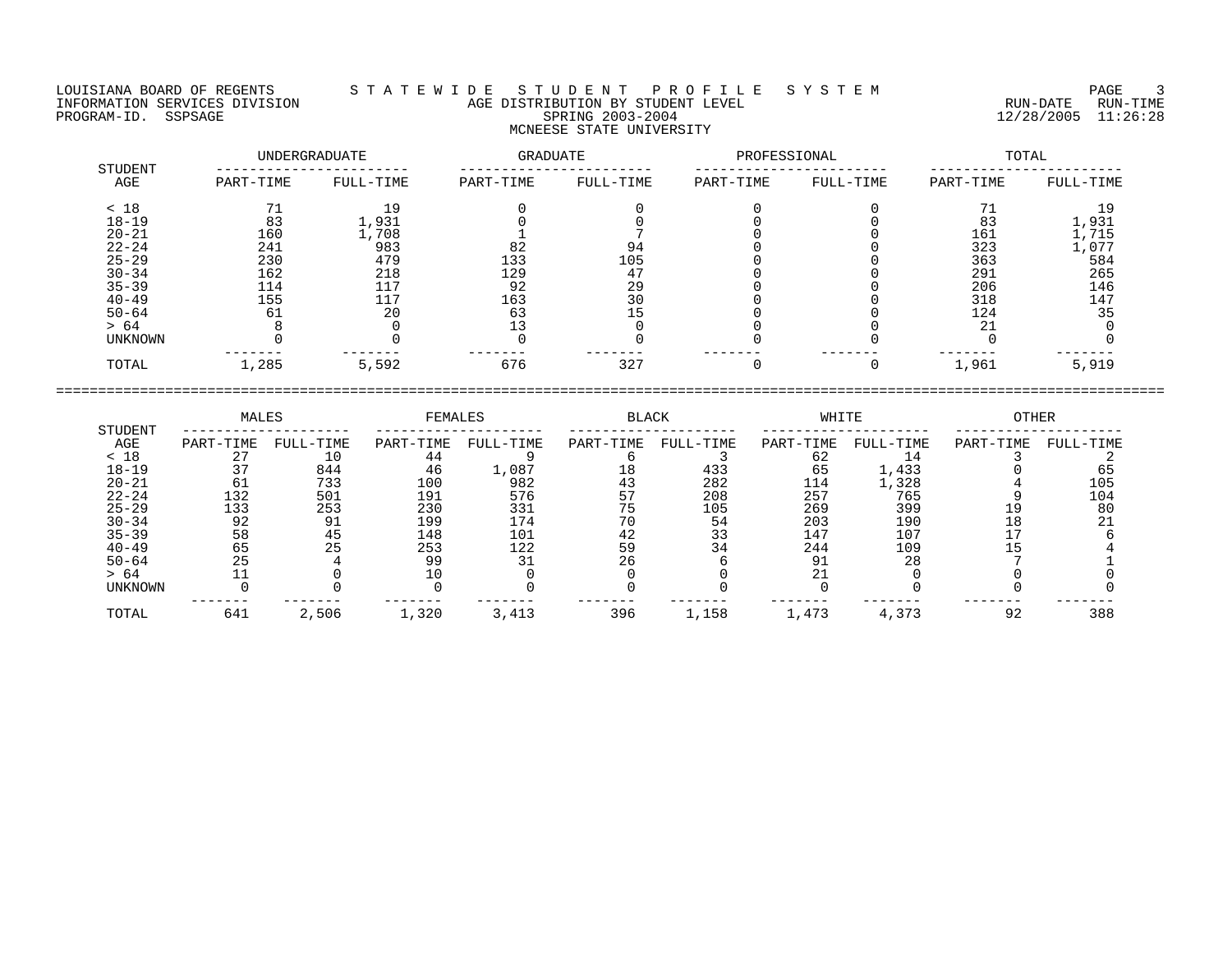LOUISIANA BOARD OF REGENTS — STATEWIDE STUDENT PROFILE SYSTEM
INFORMATION SERVICES DIVISION — AGE DISTRIBUTION BY STUDENT LEVEL — RUN-DATE 12/28/2005 RUN-TIME 11:26:28
PROGRAM-ID. SSPSAGE — SPRING 2003-2004

# MCNEESE STATE UNIVERSITY

| STUDENT AGE | UNDERGRADUATE | | GRADUATE | | PROFESSIONAL | | TOTAL | |
|---|---|---|---|---|---|---|---|---|
| | PART-TIME | FULL-TIME | PART-TIME | FULL-TIME | PART-TIME | FULL-TIME | PART-TIME | FULL-TIME |
| < 18 | 71 | 19 | 0 | 0 | 0 | 0 | 71 | 19 |
| 18-19 | 83 | 1,931 | 0 | 0 | 0 | 0 | 83 | 1,931 |
| 20-21 | 160 | 1,708 | 1 | 7 | 0 | 0 | 161 | 1,715 |
| 22-24 | 241 | 983 | 82 | 94 | 0 | 0 | 323 | 1,077 |
| 25-29 | 230 | 479 | 133 | 105 | 0 | 0 | 363 | 584 |
| 30-34 | 162 | 218 | 129 | 47 | 0 | 0 | 291 | 265 |
| 35-39 | 114 | 117 | 92 | 29 | 0 | 0 | 206 | 146 |
| 40-49 | 155 | 117 | 163 | 30 | 0 | 0 | 318 | 147 |
| 50-64 | 61 | 20 | 63 | 15 | 0 | 0 | 124 | 35 |
| > 64 | 8 | 0 | 13 | 0 | 0 | 0 | 21 | 0 |
| UNKNOWN | 0 | 0 | 0 | 0 | 0 | 0 | 0 | 0 |
| TOTAL | 1,285 | 5,592 | 676 | 327 | 0 | 0 | 1,961 | 5,919 |

| STUDENT AGE | MALES | | FEMALES | | BLACK | | WHITE | | OTHER | |
|---|---|---|---|---|---|---|---|---|---|---|
| | PART-TIME | FULL-TIME | PART-TIME | FULL-TIME | PART-TIME | FULL-TIME | PART-TIME | FULL-TIME | PART-TIME | FULL-TIME |
| < 18 | 27 | 10 | 44 | 9 | 6 | 3 | 62 | 14 | 3 | 2 |
| 18-19 | 37 | 844 | 46 | 1,087 | 18 | 433 | 65 | 1,433 | 0 | 65 |
| 20-21 | 61 | 733 | 100 | 982 | 43 | 282 | 114 | 1,328 | 4 | 105 |
| 22-24 | 132 | 501 | 191 | 576 | 57 | 208 | 257 | 765 | 9 | 104 |
| 25-29 | 133 | 253 | 230 | 331 | 75 | 105 | 269 | 399 | 19 | 80 |
| 30-34 | 92 | 91 | 199 | 174 | 70 | 54 | 203 | 190 | 18 | 21 |
| 35-39 | 58 | 45 | 148 | 101 | 42 | 33 | 147 | 107 | 17 | 6 |
| 40-49 | 65 | 25 | 253 | 122 | 59 | 34 | 244 | 109 | 15 | 4 |
| 50-64 | 25 | 4 | 99 | 31 | 26 | 6 | 91 | 28 | 7 | 1 |
| > 64 | 11 | 0 | 10 | 0 | 0 | 0 | 21 | 0 | 0 | 0 |
| UNKNOWN | 0 | 0 | 0 | 0 | 0 | 0 | 0 | 0 | 0 | 0 |
| TOTAL | 641 | 2,506 | 1,320 | 3,413 | 396 | 1,158 | 1,473 | 4,373 | 92 | 388 |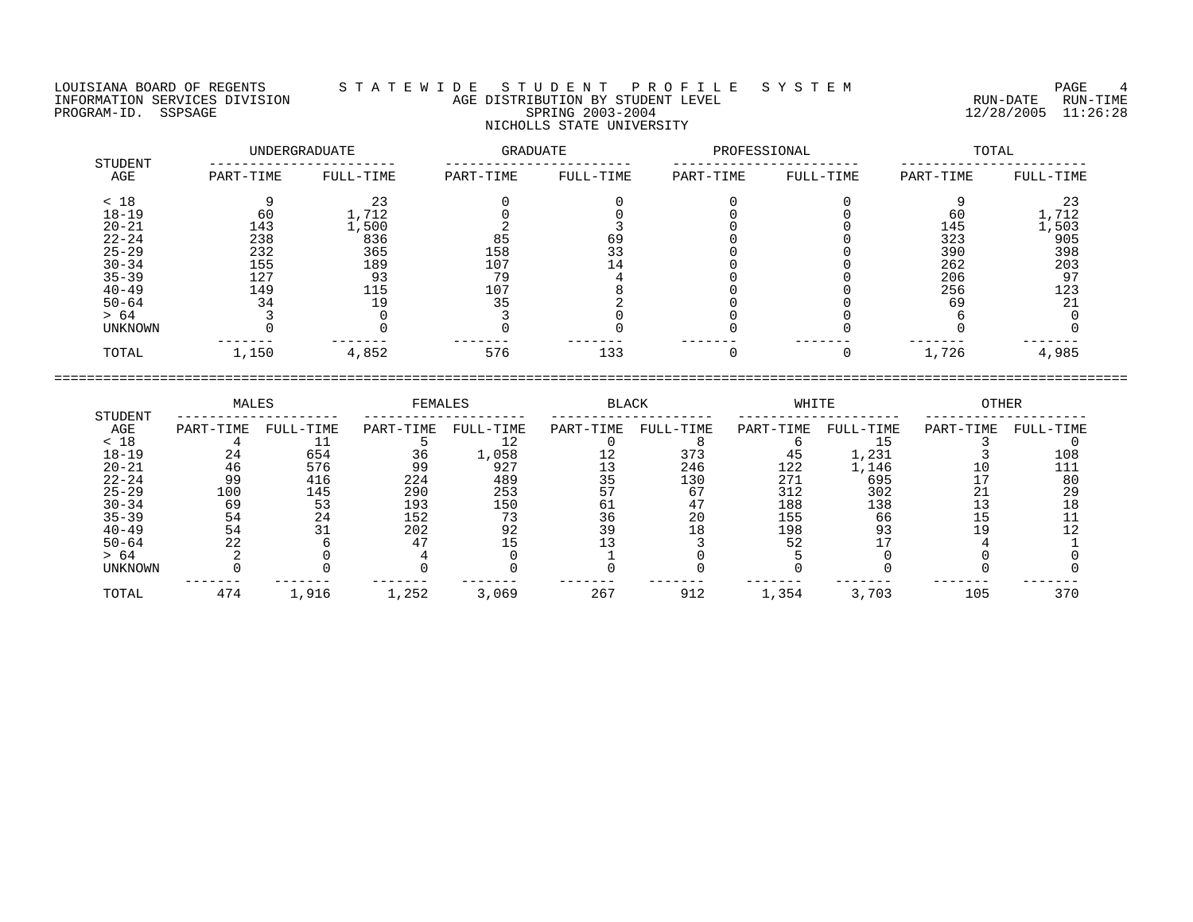LOUISIANA BOARD OF REGENTS — S T A T E W I D E   S T U D E N T   P R O F I L E   S Y S T E M

INFORMATION SERVICES DIVISION — AGE DISTRIBUTION BY STUDENT LEVEL — RUN-DATE 12/28/2005 RUN-TIME 11:26:28

PROGRAM-ID. SSPSAGE — SPRING 2003-2004

NICHOLLS STATE UNIVERSITY

| STUDENT | UNDERGRADUATE | | GRADUATE | | PROFESSIONAL | | TOTAL | |
|---|---|---|---|---|---|---|---|---|
| AGE | PART-TIME | FULL-TIME | PART-TIME | FULL-TIME | PART-TIME | FULL-TIME | PART-TIME | FULL-TIME |
| < 18 | 9 | 23 | 0 | 0 | 0 | 0 | 9 | 23 |
| 18-19 | 60 | 1,712 | 0 | 0 | 0 | 0 | 60 | 1,712 |
| 20-21 | 143 | 1,500 | 2 | 3 | 0 | 0 | 145 | 1,503 |
| 22-24 | 238 | 836 | 85 | 69 | 0 | 0 | 323 | 905 |
| 25-29 | 232 | 365 | 158 | 33 | 0 | 0 | 390 | 398 |
| 30-34 | 155 | 189 | 107 | 14 | 0 | 0 | 262 | 203 |
| 35-39 | 127 | 93 | 79 | 4 | 0 | 0 | 206 | 97 |
| 40-49 | 149 | 115 | 107 | 8 | 0 | 0 | 256 | 123 |
| 50-64 | 34 | 19 | 35 | 2 | 0 | 0 | 69 | 21 |
| > 64 | 3 | 0 | 3 | 0 | 0 | 0 | 6 | 0 |
| UNKNOWN | 0 | 0 | 0 | 0 | 0 | 0 | 0 | 0 |
| TOTAL | 1,150 | 4,852 | 576 | 133 | 0 | 0 | 1,726 | 4,985 |

| STUDENT | MALES | | FEMALES | | BLACK | | WHITE | | OTHER | |
|---|---|---|---|---|---|---|---|---|---|---|
| AGE | PART-TIME | FULL-TIME | PART-TIME | FULL-TIME | PART-TIME | FULL-TIME | PART-TIME | FULL-TIME | PART-TIME | FULL-TIME |
| < 18 | 4 | 11 | 5 | 12 | 0 | 8 | 6 | 15 | 3 | 0 |
| 18-19 | 24 | 654 | 36 | 1,058 | 12 | 373 | 45 | 1,231 | 3 | 108 |
| 20-21 | 46 | 576 | 99 | 927 | 13 | 246 | 122 | 1,146 | 10 | 111 |
| 22-24 | 99 | 416 | 224 | 489 | 35 | 130 | 271 | 695 | 17 | 80 |
| 25-29 | 100 | 145 | 290 | 253 | 57 | 67 | 312 | 302 | 21 | 29 |
| 30-34 | 69 | 53 | 193 | 150 | 61 | 47 | 188 | 138 | 13 | 18 |
| 35-39 | 54 | 24 | 152 | 73 | 36 | 20 | 155 | 66 | 15 | 11 |
| 40-49 | 54 | 31 | 202 | 92 | 39 | 18 | 198 | 93 | 19 | 12 |
| 50-64 | 22 | 6 | 47 | 15 | 13 | 3 | 52 | 17 | 4 | 1 |
| > 64 | 2 | 0 | 4 | 0 | 1 | 0 | 5 | 0 | 0 | 0 |
| UNKNOWN | 0 | 0 | 0 | 0 | 0 | 0 | 0 | 0 | 0 | 0 |
| TOTAL | 474 | 1,916 | 1,252 | 3,069 | 267 | 912 | 1,354 | 3,703 | 105 | 370 |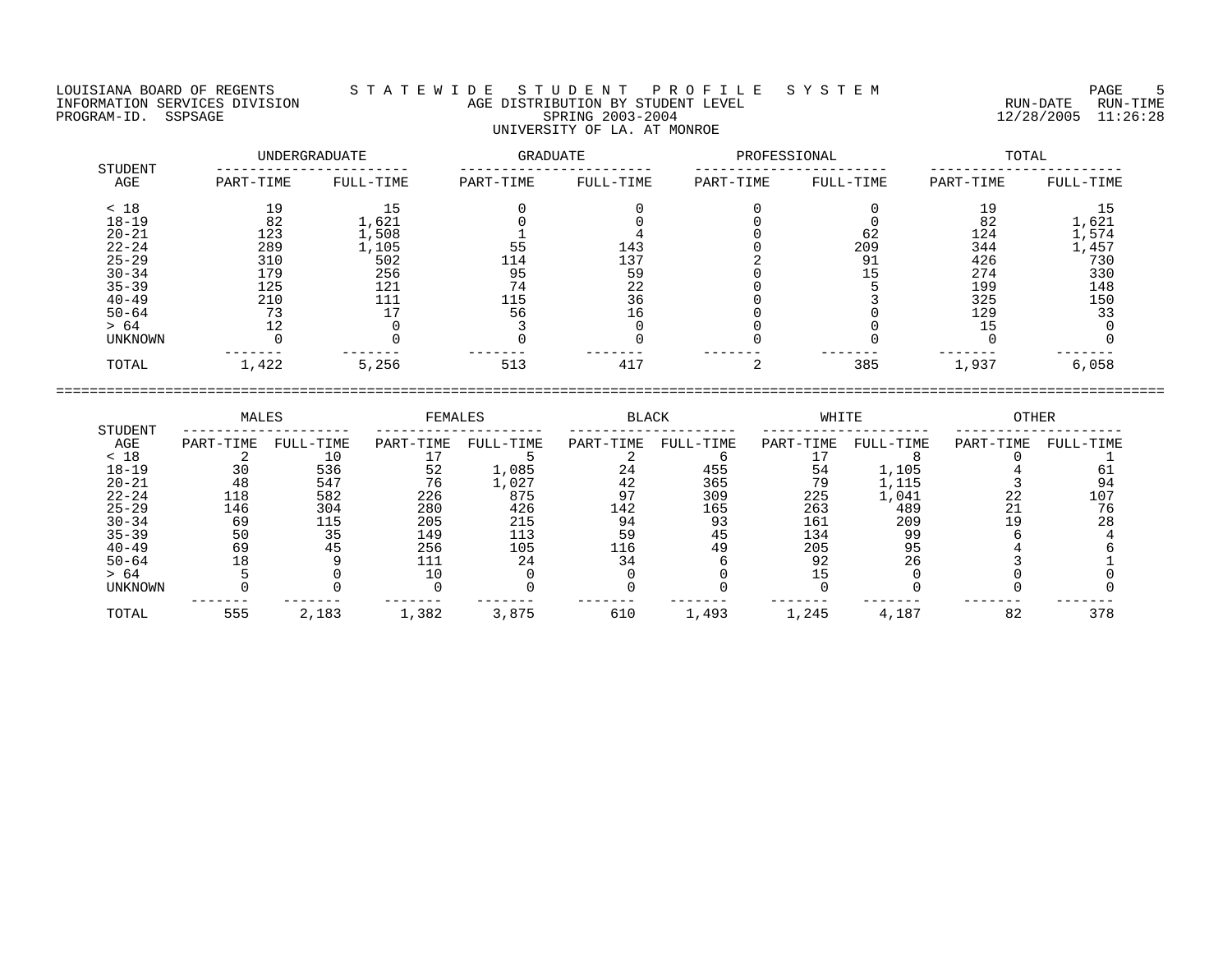LOUISIANA BOARD OF REGENTS — STATEWIDE STUDENT PROFILE SYSTEM
INFORMATION SERVICES DIVISION — AGE DISTRIBUTION BY STUDENT LEVEL — RUN-DATE 12/28/2005 RUN-TIME 11:26:28
PROGRAM-ID. SSPSAGE — SPRING 2003-2004

## UNIVERSITY OF LA. AT MONROE

| STUDENT AGE | UNDERGRADUATE | | GRADUATE | | PROFESSIONAL | | TOTAL | |
|---|---|---|---|---|---|---|---|---|
| | PART-TIME | FULL-TIME | PART-TIME | FULL-TIME | PART-TIME | FULL-TIME | PART-TIME | FULL-TIME |
| < 18 | 19 | 15 | 0 | 0 | 0 | 0 | 19 | 15 |
| 18-19 | 82 | 1,621 | 0 | 0 | 0 | 0 | 82 | 1,621 |
| 20-21 | 123 | 1,508 | 1 | 4 | 0 | 62 | 124 | 1,574 |
| 22-24 | 289 | 1,105 | 55 | 143 | 0 | 209 | 344 | 1,457 |
| 25-29 | 310 | 502 | 114 | 137 | 2 | 91 | 426 | 730 |
| 30-34 | 179 | 256 | 95 | 59 | 0 | 15 | 274 | 330 |
| 35-39 | 125 | 121 | 74 | 22 | 0 | 5 | 199 | 148 |
| 40-49 | 210 | 111 | 115 | 36 | 0 | 3 | 325 | 150 |
| 50-64 | 73 | 17 | 56 | 16 | 0 | 0 | 129 | 33 |
| > 64 | 12 | 0 | 3 | 0 | 0 | 0 | 15 | 0 |
| UNKNOWN | 0 | 0 | 0 | 0 | 0 | 0 | 0 | 0 |
| TOTAL | 1,422 | 5,256 | 513 | 417 | 2 | 385 | 1,937 | 6,058 |

| STUDENT AGE | MALES | | FEMALES | | BLACK | | WHITE | | OTHER | |
|---|---|---|---|---|---|---|---|---|---|---|
| | PART-TIME | FULL-TIME | PART-TIME | FULL-TIME | PART-TIME | FULL-TIME | PART-TIME | FULL-TIME | PART-TIME | FULL-TIME |
| < 18 | 2 | 10 | 17 | 5 | 2 | 6 | 17 | 8 | 0 | 1 |
| 18-19 | 30 | 536 | 52 | 1,085 | 24 | 455 | 54 | 1,105 | 4 | 61 |
| 20-21 | 48 | 547 | 76 | 1,027 | 42 | 365 | 79 | 1,115 | 3 | 94 |
| 22-24 | 118 | 582 | 226 | 875 | 97 | 309 | 225 | 1,041 | 22 | 107 |
| 25-29 | 146 | 304 | 280 | 426 | 142 | 165 | 263 | 489 | 21 | 76 |
| 30-34 | 69 | 115 | 205 | 215 | 94 | 93 | 161 | 209 | 19 | 28 |
| 35-39 | 50 | 35 | 149 | 113 | 59 | 45 | 134 | 99 | 6 | 4 |
| 40-49 | 69 | 45 | 256 | 105 | 116 | 49 | 205 | 95 | 4 | 6 |
| 50-64 | 18 | 9 | 111 | 24 | 34 | 6 | 92 | 26 | 3 | 1 |
| > 64 | 5 | 0 | 10 | 0 | 0 | 0 | 15 | 0 | 0 | 0 |
| UNKNOWN | 0 | 0 | 0 | 0 | 0 | 0 | 0 | 0 | 0 | 0 |
| TOTAL | 555 | 2,183 | 1,382 | 3,875 | 610 | 1,493 | 1,245 | 4,187 | 82 | 378 |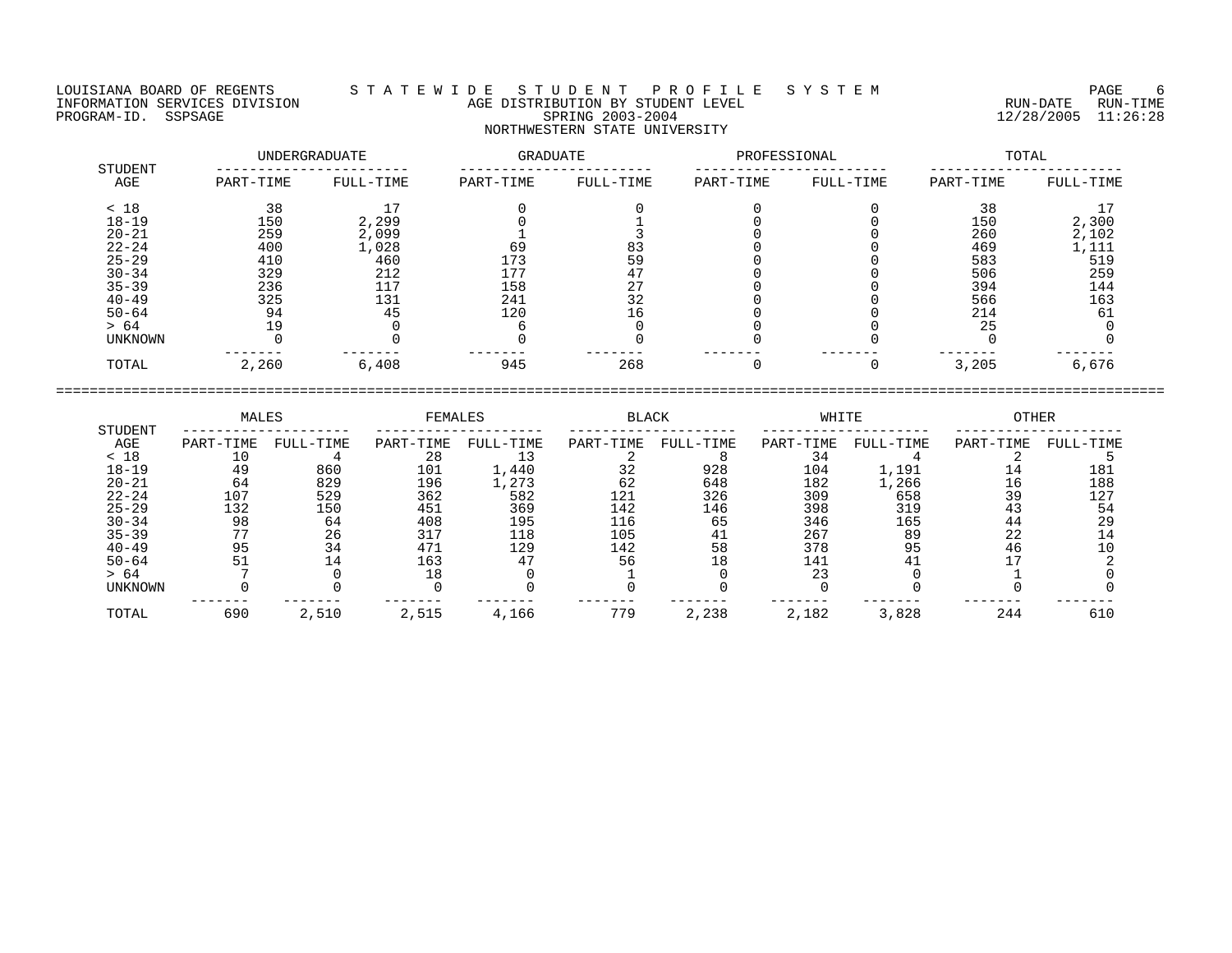LOUISIANA BOARD OF REGENTS — STATEWIDE STUDENT PROFILE SYSTEM

INFORMATION SERVICES DIVISION — AGE DISTRIBUTION BY STUDENT LEVEL — RUN-DATE 12/28/2005 RUN-TIME 11:26:28

PROGRAM-ID. SSPSAGE — SPRING 2003-2004

NORTHWESTERN STATE UNIVERSITY

| STUDENT AGE | UNDERGRADUATE | | GRADUATE | | PROFESSIONAL | | TOTAL | |
|---|---|---|---|---|---|---|---|---|
| | PART-TIME | FULL-TIME | PART-TIME | FULL-TIME | PART-TIME | FULL-TIME | PART-TIME | FULL-TIME |
| < 18 | 38 | 17 | 0 | 0 | 0 | 0 | 38 | 17 |
| 18-19 | 150 | 2,299 | 0 | 1 | 0 | 0 | 150 | 2,300 |
| 20-21 | 259 | 2,099 | 1 | 3 | 0 | 0 | 260 | 2,102 |
| 22-24 | 400 | 1,028 | 69 | 83 | 0 | 0 | 469 | 1,111 |
| 25-29 | 410 | 460 | 173 | 59 | 0 | 0 | 583 | 519 |
| 30-34 | 329 | 212 | 177 | 47 | 0 | 0 | 506 | 259 |
| 35-39 | 236 | 117 | 158 | 27 | 0 | 0 | 394 | 144 |
| 40-49 | 325 | 131 | 241 | 32 | 0 | 0 | 566 | 163 |
| 50-64 | 94 | 45 | 120 | 16 | 0 | 0 | 214 | 61 |
| > 64 | 19 | 0 | 6 | 0 | 0 | 0 | 25 | 0 |
| UNKNOWN | 0 | 0 | 0 | 0 | 0 | 0 | 0 | 0 |
| TOTAL | 2,260 | 6,408 | 945 | 268 | 0 | 0 | 3,205 | 6,676 |

| STUDENT AGE | MALES | | FEMALES | | BLACK | | WHITE | | OTHER | |
|---|---|---|---|---|---|---|---|---|---|---|
| | PART-TIME | FULL-TIME | PART-TIME | FULL-TIME | PART-TIME | FULL-TIME | PART-TIME | FULL-TIME | PART-TIME | FULL-TIME |
| < 18 | 10 | 4 | 28 | 13 | 2 | 8 | 34 | 4 | 2 | 5 |
| 18-19 | 49 | 860 | 101 | 1,440 | 32 | 928 | 104 | 1,191 | 14 | 181 |
| 20-21 | 64 | 829 | 196 | 1,273 | 62 | 648 | 182 | 1,266 | 16 | 188 |
| 22-24 | 107 | 529 | 362 | 582 | 121 | 326 | 309 | 658 | 39 | 127 |
| 25-29 | 132 | 150 | 451 | 369 | 142 | 146 | 398 | 319 | 43 | 54 |
| 30-34 | 98 | 64 | 408 | 195 | 116 | 65 | 346 | 165 | 44 | 29 |
| 35-39 | 77 | 26 | 317 | 118 | 105 | 41 | 267 | 89 | 22 | 14 |
| 40-49 | 95 | 34 | 471 | 129 | 142 | 58 | 378 | 95 | 46 | 10 |
| 50-64 | 51 | 14 | 163 | 47 | 56 | 18 | 141 | 41 | 17 | 2 |
| > 64 | 7 | 0 | 18 | 0 | 1 | 0 | 23 | 0 | 1 | 0 |
| UNKNOWN | 0 | 0 | 0 | 0 | 0 | 0 | 0 | 0 | 0 | 0 |
| TOTAL | 690 | 2,510 | 2,515 | 4,166 | 779 | 2,238 | 2,182 | 3,828 | 244 | 610 |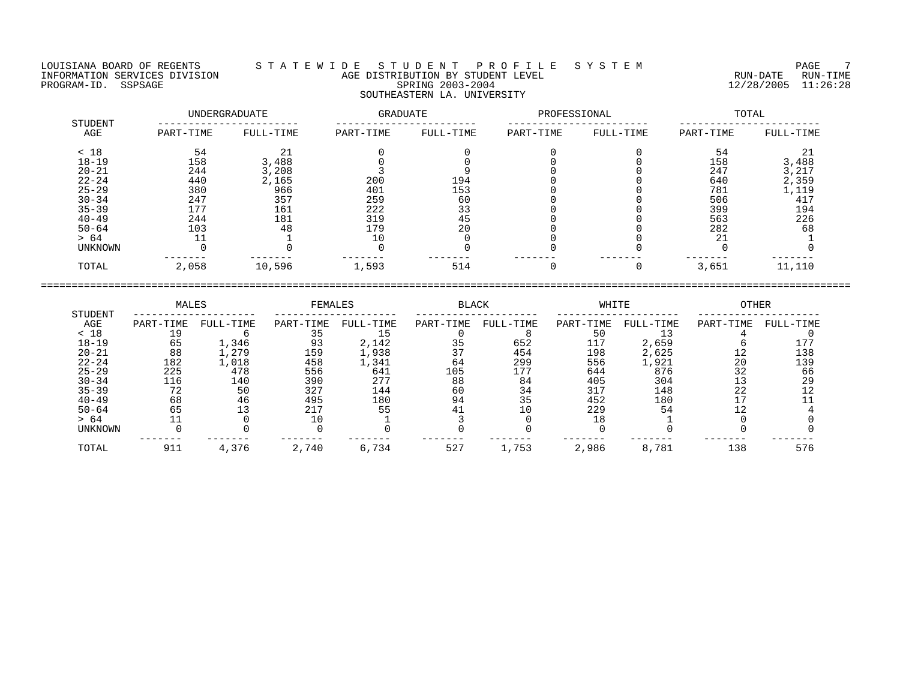LOUISIANA BOARD OF REGENTS — STATEWIDE STUDENT PROFILE SYSTEM
INFORMATION SERVICES DIVISION — AGE DISTRIBUTION BY STUDENT LEVEL — RUN-DATE 12/28/2005 RUN-TIME 11:26:28
PROGRAM-ID. SSPSAGE — SPRING 2003-2004

SOUTHEASTERN LA. UNIVERSITY

| STUDENT AGE | UNDERGRADUATE | | GRADUATE | | PROFESSIONAL | | TOTAL | |
|---|---|---|---|---|---|---|---|---|
| | PART-TIME | FULL-TIME | PART-TIME | FULL-TIME | PART-TIME | FULL-TIME | PART-TIME | FULL-TIME |
| < 18 | 54 | 21 | 0 | 0 | 0 | 0 | 54 | 21 |
| 18-19 | 158 | 3,488 | 0 | 0 | 0 | 0 | 158 | 3,488 |
| 20-21 | 244 | 3,208 | 3 | 9 | 0 | 0 | 247 | 3,217 |
| 22-24 | 440 | 2,165 | 200 | 194 | 0 | 0 | 640 | 2,359 |
| 25-29 | 380 | 966 | 401 | 153 | 0 | 0 | 781 | 1,119 |
| 30-34 | 247 | 357 | 259 | 60 | 0 | 0 | 506 | 417 |
| 35-39 | 177 | 161 | 222 | 33 | 0 | 0 | 399 | 194 |
| 40-49 | 244 | 181 | 319 | 45 | 0 | 0 | 563 | 226 |
| 50-64 | 103 | 48 | 179 | 20 | 0 | 0 | 282 | 68 |
| > 64 | 11 | 1 | 10 | 0 | 0 | 0 | 21 | 1 |
| UNKNOWN | 0 | 0 | 0 | 0 | 0 | 0 | 0 | 0 |
| TOTAL | 2,058 | 10,596 | 1,593 | 514 | 0 | 0 | 3,651 | 11,110 |

| STUDENT AGE | MALES | | FEMALES | | BLACK | | WHITE | | OTHER | |
|---|---|---|---|---|---|---|---|---|---|---|
| | PART-TIME | FULL-TIME | PART-TIME | FULL-TIME | PART-TIME | FULL-TIME | PART-TIME | FULL-TIME | PART-TIME | FULL-TIME |
| < 18 | 19 | 6 | 35 | 15 | 0 | 8 | 50 | 13 | 4 | 0 |
| 18-19 | 65 | 1,346 | 93 | 2,142 | 35 | 652 | 117 | 2,659 | 6 | 177 |
| 20-21 | 88 | 1,279 | 159 | 1,938 | 37 | 454 | 198 | 2,625 | 12 | 138 |
| 22-24 | 182 | 1,018 | 458 | 1,341 | 64 | 299 | 556 | 1,921 | 20 | 139 |
| 25-29 | 225 | 478 | 556 | 641 | 105 | 177 | 644 | 876 | 32 | 66 |
| 30-34 | 116 | 140 | 390 | 277 | 88 | 84 | 405 | 304 | 13 | 29 |
| 35-39 | 72 | 50 | 327 | 144 | 60 | 34 | 317 | 148 | 22 | 12 |
| 40-49 | 68 | 46 | 495 | 180 | 94 | 35 | 452 | 180 | 17 | 11 |
| 50-64 | 65 | 13 | 217 | 55 | 41 | 10 | 229 | 54 | 12 | 4 |
| > 64 | 11 | 0 | 10 | 1 | 3 | 0 | 18 | 1 | 0 | 0 |
| UNKNOWN | 0 | 0 | 0 | 0 | 0 | 0 | 0 | 0 | 0 | 0 |
| TOTAL | 911 | 4,376 | 2,740 | 6,734 | 527 | 1,753 | 2,986 | 8,781 | 138 | 576 |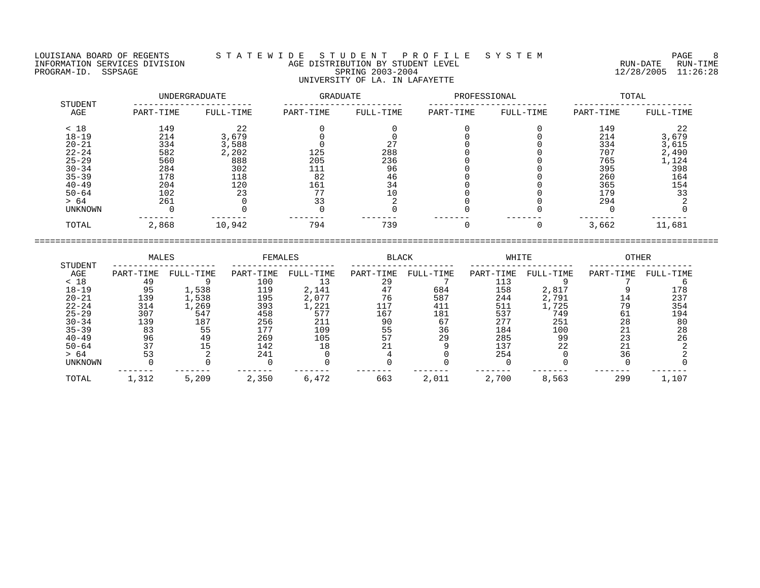LOUISIANA BOARD OF REGENTS — STATEWIDE STUDENT PROFILE SYSTEM

INFORMATION SERVICES DIVISION — AGE DISTRIBUTION BY STUDENT LEVEL — RUN-DATE 12/28/2005 RUN-TIME 11:26:28

PROGRAM-ID. SSPSAGE — SPRING 2003-2004

UNIVERSITY OF LA. IN LAFAYETTE

| STUDENT AGE | UNDERGRADUATE | | GRADUATE | | PROFESSIONAL | | TOTAL | |
|---|---|---|---|---|---|---|---|---|
| | PART-TIME | FULL-TIME | PART-TIME | FULL-TIME | PART-TIME | FULL-TIME | PART-TIME | FULL-TIME |
| < 18 | 149 | 22 | 0 | 0 | 0 | 0 | 149 | 22 |
| 18-19 | 214 | 3,679 | 0 | 0 | 0 | 0 | 214 | 3,679 |
| 20-21 | 334 | 3,588 | 0 | 27 | 0 | 0 | 334 | 3,615 |
| 22-24 | 582 | 2,202 | 125 | 288 | 0 | 0 | 707 | 2,490 |
| 25-29 | 560 | 888 | 205 | 236 | 0 | 0 | 765 | 1,124 |
| 30-34 | 284 | 302 | 111 | 96 | 0 | 0 | 395 | 398 |
| 35-39 | 178 | 118 | 82 | 46 | 0 | 0 | 260 | 164 |
| 40-49 | 204 | 120 | 161 | 34 | 0 | 0 | 365 | 154 |
| 50-64 | 102 | 23 | 77 | 10 | 0 | 0 | 179 | 33 |
| > 64 | 261 | 0 | 33 | 2 | 0 | 0 | 294 | 2 |
| UNKNOWN | 0 | 0 | 0 | 0 | 0 | 0 | 0 | 0 |
| TOTAL | 2,868 | 10,942 | 794 | 739 | 0 | 0 | 3,662 | 11,681 |

| STUDENT AGE | MALES | | FEMALES | | BLACK | | WHITE | | OTHER | |
|---|---|---|---|---|---|---|---|---|---|---|
| | PART-TIME | FULL-TIME | PART-TIME | FULL-TIME | PART-TIME | FULL-TIME | PART-TIME | FULL-TIME | PART-TIME | FULL-TIME |
| < 18 | 49 | 9 | 100 | 13 | 29 | 7 | 113 | 9 | 7 | 6 |
| 18-19 | 95 | 1,538 | 119 | 2,141 | 47 | 684 | 158 | 2,817 | 9 | 178 |
| 20-21 | 139 | 1,538 | 195 | 2,077 | 76 | 587 | 244 | 2,791 | 14 | 237 |
| 22-24 | 314 | 1,269 | 393 | 1,221 | 117 | 411 | 511 | 1,725 | 79 | 354 |
| 25-29 | 307 | 547 | 458 | 577 | 167 | 181 | 537 | 749 | 61 | 194 |
| 30-34 | 139 | 187 | 256 | 211 | 90 | 67 | 277 | 251 | 28 | 80 |
| 35-39 | 83 | 55 | 177 | 109 | 55 | 36 | 184 | 100 | 21 | 28 |
| 40-49 | 96 | 49 | 269 | 105 | 57 | 29 | 285 | 99 | 23 | 26 |
| 50-64 | 37 | 15 | 142 | 18 | 21 | 9 | 137 | 22 | 21 | 2 |
| > 64 | 53 | 2 | 241 | 0 | 4 | 0 | 254 | 0 | 36 | 2 |
| UNKNOWN | 0 | 0 | 0 | 0 | 0 | 0 | 0 | 0 | 0 | 0 |
| TOTAL | 1,312 | 5,209 | 2,350 | 6,472 | 663 | 2,011 | 2,700 | 8,563 | 299 | 1,107 |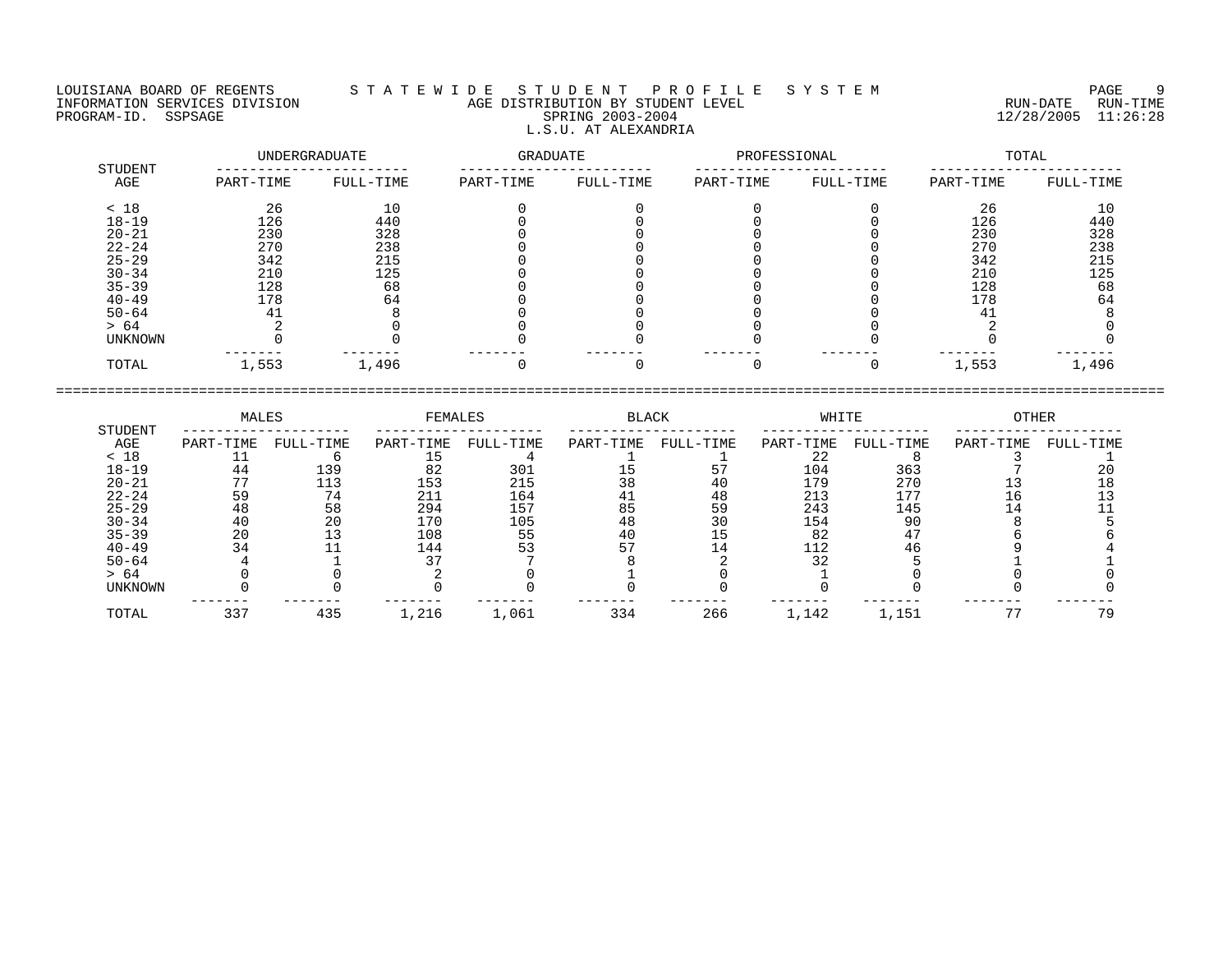LOUISIANA BOARD OF REGENTS — STATEWIDE STUDENT PROFILE SYSTEM
INFORMATION SERVICES DIVISION — AGE DISTRIBUTION BY STUDENT LEVEL
PROGRAM-ID. SSPSAGE — SPRING 2003-2004
L.S.U. AT ALEXANDRIA

RUN-DATE 12/28/2005 RUN-TIME 11:26:28

| STUDENT AGE | UNDERGRADUATE | | GRADUATE | | PROFESSIONAL | | TOTAL | |
|---|---|---|---|---|---|---|---|---|
| | PART-TIME | FULL-TIME | PART-TIME | FULL-TIME | PART-TIME | FULL-TIME | PART-TIME | FULL-TIME |
| < 18 | 26 | 10 | 0 | 0 | 0 | 0 | 26 | 10 |
| 18-19 | 126 | 440 | 0 | 0 | 0 | 0 | 126 | 440 |
| 20-21 | 230 | 328 | 0 | 0 | 0 | 0 | 230 | 328 |
| 22-24 | 270 | 238 | 0 | 0 | 0 | 0 | 270 | 238 |
| 25-29 | 342 | 215 | 0 | 0 | 0 | 0 | 342 | 215 |
| 30-34 | 210 | 125 | 0 | 0 | 0 | 0 | 210 | 125 |
| 35-39 | 128 | 68 | 0 | 0 | 0 | 0 | 128 | 68 |
| 40-49 | 178 | 64 | 0 | 0 | 0 | 0 | 178 | 64 |
| 50-64 | 41 | 8 | 0 | 0 | 0 | 0 | 41 | 8 |
| > 64 | 2 | 0 | 0 | 0 | 0 | 0 | 2 | 0 |
| UNKNOWN | 0 | 0 | 0 | 0 | 0 | 0 | 0 | 0 |
| TOTAL | 1,553 | 1,496 | 0 | 0 | 0 | 0 | 1,553 | 1,496 |

| STUDENT AGE | MALES | | FEMALES | | BLACK | | WHITE | | OTHER | |
|---|---|---|---|---|---|---|---|---|---|---|
| | PART-TIME | FULL-TIME | PART-TIME | FULL-TIME | PART-TIME | FULL-TIME | PART-TIME | FULL-TIME | PART-TIME | FULL-TIME |
| < 18 | 11 | 6 | 15 | 4 | 1 | 1 | 22 | 8 | 3 | 1 |
| 18-19 | 44 | 139 | 82 | 301 | 15 | 57 | 104 | 363 | 7 | 20 |
| 20-21 | 77 | 113 | 153 | 215 | 38 | 40 | 179 | 270 | 13 | 18 |
| 22-24 | 59 | 74 | 211 | 164 | 41 | 48 | 213 | 177 | 16 | 13 |
| 25-29 | 48 | 58 | 294 | 157 | 85 | 59 | 243 | 145 | 14 | 11 |
| 30-34 | 40 | 20 | 170 | 105 | 48 | 30 | 154 | 90 | 8 | 5 |
| 35-39 | 20 | 13 | 108 | 55 | 40 | 15 | 82 | 47 | 6 | 6 |
| 40-49 | 34 | 11 | 144 | 53 | 57 | 14 | 112 | 46 | 9 | 4 |
| 50-64 | 4 | 1 | 37 | 7 | 8 | 2 | 32 | 5 | 1 | 1 |
| > 64 | 0 | 0 | 2 | 0 | 1 | 0 | 1 | 0 | 0 | 0 |
| UNKNOWN | 0 | 0 | 0 | 0 | 0 | 0 | 0 | 0 | 0 | 0 |
| TOTAL | 337 | 435 | 1,216 | 1,061 | 334 | 266 | 1,142 | 1,151 | 77 | 79 |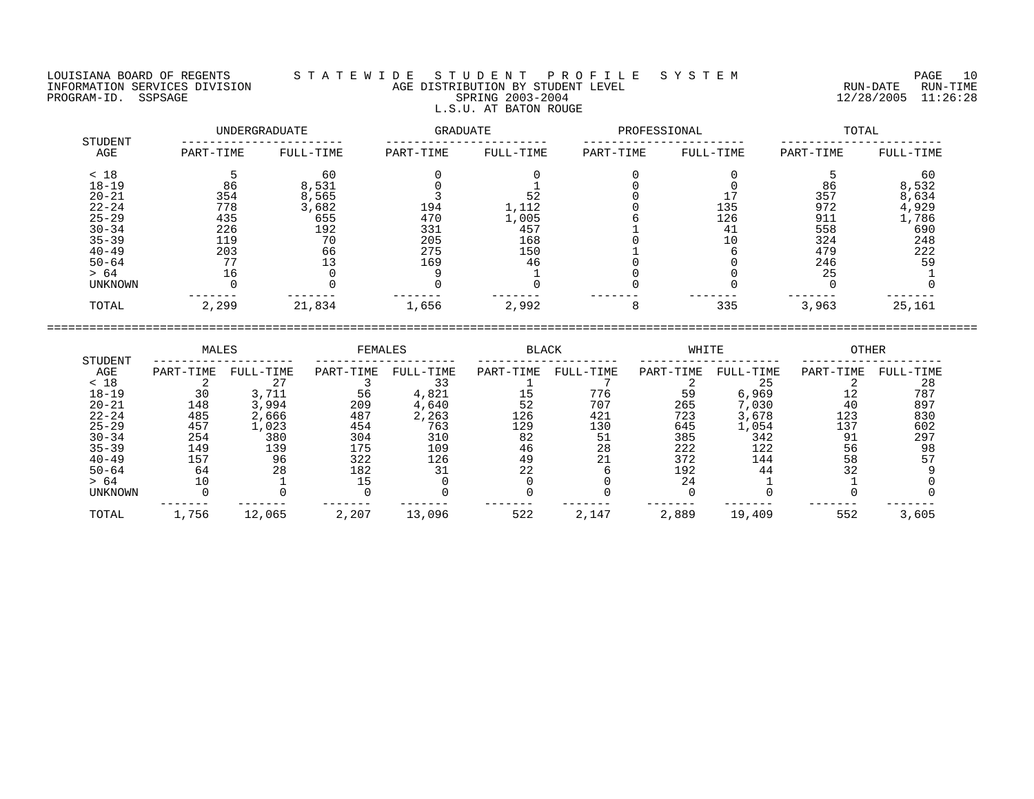LOUISIANA BOARD OF REGENTS — INFORMATION SERVICES DIVISION — PROGRAM-ID. SSPSAGE

# STATEWIDE STUDENT PROFILE SYSTEM

## AGE DISTRIBUTION BY STUDENT LEVEL

SPRING 2003-2004

L.S.U. AT BATON ROUGE

RUN-DATE 12/28/2005 RUN-TIME 11:26:28

| STUDENT AGE | UNDERGRADUATE | | GRADUATE | | PROFESSIONAL | | TOTAL | |
|---|---|---|---|---|---|---|---|---|
| | PART-TIME | FULL-TIME | PART-TIME | FULL-TIME | PART-TIME | FULL-TIME | PART-TIME | FULL-TIME |
| < 18 | 5 | 60 | 0 | 0 | 0 | 0 | 5 | 60 |
| 18-19 | 86 | 8,531 | 0 | 1 | 0 | 0 | 86 | 8,532 |
| 20-21 | 354 | 8,565 | 3 | 52 | 0 | 17 | 357 | 8,634 |
| 22-24 | 778 | 3,682 | 194 | 1,112 | 0 | 135 | 972 | 4,929 |
| 25-29 | 435 | 655 | 470 | 1,005 | 6 | 126 | 911 | 1,786 |
| 30-34 | 226 | 192 | 331 | 457 | 1 | 41 | 558 | 690 |
| 35-39 | 119 | 70 | 205 | 168 | 0 | 10 | 324 | 248 |
| 40-49 | 203 | 66 | 275 | 150 | 1 | 6 | 479 | 222 |
| 50-64 | 77 | 13 | 169 | 46 | 0 | 0 | 246 | 59 |
| > 64 | 16 | 0 | 9 | 1 | 0 | 0 | 25 | 1 |
| UNKNOWN | 0 | 0 | 0 | 0 | 0 | 0 | 0 | 0 |
| TOTAL | 2,299 | 21,834 | 1,656 | 2,992 | 8 | 335 | 3,963 | 25,161 |

| STUDENT AGE | MALES | | FEMALES | | BLACK | | WHITE | | OTHER | |
|---|---|---|---|---|---|---|---|---|---|---|
| | PART-TIME | FULL-TIME | PART-TIME | FULL-TIME | PART-TIME | FULL-TIME | PART-TIME | FULL-TIME | PART-TIME | FULL-TIME |
| < 18 | 2 | 27 | 3 | 33 | 1 | 7 | 2 | 25 | 2 | 28 |
| 18-19 | 30 | 3,711 | 56 | 4,821 | 15 | 776 | 59 | 6,969 | 12 | 787 |
| 20-21 | 148 | 3,994 | 209 | 4,640 | 52 | 707 | 265 | 7,030 | 40 | 897 |
| 22-24 | 485 | 2,666 | 487 | 2,263 | 126 | 421 | 723 | 3,678 | 123 | 830 |
| 25-29 | 457 | 1,023 | 454 | 763 | 129 | 130 | 645 | 1,054 | 137 | 602 |
| 30-34 | 254 | 380 | 304 | 310 | 82 | 51 | 385 | 342 | 91 | 297 |
| 35-39 | 149 | 139 | 175 | 109 | 46 | 28 | 222 | 122 | 56 | 98 |
| 40-49 | 157 | 96 | 322 | 126 | 49 | 21 | 372 | 144 | 58 | 57 |
| 50-64 | 64 | 28 | 182 | 31 | 22 | 6 | 192 | 44 | 32 | 9 |
| > 64 | 10 | 1 | 15 | 0 | 0 | 0 | 24 | 1 | 1 | 0 |
| UNKNOWN | 0 | 0 | 0 | 0 | 0 | 0 | 0 | 0 | 0 | 0 |
| TOTAL | 1,756 | 12,065 | 2,207 | 13,096 | 522 | 2,147 | 2,889 | 19,409 | 552 | 3,605 |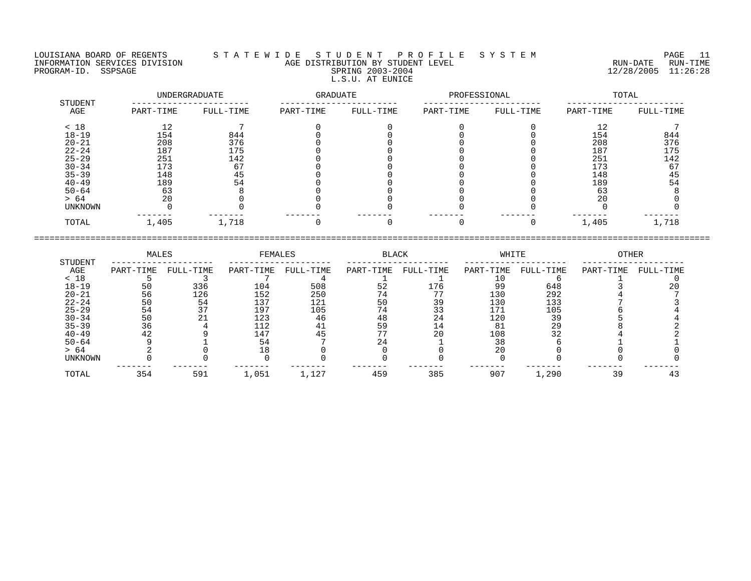LOUISIANA BOARD OF REGENTS — STATEWIDE STUDENT PROFILE SYSTEM
INFORMATION SERVICES DIVISION — AGE DISTRIBUTION BY STUDENT LEVEL — RUN-DATE 12/28/2005 RUN-TIME 11:26:28
PROGRAM-ID. SSPSAGE — SPRING 2003-2004

## L.S.U. AT EUNICE

| STUDENT AGE | UNDERGRADUATE | | GRADUATE | | PROFESSIONAL | | TOTAL | |
|---|---|---|---|---|---|---|---|---|
| | PART-TIME | FULL-TIME | PART-TIME | FULL-TIME | PART-TIME | FULL-TIME | PART-TIME | FULL-TIME |
| < 18 | 12 | 7 | 0 | 0 | 0 | 0 | 12 | 7 |
| 18-19 | 154 | 844 | 0 | 0 | 0 | 0 | 154 | 844 |
| 20-21 | 208 | 376 | 0 | 0 | 0 | 0 | 208 | 376 |
| 22-24 | 187 | 175 | 0 | 0 | 0 | 0 | 187 | 175 |
| 25-29 | 251 | 142 | 0 | 0 | 0 | 0 | 251 | 142 |
| 30-34 | 173 | 67 | 0 | 0 | 0 | 0 | 173 | 67 |
| 35-39 | 148 | 45 | 0 | 0 | 0 | 0 | 148 | 45 |
| 40-49 | 189 | 54 | 0 | 0 | 0 | 0 | 189 | 54 |
| 50-64 | 63 | 8 | 0 | 0 | 0 | 0 | 63 | 8 |
| > 64 | 20 | 0 | 0 | 0 | 0 | 0 | 20 | 0 |
| UNKNOWN | 0 | 0 | 0 | 0 | 0 | 0 | 0 | 0 |
| TOTAL | 1,405 | 1,718 | 0 | 0 | 0 | 0 | 1,405 | 1,718 |

| STUDENT AGE | MALES | | FEMALES | | BLACK | | WHITE | | OTHER | |
|---|---|---|---|---|---|---|---|---|---|---|
| | PART-TIME | FULL-TIME | PART-TIME | FULL-TIME | PART-TIME | FULL-TIME | PART-TIME | FULL-TIME | PART-TIME | FULL-TIME |
| < 18 | 5 | 3 | 7 | 4 | 1 | 1 | 10 | 6 | 1 | 0 |
| 18-19 | 50 | 336 | 104 | 508 | 52 | 176 | 99 | 648 | 3 | 20 |
| 20-21 | 56 | 126 | 152 | 250 | 74 | 77 | 130 | 292 | 4 | 7 |
| 22-24 | 50 | 54 | 137 | 121 | 50 | 39 | 130 | 133 | 7 | 3 |
| 25-29 | 54 | 37 | 197 | 105 | 74 | 33 | 171 | 105 | 6 | 4 |
| 30-34 | 50 | 21 | 123 | 46 | 48 | 24 | 120 | 39 | 5 | 4 |
| 35-39 | 36 | 4 | 112 | 41 | 59 | 14 | 81 | 29 | 8 | 2 |
| 40-49 | 42 | 9 | 147 | 45 | 77 | 20 | 108 | 32 | 4 | 2 |
| 50-64 | 9 | 1 | 54 | 7 | 24 | 1 | 38 | 6 | 1 | 1 |
| > 64 | 2 | 0 | 18 | 0 | 0 | 0 | 20 | 0 | 0 | 0 |
| UNKNOWN | 0 | 0 | 0 | 0 | 0 | 0 | 0 | 0 | 0 | 0 |
| TOTAL | 354 | 591 | 1,051 | 1,127 | 459 | 385 | 907 | 1,290 | 39 | 43 |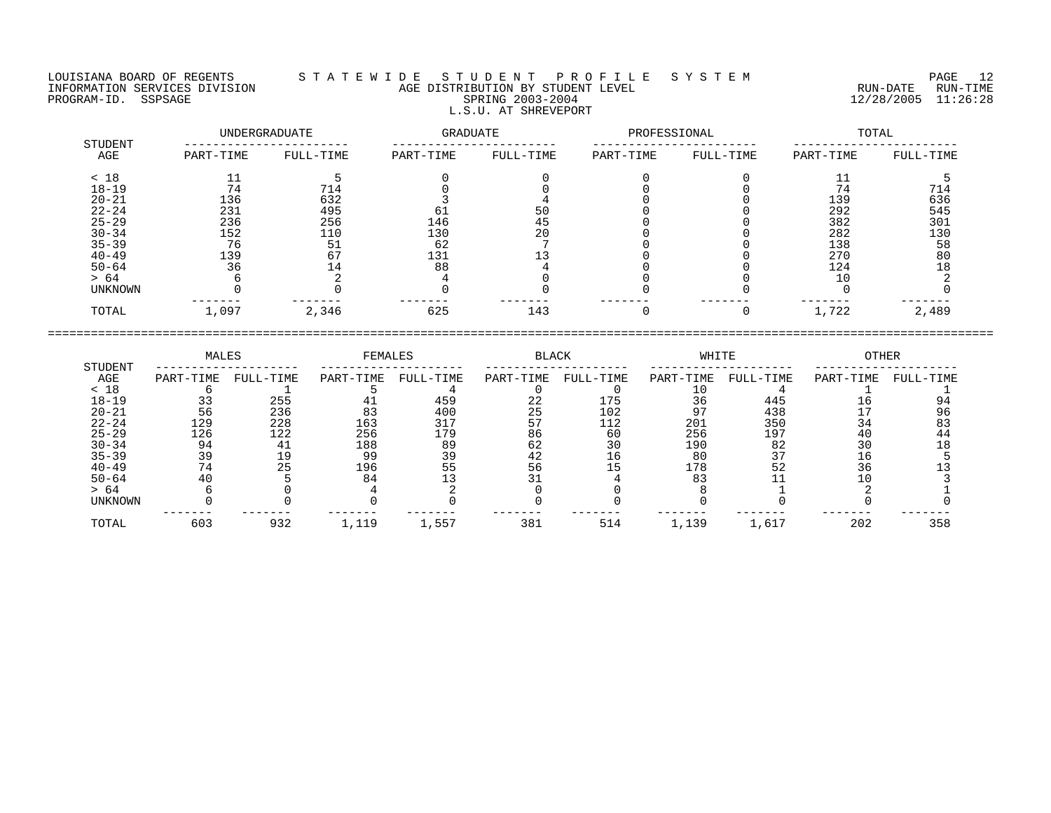LOUISIANA BOARD OF REGENTS — STATEWIDE STUDENT PROFILE SYSTEM
INFORMATION SERVICES DIVISION — AGE DISTRIBUTION BY STUDENT LEVEL — RUN-DATE 12/28/2005 RUN-TIME 11:26:28
PROGRAM-ID. SSPSAGE — SPRING 2003-2004

## L.S.U. AT SHREVEPORT

| STUDENT AGE | UNDERGRADUATE PART-TIME | UNDERGRADUATE FULL-TIME | GRADUATE PART-TIME | GRADUATE FULL-TIME | PROFESSIONAL PART-TIME | PROFESSIONAL FULL-TIME | TOTAL PART-TIME | TOTAL FULL-TIME |
|---|---|---|---|---|---|---|---|---|
| < 18 | 11 | 5 | 0 | 0 | 0 | 0 | 11 | 5 |
| 18-19 | 74 | 714 | 0 | 0 | 0 | 0 | 74 | 714 |
| 20-21 | 136 | 632 | 3 | 4 | 0 | 0 | 139 | 636 |
| 22-24 | 231 | 495 | 61 | 50 | 0 | 0 | 292 | 545 |
| 25-29 | 236 | 256 | 146 | 45 | 0 | 0 | 382 | 301 |
| 30-34 | 152 | 110 | 130 | 20 | 0 | 0 | 282 | 130 |
| 35-39 | 76 | 51 | 62 | 7 | 0 | 0 | 138 | 58 |
| 40-49 | 139 | 67 | 131 | 13 | 0 | 0 | 270 | 80 |
| 50-64 | 36 | 14 | 88 | 4 | 0 | 0 | 124 | 18 |
| > 64 | 6 | 2 | 4 | 0 | 0 | 0 | 10 | 2 |
| UNKNOWN | 0 | 0 | 0 | 0 | 0 | 0 | 0 | 0 |
| TOTAL | 1,097 | 2,346 | 625 | 143 | 0 | 0 | 1,722 | 2,489 |

| STUDENT AGE | MALES PART-TIME | MALES FULL-TIME | FEMALES PART-TIME | FEMALES FULL-TIME | BLACK PART-TIME | BLACK FULL-TIME | WHITE PART-TIME | WHITE FULL-TIME | OTHER PART-TIME | OTHER FULL-TIME |
|---|---|---|---|---|---|---|---|---|---|---|
| < 18 | 6 | 1 | 5 | 4 | 0 | 0 | 10 | 4 | 1 | 1 |
| 18-19 | 33 | 255 | 41 | 459 | 22 | 175 | 36 | 445 | 16 | 94 |
| 20-21 | 56 | 236 | 83 | 400 | 25 | 102 | 97 | 438 | 17 | 96 |
| 22-24 | 129 | 228 | 163 | 317 | 57 | 112 | 201 | 350 | 34 | 83 |
| 25-29 | 126 | 122 | 256 | 179 | 86 | 60 | 256 | 197 | 40 | 44 |
| 30-34 | 94 | 41 | 188 | 89 | 62 | 30 | 190 | 82 | 30 | 18 |
| 35-39 | 39 | 19 | 99 | 39 | 42 | 16 | 80 | 37 | 16 | 5 |
| 40-49 | 74 | 25 | 196 | 55 | 56 | 15 | 178 | 52 | 36 | 13 |
| 50-64 | 40 | 5 | 84 | 13 | 31 | 4 | 83 | 11 | 10 | 3 |
| > 64 | 6 | 0 | 4 | 2 | 0 | 0 | 8 | 1 | 2 | 1 |
| UNKNOWN | 0 | 0 | 0 | 0 | 0 | 0 | 0 | 0 | 0 | 0 |
| TOTAL | 603 | 932 | 1,119 | 1,557 | 381 | 514 | 1,139 | 1,617 | 202 | 358 |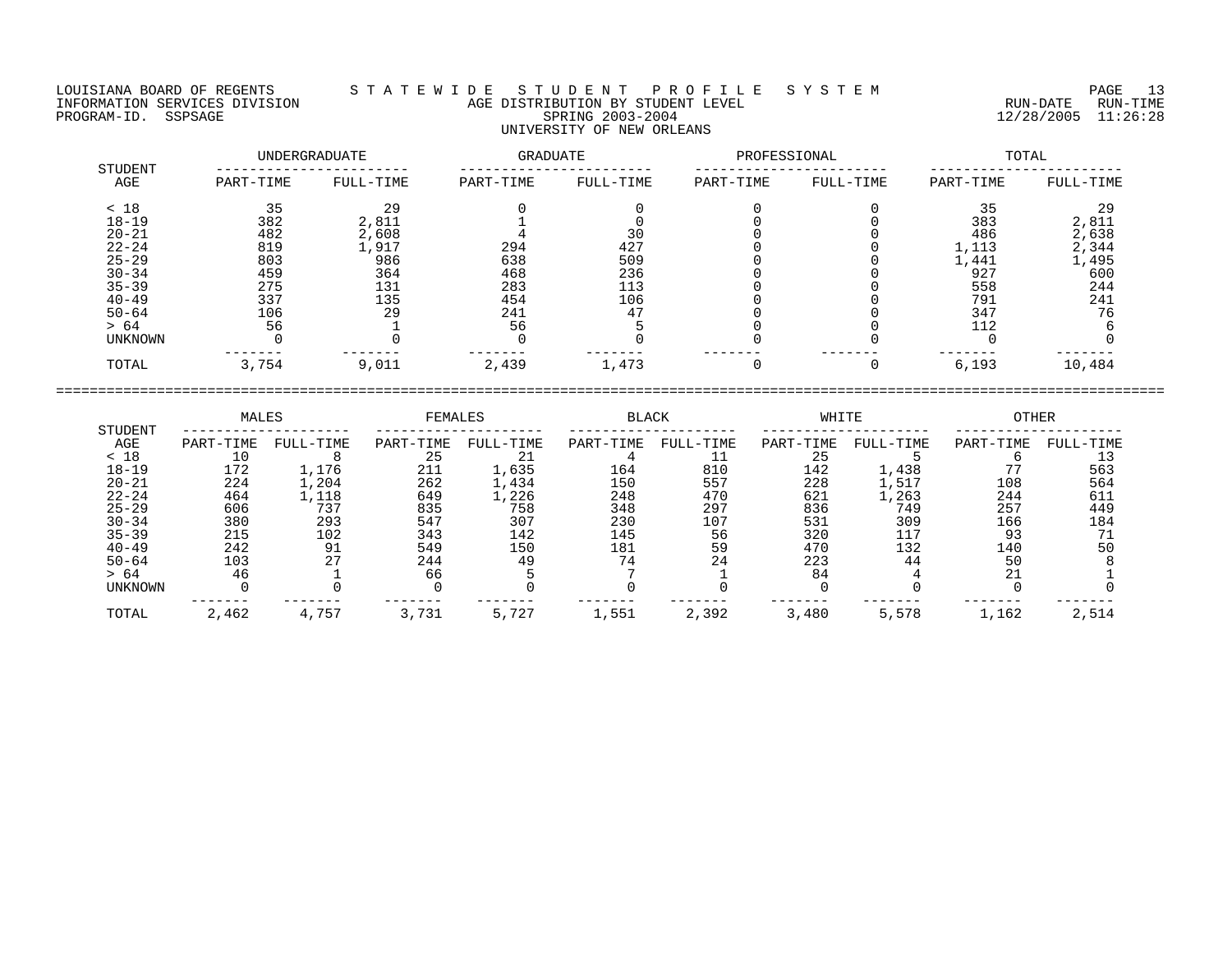LOUISIANA BOARD OF REGENTS — STATEWIDE STUDENT PROFILE SYSTEM
INFORMATION SERVICES DIVISION — AGE DISTRIBUTION BY STUDENT LEVEL — RUN-DATE 12/28/2005 RUN-TIME 11:26:28
PROGRAM-ID. SSPSAGE — SPRING 2003-2004

UNIVERSITY OF NEW ORLEANS

| STUDENT AGE | UNDERGRADUATE | | GRADUATE | | PROFESSIONAL | | TOTAL | |
|---|---|---|---|---|---|---|---|---|
| | PART-TIME | FULL-TIME | PART-TIME | FULL-TIME | PART-TIME | FULL-TIME | PART-TIME | FULL-TIME |
| < 18 | 35 | 29 | 0 | 0 | 0 | 0 | 35 | 29 |
| 18-19 | 382 | 2,811 | 1 | 0 | 0 | 0 | 383 | 2,811 |
| 20-21 | 482 | 2,608 | 4 | 30 | 0 | 0 | 486 | 2,638 |
| 22-24 | 819 | 1,917 | 294 | 427 | 0 | 0 | 1,113 | 2,344 |
| 25-29 | 803 | 986 | 638 | 509 | 0 | 0 | 1,441 | 1,495 |
| 30-34 | 459 | 364 | 468 | 236 | 0 | 0 | 927 | 600 |
| 35-39 | 275 | 131 | 283 | 113 | 0 | 0 | 558 | 244 |
| 40-49 | 337 | 135 | 454 | 106 | 0 | 0 | 791 | 241 |
| 50-64 | 106 | 29 | 241 | 47 | 0 | 0 | 347 | 76 |
| > 64 | 56 | 1 | 56 | 5 | 0 | 0 | 112 | 6 |
| UNKNOWN | 0 | 0 | 0 | 0 | 0 | 0 | 0 | 0 |
| TOTAL | 3,754 | 9,011 | 2,439 | 1,473 | 0 | 0 | 6,193 | 10,484 |

| STUDENT AGE | MALES | | FEMALES | | BLACK | | WHITE | | OTHER | |
|---|---|---|---|---|---|---|---|---|---|---|
| | PART-TIME | FULL-TIME | PART-TIME | FULL-TIME | PART-TIME | FULL-TIME | PART-TIME | FULL-TIME | PART-TIME | FULL-TIME |
| < 18 | 10 | 8 | 25 | 21 | 4 | 11 | 25 | 5 | 6 | 13 |
| 18-19 | 172 | 1,176 | 211 | 1,635 | 164 | 810 | 142 | 1,438 | 77 | 563 |
| 20-21 | 224 | 1,204 | 262 | 1,434 | 150 | 557 | 228 | 1,517 | 108 | 564 |
| 22-24 | 464 | 1,118 | 649 | 1,226 | 248 | 470 | 621 | 1,263 | 244 | 611 |
| 25-29 | 606 | 737 | 835 | 758 | 348 | 297 | 836 | 749 | 257 | 449 |
| 30-34 | 380 | 293 | 547 | 307 | 230 | 107 | 531 | 309 | 166 | 184 |
| 35-39 | 215 | 102 | 343 | 142 | 145 | 56 | 320 | 117 | 93 | 71 |
| 40-49 | 242 | 91 | 549 | 150 | 181 | 59 | 470 | 132 | 140 | 50 |
| 50-64 | 103 | 27 | 244 | 49 | 74 | 24 | 223 | 44 | 50 | 8 |
| > 64 | 46 | 1 | 66 | 5 | 7 | 1 | 84 | 4 | 21 | 1 |
| UNKNOWN | 0 | 0 | 0 | 0 | 0 | 0 | 0 | 0 | 0 | 0 |
| TOTAL | 2,462 | 4,757 | 3,731 | 5,727 | 1,551 | 2,392 | 3,480 | 5,578 | 1,162 | 2,514 |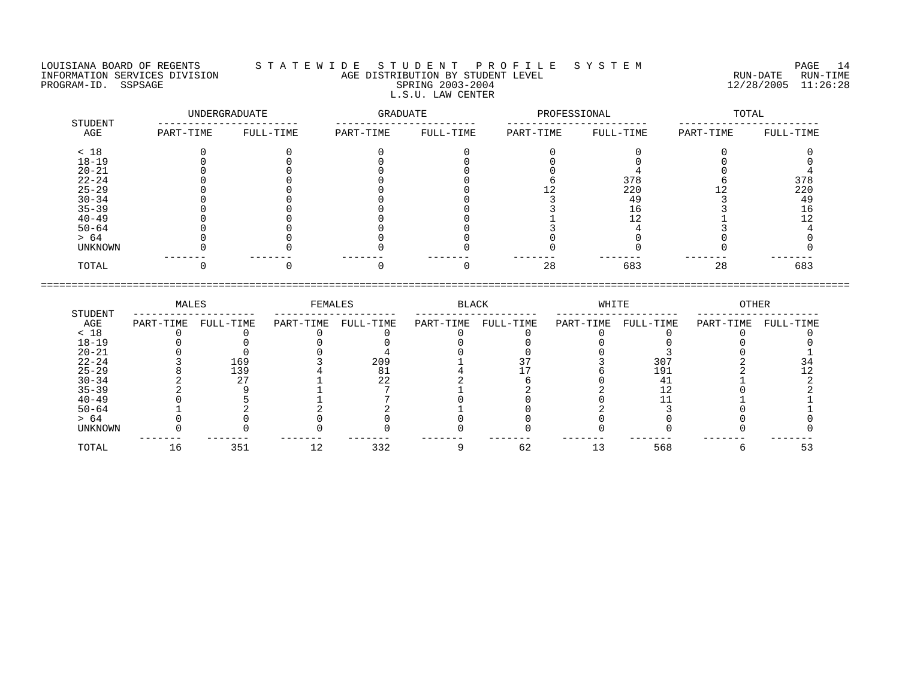LOUISIANA BOARD OF REGENTS — STATEWIDE STUDENT PROFILE SYSTEM
INFORMATION SERVICES DIVISION — AGE DISTRIBUTION BY STUDENT LEVEL — RUN-DATE 12/28/2005 RUN-TIME 11:26:28
PROGRAM-ID. SSPSAGE — SPRING 2003-2004

L.S.U. LAW CENTER

| STUDENT AGE | UNDERGRADUATE | | GRADUATE | | PROFESSIONAL | | TOTAL | |
|---|---|---|---|---|---|---|---|---|
| | PART-TIME | FULL-TIME | PART-TIME | FULL-TIME | PART-TIME | FULL-TIME | PART-TIME | FULL-TIME |
| < 18 | 0 | 0 | 0 | 0 | 0 | 0 | 0 | 0 |
| 18-19 | 0 | 0 | 0 | 0 | 0 | 0 | 0 | 0 |
| 20-21 | 0 | 0 | 0 | 0 | 0 | 4 | 0 | 4 |
| 22-24 | 0 | 0 | 0 | 0 | 6 | 378 | 6 | 378 |
| 25-29 | 0 | 0 | 0 | 0 | 12 | 220 | 12 | 220 |
| 30-34 | 0 | 0 | 0 | 0 | 3 | 49 | 3 | 49 |
| 35-39 | 0 | 0 | 0 | 0 | 3 | 16 | 3 | 16 |
| 40-49 | 0 | 0 | 0 | 0 | 1 | 12 | 1 | 12 |
| 50-64 | 0 | 0 | 0 | 0 | 3 | 4 | 3 | 4 |
| > 64 | 0 | 0 | 0 | 0 | 0 | 0 | 0 | 0 |
| UNKNOWN | 0 | 0 | 0 | 0 | 0 | 0 | 0 | 0 |
| TOTAL | 0 | 0 | 0 | 0 | 28 | 683 | 28 | 683 |

| STUDENT AGE | MALES | | FEMALES | | BLACK | | WHITE | | OTHER | |
|---|---|---|---|---|---|---|---|---|---|---|
| | PART-TIME | FULL-TIME | PART-TIME | FULL-TIME | PART-TIME | FULL-TIME | PART-TIME | FULL-TIME | PART-TIME | FULL-TIME |
| < 18 | 0 | 0 | 0 | 0 | 0 | 0 | 0 | 0 | 0 | 0 |
| 18-19 | 0 | 0 | 0 | 0 | 0 | 0 | 0 | 0 | 0 | 0 |
| 20-21 | 0 | 0 | 0 | 4 | 0 | 0 | 0 | 3 | 0 | 1 |
| 22-24 | 3 | 169 | 3 | 209 | 1 | 37 | 3 | 307 | 2 | 34 |
| 25-29 | 8 | 139 | 4 | 81 | 4 | 17 | 6 | 191 | 2 | 12 |
| 30-34 | 2 | 27 | 1 | 22 | 2 | 6 | 0 | 41 | 1 | 2 |
| 35-39 | 2 | 9 | 1 | 7 | 1 | 2 | 2 | 12 | 0 | 2 |
| 40-49 | 0 | 5 | 1 | 7 | 0 | 0 | 0 | 11 | 1 | 1 |
| 50-64 | 1 | 2 | 2 | 2 | 1 | 0 | 2 | 3 | 0 | 1 |
| > 64 | 0 | 0 | 0 | 0 | 0 | 0 | 0 | 0 | 0 | 0 |
| UNKNOWN | 0 | 0 | 0 | 0 | 0 | 0 | 0 | 0 | 0 | 0 |
| TOTAL | 16 | 351 | 12 | 332 | 9 | 62 | 13 | 568 | 6 | 53 |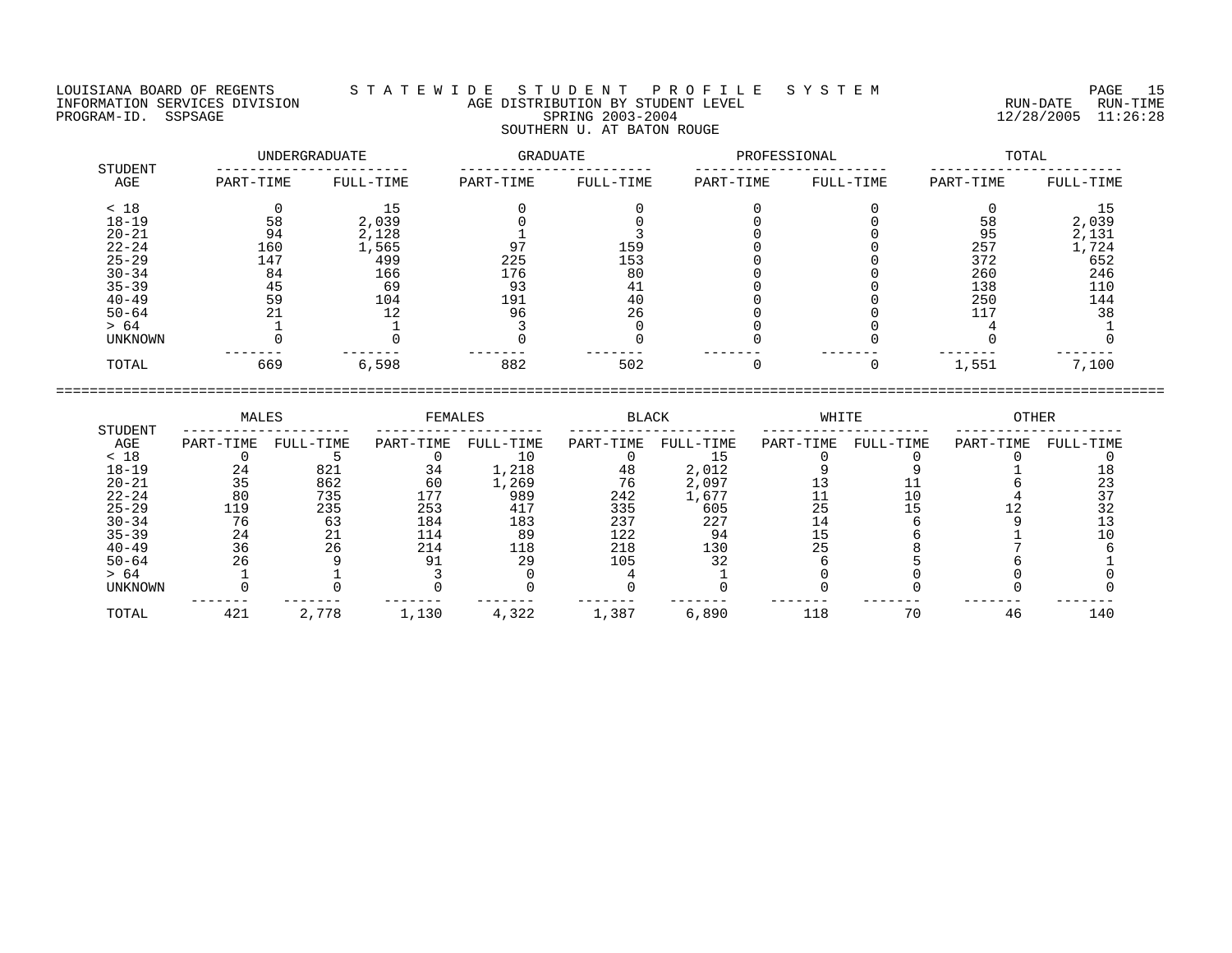LOUISIANA BOARD OF REGENTS — S T A T E W I D E   S T U D E N T   P R O F I L E   S Y S T E M

INFORMATION SERVICES DIVISION — AGE DISTRIBUTION BY STUDENT LEVEL — RUN-DATE 12/28/2005 RUN-TIME 11:26:28

PROGRAM-ID. SSPSAGE — SPRING 2003-2004

SOUTHERN U. AT BATON ROUGE

| STUDENT AGE | UNDERGRADUATE PART-TIME | UNDERGRADUATE FULL-TIME | GRADUATE PART-TIME | GRADUATE FULL-TIME | PROFESSIONAL PART-TIME | PROFESSIONAL FULL-TIME | TOTAL PART-TIME | TOTAL FULL-TIME |
|---|---|---|---|---|---|---|---|---|
| < 18 | 0 | 15 | 0 | 0 | 0 | 0 | 0 | 15 |
| 18-19 | 58 | 2,039 | 0 | 0 | 0 | 0 | 58 | 2,039 |
| 20-21 | 94 | 2,128 | 1 | 3 | 0 | 0 | 95 | 2,131 |
| 22-24 | 160 | 1,565 | 97 | 159 | 0 | 0 | 257 | 1,724 |
| 25-29 | 147 | 499 | 225 | 153 | 0 | 0 | 372 | 652 |
| 30-34 | 84 | 166 | 176 | 80 | 0 | 0 | 260 | 246 |
| 35-39 | 45 | 69 | 93 | 41 | 0 | 0 | 138 | 110 |
| 40-49 | 59 | 104 | 191 | 40 | 0 | 0 | 250 | 144 |
| 50-64 | 21 | 12 | 96 | 26 | 0 | 0 | 117 | 38 |
| > 64 | 1 | 1 | 3 | 0 | 0 | 0 | 4 | 1 |
| UNKNOWN | 0 | 0 | 0 | 0 | 0 | 0 | 0 | 0 |
| TOTAL | 669 | 6,598 | 882 | 502 | 0 | 0 | 1,551 | 7,100 |

| STUDENT AGE | MALES PART-TIME | MALES FULL-TIME | FEMALES PART-TIME | FEMALES FULL-TIME | BLACK PART-TIME | BLACK FULL-TIME | WHITE PART-TIME | WHITE FULL-TIME | OTHER PART-TIME | OTHER FULL-TIME |
|---|---|---|---|---|---|---|---|---|---|---|
| < 18 | 0 | 5 | 0 | 10 | 0 | 15 | 0 | 0 | 0 | 0 |
| 18-19 | 24 | 821 | 34 | 1,218 | 48 | 2,012 | 9 | 9 | 1 | 18 |
| 20-21 | 35 | 862 | 60 | 1,269 | 76 | 2,097 | 13 | 11 | 6 | 23 |
| 22-24 | 80 | 735 | 177 | 989 | 242 | 1,677 | 11 | 10 | 4 | 37 |
| 25-29 | 119 | 235 | 253 | 417 | 335 | 605 | 25 | 15 | 12 | 32 |
| 30-34 | 76 | 63 | 184 | 183 | 237 | 227 | 14 | 6 | 9 | 13 |
| 35-39 | 24 | 21 | 114 | 89 | 122 | 94 | 15 | 6 | 1 | 10 |
| 40-49 | 36 | 26 | 214 | 118 | 218 | 130 | 25 | 8 | 7 | 6 |
| 50-64 | 26 | 9 | 91 | 29 | 105 | 32 | 6 | 5 | 6 | 1 |
| > 64 | 1 | 1 | 3 | 0 | 4 | 1 | 0 | 0 | 0 | 0 |
| UNKNOWN | 0 | 0 | 0 | 0 | 0 | 0 | 0 | 0 | 0 | 0 |
| TOTAL | 421 | 2,778 | 1,130 | 4,322 | 1,387 | 6,890 | 118 | 70 | 46 | 140 |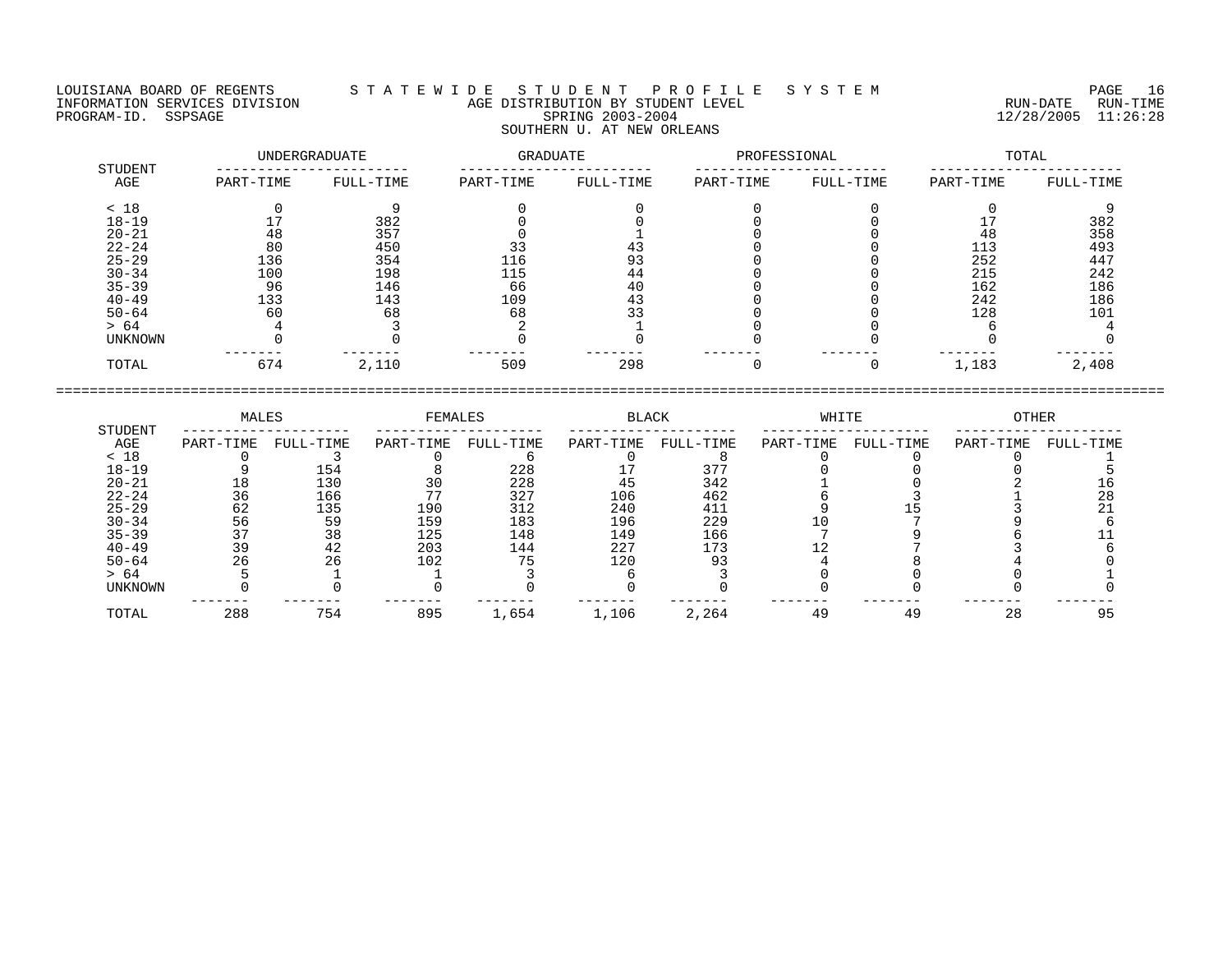LOUISIANA BOARD OF REGENTS — S T A T E W I D E   S T U D E N T   P R O F I L E   S Y S T E M
INFORMATION SERVICES DIVISION — AGE DISTRIBUTION BY STUDENT LEVEL — RUN-DATE 12/28/2005 RUN-TIME 11:26:28
PROGRAM-ID. SSPSAGE — SPRING 2003-2004

## SOUTHERN U. AT NEW ORLEANS

| STUDENT AGE | UNDERGRADUATE | | GRADUATE | | PROFESSIONAL | | TOTAL | |
|---|---|---|---|---|---|---|---|---|
| | PART-TIME | FULL-TIME | PART-TIME | FULL-TIME | PART-TIME | FULL-TIME | PART-TIME | FULL-TIME |
| < 18 | 0 | 9 | 0 | 0 | 0 | 0 | 0 | 9 |
| 18-19 | 17 | 382 | 0 | 0 | 0 | 0 | 17 | 382 |
| 20-21 | 48 | 357 | 0 | 1 | 0 | 0 | 48 | 358 |
| 22-24 | 80 | 450 | 33 | 43 | 0 | 0 | 113 | 493 |
| 25-29 | 136 | 354 | 116 | 93 | 0 | 0 | 252 | 447 |
| 30-34 | 100 | 198 | 115 | 44 | 0 | 0 | 215 | 242 |
| 35-39 | 96 | 146 | 66 | 40 | 0 | 0 | 162 | 186 |
| 40-49 | 133 | 143 | 109 | 43 | 0 | 0 | 242 | 186 |
| 50-64 | 60 | 68 | 68 | 33 | 0 | 0 | 128 | 101 |
| > 64 | 4 | 3 | 2 | 1 | 0 | 0 | 6 | 4 |
| UNKNOWN | 0 | 0 | 0 | 0 | 0 | 0 | 0 | 0 |
| TOTAL | 674 | 2,110 | 509 | 298 | 0 | 0 | 1,183 | 2,408 |

| STUDENT AGE | MALES | | FEMALES | | BLACK | | WHITE | | OTHER | |
|---|---|---|---|---|---|---|---|---|---|---|
| | PART-TIME | FULL-TIME | PART-TIME | FULL-TIME | PART-TIME | FULL-TIME | PART-TIME | FULL-TIME | PART-TIME | FULL-TIME |
| < 18 | 0 | 3 | 0 | 6 | 0 | 8 | 0 | 0 | 0 | 1 |
| 18-19 | 9 | 154 | 8 | 228 | 17 | 377 | 0 | 0 | 0 | 5 |
| 20-21 | 18 | 130 | 30 | 228 | 45 | 342 | 1 | 0 | 2 | 16 |
| 22-24 | 36 | 166 | 77 | 327 | 106 | 462 | 6 | 3 | 1 | 28 |
| 25-29 | 62 | 135 | 190 | 312 | 240 | 411 | 9 | 15 | 3 | 21 |
| 30-34 | 56 | 59 | 159 | 183 | 196 | 229 | 10 | 7 | 9 | 6 |
| 35-39 | 37 | 38 | 125 | 148 | 149 | 166 | 7 | 9 | 6 | 11 |
| 40-49 | 39 | 42 | 203 | 144 | 227 | 173 | 12 | 7 | 3 | 6 |
| 50-64 | 26 | 26 | 102 | 75 | 120 | 93 | 4 | 8 | 4 | 0 |
| > 64 | 5 | 1 | 1 | 3 | 6 | 3 | 0 | 0 | 0 | 1 |
| UNKNOWN | 0 | 0 | 0 | 0 | 0 | 0 | 0 | 0 | 0 | 0 |
| TOTAL | 288 | 754 | 895 | 1,654 | 1,106 | 2,264 | 49 | 49 | 28 | 95 |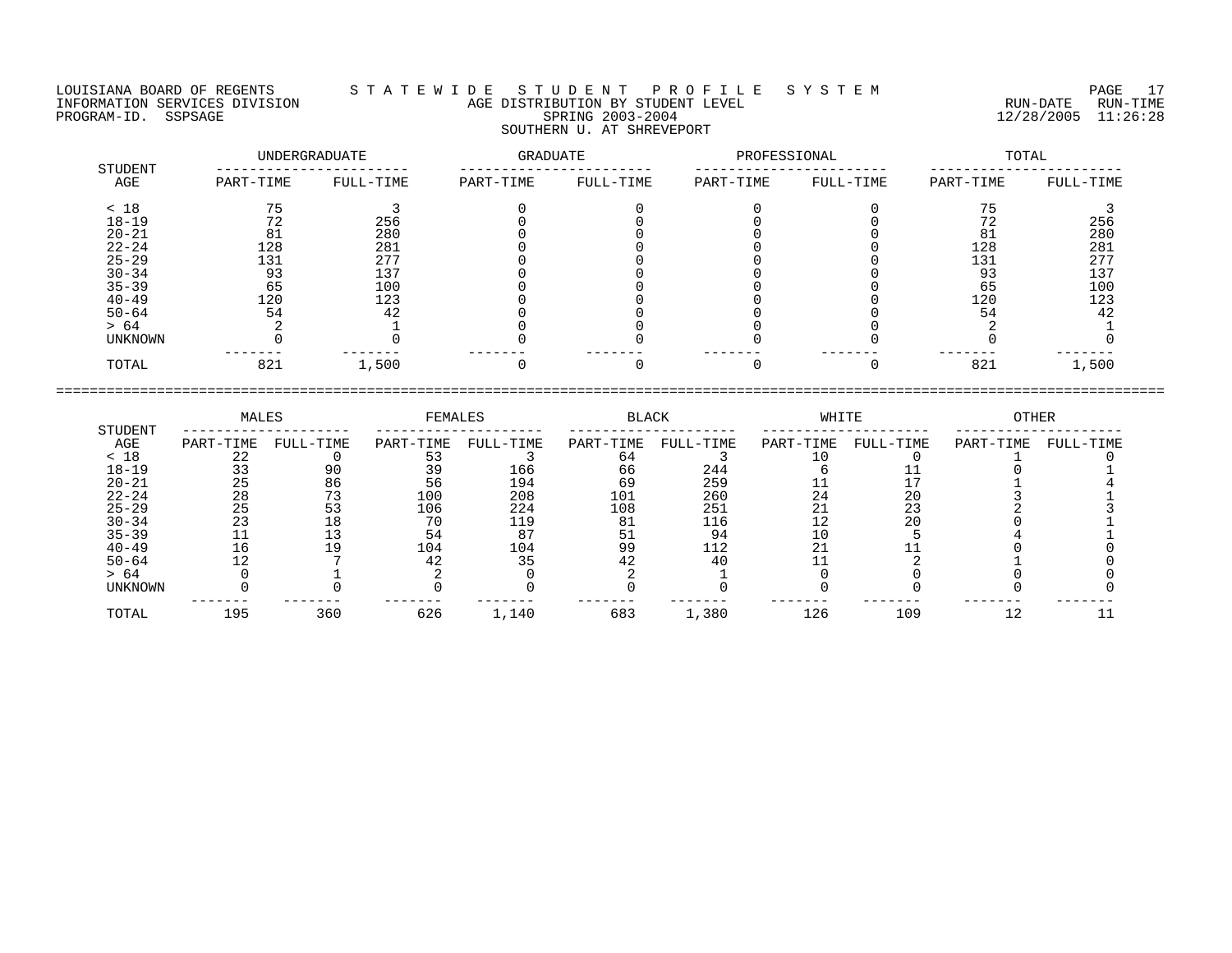LOUISIANA BOARD OF REGENTS — STATEWIDE STUDENT PROFILE SYSTEM
INFORMATION SERVICES DIVISION — AGE DISTRIBUTION BY STUDENT LEVEL — RUN-DATE 12/28/2005 RUN-TIME 11:26:28
PROGRAM-ID. SSPSAGE — SPRING 2003-2004

## SOUTHERN U. AT SHREVEPORT

| STUDENT AGE | UNDERGRADUATE PART-TIME | UNDERGRADUATE FULL-TIME | GRADUATE PART-TIME | GRADUATE FULL-TIME | PROFESSIONAL PART-TIME | PROFESSIONAL FULL-TIME | TOTAL PART-TIME | TOTAL FULL-TIME |
|---|---|---|---|---|---|---|---|---|
| < 18 | 75 | 3 | 0 | 0 | 0 | 0 | 75 | 3 |
| 18-19 | 72 | 256 | 0 | 0 | 0 | 0 | 72 | 256 |
| 20-21 | 81 | 280 | 0 | 0 | 0 | 0 | 81 | 280 |
| 22-24 | 128 | 281 | 0 | 0 | 0 | 0 | 128 | 281 |
| 25-29 | 131 | 277 | 0 | 0 | 0 | 0 | 131 | 277 |
| 30-34 | 93 | 137 | 0 | 0 | 0 | 0 | 93 | 137 |
| 35-39 | 65 | 100 | 0 | 0 | 0 | 0 | 65 | 100 |
| 40-49 | 120 | 123 | 0 | 0 | 0 | 0 | 120 | 123 |
| 50-64 | 54 | 42 | 0 | 0 | 0 | 0 | 54 | 42 |
| > 64 | 2 | 1 | 0 | 0 | 0 | 0 | 2 | 1 |
| UNKNOWN | 0 | 0 | 0 | 0 | 0 | 0 | 0 | 0 |
| TOTAL | 821 | 1,500 | 0 | 0 | 0 | 0 | 821 | 1,500 |

| STUDENT AGE | MALES PART-TIME | MALES FULL-TIME | FEMALES PART-TIME | FEMALES FULL-TIME | BLACK PART-TIME | BLACK FULL-TIME | WHITE PART-TIME | WHITE FULL-TIME | OTHER PART-TIME | OTHER FULL-TIME |
|---|---|---|---|---|---|---|---|---|---|---|
| < 18 | 22 | 0 | 53 | 3 | 64 | 3 | 10 | 0 | 1 | 0 |
| 18-19 | 33 | 90 | 39 | 166 | 66 | 244 | 6 | 11 | 0 | 1 |
| 20-21 | 25 | 86 | 56 | 194 | 69 | 259 | 11 | 17 | 1 | 4 |
| 22-24 | 28 | 73 | 100 | 208 | 101 | 260 | 24 | 20 | 3 | 1 |
| 25-29 | 25 | 53 | 106 | 224 | 108 | 251 | 21 | 23 | 2 | 3 |
| 30-34 | 23 | 18 | 70 | 119 | 81 | 116 | 12 | 20 | 0 | 1 |
| 35-39 | 11 | 13 | 54 | 87 | 51 | 94 | 10 | 5 | 4 | 1 |
| 40-49 | 16 | 19 | 104 | 104 | 99 | 112 | 21 | 11 | 0 | 0 |
| 50-64 | 12 | 7 | 42 | 35 | 42 | 40 | 11 | 2 | 1 | 0 |
| > 64 | 0 | 1 | 2 | 0 | 2 | 1 | 0 | 0 | 0 | 0 |
| UNKNOWN | 0 | 0 | 0 | 0 | 0 | 0 | 0 | 0 | 0 | 0 |
| TOTAL | 195 | 360 | 626 | 1,140 | 683 | 1,380 | 126 | 109 | 12 | 11 |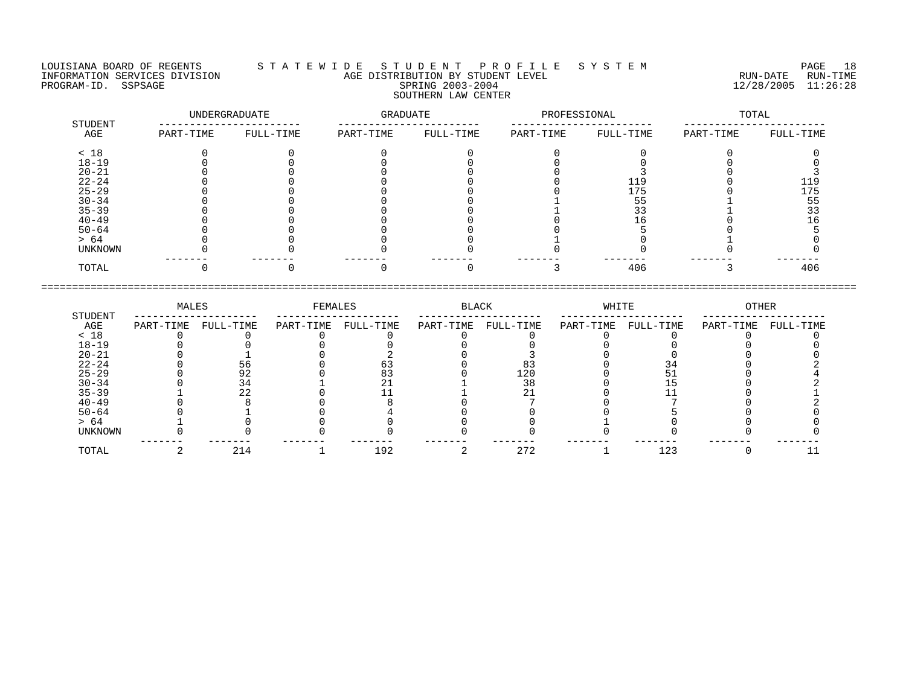LOUISIANA BOARD OF REGENTS
INFORMATION SERVICES DIVISION
PROGRAM-ID. SSPSAGE

# S T A T E W I D E   S T U D E N T   P R O F I L E   S Y S T E M

## AGE DISTRIBUTION BY STUDENT LEVEL
## SPRING 2003-2004
## SOUTHERN LAW CENTER

RUN-DATE 12/28/2005 RUN-TIME 11:26:28

| STUDENT AGE | UNDERGRADUATE | | GRADUATE | | PROFESSIONAL | | TOTAL | |
|---|---|---|---|---|---|---|---|---|
| | PART-TIME | FULL-TIME | PART-TIME | FULL-TIME | PART-TIME | FULL-TIME | PART-TIME | FULL-TIME |
| < 18 | 0 | 0 | 0 | 0 | 0 | 0 | 0 | 0 |
| 18-19 | 0 | 0 | 0 | 0 | 0 | 0 | 0 | 0 |
| 20-21 | 0 | 0 | 0 | 0 | 0 | 3 | 0 | 3 |
| 22-24 | 0 | 0 | 0 | 0 | 0 | 119 | 0 | 119 |
| 25-29 | 0 | 0 | 0 | 0 | 0 | 175 | 0 | 175 |
| 30-34 | 0 | 0 | 0 | 0 | 1 | 55 | 1 | 55 |
| 35-39 | 0 | 0 | 0 | 0 | 1 | 33 | 1 | 33 |
| 40-49 | 0 | 0 | 0 | 0 | 0 | 16 | 0 | 16 |
| 50-64 | 0 | 0 | 0 | 0 | 0 | 5 | 0 | 5 |
| > 64 | 0 | 0 | 0 | 0 | 1 | 0 | 1 | 0 |
| UNKNOWN | 0 | 0 | 0 | 0 | 0 | 0 | 0 | 0 |
| TOTAL | 0 | 0 | 0 | 0 | 3 | 406 | 3 | 406 |

| STUDENT AGE | MALES | | FEMALES | | BLACK | | WHITE | | OTHER | |
|---|---|---|---|---|---|---|---|---|---|---|
| | PART-TIME | FULL-TIME | PART-TIME | FULL-TIME | PART-TIME | FULL-TIME | PART-TIME | FULL-TIME | PART-TIME | FULL-TIME |
| < 18 | 0 | 0 | 0 | 0 | 0 | 0 | 0 | 0 | 0 | 0 |
| 18-19 | 0 | 0 | 0 | 0 | 0 | 0 | 0 | 0 | 0 | 0 |
| 20-21 | 0 | 1 | 0 | 2 | 0 | 3 | 0 | 0 | 0 | 0 |
| 22-24 | 0 | 56 | 0 | 63 | 0 | 83 | 0 | 34 | 0 | 2 |
| 25-29 | 0 | 92 | 0 | 83 | 0 | 120 | 0 | 51 | 0 | 4 |
| 30-34 | 0 | 34 | 1 | 21 | 1 | 38 | 0 | 15 | 0 | 2 |
| 35-39 | 1 | 22 | 0 | 11 | 1 | 21 | 0 | 11 | 0 | 1 |
| 40-49 | 0 | 8 | 0 | 8 | 0 | 7 | 0 | 7 | 0 | 2 |
| 50-64 | 0 | 1 | 0 | 4 | 0 | 0 | 0 | 5 | 0 | 0 |
| > 64 | 1 | 0 | 0 | 0 | 0 | 0 | 1 | 0 | 0 | 0 |
| UNKNOWN | 0 | 0 | 0 | 0 | 0 | 0 | 0 | 0 | 0 | 0 |
| TOTAL | 2 | 214 | 1 | 192 | 2 | 272 | 1 | 123 | 0 | 11 |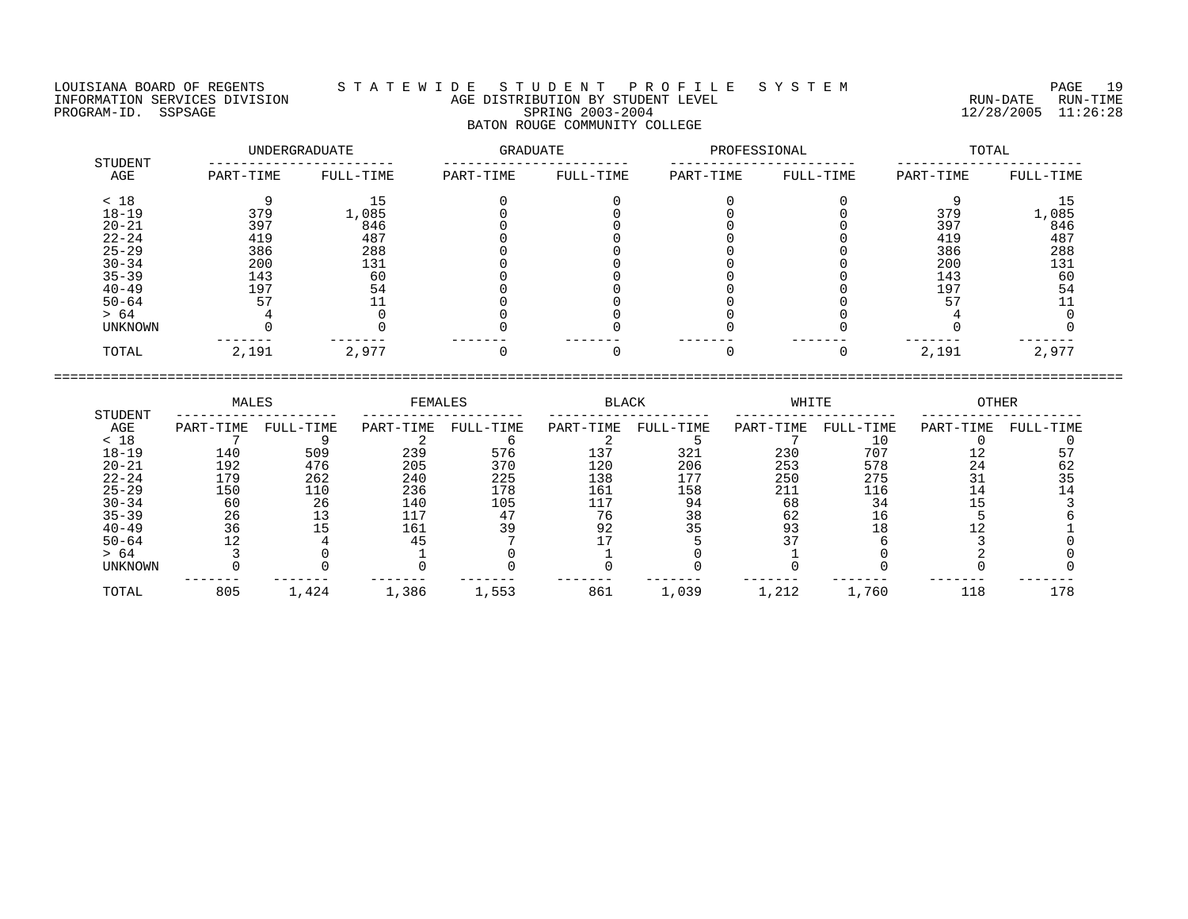LOUISIANA BOARD OF REGENTS — STATEWIDE STUDENT PROFILE SYSTEM
INFORMATION SERVICES DIVISION — AGE DISTRIBUTION BY STUDENT LEVEL — RUN-DATE 12/28/2005 RUN-TIME 11:26:28
PROGRAM-ID. SSPSAGE — SPRING 2003-2004

## BATON ROUGE COMMUNITY COLLEGE

| STUDENT AGE | UNDERGRADUATE | | GRADUATE | | PROFESSIONAL | | TOTAL | |
|---|---|---|---|---|---|---|---|---|
| | PART-TIME | FULL-TIME | PART-TIME | FULL-TIME | PART-TIME | FULL-TIME | PART-TIME | FULL-TIME |
| < 18 | 9 | 15 | 0 | 0 | 0 | 0 | 9 | 15 |
| 18-19 | 379 | 1,085 | 0 | 0 | 0 | 0 | 379 | 1,085 |
| 20-21 | 397 | 846 | 0 | 0 | 0 | 0 | 397 | 846 |
| 22-24 | 419 | 487 | 0 | 0 | 0 | 0 | 419 | 487 |
| 25-29 | 386 | 288 | 0 | 0 | 0 | 0 | 386 | 288 |
| 30-34 | 200 | 131 | 0 | 0 | 0 | 0 | 200 | 131 |
| 35-39 | 143 | 60 | 0 | 0 | 0 | 0 | 143 | 60 |
| 40-49 | 197 | 54 | 0 | 0 | 0 | 0 | 197 | 54 |
| 50-64 | 57 | 11 | 0 | 0 | 0 | 0 | 57 | 11 |
| > 64 | 4 | 0 | 0 | 0 | 0 | 0 | 4 | 0 |
| UNKNOWN | 0 | 0 | 0 | 0 | 0 | 0 | 0 | 0 |
| TOTAL | 2,191 | 2,977 | 0 | 0 | 0 | 0 | 2,191 | 2,977 |

| STUDENT AGE | MALES | | FEMALES | | BLACK | | WHITE | | OTHER | |
|---|---|---|---|---|---|---|---|---|---|---|
| | PART-TIME | FULL-TIME | PART-TIME | FULL-TIME | PART-TIME | FULL-TIME | PART-TIME | FULL-TIME | PART-TIME | FULL-TIME |
| < 18 | 7 | 9 | 2 | 6 | 2 | 5 | 7 | 10 | 0 | 0 |
| 18-19 | 140 | 509 | 239 | 576 | 137 | 321 | 230 | 707 | 12 | 57 |
| 20-21 | 192 | 476 | 205 | 370 | 120 | 206 | 253 | 578 | 24 | 62 |
| 22-24 | 179 | 262 | 240 | 225 | 138 | 177 | 250 | 275 | 31 | 35 |
| 25-29 | 150 | 110 | 236 | 178 | 161 | 158 | 211 | 116 | 14 | 14 |
| 30-34 | 60 | 26 | 140 | 105 | 117 | 94 | 68 | 34 | 15 | 3 |
| 35-39 | 26 | 13 | 117 | 47 | 76 | 38 | 62 | 16 | 5 | 6 |
| 40-49 | 36 | 15 | 161 | 39 | 92 | 35 | 93 | 18 | 12 | 1 |
| 50-64 | 12 | 4 | 45 | 7 | 17 | 5 | 37 | 6 | 3 | 0 |
| > 64 | 3 | 0 | 1 | 0 | 1 | 0 | 1 | 0 | 2 | 0 |
| UNKNOWN | 0 | 0 | 0 | 0 | 0 | 0 | 0 | 0 | 0 | 0 |
| TOTAL | 805 | 1,424 | 1,386 | 1,553 | 861 | 1,039 | 1,212 | 1,760 | 118 | 178 |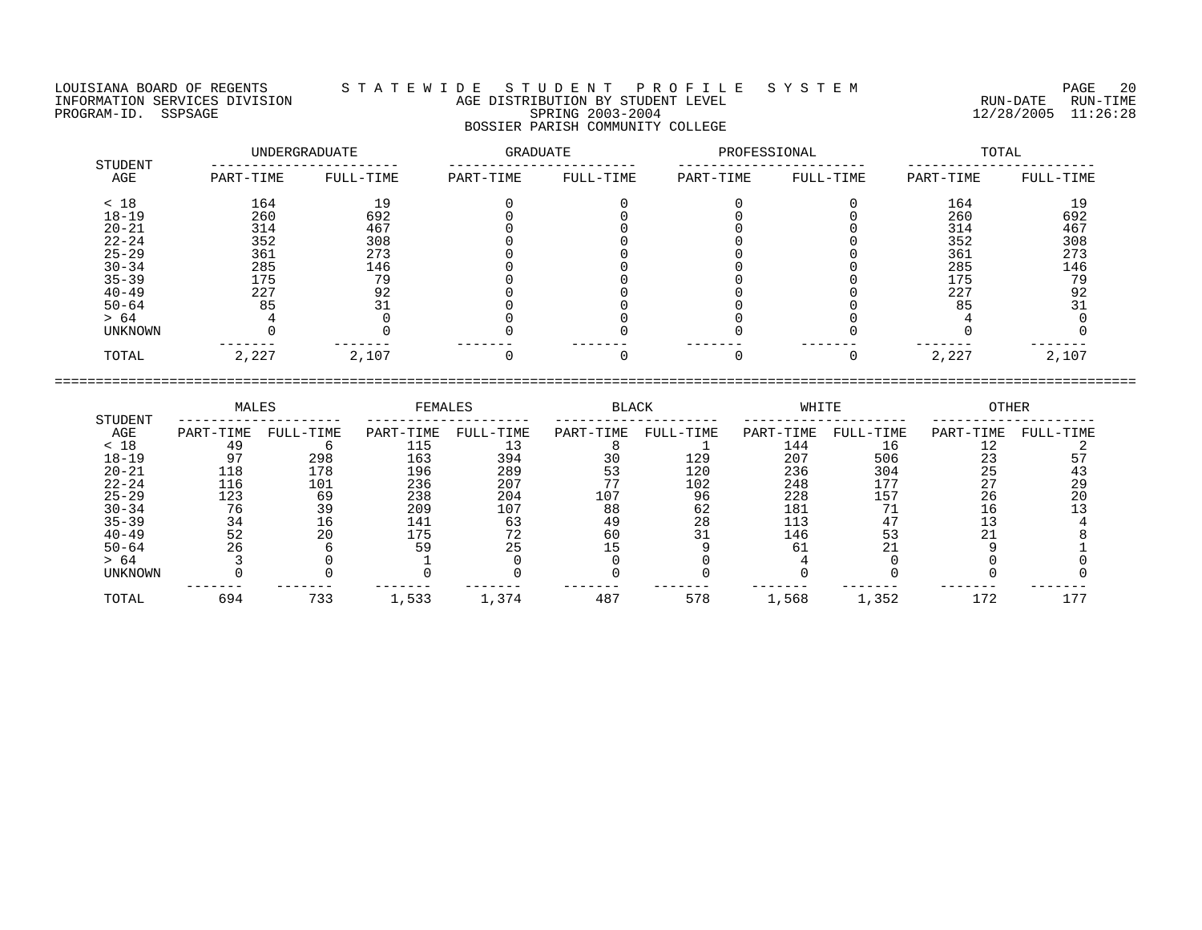LOUISIANA BOARD OF REGENTS — STATEWIDE STUDENT PROFILE SYSTEM
INFORMATION SERVICES DIVISION — AGE DISTRIBUTION BY STUDENT LEVEL — RUN-DATE 12/28/2005 RUN-TIME 11:26:28
PROGRAM-ID. SSPSAGE — SPRING 2003-2004

## BOSSIER PARISH COMMUNITY COLLEGE

| STUDENT | UNDERGRADUATE | | GRADUATE | | PROFESSIONAL | | TOTAL | |
|---|---|---|---|---|---|---|---|---|
| AGE | PART-TIME | FULL-TIME | PART-TIME | FULL-TIME | PART-TIME | FULL-TIME | PART-TIME | FULL-TIME |
| < 18 | 164 | 19 | 0 | 0 | 0 | 0 | 164 | 19 |
| 18-19 | 260 | 692 | 0 | 0 | 0 | 0 | 260 | 692 |
| 20-21 | 314 | 467 | 0 | 0 | 0 | 0 | 314 | 467 |
| 22-24 | 352 | 308 | 0 | 0 | 0 | 0 | 352 | 308 |
| 25-29 | 361 | 273 | 0 | 0 | 0 | 0 | 361 | 273 |
| 30-34 | 285 | 146 | 0 | 0 | 0 | 0 | 285 | 146 |
| 35-39 | 175 | 79 | 0 | 0 | 0 | 0 | 175 | 79 |
| 40-49 | 227 | 92 | 0 | 0 | 0 | 0 | 227 | 92 |
| 50-64 | 85 | 31 | 0 | 0 | 0 | 0 | 85 | 31 |
| > 64 | 4 | 0 | 0 | 0 | 0 | 0 | 4 | 0 |
| UNKNOWN | 0 | 0 | 0 | 0 | 0 | 0 | 0 | 0 |
| TOTAL | 2,227 | 2,107 | 0 | 0 | 0 | 0 | 2,227 | 2,107 |

| STUDENT | MALES | | FEMALES | | BLACK | | WHITE | | OTHER | |
|---|---|---|---|---|---|---|---|---|---|---|
| AGE | PART-TIME | FULL-TIME | PART-TIME | FULL-TIME | PART-TIME | FULL-TIME | PART-TIME | FULL-TIME | PART-TIME | FULL-TIME |
| < 18 | 49 | 6 | 115 | 13 | 8 | 1 | 144 | 16 | 12 | 2 |
| 18-19 | 97 | 298 | 163 | 394 | 30 | 129 | 207 | 506 | 23 | 57 |
| 20-21 | 118 | 178 | 196 | 289 | 53 | 120 | 236 | 304 | 25 | 43 |
| 22-24 | 116 | 101 | 236 | 207 | 77 | 102 | 248 | 177 | 27 | 29 |
| 25-29 | 123 | 69 | 238 | 204 | 107 | 96 | 228 | 157 | 26 | 20 |
| 30-34 | 76 | 39 | 209 | 107 | 88 | 62 | 181 | 71 | 16 | 13 |
| 35-39 | 34 | 16 | 141 | 63 | 49 | 28 | 113 | 47 | 13 | 4 |
| 40-49 | 52 | 20 | 175 | 72 | 60 | 31 | 146 | 53 | 21 | 8 |
| 50-64 | 26 | 6 | 59 | 25 | 15 | 9 | 61 | 21 | 9 | 1 |
| > 64 | 3 | 0 | 1 | 0 | 0 | 0 | 4 | 0 | 0 | 0 |
| UNKNOWN | 0 | 0 | 0 | 0 | 0 | 0 | 0 | 0 | 0 | 0 |
| TOTAL | 694 | 733 | 1,533 | 1,374 | 487 | 578 | 1,568 | 1,352 | 172 | 177 |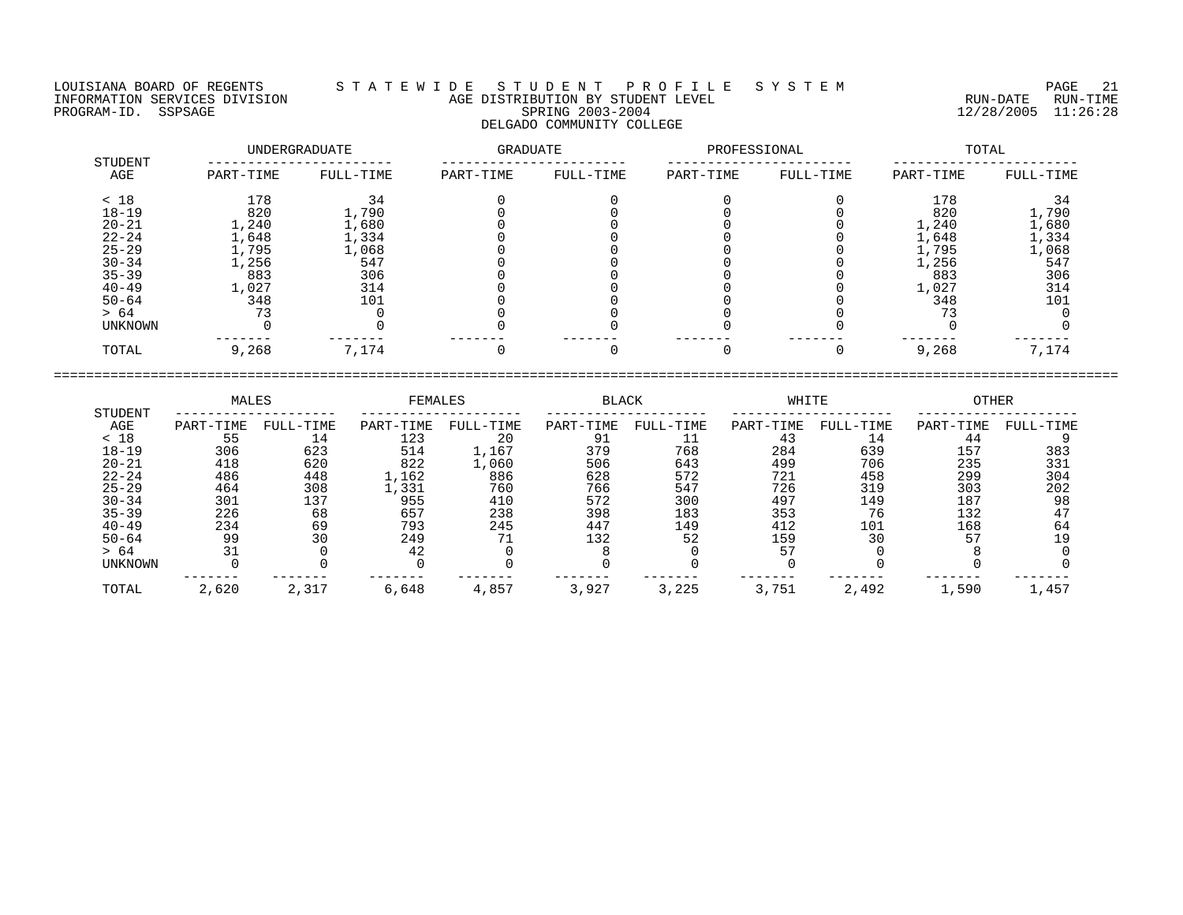LOUISIANA BOARD OF REGENTS — INFORMATION SERVICES DIVISION — PROGRAM-ID. SSPSAGE

# STATEWIDE STUDENT PROFILE SYSTEM

## AGE DISTRIBUTION BY STUDENT LEVEL

SPRING 2003-2004

DELGADO COMMUNITY COLLEGE

RUN-DATE 12/28/2005 RUN-TIME 11:26:28

| STUDENT AGE | UNDERGRADUATE | | GRADUATE | | PROFESSIONAL | | TOTAL | |
|---|---|---|---|---|---|---|---|---|
| | PART-TIME | FULL-TIME | PART-TIME | FULL-TIME | PART-TIME | FULL-TIME | PART-TIME | FULL-TIME |
| < 18 | 178 | 34 | 0 | 0 | 0 | 0 | 178 | 34 |
| 18-19 | 820 | 1,790 | 0 | 0 | 0 | 0 | 820 | 1,790 |
| 20-21 | 1,240 | 1,680 | 0 | 0 | 0 | 0 | 1,240 | 1,680 |
| 22-24 | 1,648 | 1,334 | 0 | 0 | 0 | 0 | 1,648 | 1,334 |
| 25-29 | 1,795 | 1,068 | 0 | 0 | 0 | 0 | 1,795 | 1,068 |
| 30-34 | 1,256 | 547 | 0 | 0 | 0 | 0 | 1,256 | 547 |
| 35-39 | 883 | 306 | 0 | 0 | 0 | 0 | 883 | 306 |
| 40-49 | 1,027 | 314 | 0 | 0 | 0 | 0 | 1,027 | 314 |
| 50-64 | 348 | 101 | 0 | 0 | 0 | 0 | 348 | 101 |
| > 64 | 73 | 0 | 0 | 0 | 0 | 0 | 73 | 0 |
| UNKNOWN | 0 | 0 | 0 | 0 | 0 | 0 | 0 | 0 |
| TOTAL | 9,268 | 7,174 | 0 | 0 | 0 | 0 | 9,268 | 7,174 |

| STUDENT AGE | MALES | | FEMALES | | BLACK | | WHITE | | OTHER | |
|---|---|---|---|---|---|---|---|---|---|---|
| | PART-TIME | FULL-TIME | PART-TIME | FULL-TIME | PART-TIME | FULL-TIME | PART-TIME | FULL-TIME | PART-TIME | FULL-TIME |
| < 18 | 55 | 14 | 123 | 20 | 91 | 11 | 43 | 14 | 44 | 9 |
| 18-19 | 306 | 623 | 514 | 1,167 | 379 | 768 | 284 | 639 | 157 | 383 |
| 20-21 | 418 | 620 | 822 | 1,060 | 506 | 643 | 499 | 706 | 235 | 331 |
| 22-24 | 486 | 448 | 1,162 | 886 | 628 | 572 | 721 | 458 | 299 | 304 |
| 25-29 | 464 | 308 | 1,331 | 760 | 766 | 547 | 726 | 319 | 303 | 202 |
| 30-34 | 301 | 137 | 955 | 410 | 572 | 300 | 497 | 149 | 187 | 98 |
| 35-39 | 226 | 68 | 657 | 238 | 398 | 183 | 353 | 76 | 132 | 47 |
| 40-49 | 234 | 69 | 793 | 245 | 447 | 149 | 412 | 101 | 168 | 64 |
| 50-64 | 99 | 30 | 249 | 71 | 132 | 52 | 159 | 30 | 57 | 19 |
| > 64 | 31 | 0 | 42 | 0 | 8 | 0 | 57 | 0 | 8 | 0 |
| UNKNOWN | 0 | 0 | 0 | 0 | 0 | 0 | 0 | 0 | 0 | 0 |
| TOTAL | 2,620 | 2,317 | 6,648 | 4,857 | 3,927 | 3,225 | 3,751 | 2,492 | 1,590 | 1,457 |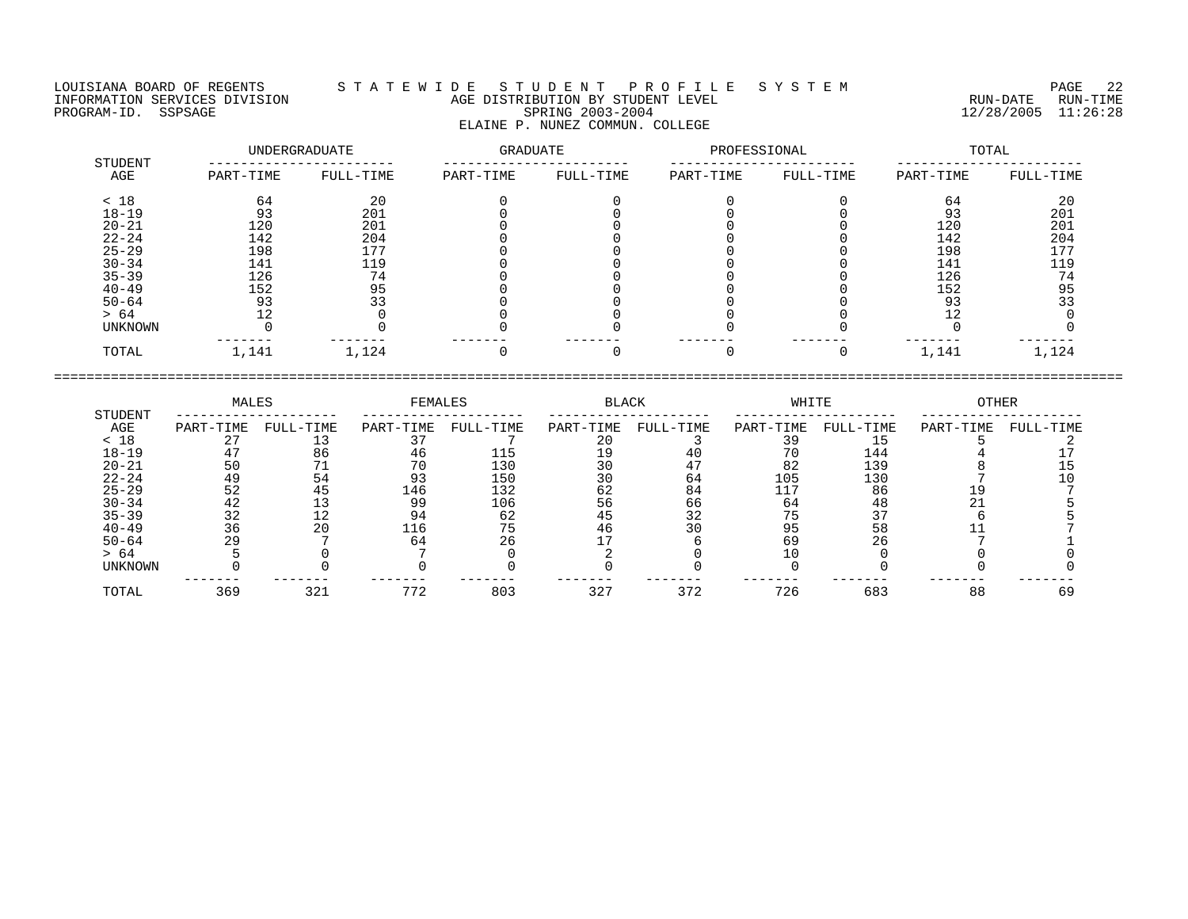LOUISIANA BOARD OF REGENTS — STATEWIDE STUDENT PROFILE SYSTEM

INFORMATION SERVICES DIVISION — AGE DISTRIBUTION BY STUDENT LEVEL — RUN-DATE 12/28/2005 RUN-TIME 11:26:28

PROGRAM-ID. SSPSAGE — SPRING 2003-2004

ELAINE P. NUNEZ COMMUN. COLLEGE

| STUDENT AGE | UNDERGRADUATE | | GRADUATE | | PROFESSIONAL | | TOTAL | |
|---|---|---|---|---|---|---|---|---|
| | PART-TIME | FULL-TIME | PART-TIME | FULL-TIME | PART-TIME | FULL-TIME | PART-TIME | FULL-TIME |
| < 18 | 64 | 20 | 0 | 0 | 0 | 0 | 64 | 20 |
| 18-19 | 93 | 201 | 0 | 0 | 0 | 0 | 93 | 201 |
| 20-21 | 120 | 201 | 0 | 0 | 0 | 0 | 120 | 201 |
| 22-24 | 142 | 204 | 0 | 0 | 0 | 0 | 142 | 204 |
| 25-29 | 198 | 177 | 0 | 0 | 0 | 0 | 198 | 177 |
| 30-34 | 141 | 119 | 0 | 0 | 0 | 0 | 141 | 119 |
| 35-39 | 126 | 74 | 0 | 0 | 0 | 0 | 126 | 74 |
| 40-49 | 152 | 95 | 0 | 0 | 0 | 0 | 152 | 95 |
| 50-64 | 93 | 33 | 0 | 0 | 0 | 0 | 93 | 33 |
| > 64 | 12 | 0 | 0 | 0 | 0 | 0 | 12 | 0 |
| UNKNOWN | 0 | 0 | 0 | 0 | 0 | 0 | 0 | 0 |
| TOTAL | 1,141 | 1,124 | 0 | 0 | 0 | 0 | 1,141 | 1,124 |

| STUDENT AGE | MALES | | FEMALES | | BLACK | | WHITE | | OTHER | |
|---|---|---|---|---|---|---|---|---|---|---|
| | PART-TIME | FULL-TIME | PART-TIME | FULL-TIME | PART-TIME | FULL-TIME | PART-TIME | FULL-TIME | PART-TIME | FULL-TIME |
| < 18 | 27 | 13 | 37 | 7 | 20 | 3 | 39 | 15 | 5 | 2 |
| 18-19 | 47 | 86 | 46 | 115 | 19 | 40 | 70 | 144 | 4 | 17 |
| 20-21 | 50 | 71 | 70 | 130 | 30 | 47 | 82 | 139 | 8 | 15 |
| 22-24 | 49 | 54 | 93 | 150 | 30 | 64 | 105 | 130 | 7 | 10 |
| 25-29 | 52 | 45 | 146 | 132 | 62 | 84 | 117 | 86 | 19 | 7 |
| 30-34 | 42 | 13 | 99 | 106 | 56 | 66 | 64 | 48 | 21 | 5 |
| 35-39 | 32 | 12 | 94 | 62 | 45 | 32 | 75 | 37 | 6 | 5 |
| 40-49 | 36 | 20 | 116 | 75 | 46 | 30 | 95 | 58 | 11 | 7 |
| 50-64 | 29 | 7 | 64 | 26 | 17 | 6 | 69 | 26 | 7 | 1 |
| > 64 | 5 | 0 | 7 | 0 | 2 | 0 | 10 | 0 | 0 | 0 |
| UNKNOWN | 0 | 0 | 0 | 0 | 0 | 0 | 0 | 0 | 0 | 0 |
| TOTAL | 369 | 321 | 772 | 803 | 327 | 372 | 726 | 683 | 88 | 69 |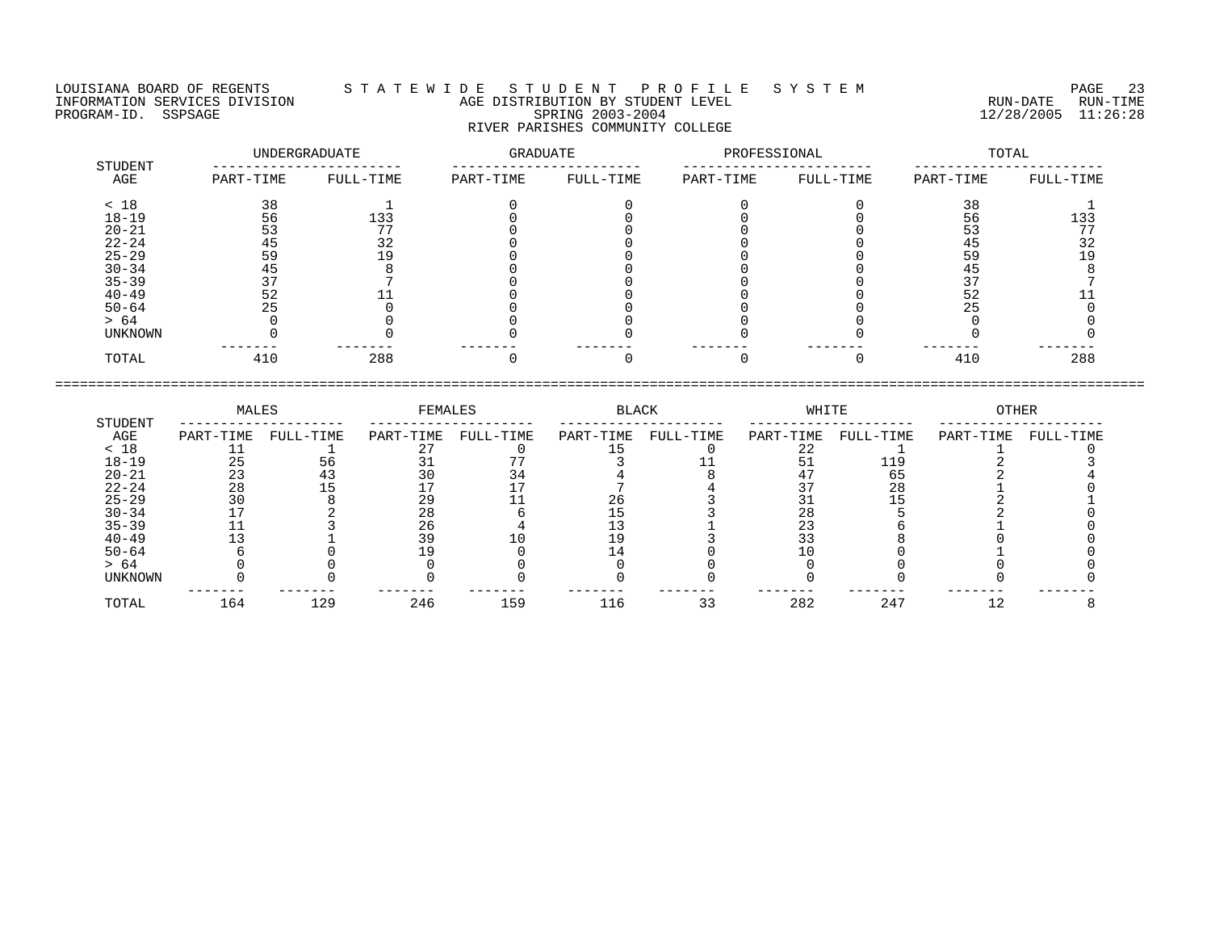LOUISIANA BOARD OF REGENTS — S T A T E W I D E S T U D E N T P R O F I L E S Y S T E M
INFORMATION SERVICES DIVISION — AGE DISTRIBUTION BY STUDENT LEVEL — RUN-DATE 12/28/2005 RUN-TIME 11:26:28
PROGRAM-ID. SSPSAGE — SPRING 2003-2004

RIVER PARISHES COMMUNITY COLLEGE

| STUDENT | UNDERGRADUATE | | GRADUATE | | PROFESSIONAL | | TOTAL | |
|---|---|---|---|---|---|---|---|---|
| AGE | PART-TIME | FULL-TIME | PART-TIME | FULL-TIME | PART-TIME | FULL-TIME | PART-TIME | FULL-TIME |
| < 18 | 38 | 1 | 0 | 0 | 0 | 0 | 38 | 1 |
| 18-19 | 56 | 133 | 0 | 0 | 0 | 0 | 56 | 133 |
| 20-21 | 53 | 77 | 0 | 0 | 0 | 0 | 53 | 77 |
| 22-24 | 45 | 32 | 0 | 0 | 0 | 0 | 45 | 32 |
| 25-29 | 59 | 19 | 0 | 0 | 0 | 0 | 59 | 19 |
| 30-34 | 45 | 8 | 0 | 0 | 0 | 0 | 45 | 8 |
| 35-39 | 37 | 7 | 0 | 0 | 0 | 0 | 37 | 7 |
| 40-49 | 52 | 11 | 0 | 0 | 0 | 0 | 52 | 11 |
| 50-64 | 25 | 0 | 0 | 0 | 0 | 0 | 25 | 0 |
| > 64 | 0 | 0 | 0 | 0 | 0 | 0 | 0 | 0 |
| UNKNOWN | 0 | 0 | 0 | 0 | 0 | 0 | 0 | 0 |
| TOTAL | 410 | 288 | 0 | 0 | 0 | 0 | 410 | 288 |

| STUDENT | MALES | | FEMALES | | BLACK | | WHITE | | OTHER | |
|---|---|---|---|---|---|---|---|---|---|---|
| AGE | PART-TIME | FULL-TIME | PART-TIME | FULL-TIME | PART-TIME | FULL-TIME | PART-TIME | FULL-TIME | PART-TIME | FULL-TIME |
| < 18 | 11 | 1 | 27 | 0 | 15 | 0 | 22 | 1 | 1 | 0 |
| 18-19 | 25 | 56 | 31 | 77 | 3 | 11 | 51 | 119 | 2 | 3 |
| 20-21 | 23 | 43 | 30 | 34 | 4 | 8 | 47 | 65 | 2 | 4 |
| 22-24 | 28 | 15 | 17 | 17 | 7 | 4 | 37 | 28 | 1 | 0 |
| 25-29 | 30 | 8 | 29 | 11 | 26 | 3 | 31 | 15 | 2 | 1 |
| 30-34 | 17 | 2 | 28 | 6 | 15 | 3 | 28 | 5 | 2 | 0 |
| 35-39 | 11 | 3 | 26 | 4 | 13 | 1 | 23 | 6 | 1 | 0 |
| 40-49 | 13 | 1 | 39 | 10 | 19 | 3 | 33 | 8 | 0 | 0 |
| 50-64 | 6 | 0 | 19 | 0 | 14 | 0 | 10 | 0 | 1 | 0 |
| > 64 | 0 | 0 | 0 | 0 | 0 | 0 | 0 | 0 | 0 | 0 |
| UNKNOWN | 0 | 0 | 0 | 0 | 0 | 0 | 0 | 0 | 0 | 0 |
| TOTAL | 164 | 129 | 246 | 159 | 116 | 33 | 282 | 247 | 12 | 8 |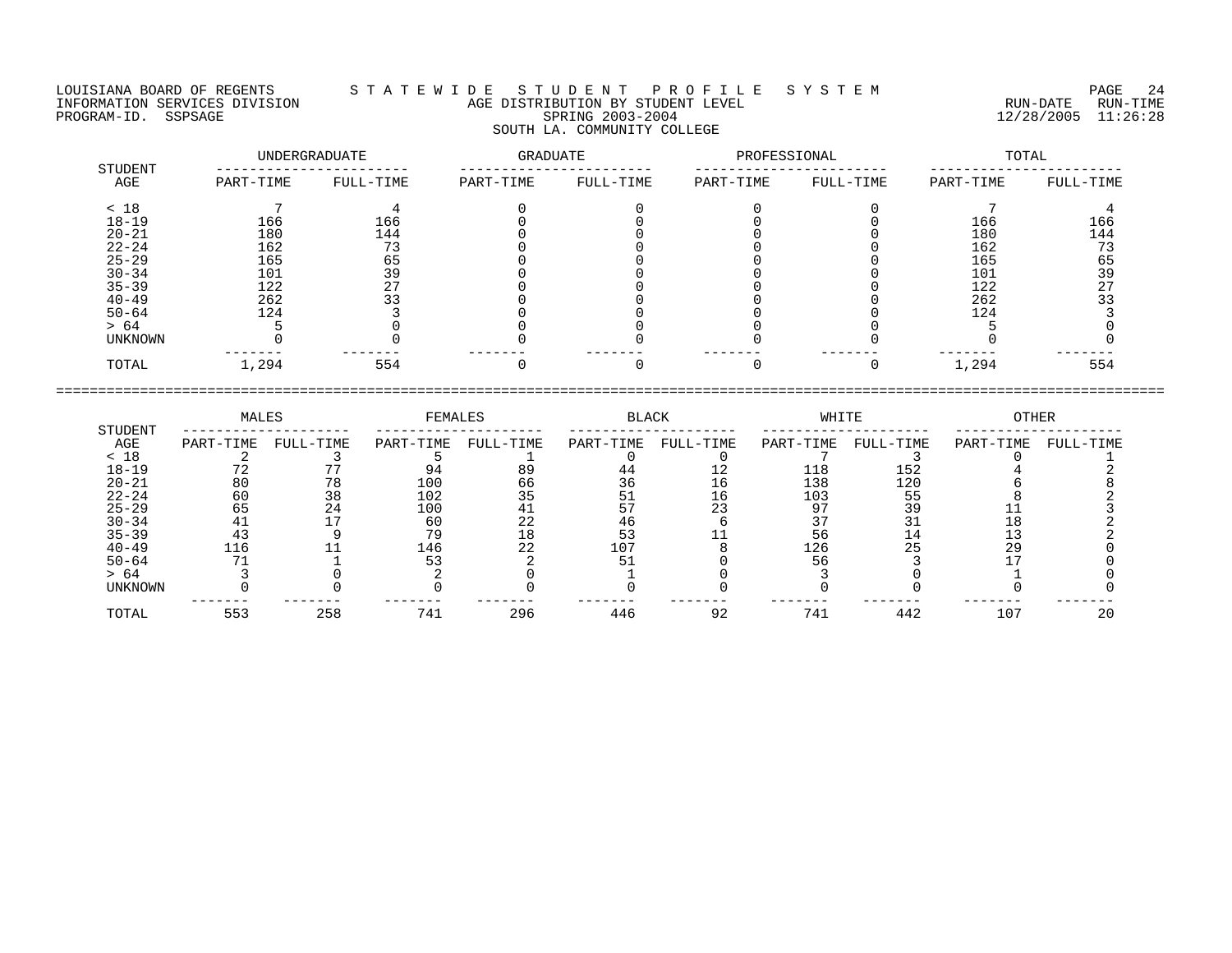LOUISIANA BOARD OF REGENTS
INFORMATION SERVICES DIVISION
PROGRAM-ID. SSPSAGE

STATEWIDE STUDENT PROFILE SYSTEM
AGE DISTRIBUTION BY STUDENT LEVEL
SPRING 2003-2004
SOUTH LA. COMMUNITY COLLEGE

RUN-DATE 12/28/2005 RUN-TIME 11:26:28

| STUDENT AGE | UNDERGRADUATE | | GRADUATE | | PROFESSIONAL | | TOTAL | |
|---|---|---|---|---|---|---|---|---|
| | PART-TIME | FULL-TIME | PART-TIME | FULL-TIME | PART-TIME | FULL-TIME | PART-TIME | FULL-TIME |
| < 18 | 7 | 4 | 0 | 0 | 0 | 0 | 7 | 4 |
| 18-19 | 166 | 166 | 0 | 0 | 0 | 0 | 166 | 166 |
| 20-21 | 180 | 144 | 0 | 0 | 0 | 0 | 180 | 144 |
| 22-24 | 162 | 73 | 0 | 0 | 0 | 0 | 162 | 73 |
| 25-29 | 165 | 65 | 0 | 0 | 0 | 0 | 165 | 65 |
| 30-34 | 101 | 39 | 0 | 0 | 0 | 0 | 101 | 39 |
| 35-39 | 122 | 27 | 0 | 0 | 0 | 0 | 122 | 27 |
| 40-49 | 262 | 33 | 0 | 0 | 0 | 0 | 262 | 33 |
| 50-64 | 124 | 3 | 0 | 0 | 0 | 0 | 124 | 3 |
| > 64 | 5 | 0 | 0 | 0 | 0 | 0 | 5 | 0 |
| UNKNOWN | 0 | 0 | 0 | 0 | 0 | 0 | 0 | 0 |
| TOTAL | 1,294 | 554 | 0 | 0 | 0 | 0 | 1,294 | 554 |

| STUDENT AGE | MALES | | FEMALES | | BLACK | | WHITE | | OTHER | |
|---|---|---|---|---|---|---|---|---|---|---|
| | PART-TIME | FULL-TIME | PART-TIME | FULL-TIME | PART-TIME | FULL-TIME | PART-TIME | FULL-TIME | PART-TIME | FULL-TIME |
| < 18 | 2 | 3 | 5 | 1 | 0 | 0 | 7 | 3 | 0 | 1 |
| 18-19 | 72 | 77 | 94 | 89 | 44 | 12 | 118 | 152 | 4 | 2 |
| 20-21 | 80 | 78 | 100 | 66 | 36 | 16 | 138 | 120 | 6 | 8 |
| 22-24 | 60 | 38 | 102 | 35 | 51 | 16 | 103 | 55 | 8 | 2 |
| 25-29 | 65 | 24 | 100 | 41 | 57 | 23 | 97 | 39 | 11 | 3 |
| 30-34 | 41 | 17 | 60 | 22 | 46 | 6 | 37 | 31 | 18 | 2 |
| 35-39 | 43 | 9 | 79 | 18 | 53 | 11 | 56 | 14 | 13 | 2 |
| 40-49 | 116 | 11 | 146 | 22 | 107 | 8 | 126 | 25 | 29 | 0 |
| 50-64 | 71 | 1 | 53 | 2 | 51 | 0 | 56 | 3 | 17 | 0 |
| > 64 | 3 | 0 | 2 | 0 | 1 | 0 | 3 | 0 | 1 | 0 |
| UNKNOWN | 0 | 0 | 0 | 0 | 0 | 0 | 0 | 0 | 0 | 0 |
| TOTAL | 553 | 258 | 741 | 296 | 446 | 92 | 741 | 442 | 107 | 20 |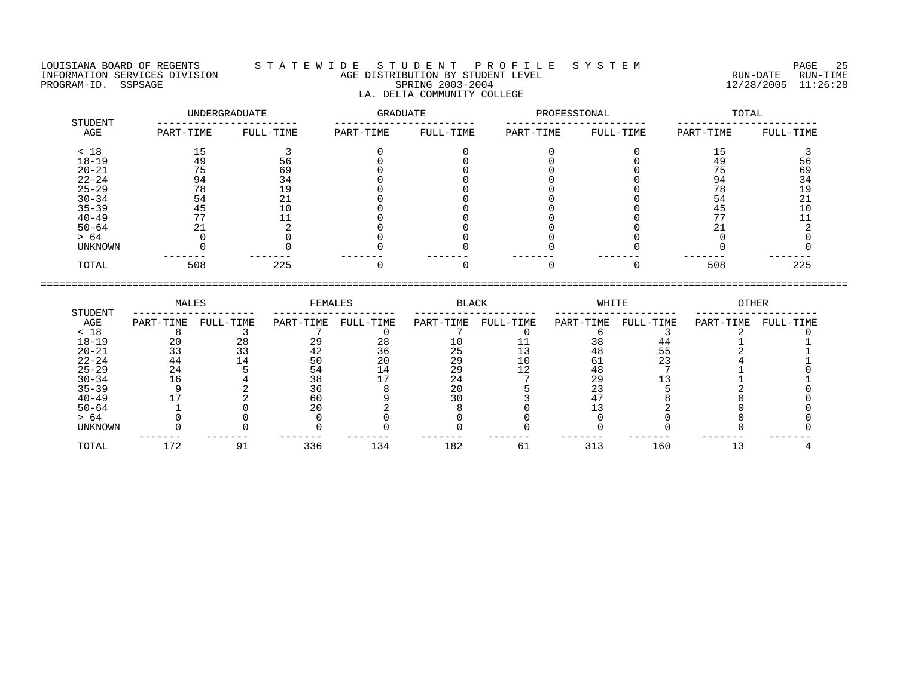LOUISIANA BOARD OF REGENTS — STATEWIDE STUDENT PROFILE SYSTEM
INFORMATION SERVICES DIVISION — AGE DISTRIBUTION BY STUDENT LEVEL — RUN-DATE 12/28/2005 RUN-TIME 11:26:28
PROGRAM-ID. SSPSAGE — SPRING 2003-2004

## LA. DELTA COMMUNITY COLLEGE

| STUDENT AGE | UNDERGRADUATE | | GRADUATE | | PROFESSIONAL | | TOTAL | |
|---|---|---|---|---|---|---|---|---|
| | PART-TIME | FULL-TIME | PART-TIME | FULL-TIME | PART-TIME | FULL-TIME | PART-TIME | FULL-TIME |
| < 18 | 15 | 3 | 0 | 0 | 0 | 0 | 15 | 3 |
| 18-19 | 49 | 56 | 0 | 0 | 0 | 0 | 49 | 56 |
| 20-21 | 75 | 69 | 0 | 0 | 0 | 0 | 75 | 69 |
| 22-24 | 94 | 34 | 0 | 0 | 0 | 0 | 94 | 34 |
| 25-29 | 78 | 19 | 0 | 0 | 0 | 0 | 78 | 19 |
| 30-34 | 54 | 21 | 0 | 0 | 0 | 0 | 54 | 21 |
| 35-39 | 45 | 10 | 0 | 0 | 0 | 0 | 45 | 10 |
| 40-49 | 77 | 11 | 0 | 0 | 0 | 0 | 77 | 11 |
| 50-64 | 21 | 2 | 0 | 0 | 0 | 0 | 21 | 2 |
| > 64 | 0 | 0 | 0 | 0 | 0 | 0 | 0 | 0 |
| UNKNOWN | 0 | 0 | 0 | 0 | 0 | 0 | 0 | 0 |
| TOTAL | 508 | 225 | 0 | 0 | 0 | 0 | 508 | 225 |

| STUDENT AGE | MALES | | FEMALES | | BLACK | | WHITE | | OTHER | |
|---|---|---|---|---|---|---|---|---|---|---|
| | PART-TIME | FULL-TIME | PART-TIME | FULL-TIME | PART-TIME | FULL-TIME | PART-TIME | FULL-TIME | PART-TIME | FULL-TIME |
| < 18 | 8 | 3 | 7 | 0 | 7 | 0 | 6 | 3 | 2 | 0 |
| 18-19 | 20 | 28 | 29 | 28 | 10 | 11 | 38 | 44 | 1 | 1 |
| 20-21 | 33 | 33 | 42 | 36 | 25 | 13 | 48 | 55 | 2 | 1 |
| 22-24 | 44 | 14 | 50 | 20 | 29 | 10 | 61 | 23 | 4 | 1 |
| 25-29 | 24 | 5 | 54 | 14 | 29 | 12 | 48 | 7 | 1 | 0 |
| 30-34 | 16 | 4 | 38 | 17 | 24 | 7 | 29 | 13 | 1 | 1 |
| 35-39 | 9 | 2 | 36 | 8 | 20 | 5 | 23 | 5 | 2 | 0 |
| 40-49 | 17 | 2 | 60 | 9 | 30 | 3 | 47 | 8 | 0 | 0 |
| 50-64 | 1 | 0 | 20 | 2 | 8 | 0 | 13 | 2 | 0 | 0 |
| > 64 | 0 | 0 | 0 | 0 | 0 | 0 | 0 | 0 | 0 | 0 |
| UNKNOWN | 0 | 0 | 0 | 0 | 0 | 0 | 0 | 0 | 0 | 0 |
| TOTAL | 172 | 91 | 336 | 134 | 182 | 61 | 313 | 160 | 13 | 4 |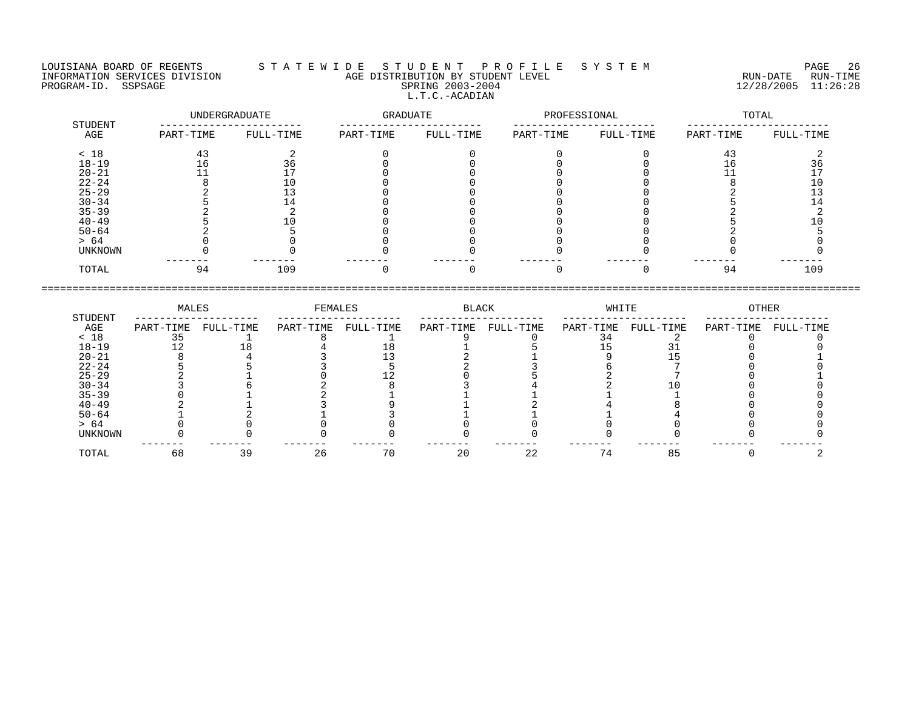LOUISIANA BOARD OF REGENTS — INFORMATION SERVICES DIVISION — PROGRAM-ID. SSPSAGE

# STATEWIDE STUDENT PROFILE SYSTEM

## AGE DISTRIBUTION BY STUDENT LEVEL

SPRING 2003-2004

L.T.C.-ACADIAN

RUN-DATE 12/28/2005 RUN-TIME 11:26:28

| STUDENT AGE | UNDERGRADUATE | | GRADUATE | | PROFESSIONAL | | TOTAL | |
|---|---|---|---|---|---|---|---|---|
| | PART-TIME | FULL-TIME | PART-TIME | FULL-TIME | PART-TIME | FULL-TIME | PART-TIME | FULL-TIME |
| < 18 | 43 | 2 | 0 | 0 | 0 | 0 | 43 | 2 |
| 18-19 | 16 | 36 | 0 | 0 | 0 | 0 | 16 | 36 |
| 20-21 | 11 | 17 | 0 | 0 | 0 | 0 | 11 | 17 |
| 22-24 | 8 | 10 | 0 | 0 | 0 | 0 | 8 | 10 |
| 25-29 | 2 | 13 | 0 | 0 | 0 | 0 | 2 | 13 |
| 30-34 | 5 | 14 | 0 | 0 | 0 | 0 | 5 | 14 |
| 35-39 | 2 | 2 | 0 | 0 | 0 | 0 | 2 | 2 |
| 40-49 | 5 | 10 | 0 | 0 | 0 | 0 | 5 | 10 |
| 50-64 | 2 | 5 | 0 | 0 | 0 | 0 | 2 | 5 |
| > 64 | 0 | 0 | 0 | 0 | 0 | 0 | 0 | 0 |
| UNKNOWN | 0 | 0 | 0 | 0 | 0 | 0 | 0 | 0 |
| TOTAL | 94 | 109 | 0 | 0 | 0 | 0 | 94 | 109 |

| STUDENT AGE | MALES | | FEMALES | | BLACK | | WHITE | | OTHER | |
|---|---|---|---|---|---|---|---|---|---|---|
| | PART-TIME | FULL-TIME | PART-TIME | FULL-TIME | PART-TIME | FULL-TIME | PART-TIME | FULL-TIME | PART-TIME | FULL-TIME |
| < 18 | 35 | 1 | 8 | 1 | 9 | 0 | 34 | 2 | 0 | 0 |
| 18-19 | 12 | 18 | 4 | 18 | 1 | 5 | 15 | 31 | 0 | 0 |
| 20-21 | 8 | 4 | 3 | 13 | 2 | 1 | 9 | 15 | 0 | 1 |
| 22-24 | 5 | 5 | 3 | 5 | 2 | 3 | 6 | 7 | 0 | 0 |
| 25-29 | 2 | 1 | 0 | 12 | 0 | 5 | 2 | 7 | 0 | 1 |
| 30-34 | 3 | 6 | 2 | 8 | 3 | 4 | 2 | 10 | 0 | 0 |
| 35-39 | 0 | 1 | 2 | 1 | 1 | 1 | 1 | 1 | 0 | 0 |
| 40-49 | 2 | 1 | 3 | 9 | 1 | 2 | 4 | 8 | 0 | 0 |
| 50-64 | 1 | 2 | 1 | 3 | 1 | 1 | 1 | 4 | 0 | 0 |
| > 64 | 0 | 0 | 0 | 0 | 0 | 0 | 0 | 0 | 0 | 0 |
| UNKNOWN | 0 | 0 | 0 | 0 | 0 | 0 | 0 | 0 | 0 | 0 |
| TOTAL | 68 | 39 | 26 | 70 | 20 | 22 | 74 | 85 | 0 | 2 |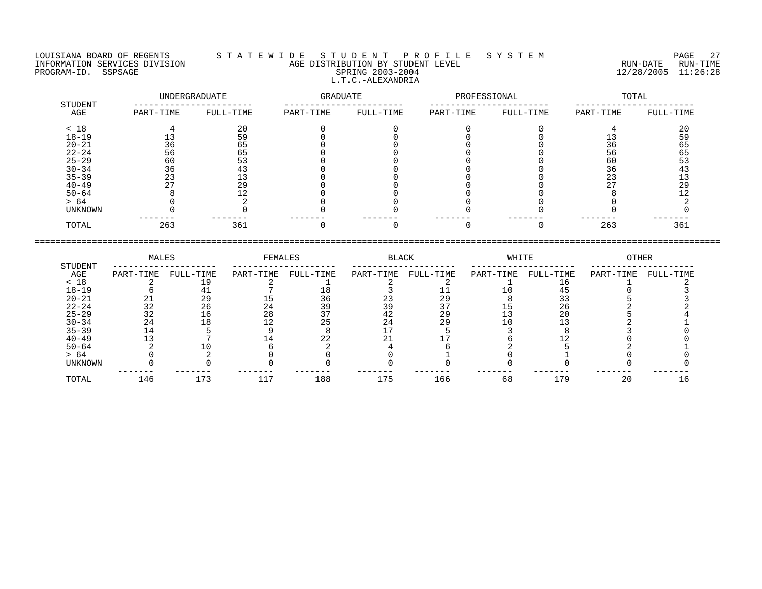LOUISIANA BOARD OF REGENTS — STATEWIDE STUDENT PROFILE SYSTEM
INFORMATION SERVICES DIVISION — AGE DISTRIBUTION BY STUDENT LEVEL — RUN-DATE 12/28/2005 RUN-TIME 11:26:28
PROGRAM-ID. SSPSAGE — SPRING 2003-2004

L.T.C.-ALEXANDRIA

| STUDENT AGE | UNDERGRADUATE | | GRADUATE | | PROFESSIONAL | | TOTAL | |
|---|---|---|---|---|---|---|---|---|
| | PART-TIME | FULL-TIME | PART-TIME | FULL-TIME | PART-TIME | FULL-TIME | PART-TIME | FULL-TIME |
| < 18 | 4 | 20 | 0 | 0 | 0 | 0 | 4 | 20 |
| 18-19 | 13 | 59 | 0 | 0 | 0 | 0 | 13 | 59 |
| 20-21 | 36 | 65 | 0 | 0 | 0 | 0 | 36 | 65 |
| 22-24 | 56 | 65 | 0 | 0 | 0 | 0 | 56 | 65 |
| 25-29 | 60 | 53 | 0 | 0 | 0 | 0 | 60 | 53 |
| 30-34 | 36 | 43 | 0 | 0 | 0 | 0 | 36 | 43 |
| 35-39 | 23 | 13 | 0 | 0 | 0 | 0 | 23 | 13 |
| 40-49 | 27 | 29 | 0 | 0 | 0 | 0 | 27 | 29 |
| 50-64 | 8 | 12 | 0 | 0 | 0 | 0 | 8 | 12 |
| > 64 | 0 | 2 | 0 | 0 | 0 | 0 | 0 | 2 |
| UNKNOWN | 0 | 0 | 0 | 0 | 0 | 0 | 0 | 0 |
| TOTAL | 263 | 361 | 0 | 0 | 0 | 0 | 263 | 361 |

| STUDENT AGE | MALES | | FEMALES | | BLACK | | WHITE | | OTHER | |
|---|---|---|---|---|---|---|---|---|---|---|
| | PART-TIME | FULL-TIME | PART-TIME | FULL-TIME | PART-TIME | FULL-TIME | PART-TIME | FULL-TIME | PART-TIME | FULL-TIME |
| < 18 | 2 | 19 | 2 | 1 | 2 | 2 | 1 | 16 | 1 | 2 |
| 18-19 | 6 | 41 | 7 | 18 | 3 | 11 | 10 | 45 | 0 | 3 |
| 20-21 | 21 | 29 | 15 | 36 | 23 | 29 | 8 | 33 | 5 | 3 |
| 22-24 | 32 | 26 | 24 | 39 | 39 | 37 | 15 | 26 | 2 | 2 |
| 25-29 | 32 | 16 | 28 | 37 | 42 | 29 | 13 | 20 | 5 | 4 |
| 30-34 | 24 | 18 | 12 | 25 | 24 | 29 | 10 | 13 | 2 | 1 |
| 35-39 | 14 | 5 | 9 | 8 | 17 | 5 | 3 | 8 | 3 | 0 |
| 40-49 | 13 | 7 | 14 | 22 | 21 | 17 | 6 | 12 | 0 | 0 |
| 50-64 | 2 | 10 | 6 | 2 | 4 | 6 | 2 | 5 | 2 | 1 |
| > 64 | 0 | 2 | 0 | 0 | 0 | 1 | 0 | 1 | 0 | 0 |
| UNKNOWN | 0 | 0 | 0 | 0 | 0 | 0 | 0 | 0 | 0 | 0 |
| TOTAL | 146 | 173 | 117 | 188 | 175 | 166 | 68 | 179 | 20 | 16 |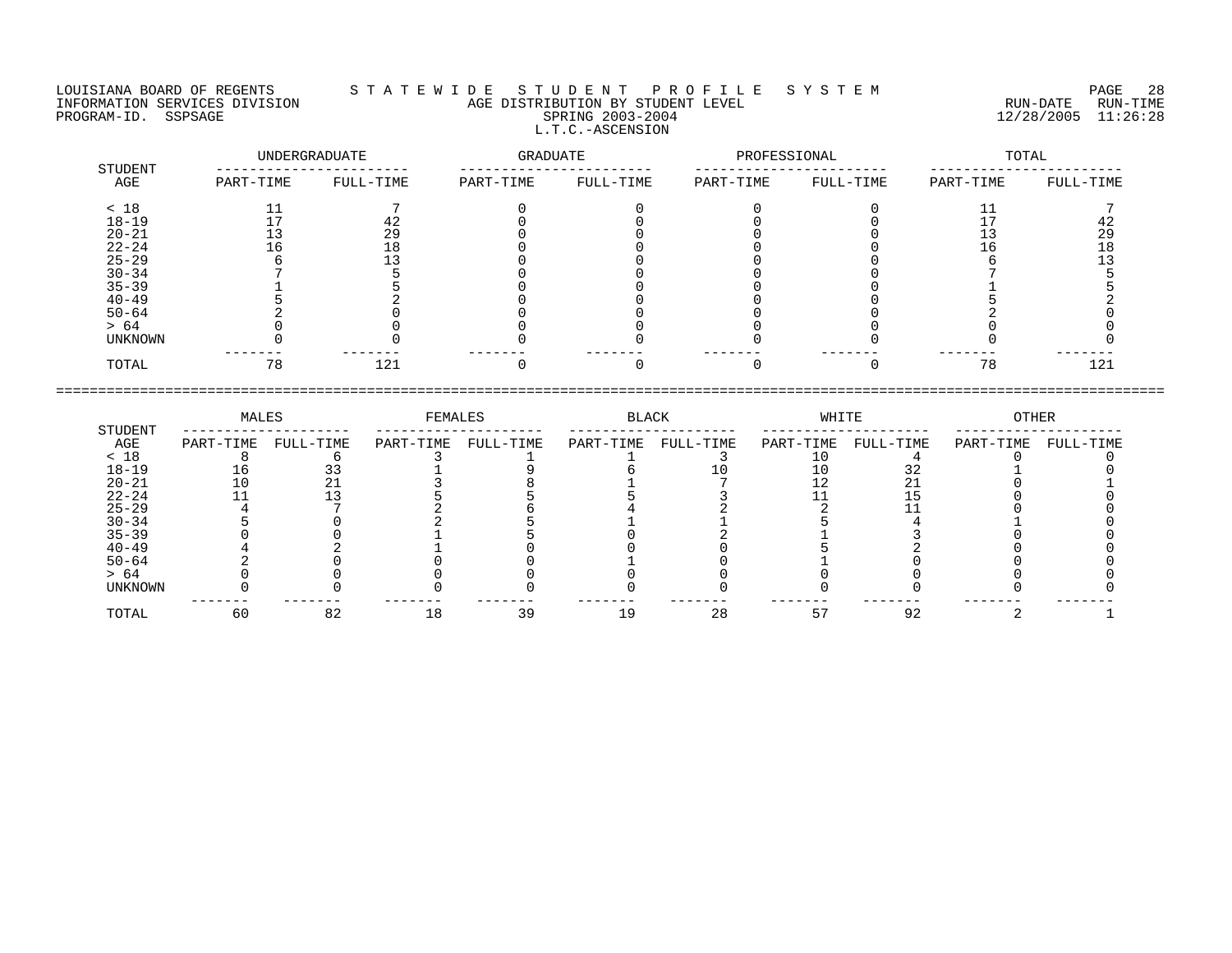LOUISIANA BOARD OF REGENTS — STATEWIDE STUDENT PROFILE SYSTEM
INFORMATION SERVICES DIVISION — AGE DISTRIBUTION BY STUDENT LEVEL — RUN-DATE 12/28/2005 RUN-TIME 11:26:28
PROGRAM-ID. SSPSAGE — SPRING 2003-2004

## L.T.C.-ASCENSION

| STUDENT AGE | UNDERGRADUATE PART-TIME | UNDERGRADUATE FULL-TIME | GRADUATE PART-TIME | GRADUATE FULL-TIME | PROFESSIONAL PART-TIME | PROFESSIONAL FULL-TIME | TOTAL PART-TIME | TOTAL FULL-TIME |
|---|---|---|---|---|---|---|---|---|
| < 18 | 11 | 7 | 0 | 0 | 0 | 0 | 11 | 7 |
| 18-19 | 17 | 42 | 0 | 0 | 0 | 0 | 17 | 42 |
| 20-21 | 13 | 29 | 0 | 0 | 0 | 0 | 13 | 29 |
| 22-24 | 16 | 18 | 0 | 0 | 0 | 0 | 16 | 18 |
| 25-29 | 6 | 13 | 0 | 0 | 0 | 0 | 6 | 13 |
| 30-34 | 7 | 5 | 0 | 0 | 0 | 0 | 7 | 5 |
| 35-39 | 1 | 5 | 0 | 0 | 0 | 0 | 1 | 5 |
| 40-49 | 5 | 2 | 0 | 0 | 0 | 0 | 5 | 2 |
| 50-64 | 2 | 0 | 0 | 0 | 0 | 0 | 2 | 0 |
| > 64 | 0 | 0 | 0 | 0 | 0 | 0 | 0 | 0 |
| UNKNOWN | 0 | 0 | 0 | 0 | 0 | 0 | 0 | 0 |
| TOTAL | 78 | 121 | 0 | 0 | 0 | 0 | 78 | 121 |

| STUDENT AGE | MALES PART-TIME | MALES FULL-TIME | FEMALES PART-TIME | FEMALES FULL-TIME | BLACK PART-TIME | BLACK FULL-TIME | WHITE PART-TIME | WHITE FULL-TIME | OTHER PART-TIME | OTHER FULL-TIME |
|---|---|---|---|---|---|---|---|---|---|---|
| < 18 | 8 | 6 | 3 | 1 | 1 | 3 | 10 | 4 | 0 | 0 |
| 18-19 | 16 | 33 | 1 | 9 | 6 | 10 | 10 | 32 | 1 | 0 |
| 20-21 | 10 | 21 | 3 | 8 | 1 | 7 | 12 | 21 | 0 | 1 |
| 22-24 | 11 | 13 | 5 | 5 | 5 | 3 | 11 | 15 | 0 | 0 |
| 25-29 | 4 | 7 | 2 | 6 | 4 | 2 | 2 | 11 | 0 | 0 |
| 30-34 | 5 | 0 | 2 | 5 | 1 | 1 | 5 | 4 | 1 | 0 |
| 35-39 | 0 | 0 | 1 | 5 | 0 | 2 | 1 | 3 | 0 | 0 |
| 40-49 | 4 | 2 | 1 | 0 | 0 | 0 | 5 | 2 | 0 | 0 |
| 50-64 | 2 | 0 | 0 | 0 | 1 | 0 | 1 | 0 | 0 | 0 |
| > 64 | 0 | 0 | 0 | 0 | 0 | 0 | 0 | 0 | 0 | 0 |
| UNKNOWN | 0 | 0 | 0 | 0 | 0 | 0 | 0 | 0 | 0 | 0 |
| TOTAL | 60 | 82 | 18 | 39 | 19 | 28 | 57 | 92 | 2 | 1 |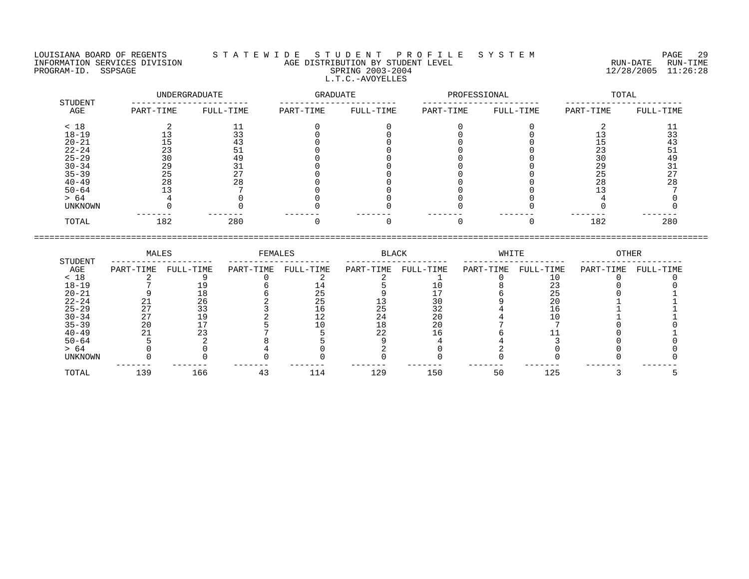LOUISIANA BOARD OF REGENTS — S T A T E W I D E   S T U D E N T   P R O F I L E   S Y S T E M

INFORMATION SERVICES DIVISION — AGE DISTRIBUTION BY STUDENT LEVEL — RUN-DATE 12/28/2005 RUN-TIME 11:26:28

PROGRAM-ID. SSPSAGE — SPRING 2003-2004

L.T.C.-AVOYELLES

| STUDENT AGE | UNDERGRADUATE | | GRADUATE | | PROFESSIONAL | | TOTAL | |
|---|---|---|---|---|---|---|---|---|
| | PART-TIME | FULL-TIME | PART-TIME | FULL-TIME | PART-TIME | FULL-TIME | PART-TIME | FULL-TIME |
| < 18 | 2 | 11 | 0 | 0 | 0 | 0 | 2 | 11 |
| 18-19 | 13 | 33 | 0 | 0 | 0 | 0 | 13 | 33 |
| 20-21 | 15 | 43 | 0 | 0 | 0 | 0 | 15 | 43 |
| 22-24 | 23 | 51 | 0 | 0 | 0 | 0 | 23 | 51 |
| 25-29 | 30 | 49 | 0 | 0 | 0 | 0 | 30 | 49 |
| 30-34 | 29 | 31 | 0 | 0 | 0 | 0 | 29 | 31 |
| 35-39 | 25 | 27 | 0 | 0 | 0 | 0 | 25 | 27 |
| 40-49 | 28 | 28 | 0 | 0 | 0 | 0 | 28 | 28 |
| 50-64 | 13 | 7 | 0 | 0 | 0 | 0 | 13 | 7 |
| > 64 | 4 | 0 | 0 | 0 | 0 | 0 | 4 | 0 |
| UNKNOWN | 0 | 0 | 0 | 0 | 0 | 0 | 0 | 0 |
| TOTAL | 182 | 280 | 0 | 0 | 0 | 0 | 182 | 280 |

| STUDENT AGE | MALES | | FEMALES | | BLACK | | WHITE | | OTHER | |
|---|---|---|---|---|---|---|---|---|---|---|
| | PART-TIME | FULL-TIME | PART-TIME | FULL-TIME | PART-TIME | FULL-TIME | PART-TIME | FULL-TIME | PART-TIME | FULL-TIME |
| < 18 | 2 | 9 | 0 | 2 | 2 | 1 | 0 | 10 | 0 | 0 |
| 18-19 | 7 | 19 | 6 | 14 | 5 | 10 | 8 | 23 | 0 | 0 |
| 20-21 | 9 | 18 | 6 | 25 | 9 | 17 | 6 | 25 | 0 | 1 |
| 22-24 | 21 | 26 | 2 | 25 | 13 | 30 | 9 | 20 | 1 | 1 |
| 25-29 | 27 | 33 | 3 | 16 | 25 | 32 | 4 | 16 | 1 | 1 |
| 30-34 | 27 | 19 | 2 | 12 | 24 | 20 | 4 | 10 | 1 | 1 |
| 35-39 | 20 | 17 | 5 | 10 | 18 | 20 | 7 | 7 | 0 | 0 |
| 40-49 | 21 | 23 | 7 | 5 | 22 | 16 | 6 | 11 | 0 | 1 |
| 50-64 | 5 | 2 | 8 | 5 | 9 | 4 | 4 | 3 | 0 | 0 |
| > 64 | 0 | 0 | 4 | 0 | 2 | 0 | 2 | 0 | 0 | 0 |
| UNKNOWN | 0 | 0 | 0 | 0 | 0 | 0 | 0 | 0 | 0 | 0 |
| TOTAL | 139 | 166 | 43 | 114 | 129 | 150 | 50 | 125 | 3 | 5 |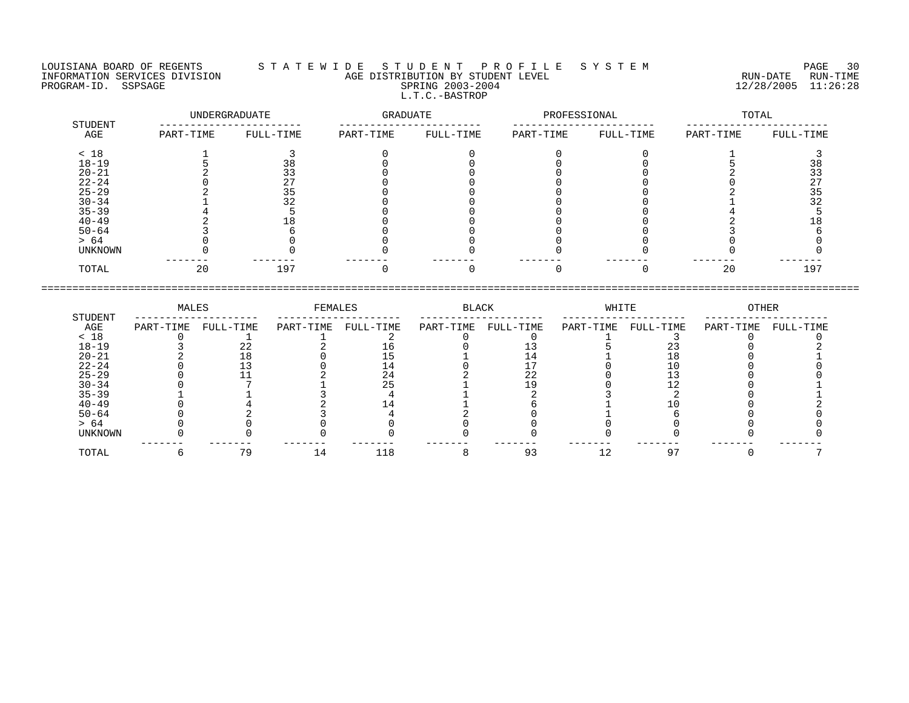LOUISIANA BOARD OF REGENTS — STATEWIDE STUDENT PROFILE SYSTEM
INFORMATION SERVICES DIVISION — AGE DISTRIBUTION BY STUDENT LEVEL — RUN-DATE 12/28/2005 RUN-TIME 11:26:28
PROGRAM-ID. SSPSAGE — SPRING 2003-2004

L.T.C.-BASTROP

| STUDENT AGE | UNDERGRADUATE | | GRADUATE | | PROFESSIONAL | | TOTAL | |
|---|---|---|---|---|---|---|---|---|
| | PART-TIME | FULL-TIME | PART-TIME | FULL-TIME | PART-TIME | FULL-TIME | PART-TIME | FULL-TIME |
| < 18 | 1 | 3 | 0 | 0 | 0 | 0 | 1 | 3 |
| 18-19 | 5 | 38 | 0 | 0 | 0 | 0 | 5 | 38 |
| 20-21 | 2 | 33 | 0 | 0 | 0 | 0 | 2 | 33 |
| 22-24 | 0 | 27 | 0 | 0 | 0 | 0 | 0 | 27 |
| 25-29 | 2 | 35 | 0 | 0 | 0 | 0 | 2 | 35 |
| 30-34 | 1 | 32 | 0 | 0 | 0 | 0 | 1 | 32 |
| 35-39 | 4 | 5 | 0 | 0 | 0 | 0 | 4 | 5 |
| 40-49 | 2 | 18 | 0 | 0 | 0 | 0 | 2 | 18 |
| 50-64 | 3 | 6 | 0 | 0 | 0 | 0 | 3 | 6 |
| > 64 | 0 | 0 | 0 | 0 | 0 | 0 | 0 | 0 |
| UNKNOWN | 0 | 0 | 0 | 0 | 0 | 0 | 0 | 0 |
| TOTAL | 20 | 197 | 0 | 0 | 0 | 0 | 20 | 197 |

| STUDENT AGE | MALES | | FEMALES | | BLACK | | WHITE | | OTHER | |
|---|---|---|---|---|---|---|---|---|---|---|
| | PART-TIME | FULL-TIME | PART-TIME | FULL-TIME | PART-TIME | FULL-TIME | PART-TIME | FULL-TIME | PART-TIME | FULL-TIME |
| < 18 | 0 | 1 | 1 | 2 | 0 | 0 | 1 | 3 | 0 | 0 |
| 18-19 | 3 | 22 | 2 | 16 | 0 | 13 | 5 | 23 | 0 | 2 |
| 20-21 | 2 | 18 | 0 | 15 | 1 | 14 | 1 | 18 | 0 | 1 |
| 22-24 | 0 | 13 | 0 | 14 | 0 | 17 | 0 | 10 | 0 | 0 |
| 25-29 | 0 | 11 | 2 | 24 | 2 | 22 | 0 | 13 | 0 | 0 |
| 30-34 | 0 | 7 | 1 | 25 | 1 | 19 | 0 | 12 | 0 | 1 |
| 35-39 | 1 | 1 | 3 | 4 | 1 | 2 | 3 | 2 | 0 | 1 |
| 40-49 | 0 | 4 | 2 | 14 | 1 | 6 | 1 | 10 | 0 | 2 |
| 50-64 | 0 | 2 | 3 | 4 | 2 | 0 | 1 | 6 | 0 | 0 |
| > 64 | 0 | 0 | 0 | 0 | 0 | 0 | 0 | 0 | 0 | 0 |
| UNKNOWN | 0 | 0 | 0 | 0 | 0 | 0 | 0 | 0 | 0 | 0 |
| TOTAL | 6 | 79 | 14 | 118 | 8 | 93 | 12 | 97 | 0 | 7 |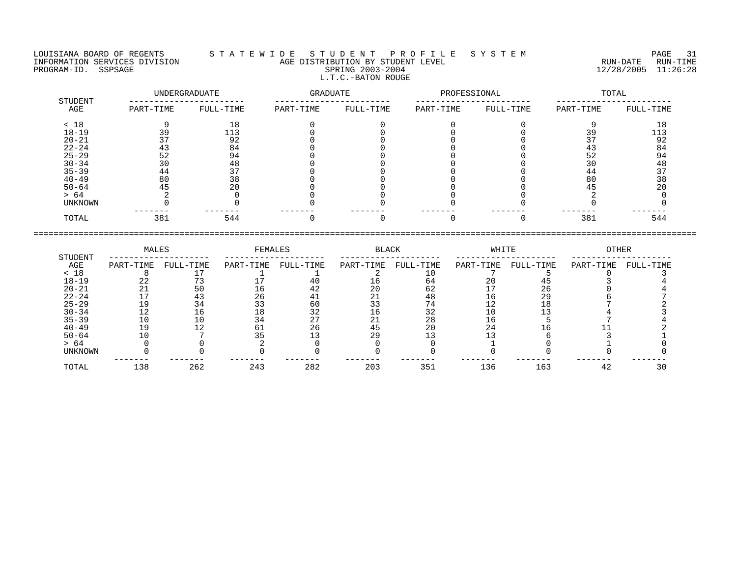LOUISIANA BOARD OF REGENTS — STATEWIDE STUDENT PROFILE SYSTEM
INFORMATION SERVICES DIVISION — AGE DISTRIBUTION BY STUDENT LEVEL
PROGRAM-ID. SSPSAGE — SPRING 2003-2004 — RUN-DATE 12/28/2005 RUN-TIME 11:26:28

## L.T.C.-BATON ROUGE

| STUDENT AGE | UNDERGRADUATE | | GRADUATE | | PROFESSIONAL | | TOTAL | |
|---|---|---|---|---|---|---|---|---|
| | PART-TIME | FULL-TIME | PART-TIME | FULL-TIME | PART-TIME | FULL-TIME | PART-TIME | FULL-TIME |
| < 18 | 9 | 18 | 0 | 0 | 0 | 0 | 9 | 18 |
| 18-19 | 39 | 113 | 0 | 0 | 0 | 0 | 39 | 113 |
| 20-21 | 37 | 92 | 0 | 0 | 0 | 0 | 37 | 92 |
| 22-24 | 43 | 84 | 0 | 0 | 0 | 0 | 43 | 84 |
| 25-29 | 52 | 94 | 0 | 0 | 0 | 0 | 52 | 94 |
| 30-34 | 30 | 48 | 0 | 0 | 0 | 0 | 30 | 48 |
| 35-39 | 44 | 37 | 0 | 0 | 0 | 0 | 44 | 37 |
| 40-49 | 80 | 38 | 0 | 0 | 0 | 0 | 80 | 38 |
| 50-64 | 45 | 20 | 0 | 0 | 0 | 0 | 45 | 20 |
| > 64 | 2 | 0 | 0 | 0 | 0 | 0 | 2 | 0 |
| UNKNOWN | 0 | 0 | 0 | 0 | 0 | 0 | 0 | 0 |
| TOTAL | 381 | 544 | 0 | 0 | 0 | 0 | 381 | 544 |

| STUDENT AGE | MALES | | FEMALES | | BLACK | | WHITE | | OTHER | |
|---|---|---|---|---|---|---|---|---|---|---|
| | PART-TIME | FULL-TIME | PART-TIME | FULL-TIME | PART-TIME | FULL-TIME | PART-TIME | FULL-TIME | PART-TIME | FULL-TIME |
| < 18 | 8 | 17 | 1 | 1 | 2 | 10 | 7 | 5 | 0 | 3 |
| 18-19 | 22 | 73 | 17 | 40 | 16 | 64 | 20 | 45 | 3 | 4 |
| 20-21 | 21 | 50 | 16 | 42 | 20 | 62 | 17 | 26 | 0 | 4 |
| 22-24 | 17 | 43 | 26 | 41 | 21 | 48 | 16 | 29 | 6 | 7 |
| 25-29 | 19 | 34 | 33 | 60 | 33 | 74 | 12 | 18 | 7 | 2 |
| 30-34 | 12 | 16 | 18 | 32 | 16 | 32 | 10 | 13 | 4 | 3 |
| 35-39 | 10 | 10 | 34 | 27 | 21 | 28 | 16 | 5 | 7 | 4 |
| 40-49 | 19 | 12 | 61 | 26 | 45 | 20 | 24 | 16 | 11 | 2 |
| 50-64 | 10 | 7 | 35 | 13 | 29 | 13 | 13 | 6 | 3 | 1 |
| > 64 | 0 | 0 | 2 | 0 | 0 | 0 | 1 | 0 | 1 | 0 |
| UNKNOWN | 0 | 0 | 0 | 0 | 0 | 0 | 0 | 0 | 0 | 0 |
| TOTAL | 138 | 262 | 243 | 282 | 203 | 351 | 136 | 163 | 42 | 30 |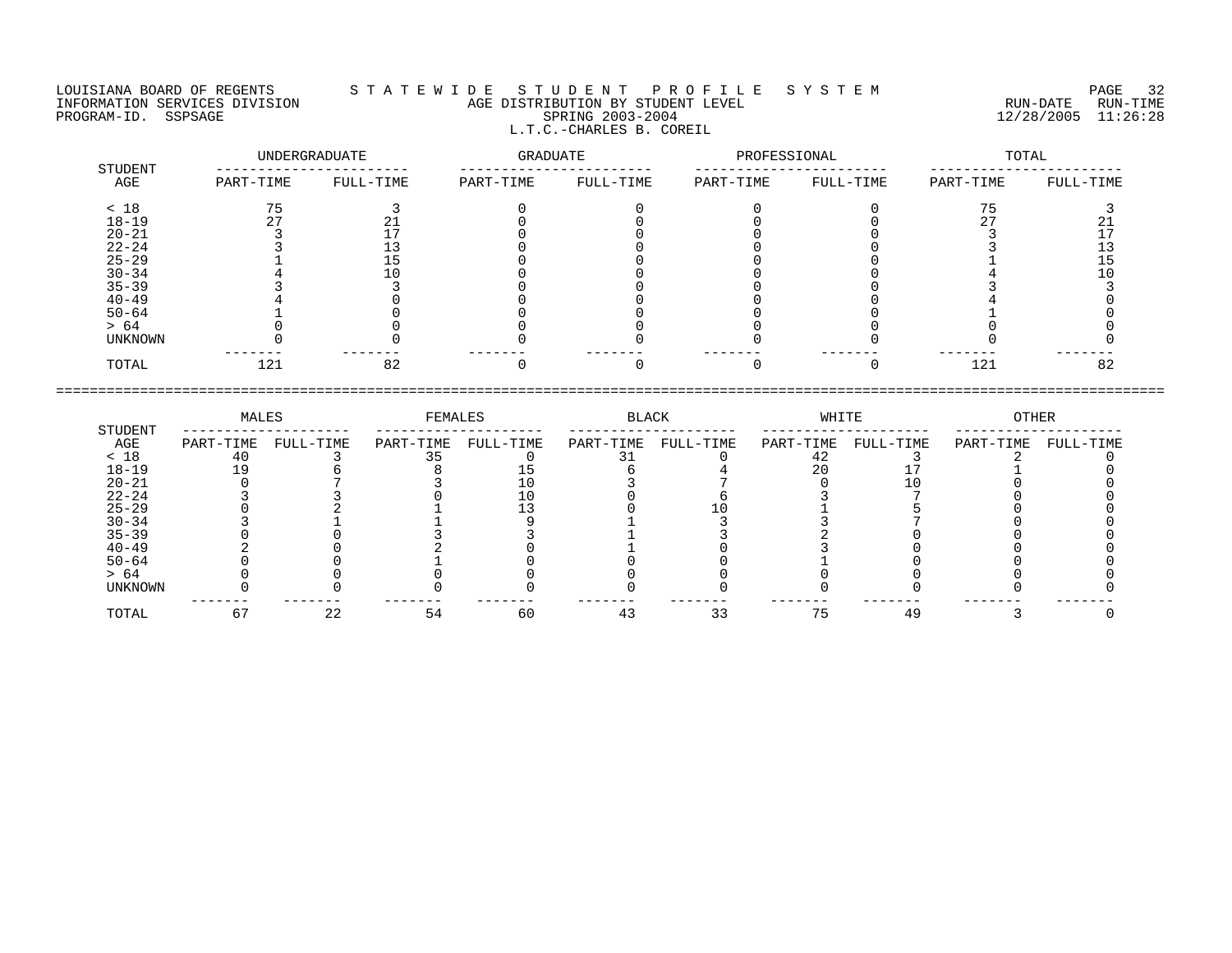LOUISIANA BOARD OF REGENTS — S T A T E W I D E   S T U D E N T   P R O F I L E   S Y S T E M

INFORMATION SERVICES DIVISION — AGE DISTRIBUTION BY STUDENT LEVEL — RUN-DATE 12/28/2005 RUN-TIME 11:26:28

PROGRAM-ID. SSPSAGE — SPRING 2003-2004

L.T.C.-CHARLES B. COREIL

| STUDENT AGE | UNDERGRADUATE | | GRADUATE | | PROFESSIONAL | | TOTAL | |
|---|---|---|---|---|---|---|---|---|
| | PART-TIME | FULL-TIME | PART-TIME | FULL-TIME | PART-TIME | FULL-TIME | PART-TIME | FULL-TIME |
| < 18 | 75 | 3 | 0 | 0 | 0 | 0 | 75 | 3 |
| 18-19 | 27 | 21 | 0 | 0 | 0 | 0 | 27 | 21 |
| 20-21 | 3 | 17 | 0 | 0 | 0 | 0 | 3 | 17 |
| 22-24 | 3 | 13 | 0 | 0 | 0 | 0 | 3 | 13 |
| 25-29 | 1 | 15 | 0 | 0 | 0 | 0 | 1 | 15 |
| 30-34 | 4 | 10 | 0 | 0 | 0 | 0 | 4 | 10 |
| 35-39 | 3 | 3 | 0 | 0 | 0 | 0 | 3 | 3 |
| 40-49 | 4 | 0 | 0 | 0 | 0 | 0 | 4 | 0 |
| 50-64 | 1 | 0 | 0 | 0 | 0 | 0 | 1 | 0 |
| > 64 | 0 | 0 | 0 | 0 | 0 | 0 | 0 | 0 |
| UNKNOWN | 0 | 0 | 0 | 0 | 0 | 0 | 0 | 0 |
| TOTAL | 121 | 82 | 0 | 0 | 0 | 0 | 121 | 82 |

| STUDENT AGE | MALES | | FEMALES | | BLACK | | WHITE | | OTHER | |
|---|---|---|---|---|---|---|---|---|---|---|
| | PART-TIME | FULL-TIME | PART-TIME | FULL-TIME | PART-TIME | FULL-TIME | PART-TIME | FULL-TIME | PART-TIME | FULL-TIME |
| < 18 | 40 | 3 | 35 | 0 | 31 | 0 | 42 | 3 | 2 | 0 |
| 18-19 | 19 | 6 | 8 | 15 | 6 | 4 | 20 | 17 | 1 | 0 |
| 20-21 | 0 | 7 | 3 | 10 | 3 | 7 | 0 | 10 | 0 | 0 |
| 22-24 | 3 | 3 | 0 | 10 | 0 | 6 | 3 | 7 | 0 | 0 |
| 25-29 | 0 | 2 | 1 | 13 | 0 | 10 | 1 | 5 | 0 | 0 |
| 30-34 | 3 | 1 | 1 | 9 | 1 | 3 | 3 | 7 | 0 | 0 |
| 35-39 | 0 | 0 | 3 | 3 | 1 | 3 | 2 | 0 | 0 | 0 |
| 40-49 | 2 | 0 | 2 | 0 | 1 | 0 | 3 | 0 | 0 | 0 |
| 50-64 | 0 | 0 | 1 | 0 | 0 | 0 | 1 | 0 | 0 | 0 |
| > 64 | 0 | 0 | 0 | 0 | 0 | 0 | 0 | 0 | 0 | 0 |
| UNKNOWN | 0 | 0 | 0 | 0 | 0 | 0 | 0 | 0 | 0 | 0 |
| TOTAL | 67 | 22 | 54 | 60 | 43 | 33 | 75 | 49 | 3 | 0 |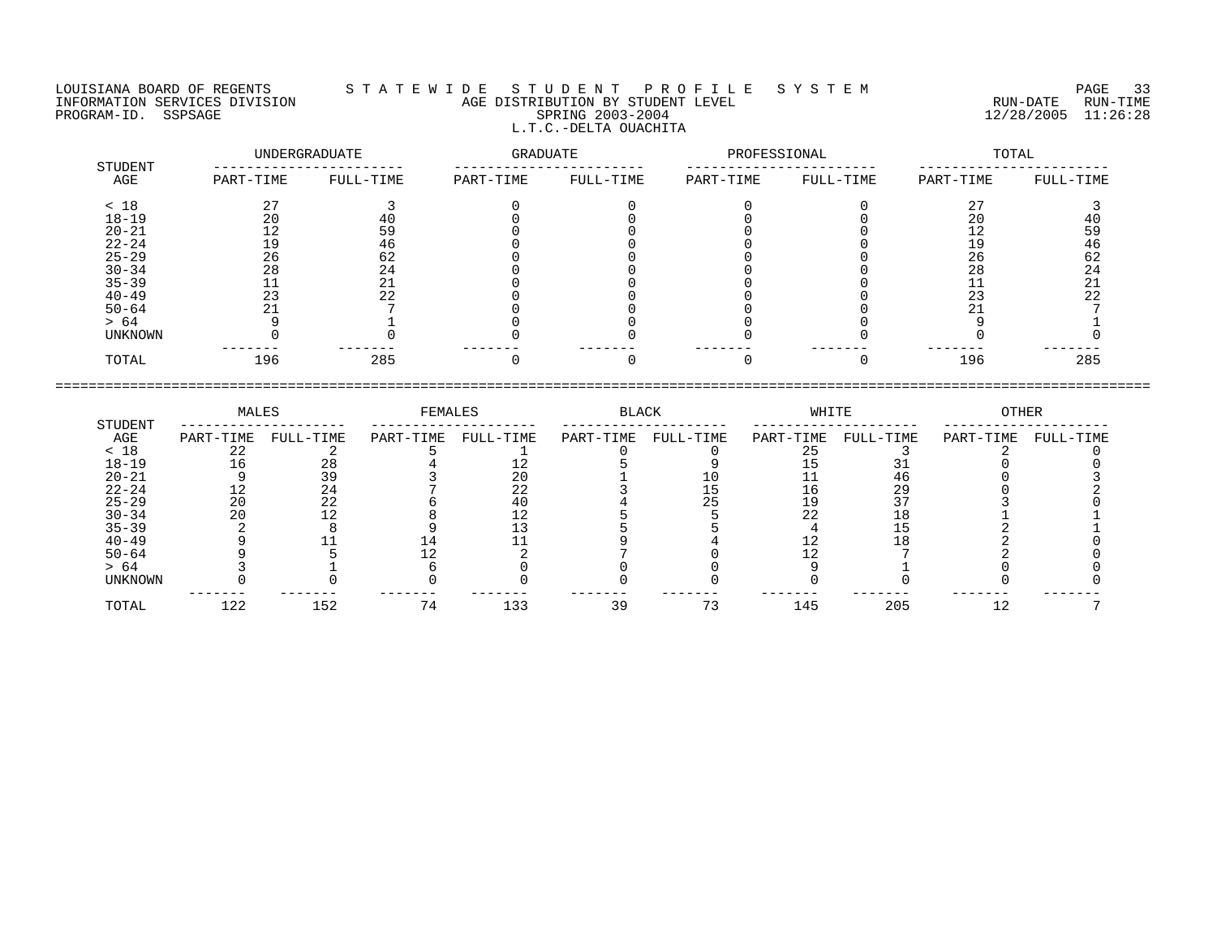LOUISIANA BOARD OF REGENTS — S T A T E W I D E   S T U D E N T   P R O F I L E   S Y S T E M

INFORMATION SERVICES DIVISION — AGE DISTRIBUTION BY STUDENT LEVEL — RUN-DATE 12/28/2005 RUN-TIME 11:26:28

PROGRAM-ID. SSPSAGE — SPRING 2003-2004

L.T.C.-DELTA OUACHITA

| STUDENT AGE | UNDERGRADUATE PART-TIME | UNDERGRADUATE FULL-TIME | GRADUATE PART-TIME | GRADUATE FULL-TIME | PROFESSIONAL PART-TIME | PROFESSIONAL FULL-TIME | TOTAL PART-TIME | TOTAL FULL-TIME |
|---|---|---|---|---|---|---|---|---|
| < 18 | 27 | 3 | 0 | 0 | 0 | 0 | 27 | 3 |
| 18-19 | 20 | 40 | 0 | 0 | 0 | 0 | 20 | 40 |
| 20-21 | 12 | 59 | 0 | 0 | 0 | 0 | 12 | 59 |
| 22-24 | 19 | 46 | 0 | 0 | 0 | 0 | 19 | 46 |
| 25-29 | 26 | 62 | 0 | 0 | 0 | 0 | 26 | 62 |
| 30-34 | 28 | 24 | 0 | 0 | 0 | 0 | 28 | 24 |
| 35-39 | 11 | 21 | 0 | 0 | 0 | 0 | 11 | 21 |
| 40-49 | 23 | 22 | 0 | 0 | 0 | 0 | 23 | 22 |
| 50-64 | 21 | 7 | 0 | 0 | 0 | 0 | 21 | 7 |
| > 64 | 9 | 1 | 0 | 0 | 0 | 0 | 9 | 1 |
| UNKNOWN | 0 | 0 | 0 | 0 | 0 | 0 | 0 | 0 |
| TOTAL | 196 | 285 | 0 | 0 | 0 | 0 | 196 | 285 |

| STUDENT AGE | MALES PART-TIME | MALES FULL-TIME | FEMALES PART-TIME | FEMALES FULL-TIME | BLACK PART-TIME | BLACK FULL-TIME | WHITE PART-TIME | WHITE FULL-TIME | OTHER PART-TIME | OTHER FULL-TIME |
|---|---|---|---|---|---|---|---|---|---|---|
| < 18 | 22 | 2 | 5 | 1 | 0 | 0 | 25 | 3 | 2 | 0 |
| 18-19 | 16 | 28 | 4 | 12 | 5 | 9 | 15 | 31 | 0 | 0 |
| 20-21 | 9 | 39 | 3 | 20 | 1 | 10 | 11 | 46 | 0 | 3 |
| 22-24 | 12 | 24 | 7 | 22 | 3 | 15 | 16 | 29 | 0 | 2 |
| 25-29 | 20 | 22 | 6 | 40 | 4 | 25 | 19 | 37 | 3 | 0 |
| 30-34 | 20 | 12 | 8 | 12 | 5 | 5 | 22 | 18 | 1 | 1 |
| 35-39 | 2 | 8 | 9 | 13 | 5 | 5 | 4 | 15 | 2 | 1 |
| 40-49 | 9 | 11 | 14 | 11 | 9 | 4 | 12 | 18 | 2 | 0 |
| 50-64 | 9 | 5 | 12 | 2 | 7 | 0 | 12 | 7 | 2 | 0 |
| > 64 | 3 | 1 | 6 | 0 | 0 | 0 | 9 | 1 | 0 | 0 |
| UNKNOWN | 0 | 0 | 0 | 0 | 0 | 0 | 0 | 0 | 0 | 0 |
| TOTAL | 122 | 152 | 74 | 133 | 39 | 73 | 145 | 205 | 12 | 7 |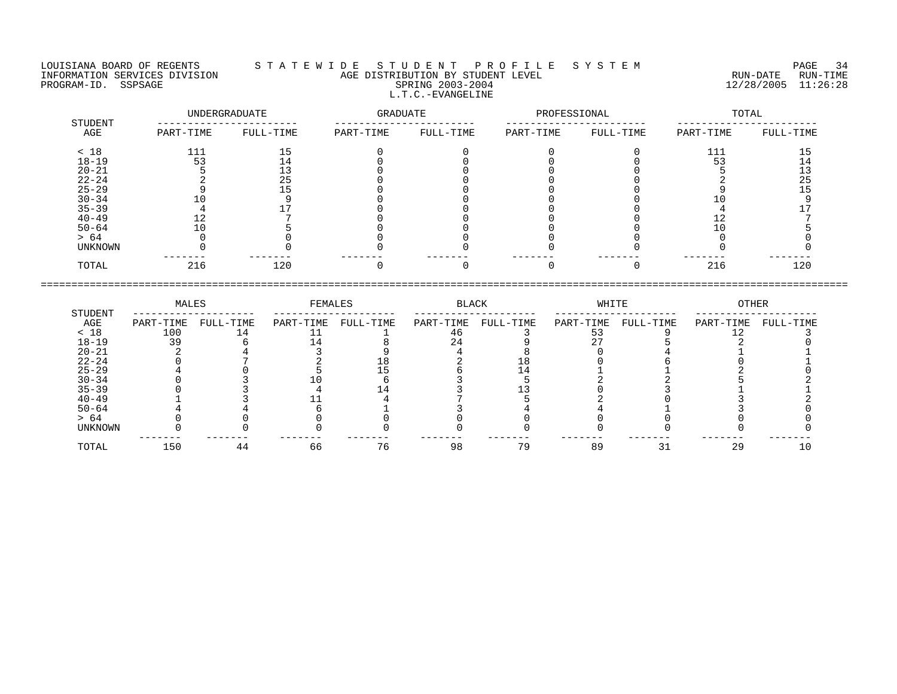LOUISIANA BOARD OF REGENTS — STATEWIDE STUDENT PROFILE SYSTEM
INFORMATION SERVICES DIVISION — AGE DISTRIBUTION BY STUDENT LEVEL
PROGRAM-ID. SSPSAGE — SPRING 2003-2004

RUN-DATE 12/28/2005 RUN-TIME 11:26:28

## L.T.C.-EVANGELINE

| STUDENT AGE | UNDERGRADUATE PART-TIME | UNDERGRADUATE FULL-TIME | GRADUATE PART-TIME | GRADUATE FULL-TIME | PROFESSIONAL PART-TIME | PROFESSIONAL FULL-TIME | TOTAL PART-TIME | TOTAL FULL-TIME |
|---|---|---|---|---|---|---|---|---|
| < 18 | 111 | 15 | 0 | 0 | 0 | 0 | 111 | 15 |
| 18-19 | 53 | 14 | 0 | 0 | 0 | 0 | 53 | 14 |
| 20-21 | 5 | 13 | 0 | 0 | 0 | 0 | 5 | 13 |
| 22-24 | 2 | 25 | 0 | 0 | 0 | 0 | 2 | 25 |
| 25-29 | 9 | 15 | 0 | 0 | 0 | 0 | 9 | 15 |
| 30-34 | 10 | 9 | 0 | 0 | 0 | 0 | 10 | 9 |
| 35-39 | 4 | 17 | 0 | 0 | 0 | 0 | 4 | 17 |
| 40-49 | 12 | 7 | 0 | 0 | 0 | 0 | 12 | 7 |
| 50-64 | 10 | 5 | 0 | 0 | 0 | 0 | 10 | 5 |
| > 64 | 0 | 0 | 0 | 0 | 0 | 0 | 0 | 0 |
| UNKNOWN | 0 | 0 | 0 | 0 | 0 | 0 | 0 | 0 |
| TOTAL | 216 | 120 | 0 | 0 | 0 | 0 | 216 | 120 |

| STUDENT AGE | MALES PART-TIME | MALES FULL-TIME | FEMALES PART-TIME | FEMALES FULL-TIME | BLACK PART-TIME | BLACK FULL-TIME | WHITE PART-TIME | WHITE FULL-TIME | OTHER PART-TIME | OTHER FULL-TIME |
|---|---|---|---|---|---|---|---|---|---|---|
| < 18 | 100 | 14 | 11 | 1 | 46 | 3 | 53 | 9 | 12 | 3 |
| 18-19 | 39 | 6 | 14 | 8 | 24 | 9 | 27 | 5 | 2 | 0 |
| 20-21 | 2 | 4 | 3 | 9 | 4 | 8 | 0 | 4 | 1 | 1 |
| 22-24 | 0 | 7 | 2 | 18 | 2 | 18 | 0 | 6 | 0 | 1 |
| 25-29 | 4 | 0 | 5 | 15 | 6 | 14 | 1 | 1 | 2 | 0 |
| 30-34 | 0 | 3 | 10 | 6 | 3 | 5 | 2 | 2 | 5 | 2 |
| 35-39 | 0 | 3 | 4 | 14 | 3 | 13 | 0 | 3 | 1 | 1 |
| 40-49 | 1 | 3 | 11 | 4 | 7 | 5 | 2 | 0 | 3 | 2 |
| 50-64 | 4 | 4 | 6 | 1 | 3 | 4 | 4 | 1 | 3 | 0 |
| > 64 | 0 | 0 | 0 | 0 | 0 | 0 | 0 | 0 | 0 | 0 |
| UNKNOWN | 0 | 0 | 0 | 0 | 0 | 0 | 0 | 0 | 0 | 0 |
| TOTAL | 150 | 44 | 66 | 76 | 98 | 79 | 89 | 31 | 29 | 10 |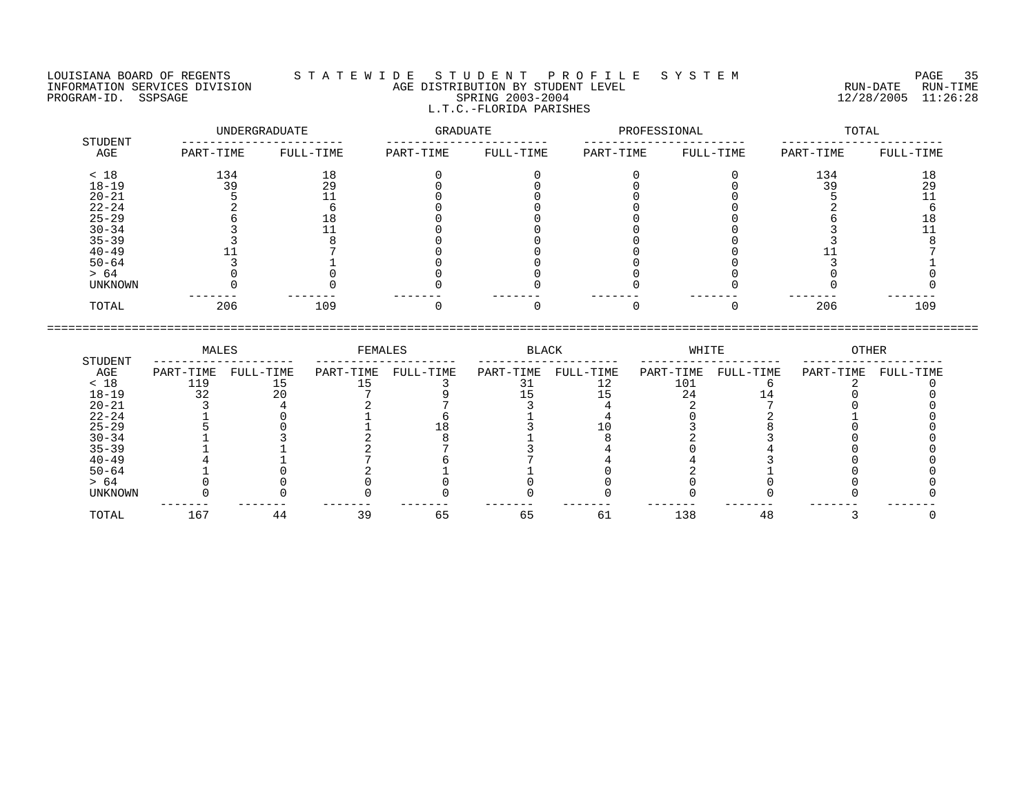LOUISIANA BOARD OF REGENTS — STATEWIDE STUDENT PROFILE SYSTEM
INFORMATION SERVICES DIVISION — AGE DISTRIBUTION BY STUDENT LEVEL — RUN-DATE 12/28/2005 RUN-TIME 11:26:28
PROGRAM-ID. SSPSAGE — SPRING 2003-2004

L.T.C.-FLORIDA PARISHES

| STUDENT AGE | UNDERGRADUATE | | GRADUATE | | PROFESSIONAL | | TOTAL | |
|---|---|---|---|---|---|---|---|---|
| | PART-TIME | FULL-TIME | PART-TIME | FULL-TIME | PART-TIME | FULL-TIME | PART-TIME | FULL-TIME |
| < 18 | 134 | 18 | 0 | 0 | 0 | 0 | 134 | 18 |
| 18-19 | 39 | 29 | 0 | 0 | 0 | 0 | 39 | 29 |
| 20-21 | 5 | 11 | 0 | 0 | 0 | 0 | 5 | 11 |
| 22-24 | 2 | 6 | 0 | 0 | 0 | 0 | 2 | 6 |
| 25-29 | 6 | 18 | 0 | 0 | 0 | 0 | 6 | 18 |
| 30-34 | 3 | 11 | 0 | 0 | 0 | 0 | 3 | 11 |
| 35-39 | 3 | 8 | 0 | 0 | 0 | 0 | 3 | 8 |
| 40-49 | 11 | 7 | 0 | 0 | 0 | 0 | 11 | 7 |
| 50-64 | 3 | 1 | 0 | 0 | 0 | 0 | 3 | 1 |
| > 64 | 0 | 0 | 0 | 0 | 0 | 0 | 0 | 0 |
| UNKNOWN | 0 | 0 | 0 | 0 | 0 | 0 | 0 | 0 |
| TOTAL | 206 | 109 | 0 | 0 | 0 | 0 | 206 | 109 |

| STUDENT AGE | MALES | | FEMALES | | BLACK | | WHITE | | OTHER | |
|---|---|---|---|---|---|---|---|---|---|---|
| | PART-TIME | FULL-TIME | PART-TIME | FULL-TIME | PART-TIME | FULL-TIME | PART-TIME | FULL-TIME | PART-TIME | FULL-TIME |
| < 18 | 119 | 15 | 15 | 3 | 31 | 12 | 101 | 6 | 2 | 0 |
| 18-19 | 32 | 20 | 7 | 9 | 15 | 15 | 24 | 14 | 0 | 0 |
| 20-21 | 3 | 4 | 2 | 7 | 3 | 4 | 2 | 7 | 0 | 0 |
| 22-24 | 1 | 0 | 1 | 6 | 1 | 4 | 0 | 2 | 1 | 0 |
| 25-29 | 5 | 0 | 1 | 18 | 3 | 10 | 3 | 8 | 0 | 0 |
| 30-34 | 1 | 3 | 2 | 8 | 1 | 8 | 2 | 3 | 0 | 0 |
| 35-39 | 1 | 1 | 2 | 7 | 3 | 4 | 0 | 4 | 0 | 0 |
| 40-49 | 4 | 1 | 7 | 6 | 7 | 4 | 4 | 3 | 0 | 0 |
| 50-64 | 1 | 0 | 2 | 1 | 1 | 0 | 2 | 1 | 0 | 0 |
| > 64 | 0 | 0 | 0 | 0 | 0 | 0 | 0 | 0 | 0 | 0 |
| UNKNOWN | 0 | 0 | 0 | 0 | 0 | 0 | 0 | 0 | 0 | 0 |
| TOTAL | 167 | 44 | 39 | 65 | 65 | 61 | 138 | 48 | 3 | 0 |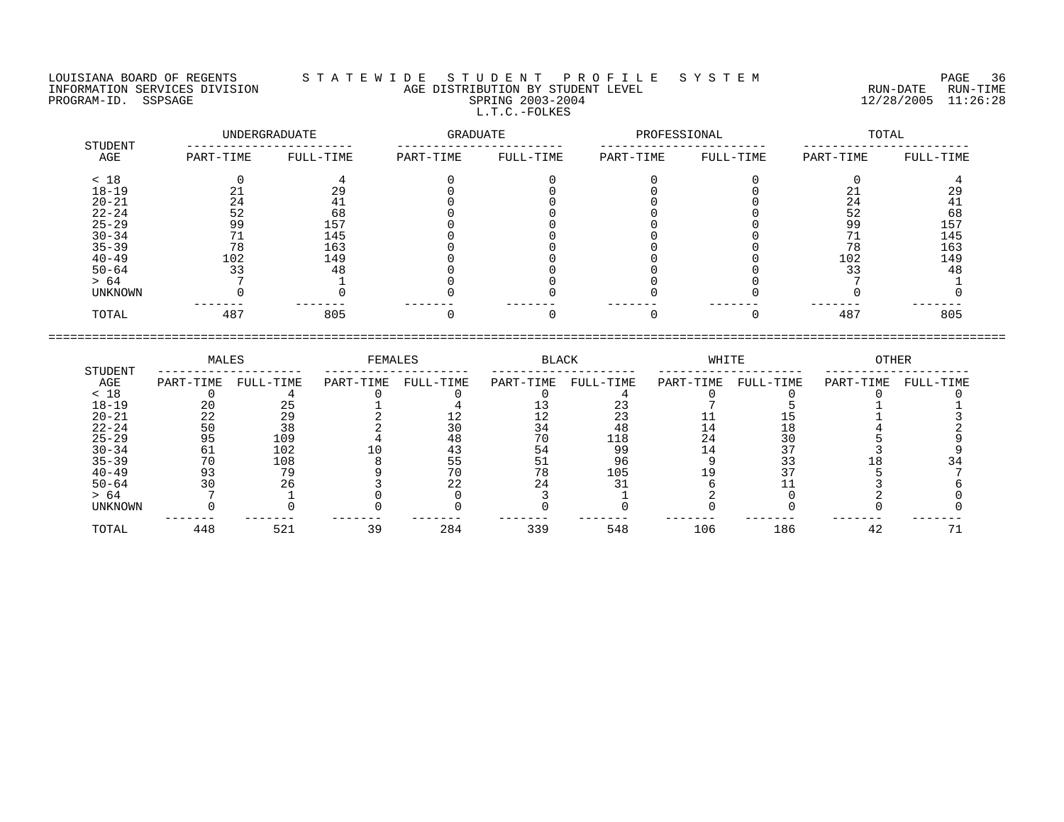LOUISIANA BOARD OF REGENTS — INFORMATION SERVICES DIVISION — PROGRAM-ID. SSPSAGE

# STATEWIDE STUDENT PROFILE SYSTEM

## AGE DISTRIBUTION BY STUDENT LEVEL

SPRING 2003-2004

L.T.C.-FOLKES

RUN-DATE 12/28/2005 RUN-TIME 11:26:28

| STUDENT AGE | UNDERGRADUATE | | GRADUATE | | PROFESSIONAL | | TOTAL | |
|---|---|---|---|---|---|---|---|---|
| | PART-TIME | FULL-TIME | PART-TIME | FULL-TIME | PART-TIME | FULL-TIME | PART-TIME | FULL-TIME |
| < 18 | 0 | 4 | 0 | 0 | 0 | 0 | 0 | 4 |
| 18-19 | 21 | 29 | 0 | 0 | 0 | 0 | 21 | 29 |
| 20-21 | 24 | 41 | 0 | 0 | 0 | 0 | 24 | 41 |
| 22-24 | 52 | 68 | 0 | 0 | 0 | 0 | 52 | 68 |
| 25-29 | 99 | 157 | 0 | 0 | 0 | 0 | 99 | 157 |
| 30-34 | 71 | 145 | 0 | 0 | 0 | 0 | 71 | 145 |
| 35-39 | 78 | 163 | 0 | 0 | 0 | 0 | 78 | 163 |
| 40-49 | 102 | 149 | 0 | 0 | 0 | 0 | 102 | 149 |
| 50-64 | 33 | 48 | 0 | 0 | 0 | 0 | 33 | 48 |
| > 64 | 7 | 1 | 0 | 0 | 0 | 0 | 7 | 1 |
| UNKNOWN | 0 | 0 | 0 | 0 | 0 | 0 | 0 | 0 |
| TOTAL | 487 | 805 | 0 | 0 | 0 | 0 | 487 | 805 |

| STUDENT AGE | MALES | | FEMALES | | BLACK | | WHITE | | OTHER | |
|---|---|---|---|---|---|---|---|---|---|---|
| | PART-TIME | FULL-TIME | PART-TIME | FULL-TIME | PART-TIME | FULL-TIME | PART-TIME | FULL-TIME | PART-TIME | FULL-TIME |
| < 18 | 0 | 4 | 0 | 0 | 0 | 4 | 0 | 0 | 0 | 0 |
| 18-19 | 20 | 25 | 1 | 4 | 13 | 23 | 7 | 5 | 1 | 1 |
| 20-21 | 22 | 29 | 2 | 12 | 12 | 23 | 11 | 15 | 1 | 3 |
| 22-24 | 50 | 38 | 2 | 30 | 34 | 48 | 14 | 18 | 4 | 2 |
| 25-29 | 95 | 109 | 4 | 48 | 70 | 118 | 24 | 30 | 5 | 9 |
| 30-34 | 61 | 102 | 10 | 43 | 54 | 99 | 14 | 37 | 3 | 9 |
| 35-39 | 70 | 108 | 8 | 55 | 51 | 96 | 9 | 33 | 18 | 34 |
| 40-49 | 93 | 79 | 9 | 70 | 78 | 105 | 19 | 37 | 5 | 7 |
| 50-64 | 30 | 26 | 3 | 22 | 24 | 31 | 6 | 11 | 3 | 6 |
| > 64 | 7 | 1 | 0 | 0 | 3 | 1 | 2 | 0 | 2 | 0 |
| UNKNOWN | 0 | 0 | 0 | 0 | 0 | 0 | 0 | 0 | 0 | 0 |
| TOTAL | 448 | 521 | 39 | 284 | 339 | 548 | 106 | 186 | 42 | 71 |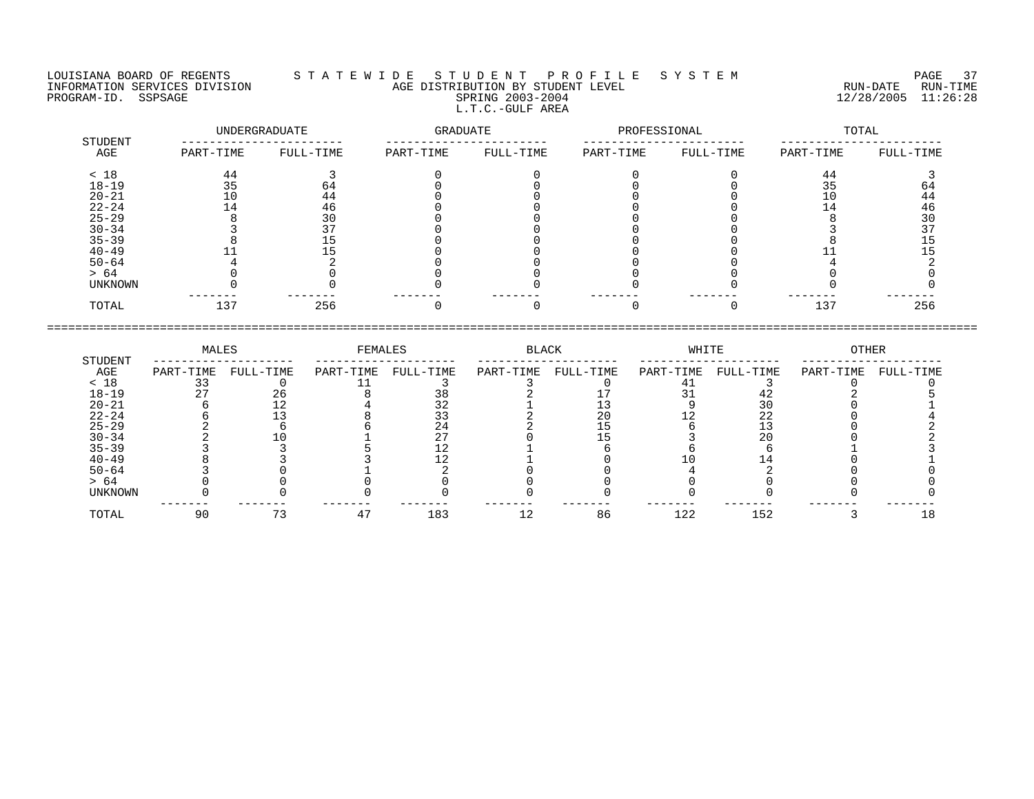LOUISIANA BOARD OF REGENTS — STATEWIDE STUDENT PROFILE SYSTEM

INFORMATION SERVICES DIVISION — AGE DISTRIBUTION BY STUDENT LEVEL — RUN-DATE 12/28/2005 RUN-TIME 11:26:28

PROGRAM-ID. SSPSAGE — SPRING 2003-2004

L.T.C.-GULF AREA

| STUDENT | UNDERGRADUATE | | GRADUATE | | PROFESSIONAL | | TOTAL | |
|---|---|---|---|---|---|---|---|---|
| AGE | PART-TIME | FULL-TIME | PART-TIME | FULL-TIME | PART-TIME | FULL-TIME | PART-TIME | FULL-TIME |
| < 18 | 44 | 3 | 0 | 0 | 0 | 0 | 44 | 3 |
| 18-19 | 35 | 64 | 0 | 0 | 0 | 0 | 35 | 64 |
| 20-21 | 10 | 44 | 0 | 0 | 0 | 0 | 10 | 44 |
| 22-24 | 14 | 46 | 0 | 0 | 0 | 0 | 14 | 46 |
| 25-29 | 8 | 30 | 0 | 0 | 0 | 0 | 8 | 30 |
| 30-34 | 3 | 37 | 0 | 0 | 0 | 0 | 3 | 37 |
| 35-39 | 8 | 15 | 0 | 0 | 0 | 0 | 8 | 15 |
| 40-49 | 11 | 15 | 0 | 0 | 0 | 0 | 11 | 15 |
| 50-64 | 4 | 2 | 0 | 0 | 0 | 0 | 4 | 2 |
| > 64 | 0 | 0 | 0 | 0 | 0 | 0 | 0 | 0 |
| UNKNOWN | 0 | 0 | 0 | 0 | 0 | 0 | 0 | 0 |
| TOTAL | 137 | 256 | 0 | 0 | 0 | 0 | 137 | 256 |

| STUDENT | MALES | | FEMALES | | BLACK | | WHITE | | OTHER | |
|---|---|---|---|---|---|---|---|---|---|---|
| AGE | PART-TIME | FULL-TIME | PART-TIME | FULL-TIME | PART-TIME | FULL-TIME | PART-TIME | FULL-TIME | PART-TIME | FULL-TIME |
| < 18 | 33 | 0 | 11 | 3 | 3 | 0 | 41 | 3 | 0 | 0 |
| 18-19 | 27 | 26 | 8 | 38 | 2 | 17 | 31 | 42 | 2 | 5 |
| 20-21 | 6 | 12 | 4 | 32 | 1 | 13 | 9 | 30 | 0 | 1 |
| 22-24 | 6 | 13 | 8 | 33 | 2 | 20 | 12 | 22 | 0 | 4 |
| 25-29 | 2 | 6 | 6 | 24 | 2 | 15 | 6 | 13 | 0 | 2 |
| 30-34 | 2 | 10 | 1 | 27 | 0 | 15 | 3 | 20 | 0 | 2 |
| 35-39 | 3 | 3 | 5 | 12 | 1 | 6 | 6 | 6 | 1 | 3 |
| 40-49 | 8 | 3 | 3 | 12 | 1 | 0 | 10 | 14 | 0 | 1 |
| 50-64 | 3 | 0 | 1 | 2 | 0 | 0 | 4 | 2 | 0 | 0 |
| > 64 | 0 | 0 | 0 | 0 | 0 | 0 | 0 | 0 | 0 | 0 |
| UNKNOWN | 0 | 0 | 0 | 0 | 0 | 0 | 0 | 0 | 0 | 0 |
| TOTAL | 90 | 73 | 47 | 183 | 12 | 86 | 122 | 152 | 3 | 18 |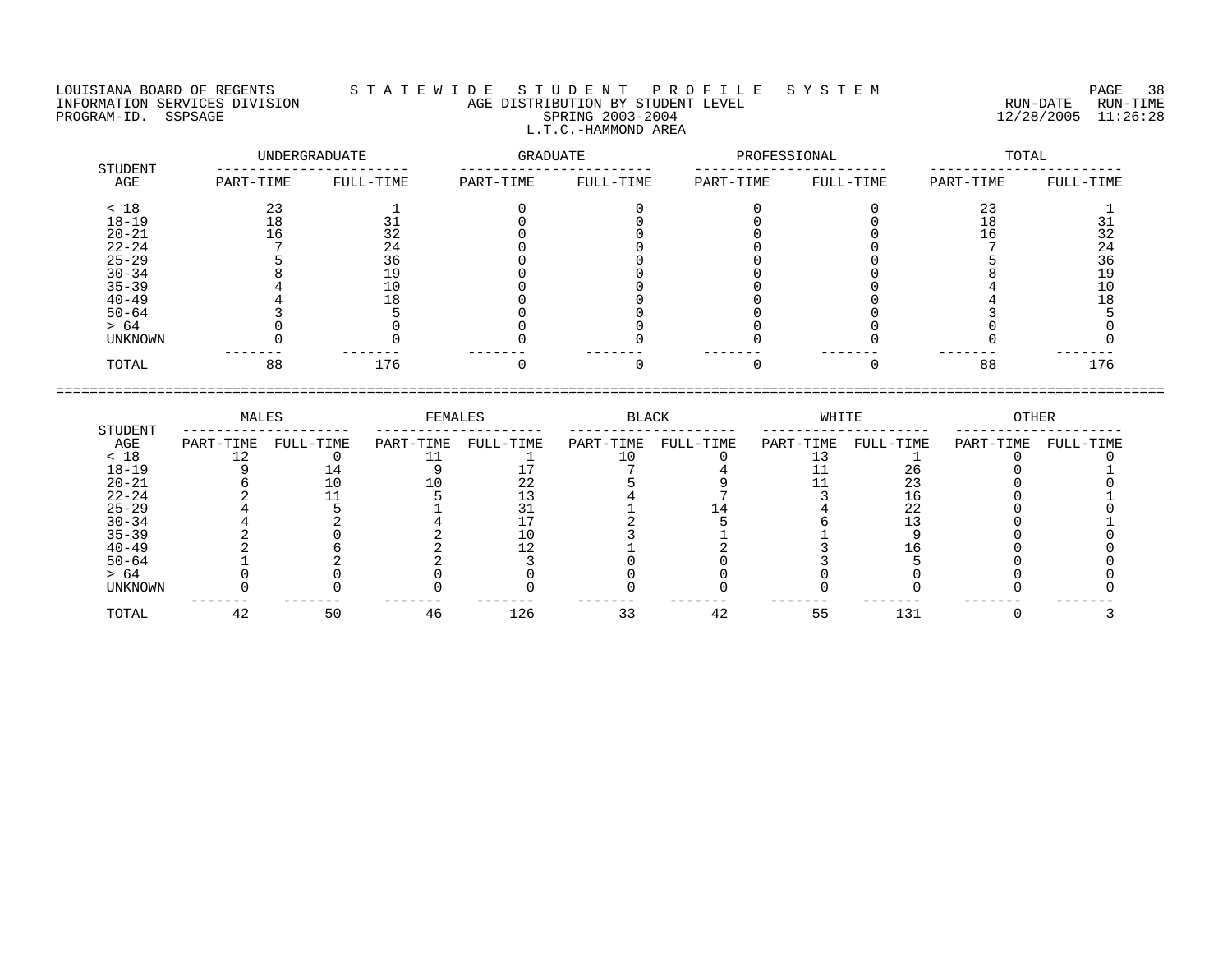LOUISIANA BOARD OF REGENTS — STATEWIDE STUDENT PROFILE SYSTEM
INFORMATION SERVICES DIVISION
PROGRAM-ID. SSPSAGE

RUN-DATE 12/28/2005 RUN-TIME 11:26:28

## AGE DISTRIBUTION BY STUDENT LEVEL
### SPRING 2003-2004
### L.T.C.-HAMMOND AREA

| STUDENT AGE | UNDERGRADUATE | | GRADUATE | | PROFESSIONAL | | TOTAL | |
|---|---|---|---|---|---|---|---|---|
| | PART-TIME | FULL-TIME | PART-TIME | FULL-TIME | PART-TIME | FULL-TIME | PART-TIME | FULL-TIME |
| < 18 | 23 | 1 | 0 | 0 | 0 | 0 | 23 | 1 |
| 18-19 | 18 | 31 | 0 | 0 | 0 | 0 | 18 | 31 |
| 20-21 | 16 | 32 | 0 | 0 | 0 | 0 | 16 | 32 |
| 22-24 | 7 | 24 | 0 | 0 | 0 | 0 | 7 | 24 |
| 25-29 | 5 | 36 | 0 | 0 | 0 | 0 | 5 | 36 |
| 30-34 | 8 | 19 | 0 | 0 | 0 | 0 | 8 | 19 |
| 35-39 | 4 | 10 | 0 | 0 | 0 | 0 | 4 | 10 |
| 40-49 | 4 | 18 | 0 | 0 | 0 | 0 | 4 | 18 |
| 50-64 | 3 | 5 | 0 | 0 | 0 | 0 | 3 | 5 |
| > 64 | 0 | 0 | 0 | 0 | 0 | 0 | 0 | 0 |
| UNKNOWN | 0 | 0 | 0 | 0 | 0 | 0 | 0 | 0 |
| TOTAL | 88 | 176 | 0 | 0 | 0 | 0 | 88 | 176 |

| STUDENT AGE | MALES | | FEMALES | | BLACK | | WHITE | | OTHER | |
|---|---|---|---|---|---|---|---|---|---|---|
| | PART-TIME | FULL-TIME | PART-TIME | FULL-TIME | PART-TIME | FULL-TIME | PART-TIME | FULL-TIME | PART-TIME | FULL-TIME |
| < 18 | 12 | 0 | 11 | 1 | 10 | 0 | 13 | 1 | 0 | 0 |
| 18-19 | 9 | 14 | 9 | 17 | 7 | 4 | 11 | 26 | 0 | 1 |
| 20-21 | 6 | 10 | 10 | 22 | 5 | 9 | 11 | 23 | 0 | 0 |
| 22-24 | 2 | 11 | 5 | 13 | 4 | 7 | 3 | 16 | 0 | 1 |
| 25-29 | 4 | 5 | 1 | 31 | 1 | 14 | 4 | 22 | 0 | 0 |
| 30-34 | 4 | 2 | 4 | 17 | 2 | 5 | 6 | 13 | 0 | 1 |
| 35-39 | 2 | 0 | 2 | 10 | 3 | 1 | 1 | 9 | 0 | 0 |
| 40-49 | 2 | 6 | 2 | 12 | 1 | 2 | 3 | 16 | 0 | 0 |
| 50-64 | 1 | 2 | 2 | 3 | 0 | 0 | 3 | 5 | 0 | 0 |
| > 64 | 0 | 0 | 0 | 0 | 0 | 0 | 0 | 0 | 0 | 0 |
| UNKNOWN | 0 | 0 | 0 | 0 | 0 | 0 | 0 | 0 | 0 | 0 |
| TOTAL | 42 | 50 | 46 | 126 | 33 | 42 | 55 | 131 | 0 | 3 |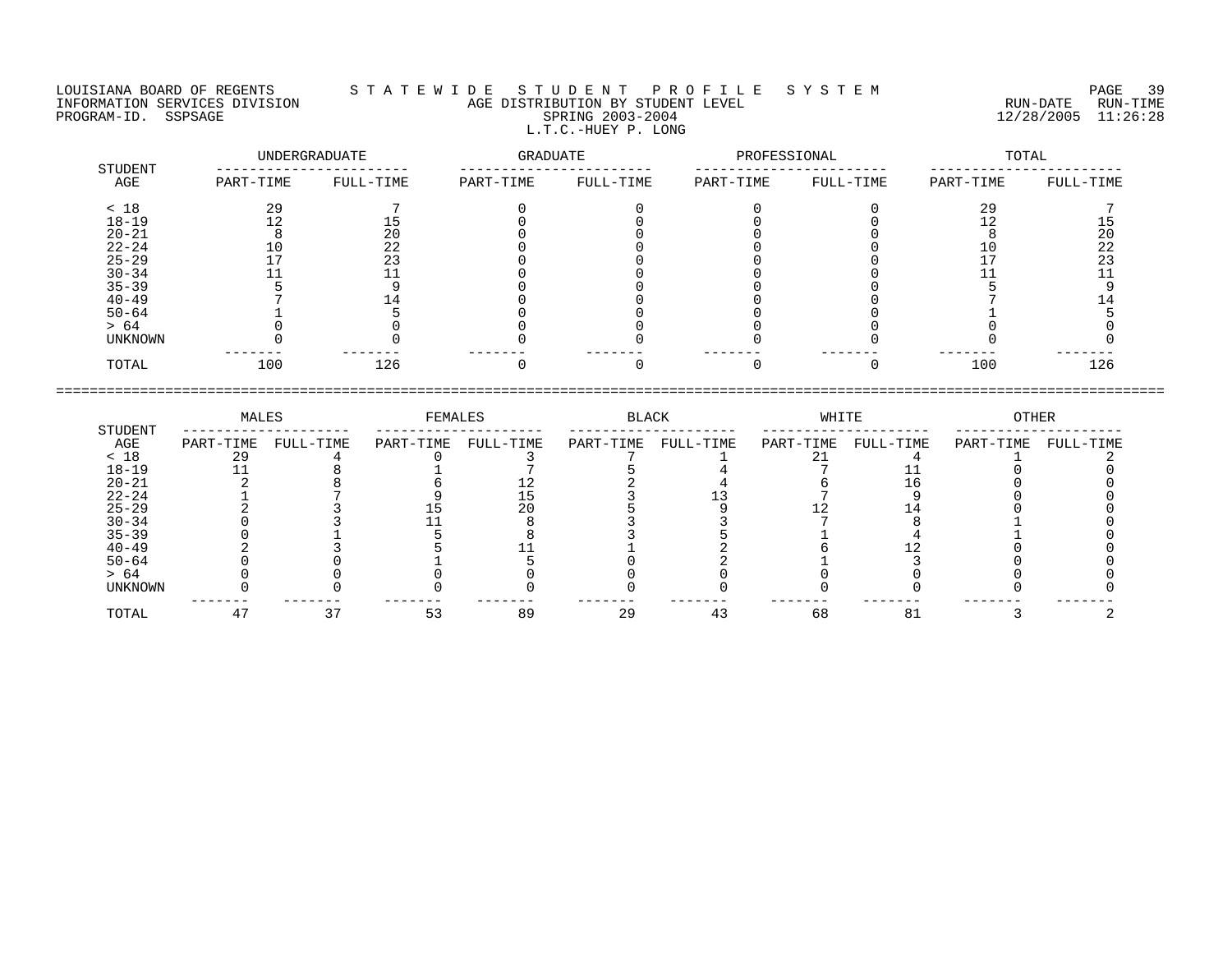LOUISIANA BOARD OF REGENTS — S T A T E W I D E   S T U D E N T   P R O F I L E   S Y S T E M

INFORMATION SERVICES DIVISION — AGE DISTRIBUTION BY STUDENT LEVEL — RUN-DATE 12/28/2005 RUN-TIME 11:26:28

PROGRAM-ID. SSPSAGE — SPRING 2003-2004

L.T.C.-HUEY P. LONG

| STUDENT AGE | UNDERGRADUATE PART-TIME | UNDERGRADUATE FULL-TIME | GRADUATE PART-TIME | GRADUATE FULL-TIME | PROFESSIONAL PART-TIME | PROFESSIONAL FULL-TIME | TOTAL PART-TIME | TOTAL FULL-TIME |
|---|---|---|---|---|---|---|---|---|
| < 18 | 29 | 7 | 0 | 0 | 0 | 0 | 29 | 7 |
| 18-19 | 12 | 15 | 0 | 0 | 0 | 0 | 12 | 15 |
| 20-21 | 8 | 20 | 0 | 0 | 0 | 0 | 8 | 20 |
| 22-24 | 10 | 22 | 0 | 0 | 0 | 0 | 10 | 22 |
| 25-29 | 17 | 23 | 0 | 0 | 0 | 0 | 17 | 23 |
| 30-34 | 11 | 11 | 0 | 0 | 0 | 0 | 11 | 11 |
| 35-39 | 5 | 9 | 0 | 0 | 0 | 0 | 5 | 9 |
| 40-49 | 7 | 14 | 0 | 0 | 0 | 0 | 7 | 14 |
| 50-64 | 1 | 5 | 0 | 0 | 0 | 0 | 1 | 5 |
| > 64 | 0 | 0 | 0 | 0 | 0 | 0 | 0 | 0 |
| UNKNOWN | 0 | 0 | 0 | 0 | 0 | 0 | 0 | 0 |
| TOTAL | 100 | 126 | 0 | 0 | 0 | 0 | 100 | 126 |

| STUDENT AGE | MALES PART-TIME | MALES FULL-TIME | FEMALES PART-TIME | FEMALES FULL-TIME | BLACK PART-TIME | BLACK FULL-TIME | WHITE PART-TIME | WHITE FULL-TIME | OTHER PART-TIME | OTHER FULL-TIME |
|---|---|---|---|---|---|---|---|---|---|---|
| < 18 | 29 | 4 | 0 | 3 | 7 | 1 | 21 | 4 | 1 | 2 |
| 18-19 | 11 | 8 | 1 | 7 | 5 | 4 | 7 | 11 | 0 | 0 |
| 20-21 | 2 | 8 | 6 | 12 | 2 | 4 | 6 | 16 | 0 | 0 |
| 22-24 | 1 | 7 | 9 | 15 | 3 | 13 | 7 | 9 | 0 | 0 |
| 25-29 | 2 | 3 | 15 | 20 | 5 | 9 | 12 | 14 | 0 | 0 |
| 30-34 | 0 | 3 | 11 | 8 | 3 | 3 | 7 | 8 | 1 | 0 |
| 35-39 | 0 | 1 | 5 | 8 | 3 | 5 | 1 | 4 | 1 | 0 |
| 40-49 | 2 | 3 | 5 | 11 | 1 | 2 | 6 | 12 | 0 | 0 |
| 50-64 | 0 | 0 | 1 | 5 | 0 | 2 | 1 | 3 | 0 | 0 |
| > 64 | 0 | 0 | 0 | 0 | 0 | 0 | 0 | 0 | 0 | 0 |
| UNKNOWN | 0 | 0 | 0 | 0 | 0 | 0 | 0 | 0 | 0 | 0 |
| TOTAL | 47 | 37 | 53 | 89 | 29 | 43 | 68 | 81 | 3 | 2 |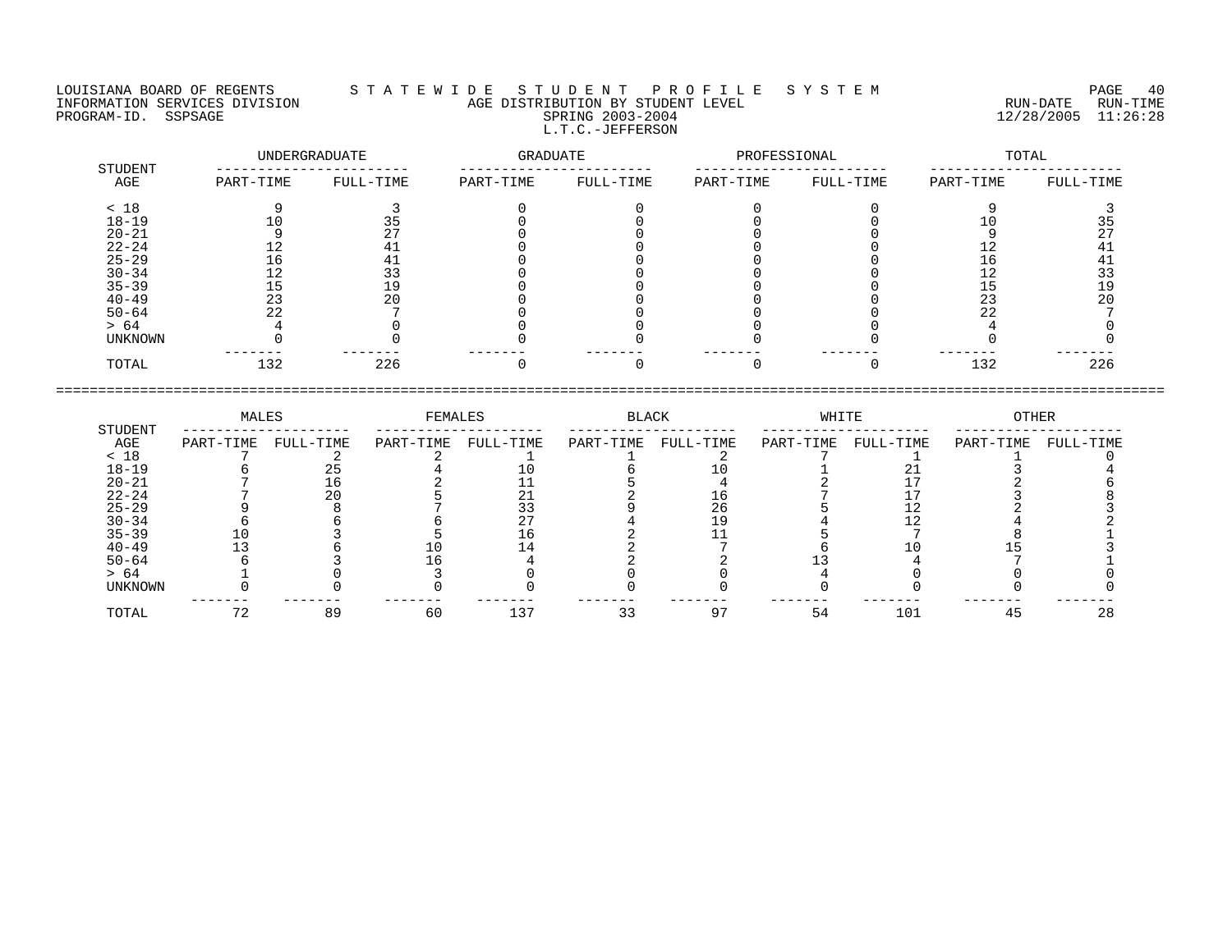LOUISIANA BOARD OF REGENTS — STATEWIDE STUDENT PROFILE SYSTEM
INFORMATION SERVICES DIVISION — AGE DISTRIBUTION BY STUDENT LEVEL — RUN-DATE 12/28/2005 RUN-TIME 11:26:28
PROGRAM-ID. SSPSAGE — SPRING 2003-2004

L.T.C.-JEFFERSON

| STUDENT AGE | UNDERGRADUATE | | GRADUATE | | PROFESSIONAL | | TOTAL | |
|---|---|---|---|---|---|---|---|---|
| | PART-TIME | FULL-TIME | PART-TIME | FULL-TIME | PART-TIME | FULL-TIME | PART-TIME | FULL-TIME |
| < 18 | 9 | 3 | 0 | 0 | 0 | 0 | 9 | 3 |
| 18-19 | 10 | 35 | 0 | 0 | 0 | 0 | 10 | 35 |
| 20-21 | 9 | 27 | 0 | 0 | 0 | 0 | 9 | 27 |
| 22-24 | 12 | 41 | 0 | 0 | 0 | 0 | 12 | 41 |
| 25-29 | 16 | 41 | 0 | 0 | 0 | 0 | 16 | 41 |
| 30-34 | 12 | 33 | 0 | 0 | 0 | 0 | 12 | 33 |
| 35-39 | 15 | 19 | 0 | 0 | 0 | 0 | 15 | 19 |
| 40-49 | 23 | 20 | 0 | 0 | 0 | 0 | 23 | 20 |
| 50-64 | 22 | 7 | 0 | 0 | 0 | 0 | 22 | 7 |
| > 64 | 4 | 0 | 0 | 0 | 0 | 0 | 4 | 0 |
| UNKNOWN | 0 | 0 | 0 | 0 | 0 | 0 | 0 | 0 |
| TOTAL | 132 | 226 | 0 | 0 | 0 | 0 | 132 | 226 |

| STUDENT AGE | MALES | | FEMALES | | BLACK | | WHITE | | OTHER | |
|---|---|---|---|---|---|---|---|---|---|---|
| | PART-TIME | FULL-TIME | PART-TIME | FULL-TIME | PART-TIME | FULL-TIME | PART-TIME | FULL-TIME | PART-TIME | FULL-TIME |
| < 18 | 7 | 2 | 2 | 1 | 1 | 2 | 7 | 1 | 1 | 0 |
| 18-19 | 6 | 25 | 4 | 10 | 6 | 10 | 1 | 21 | 3 | 4 |
| 20-21 | 7 | 16 | 2 | 11 | 5 | 4 | 2 | 17 | 2 | 6 |
| 22-24 | 7 | 20 | 5 | 21 | 2 | 16 | 7 | 17 | 3 | 8 |
| 25-29 | 9 | 8 | 7 | 33 | 9 | 26 | 5 | 12 | 2 | 3 |
| 30-34 | 6 | 6 | 6 | 27 | 4 | 19 | 4 | 12 | 4 | 2 |
| 35-39 | 10 | 3 | 5 | 16 | 2 | 11 | 5 | 7 | 8 | 1 |
| 40-49 | 13 | 6 | 10 | 14 | 2 | 7 | 6 | 10 | 15 | 3 |
| 50-64 | 6 | 3 | 16 | 4 | 2 | 2 | 13 | 4 | 7 | 1 |
| > 64 | 1 | 0 | 3 | 0 | 0 | 0 | 4 | 0 | 0 | 0 |
| UNKNOWN | 0 | 0 | 0 | 0 | 0 | 0 | 0 | 0 | 0 | 0 |
| TOTAL | 72 | 89 | 60 | 137 | 33 | 97 | 54 | 101 | 45 | 28 |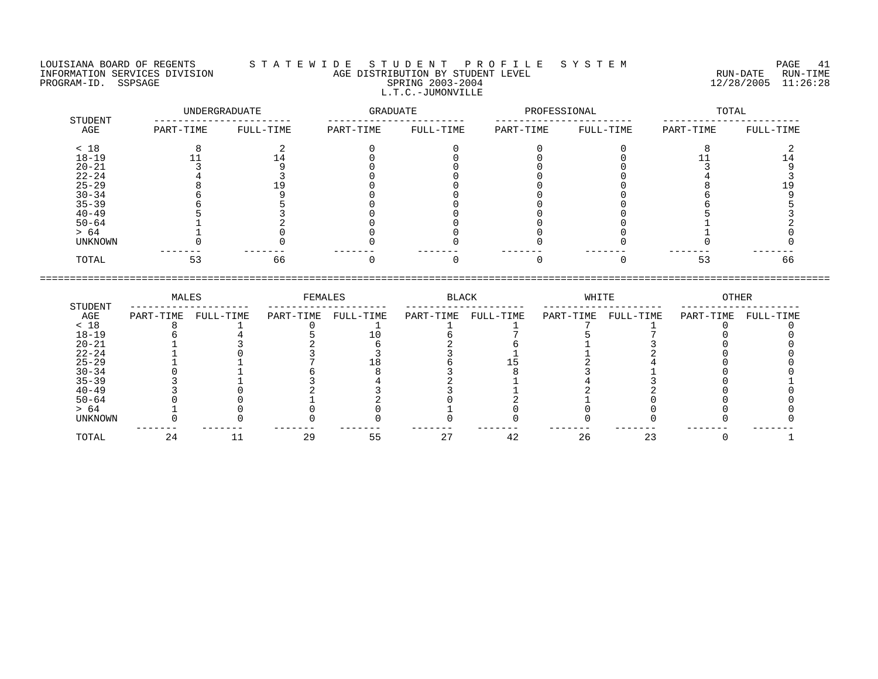LOUISIANA BOARD OF REGENTS — STATEWIDE STUDENT PROFILE SYSTEM
INFORMATION SERVICES DIVISION — AGE DISTRIBUTION BY STUDENT LEVEL — RUN-DATE 12/28/2005 RUN-TIME 11:26:28
PROGRAM-ID. SSPSAGE — SPRING 2003-2004

L.T.C.-JUMONVILLE

| STUDENT AGE | UNDERGRADUATE | | GRADUATE | | PROFESSIONAL | | TOTAL | |
|---|---|---|---|---|---|---|---|---|
| | PART-TIME | FULL-TIME | PART-TIME | FULL-TIME | PART-TIME | FULL-TIME | PART-TIME | FULL-TIME |
| < 18 | 8 | 2 | 0 | 0 | 0 | 0 | 8 | 2 |
| 18-19 | 11 | 14 | 0 | 0 | 0 | 0 | 11 | 14 |
| 20-21 | 3 | 9 | 0 | 0 | 0 | 0 | 3 | 9 |
| 22-24 | 4 | 3 | 0 | 0 | 0 | 0 | 4 | 3 |
| 25-29 | 8 | 19 | 0 | 0 | 0 | 0 | 8 | 19 |
| 30-34 | 6 | 9 | 0 | 0 | 0 | 0 | 6 | 9 |
| 35-39 | 6 | 5 | 0 | 0 | 0 | 0 | 6 | 5 |
| 40-49 | 5 | 3 | 0 | 0 | 0 | 0 | 5 | 3 |
| 50-64 | 1 | 2 | 0 | 0 | 0 | 0 | 1 | 2 |
| > 64 | 1 | 0 | 0 | 0 | 0 | 0 | 1 | 0 |
| UNKNOWN | 0 | 0 | 0 | 0 | 0 | 0 | 0 | 0 |
| TOTAL | 53 | 66 | 0 | 0 | 0 | 0 | 53 | 66 |

| STUDENT AGE | MALES | | FEMALES | | BLACK | | WHITE | | OTHER | |
|---|---|---|---|---|---|---|---|---|---|---|
| | PART-TIME | FULL-TIME | PART-TIME | FULL-TIME | PART-TIME | FULL-TIME | PART-TIME | FULL-TIME | PART-TIME | FULL-TIME |
| < 18 | 8 | 1 | 0 | 1 | 1 | 1 | 7 | 1 | 0 | 0 |
| 18-19 | 6 | 4 | 5 | 10 | 6 | 7 | 5 | 7 | 0 | 0 |
| 20-21 | 1 | 3 | 2 | 6 | 2 | 6 | 1 | 3 | 0 | 0 |
| 22-24 | 1 | 0 | 3 | 3 | 3 | 1 | 1 | 2 | 0 | 0 |
| 25-29 | 1 | 1 | 7 | 18 | 6 | 15 | 2 | 4 | 0 | 0 |
| 30-34 | 0 | 1 | 6 | 8 | 3 | 8 | 3 | 1 | 0 | 0 |
| 35-39 | 3 | 1 | 3 | 4 | 2 | 1 | 4 | 3 | 0 | 1 |
| 40-49 | 3 | 0 | 2 | 3 | 3 | 1 | 2 | 2 | 0 | 0 |
| 50-64 | 0 | 0 | 1 | 2 | 0 | 2 | 1 | 0 | 0 | 0 |
| > 64 | 1 | 0 | 0 | 0 | 1 | 0 | 0 | 0 | 0 | 0 |
| UNKNOWN | 0 | 0 | 0 | 0 | 0 | 0 | 0 | 0 | 0 | 0 |
| TOTAL | 24 | 11 | 29 | 55 | 27 | 42 | 26 | 23 | 0 | 1 |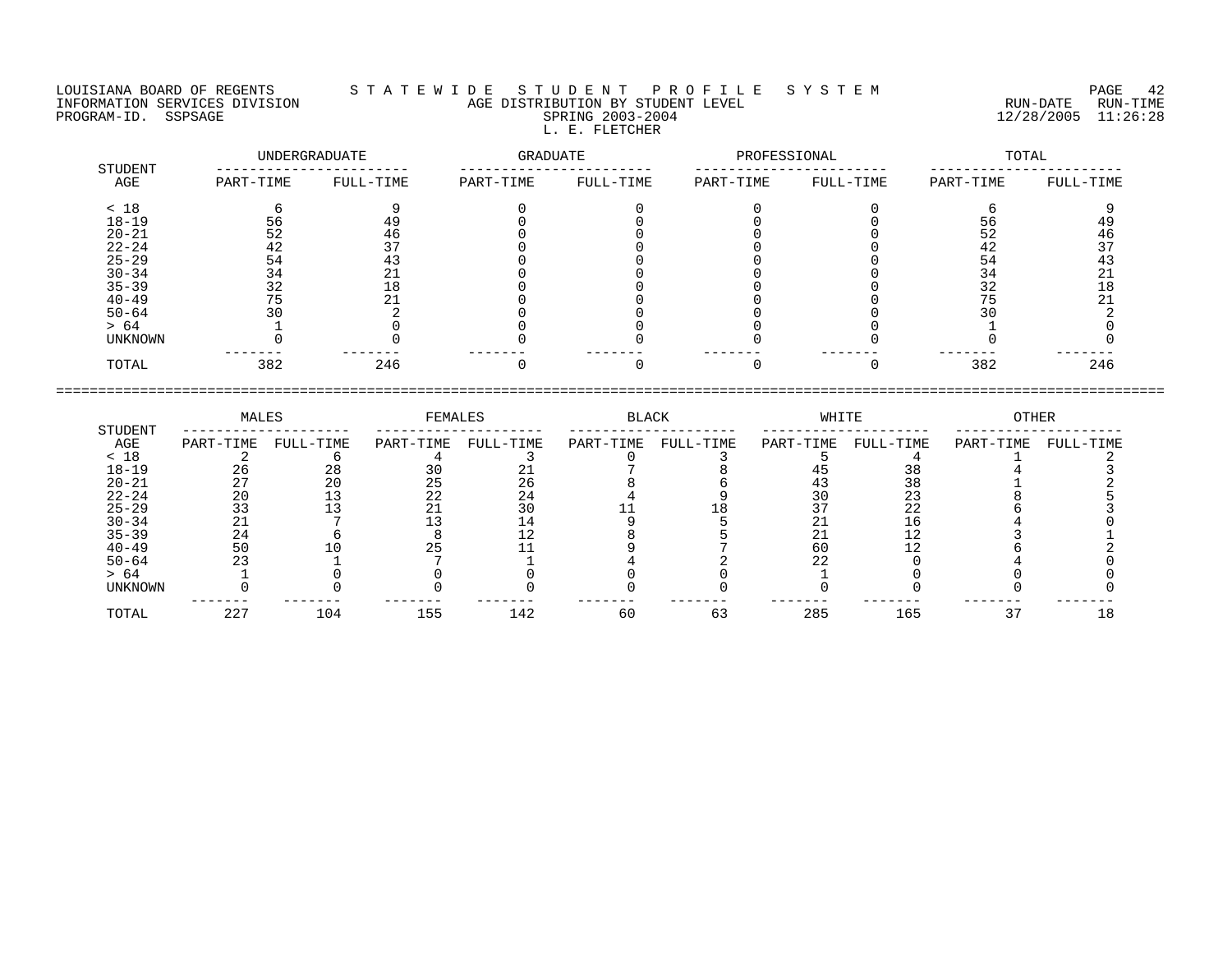LOUISIANA BOARD OF REGENTS
INFORMATION SERVICES DIVISION
PROGRAM-ID. SSPSAGE

# S T A T E W I D E   S T U D E N T   P R O F I L E   S Y S T E M

## AGE DISTRIBUTION BY STUDENT LEVEL

SPRING 2003-2004

L. E. FLETCHER

RUN-DATE 12/28/2005  RUN-TIME 11:26:28

| STUDENT AGE | UNDERGRADUATE | | GRADUATE | | PROFESSIONAL | | TOTAL | |
|---|---|---|---|---|---|---|---|---|
| | PART-TIME | FULL-TIME | PART-TIME | FULL-TIME | PART-TIME | FULL-TIME | PART-TIME | FULL-TIME |
| < 18 | 6 | 9 | 0 | 0 | 0 | 0 | 6 | 9 |
| 18-19 | 56 | 49 | 0 | 0 | 0 | 0 | 56 | 49 |
| 20-21 | 52 | 46 | 0 | 0 | 0 | 0 | 52 | 46 |
| 22-24 | 42 | 37 | 0 | 0 | 0 | 0 | 42 | 37 |
| 25-29 | 54 | 43 | 0 | 0 | 0 | 0 | 54 | 43 |
| 30-34 | 34 | 21 | 0 | 0 | 0 | 0 | 34 | 21 |
| 35-39 | 32 | 18 | 0 | 0 | 0 | 0 | 32 | 18 |
| 40-49 | 75 | 21 | 0 | 0 | 0 | 0 | 75 | 21 |
| 50-64 | 30 | 2 | 0 | 0 | 0 | 0 | 30 | 2 |
| > 64 | 1 | 0 | 0 | 0 | 0 | 0 | 1 | 0 |
| UNKNOWN | 0 | 0 | 0 | 0 | 0 | 0 | 0 | 0 |
| TOTAL | 382 | 246 | 0 | 0 | 0 | 0 | 382 | 246 |

| STUDENT AGE | MALES | | FEMALES | | BLACK | | WHITE | | OTHER | |
|---|---|---|---|---|---|---|---|---|---|---|
| | PART-TIME | FULL-TIME | PART-TIME | FULL-TIME | PART-TIME | FULL-TIME | PART-TIME | FULL-TIME | PART-TIME | FULL-TIME |
| < 18 | 2 | 6 | 4 | 3 | 0 | 3 | 5 | 4 | 1 | 2 |
| 18-19 | 26 | 28 | 30 | 21 | 7 | 8 | 45 | 38 | 4 | 3 |
| 20-21 | 27 | 20 | 25 | 26 | 8 | 6 | 43 | 38 | 1 | 2 |
| 22-24 | 20 | 13 | 22 | 24 | 4 | 9 | 30 | 23 | 8 | 5 |
| 25-29 | 33 | 13 | 21 | 30 | 11 | 18 | 37 | 22 | 6 | 3 |
| 30-34 | 21 | 7 | 13 | 14 | 9 | 5 | 21 | 16 | 4 | 0 |
| 35-39 | 24 | 6 | 8 | 12 | 8 | 5 | 21 | 12 | 3 | 1 |
| 40-49 | 50 | 10 | 25 | 11 | 9 | 7 | 60 | 12 | 6 | 2 |
| 50-64 | 23 | 1 | 7 | 1 | 4 | 2 | 22 | 0 | 4 | 0 |
| > 64 | 1 | 0 | 0 | 0 | 0 | 0 | 1 | 0 | 0 | 0 |
| UNKNOWN | 0 | 0 | 0 | 0 | 0 | 0 | 0 | 0 | 0 | 0 |
| TOTAL | 227 | 104 | 155 | 142 | 60 | 63 | 285 | 165 | 37 | 18 |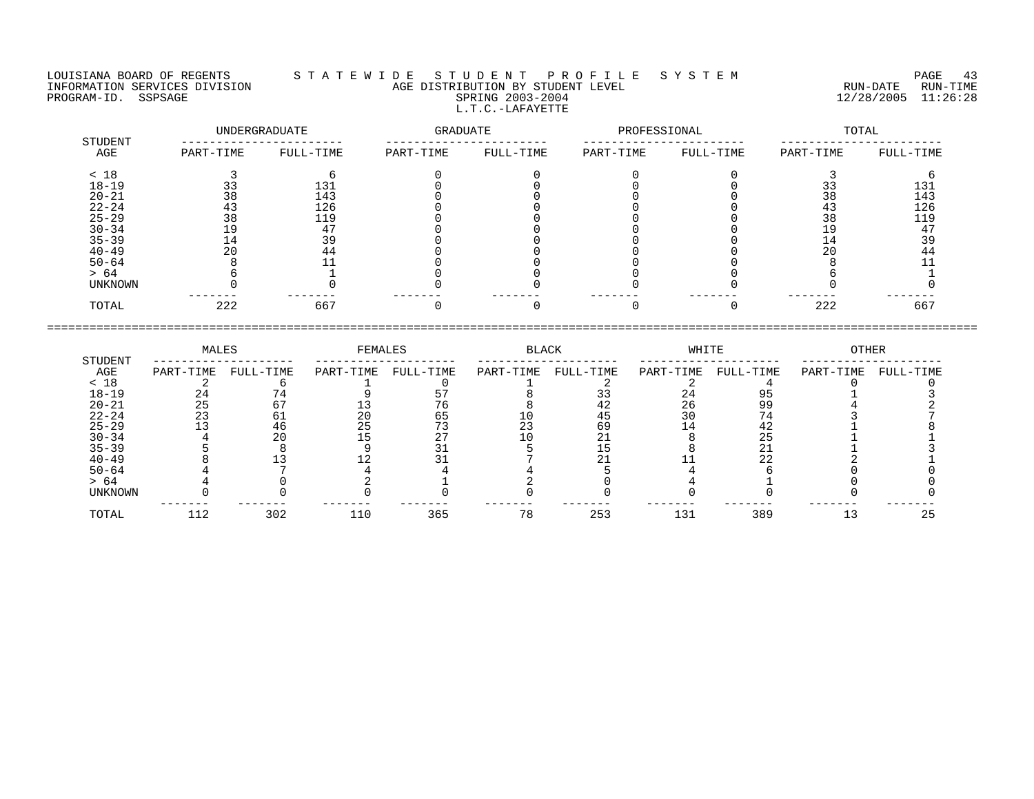LOUISIANA BOARD OF REGENTS — STATEWIDE STUDENT PROFILE SYSTEM
INFORMATION SERVICES DIVISION — AGE DISTRIBUTION BY STUDENT LEVEL — RUN-DATE 12/28/2005 RUN-TIME 11:26:28
PROGRAM-ID. SSPSAGE

SPRING 2003-2004

L.T.C.-LAFAYETTE

| STUDENT AGE | UNDERGRADUATE | | GRADUATE | | PROFESSIONAL | | TOTAL | |
|---|---|---|---|---|---|---|---|---|
| | PART-TIME | FULL-TIME | PART-TIME | FULL-TIME | PART-TIME | FULL-TIME | PART-TIME | FULL-TIME |
| < 18 | 3 | 6 | 0 | 0 | 0 | 0 | 3 | 6 |
| 18-19 | 33 | 131 | 0 | 0 | 0 | 0 | 33 | 131 |
| 20-21 | 38 | 143 | 0 | 0 | 0 | 0 | 38 | 143 |
| 22-24 | 43 | 126 | 0 | 0 | 0 | 0 | 43 | 126 |
| 25-29 | 38 | 119 | 0 | 0 | 0 | 0 | 38 | 119 |
| 30-34 | 19 | 47 | 0 | 0 | 0 | 0 | 19 | 47 |
| 35-39 | 14 | 39 | 0 | 0 | 0 | 0 | 14 | 39 |
| 40-49 | 20 | 44 | 0 | 0 | 0 | 0 | 20 | 44 |
| 50-64 | 8 | 11 | 0 | 0 | 0 | 0 | 8 | 11 |
| > 64 | 6 | 1 | 0 | 0 | 0 | 0 | 6 | 1 |
| UNKNOWN | 0 | 0 | 0 | 0 | 0 | 0 | 0 | 0 |
| TOTAL | 222 | 667 | 0 | 0 | 0 | 0 | 222 | 667 |

| STUDENT AGE | MALES | | FEMALES | | BLACK | | WHITE | | OTHER | |
|---|---|---|---|---|---|---|---|---|---|---|
| | PART-TIME | FULL-TIME | PART-TIME | FULL-TIME | PART-TIME | FULL-TIME | PART-TIME | FULL-TIME | PART-TIME | FULL-TIME |
| < 18 | 2 | 6 | 1 | 0 | 1 | 2 | 2 | 4 | 0 | 0 |
| 18-19 | 24 | 74 | 9 | 57 | 8 | 33 | 24 | 95 | 1 | 3 |
| 20-21 | 25 | 67 | 13 | 76 | 8 | 42 | 26 | 99 | 4 | 2 |
| 22-24 | 23 | 61 | 20 | 65 | 10 | 45 | 30 | 74 | 3 | 7 |
| 25-29 | 13 | 46 | 25 | 73 | 23 | 69 | 14 | 42 | 1 | 8 |
| 30-34 | 4 | 20 | 15 | 27 | 10 | 21 | 8 | 25 | 1 | 1 |
| 35-39 | 5 | 8 | 9 | 31 | 5 | 15 | 8 | 21 | 1 | 3 |
| 40-49 | 8 | 13 | 12 | 31 | 7 | 21 | 11 | 22 | 2 | 1 |
| 50-64 | 4 | 7 | 4 | 4 | 4 | 5 | 4 | 6 | 0 | 0 |
| > 64 | 4 | 0 | 2 | 1 | 2 | 0 | 4 | 1 | 0 | 0 |
| UNKNOWN | 0 | 0 | 0 | 0 | 0 | 0 | 0 | 0 | 0 | 0 |
| TOTAL | 112 | 302 | 110 | 365 | 78 | 253 | 131 | 389 | 13 | 25 |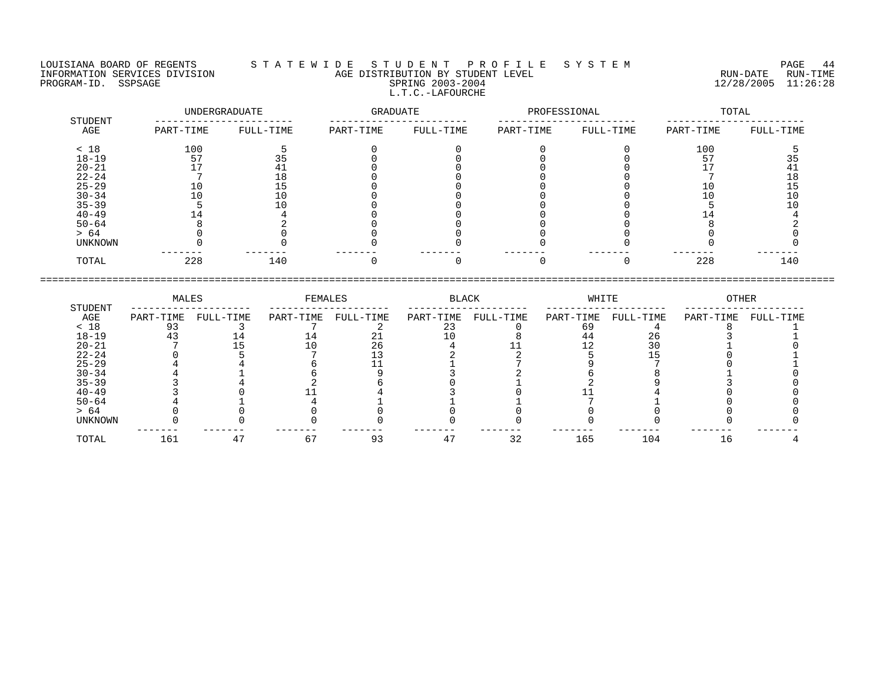LOUISIANA BOARD OF REGENTS — S T A T E W I D E   S T U D E N T   P R O F I L E   S Y S T E M

INFORMATION SERVICES DIVISION — AGE DISTRIBUTION BY STUDENT LEVEL — RUN-DATE 12/28/2005 RUN-TIME 11:26:28

PROGRAM-ID. SSPSAGE — SPRING 2003-2004

L.T.C.-LAFOURCHE

| STUDENT AGE | UNDERGRADUATE PART-TIME | UNDERGRADUATE FULL-TIME | GRADUATE PART-TIME | GRADUATE FULL-TIME | PROFESSIONAL PART-TIME | PROFESSIONAL FULL-TIME | TOTAL PART-TIME | TOTAL FULL-TIME |
|---|---|---|---|---|---|---|---|---|
| < 18 | 100 | 5 | 0 | 0 | 0 | 0 | 100 | 5 |
| 18-19 | 57 | 35 | 0 | 0 | 0 | 0 | 57 | 35 |
| 20-21 | 17 | 41 | 0 | 0 | 0 | 0 | 17 | 41 |
| 22-24 | 7 | 18 | 0 | 0 | 0 | 0 | 7 | 18 |
| 25-29 | 10 | 15 | 0 | 0 | 0 | 0 | 10 | 15 |
| 30-34 | 10 | 10 | 0 | 0 | 0 | 0 | 10 | 10 |
| 35-39 | 5 | 10 | 0 | 0 | 0 | 0 | 5 | 10 |
| 40-49 | 14 | 4 | 0 | 0 | 0 | 0 | 14 | 4 |
| 50-64 | 8 | 2 | 0 | 0 | 0 | 0 | 8 | 2 |
| > 64 | 0 | 0 | 0 | 0 | 0 | 0 | 0 | 0 |
| UNKNOWN | 0 | 0 | 0 | 0 | 0 | 0 | 0 | 0 |
| TOTAL | 228 | 140 | 0 | 0 | 0 | 0 | 228 | 140 |

| STUDENT AGE | MALES PART-TIME | MALES FULL-TIME | FEMALES PART-TIME | FEMALES FULL-TIME | BLACK PART-TIME | BLACK FULL-TIME | WHITE PART-TIME | WHITE FULL-TIME | OTHER PART-TIME | OTHER FULL-TIME |
|---|---|---|---|---|---|---|---|---|---|---|
| < 18 | 93 | 3 | 7 | 2 | 23 | 0 | 69 | 4 | 8 | 1 |
| 18-19 | 43 | 14 | 14 | 21 | 10 | 8 | 44 | 26 | 3 | 1 |
| 20-21 | 7 | 15 | 10 | 26 | 4 | 11 | 12 | 30 | 1 | 0 |
| 22-24 | 0 | 5 | 7 | 13 | 2 | 2 | 5 | 15 | 0 | 1 |
| 25-29 | 4 | 4 | 6 | 11 | 1 | 7 | 9 | 7 | 0 | 1 |
| 30-34 | 4 | 1 | 6 | 9 | 3 | 2 | 6 | 8 | 1 | 0 |
| 35-39 | 3 | 4 | 2 | 6 | 0 | 1 | 2 | 9 | 3 | 0 |
| 40-49 | 3 | 0 | 11 | 4 | 3 | 0 | 11 | 4 | 0 | 0 |
| 50-64 | 4 | 1 | 4 | 1 | 1 | 1 | 7 | 1 | 0 | 0 |
| > 64 | 0 | 0 | 0 | 0 | 0 | 0 | 0 | 0 | 0 | 0 |
| UNKNOWN | 0 | 0 | 0 | 0 | 0 | 0 | 0 | 0 | 0 | 0 |
| TOTAL | 161 | 47 | 67 | 93 | 47 | 32 | 165 | 104 | 16 | 4 |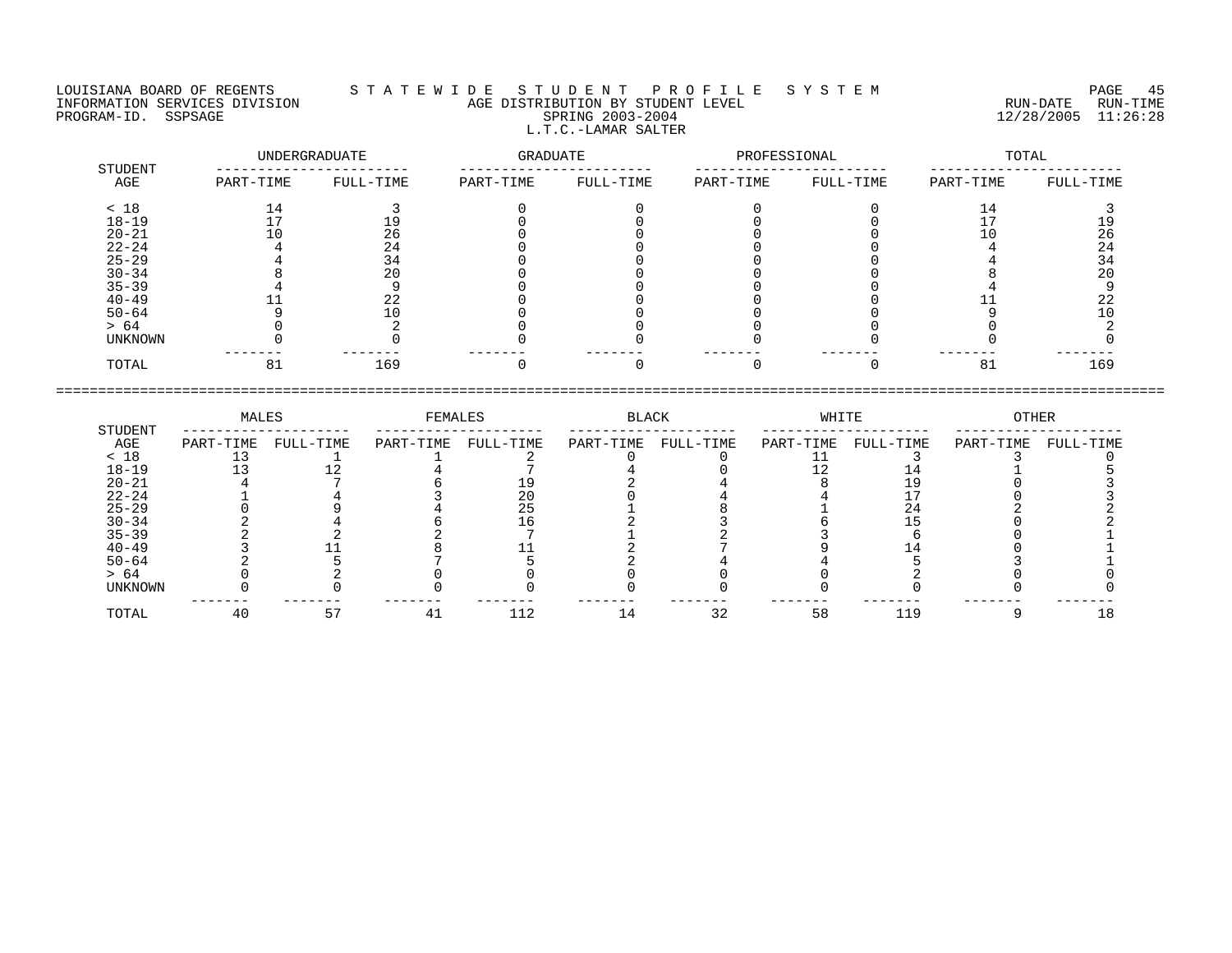LOUISIANA BOARD OF REGENTS — STATEWIDE STUDENT PROFILE SYSTEM
INFORMATION SERVICES DIVISION — AGE DISTRIBUTION BY STUDENT LEVEL — RUN-DATE 12/28/2005 RUN-TIME 11:26:28
PROGRAM-ID. SSPSAGE — SPRING 2003-2004

L.T.C.-LAMAR SALTER

| STUDENT AGE | UNDERGRADUATE PART-TIME | UNDERGRADUATE FULL-TIME | GRADUATE PART-TIME | GRADUATE FULL-TIME | PROFESSIONAL PART-TIME | PROFESSIONAL FULL-TIME | TOTAL PART-TIME | TOTAL FULL-TIME |
|---|---|---|---|---|---|---|---|---|
| < 18 | 14 | 3 | 0 | 0 | 0 | 0 | 14 | 3 |
| 18-19 | 17 | 19 | 0 | 0 | 0 | 0 | 17 | 19 |
| 20-21 | 10 | 26 | 0 | 0 | 0 | 0 | 10 | 26 |
| 22-24 | 4 | 24 | 0 | 0 | 0 | 0 | 4 | 24 |
| 25-29 | 4 | 34 | 0 | 0 | 0 | 0 | 4 | 34 |
| 30-34 | 8 | 20 | 0 | 0 | 0 | 0 | 8 | 20 |
| 35-39 | 4 | 9 | 0 | 0 | 0 | 0 | 4 | 9 |
| 40-49 | 11 | 22 | 0 | 0 | 0 | 0 | 11 | 22 |
| 50-64 | 9 | 10 | 0 | 0 | 0 | 0 | 9 | 10 |
| > 64 | 0 | 2 | 0 | 0 | 0 | 0 | 0 | 2 |
| UNKNOWN | 0 | 0 | 0 | 0 | 0 | 0 | 0 | 0 |
| TOTAL | 81 | 169 | 0 | 0 | 0 | 0 | 81 | 169 |

| STUDENT AGE | MALES PART-TIME | MALES FULL-TIME | FEMALES PART-TIME | FEMALES FULL-TIME | BLACK PART-TIME | BLACK FULL-TIME | WHITE PART-TIME | WHITE FULL-TIME | OTHER PART-TIME | OTHER FULL-TIME |
|---|---|---|---|---|---|---|---|---|---|---|
| < 18 | 13 | 1 | 1 | 2 | 0 | 0 | 11 | 3 | 3 | 0 |
| 18-19 | 13 | 12 | 4 | 7 | 4 | 0 | 12 | 14 | 1 | 5 |
| 20-21 | 4 | 7 | 6 | 19 | 2 | 4 | 8 | 19 | 0 | 3 |
| 22-24 | 1 | 4 | 3 | 20 | 0 | 4 | 4 | 17 | 0 | 3 |
| 25-29 | 0 | 9 | 4 | 25 | 1 | 8 | 1 | 24 | 2 | 2 |
| 30-34 | 2 | 4 | 6 | 16 | 2 | 3 | 6 | 15 | 0 | 2 |
| 35-39 | 2 | 2 | 2 | 7 | 1 | 2 | 3 | 6 | 0 | 1 |
| 40-49 | 3 | 11 | 8 | 11 | 2 | 7 | 9 | 14 | 0 | 1 |
| 50-64 | 2 | 5 | 7 | 5 | 2 | 4 | 4 | 5 | 3 | 1 |
| > 64 | 0 | 2 | 0 | 0 | 0 | 0 | 0 | 2 | 0 | 0 |
| UNKNOWN | 0 | 0 | 0 | 0 | 0 | 0 | 0 | 0 | 0 | 0 |
| TOTAL | 40 | 57 | 41 | 112 | 14 | 32 | 58 | 119 | 9 | 18 |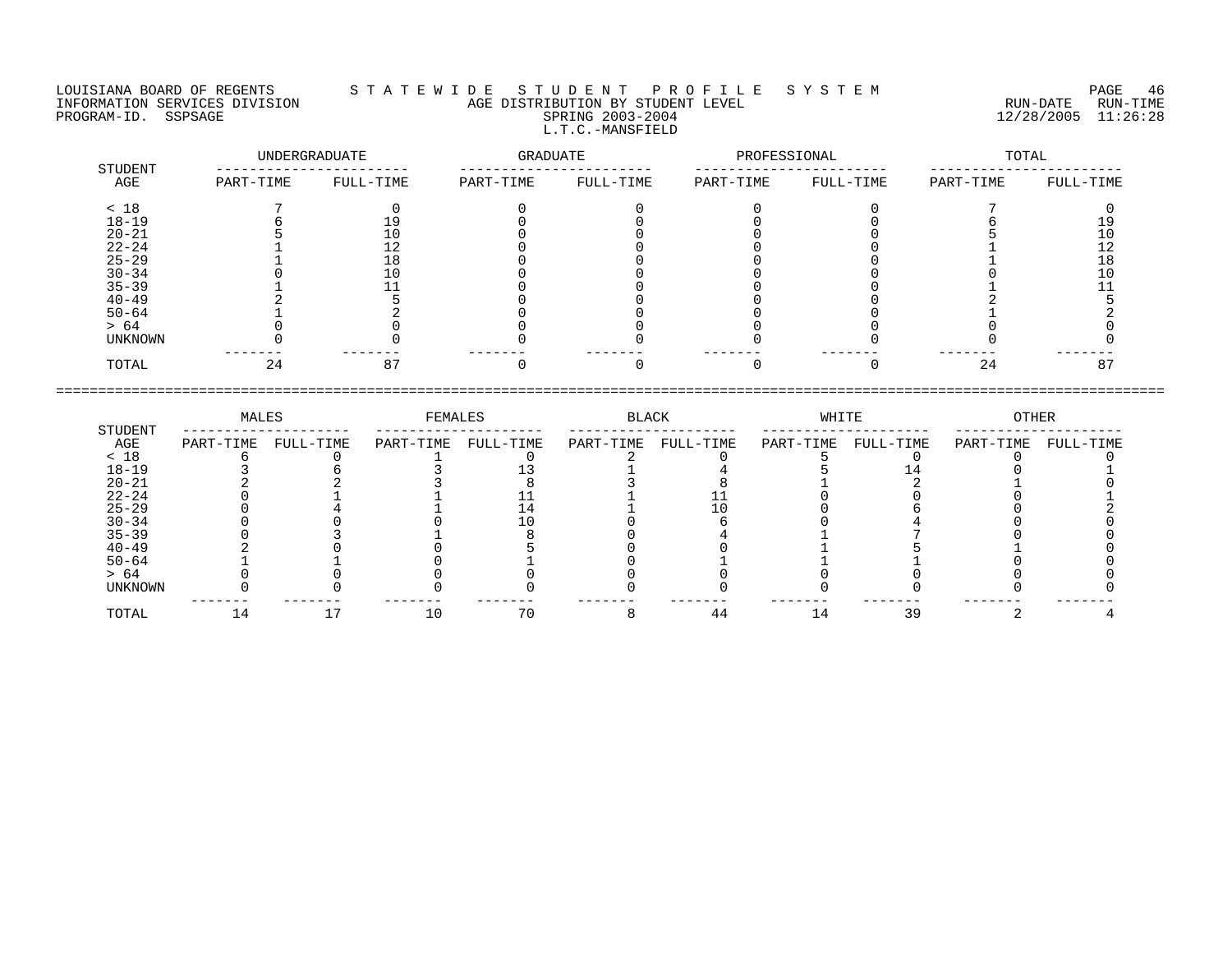LOUISIANA BOARD OF REGENTS — STATEWIDE STUDENT PROFILE SYSTEM
INFORMATION SERVICES DIVISION — AGE DISTRIBUTION BY STUDENT LEVEL — RUN-DATE 12/28/2005 RUN-TIME 11:26:28
PROGRAM-ID. SSPSAGE — SPRING 2003-2004

## L.T.C.-MANSFIELD

| STUDENT AGE | UNDERGRADUATE | | GRADUATE | | PROFESSIONAL | | TOTAL | |
|---|---|---|---|---|---|---|---|---|
| | PART-TIME | FULL-TIME | PART-TIME | FULL-TIME | PART-TIME | FULL-TIME | PART-TIME | FULL-TIME |
| < 18 | 7 | 0 | 0 | 0 | 0 | 0 | 7 | 0 |
| 18-19 | 6 | 19 | 0 | 0 | 0 | 0 | 6 | 19 |
| 20-21 | 5 | 10 | 0 | 0 | 0 | 0 | 5 | 10 |
| 22-24 | 1 | 12 | 0 | 0 | 0 | 0 | 1 | 12 |
| 25-29 | 1 | 18 | 0 | 0 | 0 | 0 | 1 | 18 |
| 30-34 | 0 | 10 | 0 | 0 | 0 | 0 | 0 | 10 |
| 35-39 | 1 | 11 | 0 | 0 | 0 | 0 | 1 | 11 |
| 40-49 | 2 | 5 | 0 | 0 | 0 | 0 | 2 | 5 |
| 50-64 | 1 | 2 | 0 | 0 | 0 | 0 | 1 | 2 |
| > 64 | 0 | 0 | 0 | 0 | 0 | 0 | 0 | 0 |
| UNKNOWN | 0 | 0 | 0 | 0 | 0 | 0 | 0 | 0 |
| TOTAL | 24 | 87 | 0 | 0 | 0 | 0 | 24 | 87 |

| STUDENT AGE | MALES | | FEMALES | | BLACK | | WHITE | | OTHER | |
|---|---|---|---|---|---|---|---|---|---|---|
| | PART-TIME | FULL-TIME | PART-TIME | FULL-TIME | PART-TIME | FULL-TIME | PART-TIME | FULL-TIME | PART-TIME | FULL-TIME |
| < 18 | 6 | 0 | 1 | 0 | 2 | 0 | 5 | 0 | 0 | 0 |
| 18-19 | 3 | 6 | 3 | 13 | 1 | 4 | 5 | 14 | 0 | 1 |
| 20-21 | 2 | 2 | 3 | 8 | 3 | 8 | 1 | 2 | 1 | 0 |
| 22-24 | 0 | 1 | 1 | 11 | 1 | 11 | 0 | 0 | 0 | 1 |
| 25-29 | 0 | 4 | 1 | 14 | 1 | 10 | 0 | 6 | 0 | 2 |
| 30-34 | 0 | 0 | 0 | 10 | 0 | 6 | 0 | 4 | 0 | 0 |
| 35-39 | 0 | 3 | 1 | 8 | 0 | 4 | 1 | 7 | 0 | 0 |
| 40-49 | 2 | 0 | 0 | 5 | 0 | 0 | 1 | 5 | 1 | 0 |
| 50-64 | 1 | 1 | 0 | 1 | 0 | 1 | 1 | 1 | 0 | 0 |
| > 64 | 0 | 0 | 0 | 0 | 0 | 0 | 0 | 0 | 0 | 0 |
| UNKNOWN | 0 | 0 | 0 | 0 | 0 | 0 | 0 | 0 | 0 | 0 |
| TOTAL | 14 | 17 | 10 | 70 | 8 | 44 | 14 | 39 | 2 | 4 |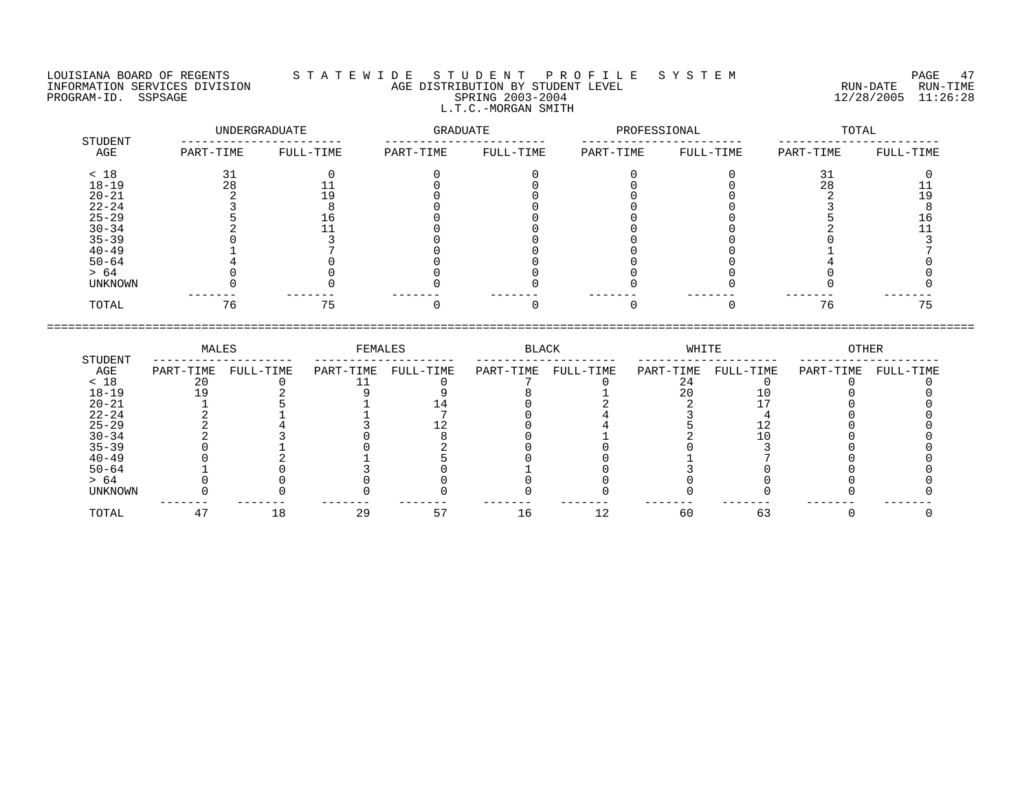LOUISIANA BOARD OF REGENTS — STATEWIDE STUDENT PROFILE SYSTEM
INFORMATION SERVICES DIVISION — AGE DISTRIBUTION BY STUDENT LEVEL — RUN-DATE 12/28/2005 RUN-TIME 11:26:28
PROGRAM-ID. SSPSAGE — SPRING 2003-2004

L.T.C.-MORGAN SMITH

| STUDENT AGE | UNDERGRADUATE PART-TIME | UNDERGRADUATE FULL-TIME | GRADUATE PART-TIME | GRADUATE FULL-TIME | PROFESSIONAL PART-TIME | PROFESSIONAL FULL-TIME | TOTAL PART-TIME | TOTAL FULL-TIME |
|---|---|---|---|---|---|---|---|---|
| < 18 | 31 | 0 | 0 | 0 | 0 | 0 | 31 | 0 |
| 18-19 | 28 | 11 | 0 | 0 | 0 | 0 | 28 | 11 |
| 20-21 | 2 | 19 | 0 | 0 | 0 | 0 | 2 | 19 |
| 22-24 | 3 | 8 | 0 | 0 | 0 | 0 | 3 | 8 |
| 25-29 | 5 | 16 | 0 | 0 | 0 | 0 | 5 | 16 |
| 30-34 | 2 | 11 | 0 | 0 | 0 | 0 | 2 | 11 |
| 35-39 | 0 | 3 | 0 | 0 | 0 | 0 | 0 | 3 |
| 40-49 | 1 | 7 | 0 | 0 | 0 | 0 | 1 | 7 |
| 50-64 | 4 | 0 | 0 | 0 | 0 | 0 | 4 | 0 |
| > 64 | 0 | 0 | 0 | 0 | 0 | 0 | 0 | 0 |
| UNKNOWN | 0 | 0 | 0 | 0 | 0 | 0 | 0 | 0 |
| TOTAL | 76 | 75 | 0 | 0 | 0 | 0 | 76 | 75 |

| STUDENT AGE | MALES PART-TIME | MALES FULL-TIME | FEMALES PART-TIME | FEMALES FULL-TIME | BLACK PART-TIME | BLACK FULL-TIME | WHITE PART-TIME | WHITE FULL-TIME | OTHER PART-TIME | OTHER FULL-TIME |
|---|---|---|---|---|---|---|---|---|---|---|
| < 18 | 20 | 0 | 11 | 0 | 7 | 0 | 24 | 0 | 0 | 0 |
| 18-19 | 19 | 2 | 9 | 9 | 8 | 1 | 20 | 10 | 0 | 0 |
| 20-21 | 1 | 5 | 1 | 14 | 0 | 2 | 2 | 17 | 0 | 0 |
| 22-24 | 2 | 1 | 1 | 7 | 0 | 4 | 3 | 4 | 0 | 0 |
| 25-29 | 2 | 4 | 3 | 12 | 0 | 4 | 5 | 12 | 0 | 0 |
| 30-34 | 2 | 3 | 0 | 8 | 0 | 1 | 2 | 10 | 0 | 0 |
| 35-39 | 0 | 1 | 0 | 2 | 0 | 0 | 0 | 3 | 0 | 0 |
| 40-49 | 0 | 2 | 1 | 5 | 0 | 0 | 1 | 7 | 0 | 0 |
| 50-64 | 1 | 0 | 3 | 0 | 1 | 0 | 3 | 0 | 0 | 0 |
| > 64 | 0 | 0 | 0 | 0 | 0 | 0 | 0 | 0 | 0 | 0 |
| UNKNOWN | 0 | 0 | 0 | 0 | 0 | 0 | 0 | 0 | 0 | 0 |
| TOTAL | 47 | 18 | 29 | 57 | 16 | 12 | 60 | 63 | 0 | 0 |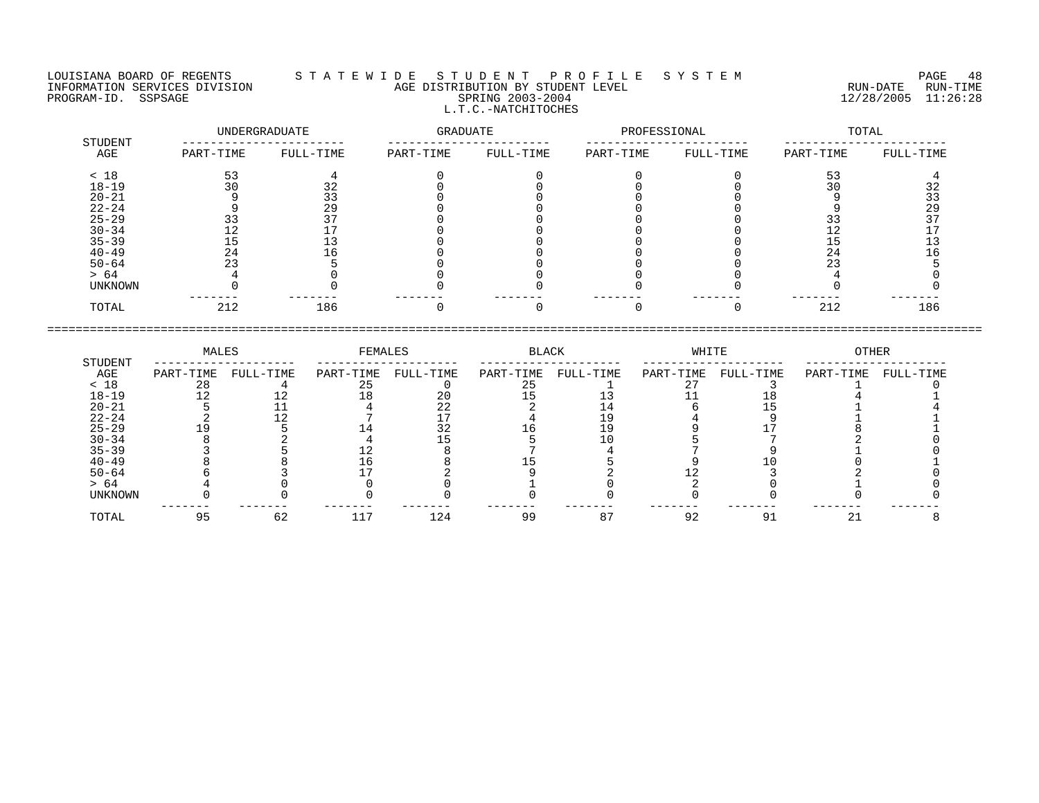LOUISIANA BOARD OF REGENTS — S T A T E W I D E S T U D E N T P R O F I L E S Y S T E M

INFORMATION SERVICES DIVISION — AGE DISTRIBUTION BY STUDENT LEVEL — RUN-DATE 12/28/2005 RUN-TIME 11:26:28

PROGRAM-ID. SSPSAGE — SPRING 2003-2004

## L.T.C.-NATCHITOCHES

| STUDENT AGE | UNDERGRADUATE | | GRADUATE | | PROFESSIONAL | | TOTAL | |
|---|---|---|---|---|---|---|---|---|
| | PART-TIME | FULL-TIME | PART-TIME | FULL-TIME | PART-TIME | FULL-TIME | PART-TIME | FULL-TIME |
| < 18 | 53 | 4 | 0 | 0 | 0 | 0 | 53 | 4 |
| 18-19 | 30 | 32 | 0 | 0 | 0 | 0 | 30 | 32 |
| 20-21 | 9 | 33 | 0 | 0 | 0 | 0 | 9 | 33 |
| 22-24 | 9 | 29 | 0 | 0 | 0 | 0 | 9 | 29 |
| 25-29 | 33 | 37 | 0 | 0 | 0 | 0 | 33 | 37 |
| 30-34 | 12 | 17 | 0 | 0 | 0 | 0 | 12 | 17 |
| 35-39 | 15 | 13 | 0 | 0 | 0 | 0 | 15 | 13 |
| 40-49 | 24 | 16 | 0 | 0 | 0 | 0 | 24 | 16 |
| 50-64 | 23 | 5 | 0 | 0 | 0 | 0 | 23 | 5 |
| > 64 | 4 | 0 | 0 | 0 | 0 | 0 | 4 | 0 |
| UNKNOWN | 0 | 0 | 0 | 0 | 0 | 0 | 0 | 0 |
| TOTAL | 212 | 186 | 0 | 0 | 0 | 0 | 212 | 186 |

| STUDENT AGE | MALES | | FEMALES | | BLACK | | WHITE | | OTHER | |
|---|---|---|---|---|---|---|---|---|---|---|
| | PART-TIME | FULL-TIME | PART-TIME | FULL-TIME | PART-TIME | FULL-TIME | PART-TIME | FULL-TIME | PART-TIME | FULL-TIME |
| < 18 | 28 | 4 | 25 | 0 | 25 | 1 | 27 | 3 | 1 | 0 |
| 18-19 | 12 | 12 | 18 | 20 | 15 | 13 | 11 | 18 | 4 | 1 |
| 20-21 | 5 | 11 | 4 | 22 | 2 | 14 | 6 | 15 | 1 | 4 |
| 22-24 | 2 | 12 | 7 | 17 | 4 | 19 | 4 | 9 | 1 | 1 |
| 25-29 | 19 | 5 | 14 | 32 | 16 | 19 | 9 | 17 | 8 | 1 |
| 30-34 | 8 | 2 | 4 | 15 | 5 | 10 | 5 | 7 | 2 | 0 |
| 35-39 | 3 | 5 | 12 | 8 | 7 | 4 | 7 | 9 | 1 | 0 |
| 40-49 | 8 | 8 | 16 | 8 | 15 | 5 | 9 | 10 | 0 | 1 |
| 50-64 | 6 | 3 | 17 | 2 | 9 | 2 | 12 | 3 | 2 | 0 |
| > 64 | 4 | 0 | 0 | 0 | 1 | 0 | 2 | 0 | 1 | 0 |
| UNKNOWN | 0 | 0 | 0 | 0 | 0 | 0 | 0 | 0 | 0 | 0 |
| TOTAL | 95 | 62 | 117 | 124 | 99 | 87 | 92 | 91 | 21 | 8 |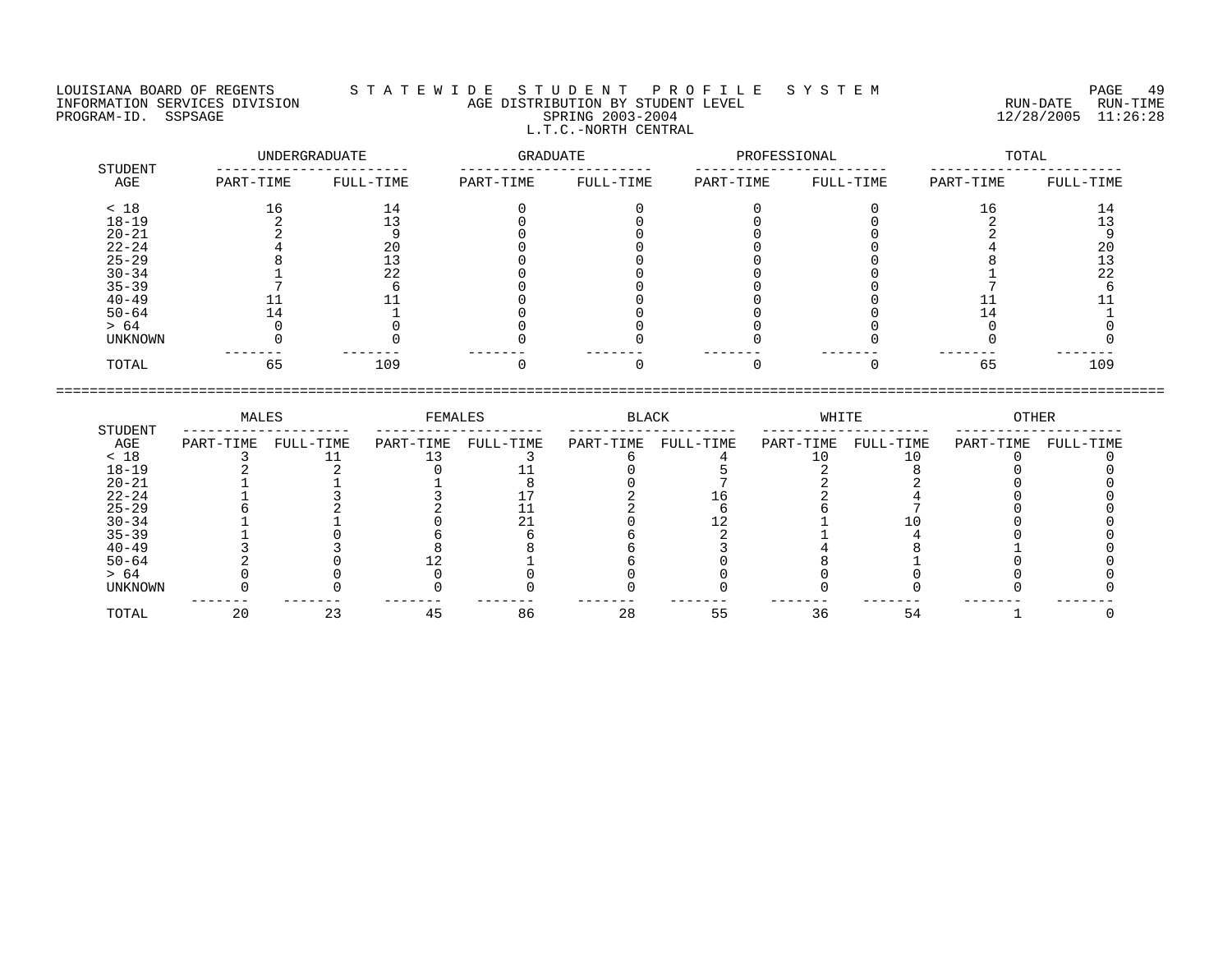LOUISIANA BOARD OF REGENTS — INFORMATION SERVICES DIVISION — PROGRAM-ID. SSPSAGE

# STATEWIDE STUDENT PROFILE SYSTEM

## AGE DISTRIBUTION BY STUDENT LEVEL

### SPRING 2003-2004

### L.T.C.-NORTH CENTRAL

RUN-DATE 12/28/2005 RUN-TIME 11:26:28

| STUDENT AGE | UNDERGRADUATE | | GRADUATE | | PROFESSIONAL | | TOTAL | |
|---|---|---|---|---|---|---|---|---|
| | PART-TIME | FULL-TIME | PART-TIME | FULL-TIME | PART-TIME | FULL-TIME | PART-TIME | FULL-TIME |
| < 18 | 16 | 14 | 0 | 0 | 0 | 0 | 16 | 14 |
| 18-19 | 2 | 13 | 0 | 0 | 0 | 0 | 2 | 13 |
| 20-21 | 2 | 9 | 0 | 0 | 0 | 0 | 2 | 9 |
| 22-24 | 4 | 20 | 0 | 0 | 0 | 0 | 4 | 20 |
| 25-29 | 8 | 13 | 0 | 0 | 0 | 0 | 8 | 13 |
| 30-34 | 1 | 22 | 0 | 0 | 0 | 0 | 1 | 22 |
| 35-39 | 7 | 6 | 0 | 0 | 0 | 0 | 7 | 6 |
| 40-49 | 11 | 11 | 0 | 0 | 0 | 0 | 11 | 11 |
| 50-64 | 14 | 1 | 0 | 0 | 0 | 0 | 14 | 1 |
| > 64 | 0 | 0 | 0 | 0 | 0 | 0 | 0 | 0 |
| UNKNOWN | 0 | 0 | 0 | 0 | 0 | 0 | 0 | 0 |
| TOTAL | 65 | 109 | 0 | 0 | 0 | 0 | 65 | 109 |

| STUDENT AGE | MALES | | FEMALES | | BLACK | | WHITE | | OTHER | |
|---|---|---|---|---|---|---|---|---|---|---|
| | PART-TIME | FULL-TIME | PART-TIME | FULL-TIME | PART-TIME | FULL-TIME | PART-TIME | FULL-TIME | PART-TIME | FULL-TIME |
| < 18 | 3 | 11 | 13 | 3 | 6 | 4 | 10 | 10 | 0 | 0 |
| 18-19 | 2 | 2 | 0 | 11 | 0 | 5 | 2 | 8 | 0 | 0 |
| 20-21 | 1 | 1 | 1 | 8 | 0 | 7 | 2 | 2 | 0 | 0 |
| 22-24 | 1 | 3 | 3 | 17 | 2 | 16 | 2 | 4 | 0 | 0 |
| 25-29 | 6 | 2 | 2 | 11 | 2 | 6 | 6 | 7 | 0 | 0 |
| 30-34 | 1 | 1 | 0 | 21 | 0 | 12 | 1 | 10 | 0 | 0 |
| 35-39 | 1 | 0 | 6 | 6 | 6 | 2 | 1 | 4 | 0 | 0 |
| 40-49 | 3 | 3 | 8 | 8 | 6 | 3 | 4 | 8 | 1 | 0 |
| 50-64 | 2 | 0 | 12 | 1 | 6 | 0 | 8 | 1 | 0 | 0 |
| > 64 | 0 | 0 | 0 | 0 | 0 | 0 | 0 | 0 | 0 | 0 |
| UNKNOWN | 0 | 0 | 0 | 0 | 0 | 0 | 0 | 0 | 0 | 0 |
| TOTAL | 20 | 23 | 45 | 86 | 28 | 55 | 36 | 54 | 1 | 0 |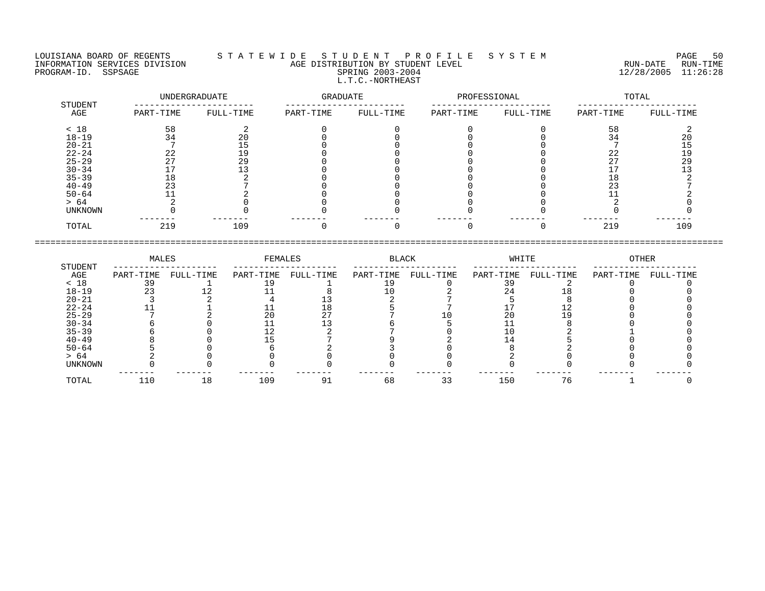LOUISIANA BOARD OF REGENTS — STATEWIDE STUDENT PROFILE SYSTEM
INFORMATION SERVICES DIVISION — AGE DISTRIBUTION BY STUDENT LEVEL
PROGRAM-ID. SSPSAGE — SPRING 2003-2004 — RUN-DATE 12/28/2005 RUN-TIME 11:26:28

L.T.C.-NORTHEAST

| STUDENT AGE | UNDERGRADUATE PART-TIME | UNDERGRADUATE FULL-TIME | GRADUATE PART-TIME | GRADUATE FULL-TIME | PROFESSIONAL PART-TIME | PROFESSIONAL FULL-TIME | TOTAL PART-TIME | TOTAL FULL-TIME |
|---|---|---|---|---|---|---|---|---|
| < 18 | 58 | 2 | 0 | 0 | 0 | 0 | 58 | 2 |
| 18-19 | 34 | 20 | 0 | 0 | 0 | 0 | 34 | 20 |
| 20-21 | 7 | 15 | 0 | 0 | 0 | 0 | 7 | 15 |
| 22-24 | 22 | 19 | 0 | 0 | 0 | 0 | 22 | 19 |
| 25-29 | 27 | 29 | 0 | 0 | 0 | 0 | 27 | 29 |
| 30-34 | 17 | 13 | 0 | 0 | 0 | 0 | 17 | 13 |
| 35-39 | 18 | 2 | 0 | 0 | 0 | 0 | 18 | 2 |
| 40-49 | 23 | 7 | 0 | 0 | 0 | 0 | 23 | 7 |
| 50-64 | 11 | 2 | 0 | 0 | 0 | 0 | 11 | 2 |
| > 64 | 2 | 0 | 0 | 0 | 0 | 0 | 2 | 0 |
| UNKNOWN | 0 | 0 | 0 | 0 | 0 | 0 | 0 | 0 |
| TOTAL | 219 | 109 | 0 | 0 | 0 | 0 | 219 | 109 |

| STUDENT AGE | MALES PART-TIME | MALES FULL-TIME | FEMALES PART-TIME | FEMALES FULL-TIME | BLACK PART-TIME | BLACK FULL-TIME | WHITE PART-TIME | WHITE FULL-TIME | OTHER PART-TIME | OTHER FULL-TIME |
|---|---|---|---|---|---|---|---|---|---|---|
| < 18 | 39 | 1 | 19 | 1 | 19 | 0 | 39 | 2 | 0 | 0 |
| 18-19 | 23 | 12 | 11 | 8 | 10 | 2 | 24 | 18 | 0 | 0 |
| 20-21 | 3 | 2 | 4 | 13 | 2 | 7 | 5 | 8 | 0 | 0 |
| 22-24 | 11 | 1 | 11 | 18 | 5 | 7 | 17 | 12 | 0 | 0 |
| 25-29 | 7 | 2 | 20 | 27 | 7 | 10 | 20 | 19 | 0 | 0 |
| 30-34 | 6 | 0 | 11 | 13 | 6 | 5 | 11 | 8 | 0 | 0 |
| 35-39 | 6 | 0 | 12 | 2 | 7 | 0 | 10 | 2 | 1 | 0 |
| 40-49 | 8 | 0 | 15 | 7 | 9 | 2 | 14 | 5 | 0 | 0 |
| 50-64 | 5 | 0 | 6 | 2 | 3 | 0 | 8 | 2 | 0 | 0 |
| > 64 | 2 | 0 | 0 | 0 | 0 | 0 | 2 | 0 | 0 | 0 |
| UNKNOWN | 0 | 0 | 0 | 0 | 0 | 0 | 0 | 0 | 0 | 0 |
| TOTAL | 110 | 18 | 109 | 91 | 68 | 33 | 150 | 76 | 1 | 0 |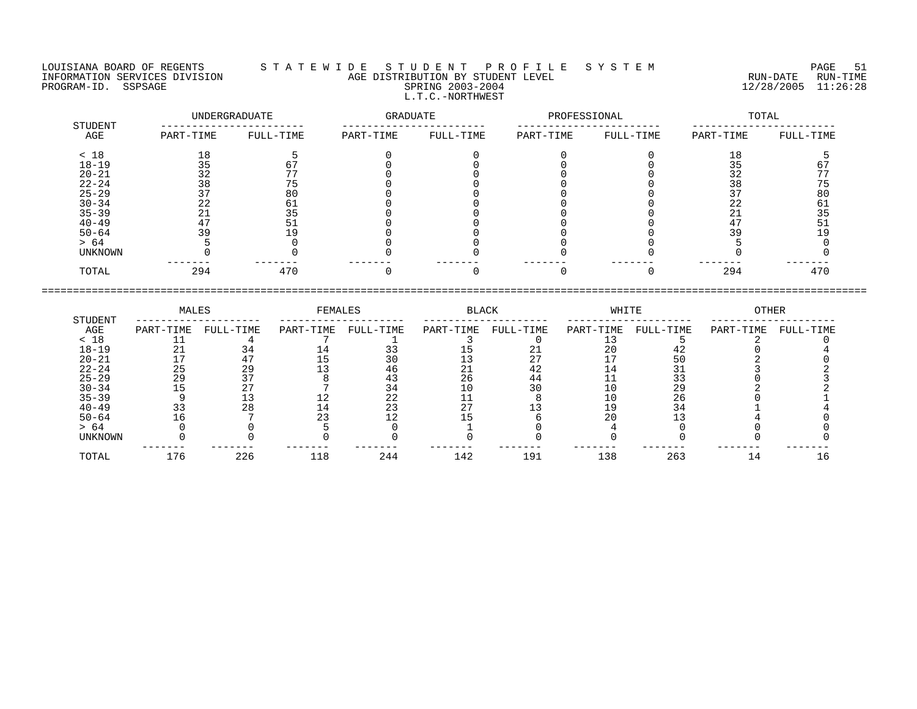LOUISIANA BOARD OF REGENTS — STATEWIDE STUDENT PROFILE SYSTEM
INFORMATION SERVICES DIVISION — AGE DISTRIBUTION BY STUDENT LEVEL — RUN-DATE 12/28/2005 RUN-TIME 11:26:28
PROGRAM-ID. SSPSAGE — SPRING 2003-2004

## L.T.C.-NORTHWEST

| STUDENT AGE | UNDERGRADUATE | | GRADUATE | | PROFESSIONAL | | TOTAL | |
|---|---|---|---|---|---|---|---|---|
| | PART-TIME | FULL-TIME | PART-TIME | FULL-TIME | PART-TIME | FULL-TIME | PART-TIME | FULL-TIME |
| < 18 | 18 | 5 | 0 | 0 | 0 | 0 | 18 | 5 |
| 18-19 | 35 | 67 | 0 | 0 | 0 | 0 | 35 | 67 |
| 20-21 | 32 | 77 | 0 | 0 | 0 | 0 | 32 | 77 |
| 22-24 | 38 | 75 | 0 | 0 | 0 | 0 | 38 | 75 |
| 25-29 | 37 | 80 | 0 | 0 | 0 | 0 | 37 | 80 |
| 30-34 | 22 | 61 | 0 | 0 | 0 | 0 | 22 | 61 |
| 35-39 | 21 | 35 | 0 | 0 | 0 | 0 | 21 | 35 |
| 40-49 | 47 | 51 | 0 | 0 | 0 | 0 | 47 | 51 |
| 50-64 | 39 | 19 | 0 | 0 | 0 | 0 | 39 | 19 |
| > 64 | 5 | 0 | 0 | 0 | 0 | 0 | 5 | 0 |
| UNKNOWN | 0 | 0 | 0 | 0 | 0 | 0 | 0 | 0 |
| TOTAL | 294 | 470 | 0 | 0 | 0 | 0 | 294 | 470 |

| STUDENT AGE | MALES | | FEMALES | | BLACK | | WHITE | | OTHER | |
|---|---|---|---|---|---|---|---|---|---|---|
| | PART-TIME | FULL-TIME | PART-TIME | FULL-TIME | PART-TIME | FULL-TIME | PART-TIME | FULL-TIME | PART-TIME | FULL-TIME |
| < 18 | 11 | 4 | 7 | 1 | 3 | 0 | 13 | 5 | 2 | 0 |
| 18-19 | 21 | 34 | 14 | 33 | 15 | 21 | 20 | 42 | 0 | 4 |
| 20-21 | 17 | 47 | 15 | 30 | 13 | 27 | 17 | 50 | 2 | 0 |
| 22-24 | 25 | 29 | 13 | 46 | 21 | 42 | 14 | 31 | 3 | 2 |
| 25-29 | 29 | 37 | 8 | 43 | 26 | 44 | 11 | 33 | 0 | 3 |
| 30-34 | 15 | 27 | 7 | 34 | 10 | 30 | 10 | 29 | 2 | 2 |
| 35-39 | 9 | 13 | 12 | 22 | 11 | 8 | 10 | 26 | 0 | 1 |
| 40-49 | 33 | 28 | 14 | 23 | 27 | 13 | 19 | 34 | 1 | 4 |
| 50-64 | 16 | 7 | 23 | 12 | 15 | 6 | 20 | 13 | 4 | 0 |
| > 64 | 0 | 0 | 5 | 0 | 1 | 0 | 4 | 0 | 0 | 0 |
| UNKNOWN | 0 | 0 | 0 | 0 | 0 | 0 | 0 | 0 | 0 | 0 |
| TOTAL | 176 | 226 | 118 | 244 | 142 | 191 | 138 | 263 | 14 | 16 |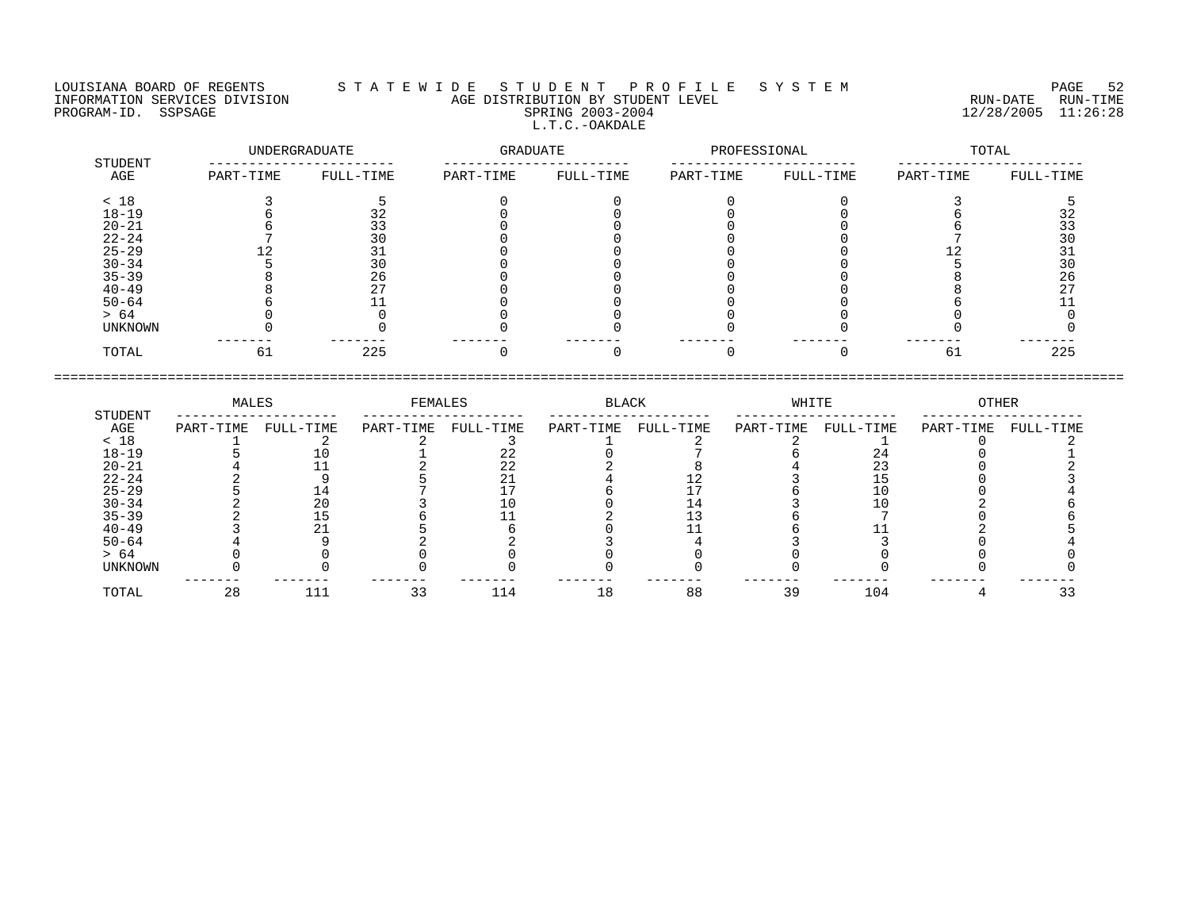LOUISIANA BOARD OF REGENTS — STATEWIDE STUDENT PROFILE SYSTEM
INFORMATION SERVICES DIVISION — AGE DISTRIBUTION BY STUDENT LEVEL — RUN-DATE 12/28/2005 RUN-TIME 11:26:28
PROGRAM-ID. SSPSAGE — SPRING 2003-2004

## L.T.C.-OAKDALE

| STUDENT AGE | UNDERGRADUATE | | GRADUATE | | PROFESSIONAL | | TOTAL | |
|---|---|---|---|---|---|---|---|---|
| | PART-TIME | FULL-TIME | PART-TIME | FULL-TIME | PART-TIME | FULL-TIME | PART-TIME | FULL-TIME |
| < 18 | 3 | 5 | 0 | 0 | 0 | 0 | 3 | 5 |
| 18-19 | 6 | 32 | 0 | 0 | 0 | 0 | 6 | 32 |
| 20-21 | 6 | 33 | 0 | 0 | 0 | 0 | 6 | 33 |
| 22-24 | 7 | 30 | 0 | 0 | 0 | 0 | 7 | 30 |
| 25-29 | 12 | 31 | 0 | 0 | 0 | 0 | 12 | 31 |
| 30-34 | 5 | 30 | 0 | 0 | 0 | 0 | 5 | 30 |
| 35-39 | 8 | 26 | 0 | 0 | 0 | 0 | 8 | 26 |
| 40-49 | 8 | 27 | 0 | 0 | 0 | 0 | 8 | 27 |
| 50-64 | 6 | 11 | 0 | 0 | 0 | 0 | 6 | 11 |
| > 64 | 0 | 0 | 0 | 0 | 0 | 0 | 0 | 0 |
| UNKNOWN | 0 | 0 | 0 | 0 | 0 | 0 | 0 | 0 |
| TOTAL | 61 | 225 | 0 | 0 | 0 | 0 | 61 | 225 |

| STUDENT AGE | MALES | | FEMALES | | BLACK | | WHITE | | OTHER | |
|---|---|---|---|---|---|---|---|---|---|---|
| | PART-TIME | FULL-TIME | PART-TIME | FULL-TIME | PART-TIME | FULL-TIME | PART-TIME | FULL-TIME | PART-TIME | FULL-TIME |
| < 18 | 1 | 2 | 2 | 3 | 1 | 2 | 2 | 1 | 0 | 2 |
| 18-19 | 5 | 10 | 1 | 22 | 0 | 7 | 6 | 24 | 0 | 1 |
| 20-21 | 4 | 11 | 2 | 22 | 2 | 8 | 4 | 23 | 0 | 2 |
| 22-24 | 2 | 9 | 5 | 21 | 4 | 12 | 3 | 15 | 0 | 3 |
| 25-29 | 5 | 14 | 7 | 17 | 6 | 17 | 6 | 10 | 0 | 4 |
| 30-34 | 2 | 20 | 3 | 10 | 0 | 14 | 3 | 10 | 2 | 6 |
| 35-39 | 2 | 15 | 6 | 11 | 2 | 13 | 6 | 7 | 0 | 6 |
| 40-49 | 3 | 21 | 5 | 6 | 0 | 11 | 6 | 11 | 2 | 5 |
| 50-64 | 4 | 9 | 2 | 2 | 3 | 4 | 3 | 3 | 0 | 4 |
| > 64 | 0 | 0 | 0 | 0 | 0 | 0 | 0 | 0 | 0 | 0 |
| UNKNOWN | 0 | 0 | 0 | 0 | 0 | 0 | 0 | 0 | 0 | 0 |
| TOTAL | 28 | 111 | 33 | 114 | 18 | 88 | 39 | 104 | 4 | 33 |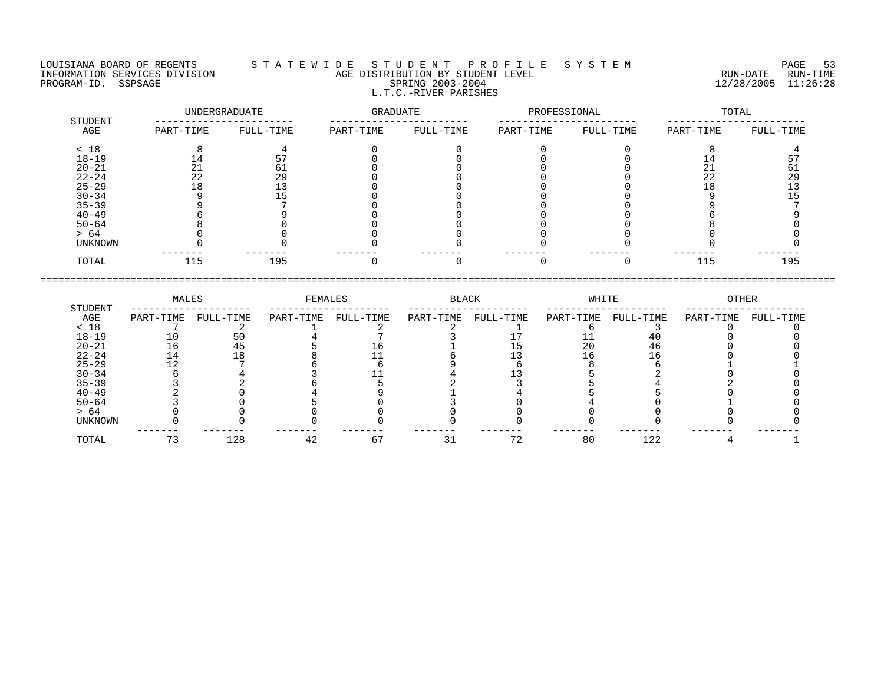LOUISIANA BOARD OF REGENTS — STATEWIDE STUDENT PROFILE SYSTEM
INFORMATION SERVICES DIVISION — AGE DISTRIBUTION BY STUDENT LEVEL — RUN-DATE 12/28/2005 RUN-TIME 11:26:28
PROGRAM-ID. SSPSAGE — SPRING 2003-2004

## L.T.C.-RIVER PARISHES

| STUDENT AGE | UNDERGRADUATE PART-TIME | UNDERGRADUATE FULL-TIME | GRADUATE PART-TIME | GRADUATE FULL-TIME | PROFESSIONAL PART-TIME | PROFESSIONAL FULL-TIME | TOTAL PART-TIME | TOTAL FULL-TIME |
|---|---|---|---|---|---|---|---|---|
| < 18 | 8 | 4 | 0 | 0 | 0 | 0 | 8 | 4 |
| 18-19 | 14 | 57 | 0 | 0 | 0 | 0 | 14 | 57 |
| 20-21 | 21 | 61 | 0 | 0 | 0 | 0 | 21 | 61 |
| 22-24 | 22 | 29 | 0 | 0 | 0 | 0 | 22 | 29 |
| 25-29 | 18 | 13 | 0 | 0 | 0 | 0 | 18 | 13 |
| 30-34 | 9 | 15 | 0 | 0 | 0 | 0 | 9 | 15 |
| 35-39 | 9 | 7 | 0 | 0 | 0 | 0 | 9 | 7 |
| 40-49 | 6 | 9 | 0 | 0 | 0 | 0 | 6 | 9 |
| 50-64 | 8 | 0 | 0 | 0 | 0 | 0 | 8 | 0 |
| > 64 | 0 | 0 | 0 | 0 | 0 | 0 | 0 | 0 |
| UNKNOWN | 0 | 0 | 0 | 0 | 0 | 0 | 0 | 0 |
| TOTAL | 115 | 195 | 0 | 0 | 0 | 0 | 115 | 195 |

| STUDENT AGE | MALES PART-TIME | MALES FULL-TIME | FEMALES PART-TIME | FEMALES FULL-TIME | BLACK PART-TIME | BLACK FULL-TIME | WHITE PART-TIME | WHITE FULL-TIME | OTHER PART-TIME | OTHER FULL-TIME |
|---|---|---|---|---|---|---|---|---|---|---|
| < 18 | 7 | 2 | 1 | 2 | 2 | 1 | 6 | 3 | 0 | 0 |
| 18-19 | 10 | 50 | 4 | 7 | 3 | 17 | 11 | 40 | 0 | 0 |
| 20-21 | 16 | 45 | 5 | 16 | 1 | 15 | 20 | 46 | 0 | 0 |
| 22-24 | 14 | 18 | 8 | 11 | 6 | 13 | 16 | 16 | 0 | 0 |
| 25-29 | 12 | 7 | 6 | 6 | 9 | 6 | 8 | 6 | 1 | 1 |
| 30-34 | 6 | 4 | 3 | 11 | 4 | 13 | 5 | 2 | 0 | 0 |
| 35-39 | 3 | 2 | 6 | 5 | 2 | 3 | 5 | 4 | 2 | 0 |
| 40-49 | 2 | 0 | 4 | 9 | 1 | 4 | 5 | 5 | 0 | 0 |
| 50-64 | 3 | 0 | 5 | 0 | 3 | 0 | 4 | 0 | 1 | 0 |
| > 64 | 0 | 0 | 0 | 0 | 0 | 0 | 0 | 0 | 0 | 0 |
| UNKNOWN | 0 | 0 | 0 | 0 | 0 | 0 | 0 | 0 | 0 | 0 |
| TOTAL | 73 | 128 | 42 | 67 | 31 | 72 | 80 | 122 | 4 | 1 |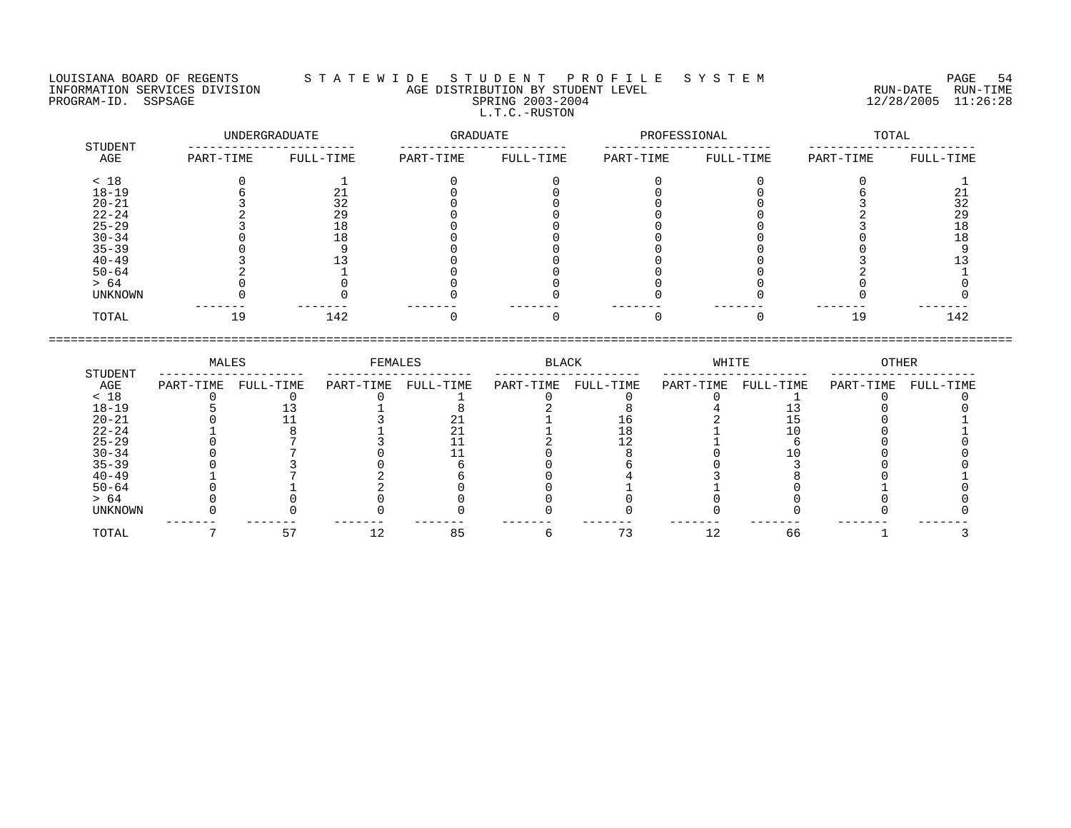LOUISIANA BOARD OF REGENTS — S T A T E W I D E   S T U D E N T   P R O F I L E   S Y S T E M

INFORMATION SERVICES DIVISION — AGE DISTRIBUTION BY STUDENT LEVEL — RUN-DATE 12/28/2005 RUN-TIME 11:26:28

PROGRAM-ID. SSPSAGE — SPRING 2003-2004

L.T.C.-RUSTON

| STUDENT AGE | UNDERGRADUATE | | GRADUATE | | PROFESSIONAL | | TOTAL | |
|---|---|---|---|---|---|---|---|---|
| | PART-TIME | FULL-TIME | PART-TIME | FULL-TIME | PART-TIME | FULL-TIME | PART-TIME | FULL-TIME |
| < 18 | 0 | 1 | 0 | 0 | 0 | 0 | 0 | 1 |
| 18-19 | 6 | 21 | 0 | 0 | 0 | 0 | 6 | 21 |
| 20-21 | 3 | 32 | 0 | 0 | 0 | 0 | 3 | 32 |
| 22-24 | 2 | 29 | 0 | 0 | 0 | 0 | 2 | 29 |
| 25-29 | 3 | 18 | 0 | 0 | 0 | 0 | 3 | 18 |
| 30-34 | 0 | 18 | 0 | 0 | 0 | 0 | 0 | 18 |
| 35-39 | 0 | 9 | 0 | 0 | 0 | 0 | 0 | 9 |
| 40-49 | 3 | 13 | 0 | 0 | 0 | 0 | 3 | 13 |
| 50-64 | 2 | 1 | 0 | 0 | 0 | 0 | 2 | 1 |
| > 64 | 0 | 0 | 0 | 0 | 0 | 0 | 0 | 0 |
| UNKNOWN | 0 | 0 | 0 | 0 | 0 | 0 | 0 | 0 |
| TOTAL | 19 | 142 | 0 | 0 | 0 | 0 | 19 | 142 |

| STUDENT AGE | MALES | | FEMALES | | BLACK | | WHITE | | OTHER | |
|---|---|---|---|---|---|---|---|---|---|---|
| | PART-TIME | FULL-TIME | PART-TIME | FULL-TIME | PART-TIME | FULL-TIME | PART-TIME | FULL-TIME | PART-TIME | FULL-TIME |
| < 18 | 0 | 0 | 0 | 1 | 0 | 0 | 0 | 1 | 0 | 0 |
| 18-19 | 5 | 13 | 1 | 8 | 2 | 8 | 4 | 13 | 0 | 0 |
| 20-21 | 0 | 11 | 3 | 21 | 1 | 16 | 2 | 15 | 0 | 1 |
| 22-24 | 1 | 8 | 1 | 21 | 1 | 18 | 1 | 10 | 0 | 1 |
| 25-29 | 0 | 7 | 3 | 11 | 2 | 12 | 1 | 6 | 0 | 0 |
| 30-34 | 0 | 7 | 0 | 11 | 0 | 8 | 0 | 10 | 0 | 0 |
| 35-39 | 0 | 3 | 0 | 6 | 0 | 6 | 0 | 3 | 0 | 0 |
| 40-49 | 1 | 7 | 2 | 6 | 0 | 4 | 3 | 8 | 0 | 1 |
| 50-64 | 0 | 1 | 2 | 0 | 0 | 1 | 1 | 0 | 1 | 0 |
| > 64 | 0 | 0 | 0 | 0 | 0 | 0 | 0 | 0 | 0 | 0 |
| UNKNOWN | 0 | 0 | 0 | 0 | 0 | 0 | 0 | 0 | 0 | 0 |
| TOTAL | 7 | 57 | 12 | 85 | 6 | 73 | 12 | 66 | 1 | 3 |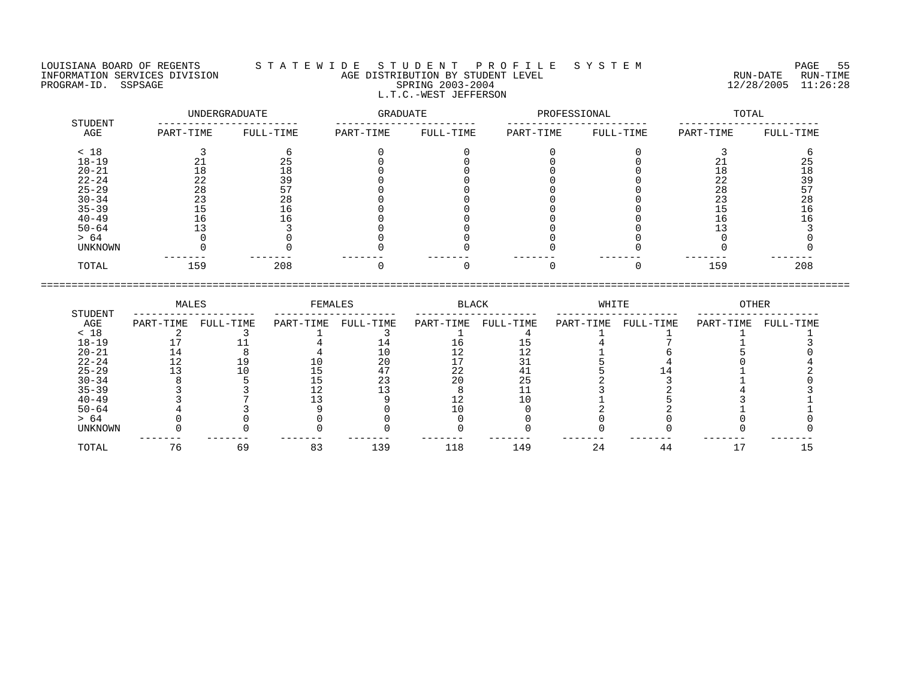LOUISIANA BOARD OF REGENTS — STATEWIDE STUDENT PROFILE SYSTEM
INFORMATION SERVICES DIVISION — AGE DISTRIBUTION BY STUDENT LEVEL — RUN-DATE 12/28/2005 RUN-TIME 11:26:28
PROGRAM-ID. SSPSAGE — SPRING 2003-2004

## L.T.C.-WEST JEFFERSON

| STUDENT AGE | UNDERGRADUATE | | GRADUATE | | PROFESSIONAL | | TOTAL | |
|---|---|---|---|---|---|---|---|---|
| | PART-TIME | FULL-TIME | PART-TIME | FULL-TIME | PART-TIME | FULL-TIME | PART-TIME | FULL-TIME |
| < 18 | 3 | 6 | 0 | 0 | 0 | 0 | 3 | 6 |
| 18-19 | 21 | 25 | 0 | 0 | 0 | 0 | 21 | 25 |
| 20-21 | 18 | 18 | 0 | 0 | 0 | 0 | 18 | 18 |
| 22-24 | 22 | 39 | 0 | 0 | 0 | 0 | 22 | 39 |
| 25-29 | 28 | 57 | 0 | 0 | 0 | 0 | 28 | 57 |
| 30-34 | 23 | 28 | 0 | 0 | 0 | 0 | 23 | 28 |
| 35-39 | 15 | 16 | 0 | 0 | 0 | 0 | 15 | 16 |
| 40-49 | 16 | 16 | 0 | 0 | 0 | 0 | 16 | 16 |
| 50-64 | 13 | 3 | 0 | 0 | 0 | 0 | 13 | 3 |
| > 64 | 0 | 0 | 0 | 0 | 0 | 0 | 0 | 0 |
| UNKNOWN | 0 | 0 | 0 | 0 | 0 | 0 | 0 | 0 |
| TOTAL | 159 | 208 | 0 | 0 | 0 | 0 | 159 | 208 |

| STUDENT AGE | MALES | | FEMALES | | BLACK | | WHITE | | OTHER | |
|---|---|---|---|---|---|---|---|---|---|---|
| | PART-TIME | FULL-TIME | PART-TIME | FULL-TIME | PART-TIME | FULL-TIME | PART-TIME | FULL-TIME | PART-TIME | FULL-TIME |
| < 18 | 2 | 3 | 1 | 3 | 1 | 4 | 1 | 1 | 1 | 1 |
| 18-19 | 17 | 11 | 4 | 14 | 16 | 15 | 4 | 7 | 1 | 3 |
| 20-21 | 14 | 8 | 4 | 10 | 12 | 12 | 1 | 6 | 5 | 0 |
| 22-24 | 12 | 19 | 10 | 20 | 17 | 31 | 5 | 4 | 0 | 4 |
| 25-29 | 13 | 10 | 15 | 47 | 22 | 41 | 5 | 14 | 1 | 2 |
| 30-34 | 8 | 5 | 15 | 23 | 20 | 25 | 2 | 3 | 1 | 0 |
| 35-39 | 3 | 3 | 12 | 13 | 8 | 11 | 3 | 2 | 4 | 3 |
| 40-49 | 3 | 7 | 13 | 9 | 12 | 10 | 1 | 5 | 3 | 1 |
| 50-64 | 4 | 3 | 9 | 0 | 10 | 0 | 2 | 2 | 1 | 1 |
| > 64 | 0 | 0 | 0 | 0 | 0 | 0 | 0 | 0 | 0 | 0 |
| UNKNOWN | 0 | 0 | 0 | 0 | 0 | 0 | 0 | 0 | 0 | 0 |
| TOTAL | 76 | 69 | 83 | 139 | 118 | 149 | 24 | 44 | 17 | 15 |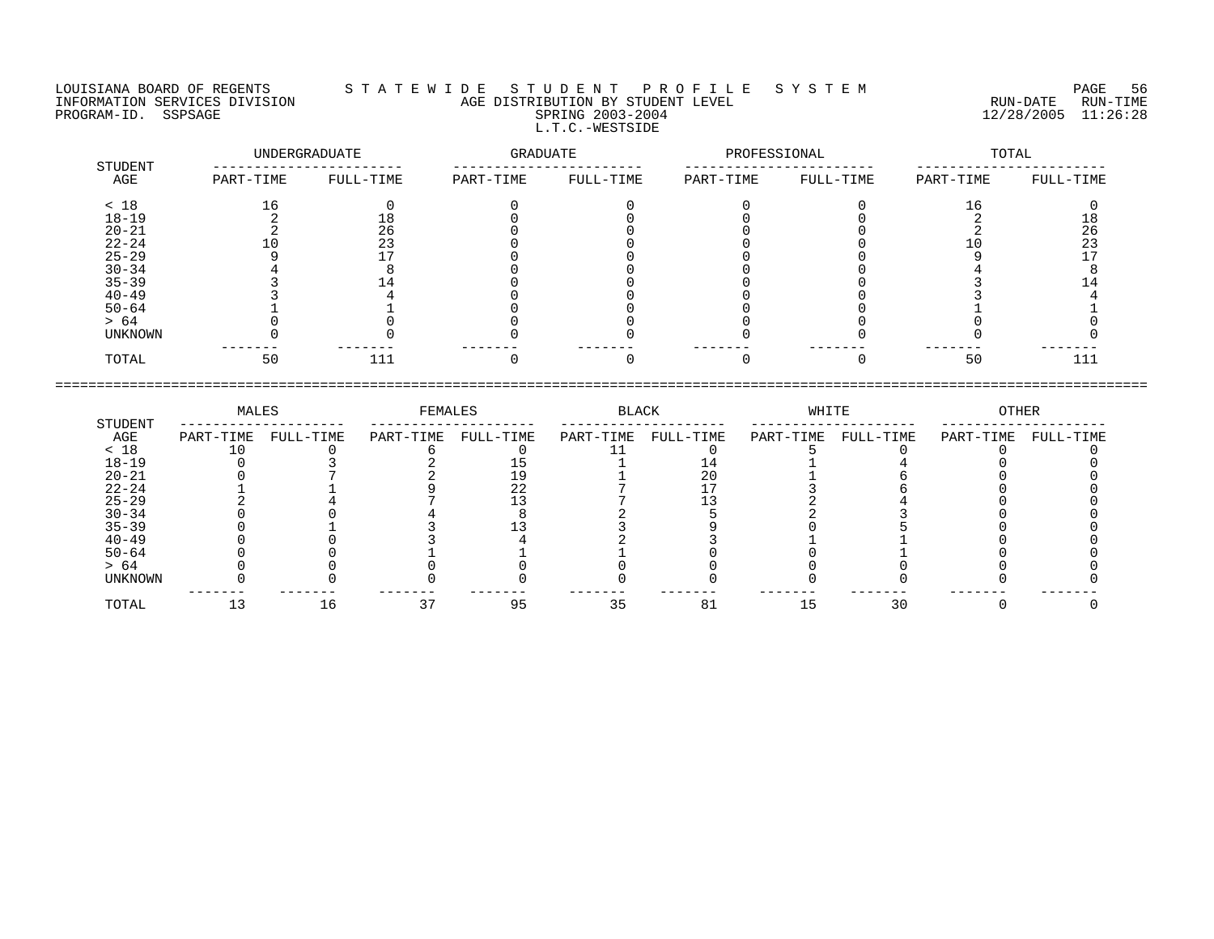LOUISIANA BOARD OF REGENTS — S T A T E W I D E   S T U D E N T   P R O F I L E   S Y S T E M

INFORMATION SERVICES DIVISION — AGE DISTRIBUTION BY STUDENT LEVEL — RUN-DATE 12/28/2005 RUN-TIME 11:26:28

PROGRAM-ID. SSPSAGE — SPRING 2003-2004

L.T.C.-WESTSIDE

| STUDENT | UNDERGRADUATE | | GRADUATE | | PROFESSIONAL | | TOTAL | |
|---|---|---|---|---|---|---|---|---|
| AGE | PART-TIME | FULL-TIME | PART-TIME | FULL-TIME | PART-TIME | FULL-TIME | PART-TIME | FULL-TIME |
| < 18 | 16 | 0 | 0 | 0 | 0 | 0 | 16 | 0 |
| 18-19 | 2 | 18 | 0 | 0 | 0 | 0 | 2 | 18 |
| 20-21 | 2 | 26 | 0 | 0 | 0 | 0 | 2 | 26 |
| 22-24 | 10 | 23 | 0 | 0 | 0 | 0 | 10 | 23 |
| 25-29 | 9 | 17 | 0 | 0 | 0 | 0 | 9 | 17 |
| 30-34 | 4 | 8 | 0 | 0 | 0 | 0 | 4 | 8 |
| 35-39 | 3 | 14 | 0 | 0 | 0 | 0 | 3 | 14 |
| 40-49 | 3 | 4 | 0 | 0 | 0 | 0 | 3 | 4 |
| 50-64 | 1 | 1 | 0 | 0 | 0 | 0 | 1 | 1 |
| > 64 | 0 | 0 | 0 | 0 | 0 | 0 | 0 | 0 |
| UNKNOWN | 0 | 0 | 0 | 0 | 0 | 0 | 0 | 0 |
| TOTAL | 50 | 111 | 0 | 0 | 0 | 0 | 50 | 111 |

| STUDENT | MALES | | FEMALES | | BLACK | | WHITE | | OTHER | |
|---|---|---|---|---|---|---|---|---|---|---|
| AGE | PART-TIME | FULL-TIME | PART-TIME | FULL-TIME | PART-TIME | FULL-TIME | PART-TIME | FULL-TIME | PART-TIME | FULL-TIME |
| < 18 | 10 | 0 | 6 | 0 | 11 | 0 | 5 | 0 | 0 | 0 |
| 18-19 | 0 | 3 | 2 | 15 | 1 | 14 | 1 | 4 | 0 | 0 |
| 20-21 | 0 | 7 | 2 | 19 | 1 | 20 | 1 | 6 | 0 | 0 |
| 22-24 | 1 | 1 | 9 | 22 | 7 | 17 | 3 | 6 | 0 | 0 |
| 25-29 | 2 | 4 | 7 | 13 | 7 | 13 | 2 | 4 | 0 | 0 |
| 30-34 | 0 | 0 | 4 | 8 | 2 | 5 | 2 | 3 | 0 | 0 |
| 35-39 | 0 | 1 | 3 | 13 | 3 | 9 | 0 | 5 | 0 | 0 |
| 40-49 | 0 | 0 | 3 | 4 | 2 | 3 | 1 | 1 | 0 | 0 |
| 50-64 | 0 | 0 | 1 | 1 | 1 | 0 | 0 | 1 | 0 | 0 |
| > 64 | 0 | 0 | 0 | 0 | 0 | 0 | 0 | 0 | 0 | 0 |
| UNKNOWN | 0 | 0 | 0 | 0 | 0 | 0 | 0 | 0 | 0 | 0 |
| TOTAL | 13 | 16 | 37 | 95 | 35 | 81 | 15 | 30 | 0 | 0 |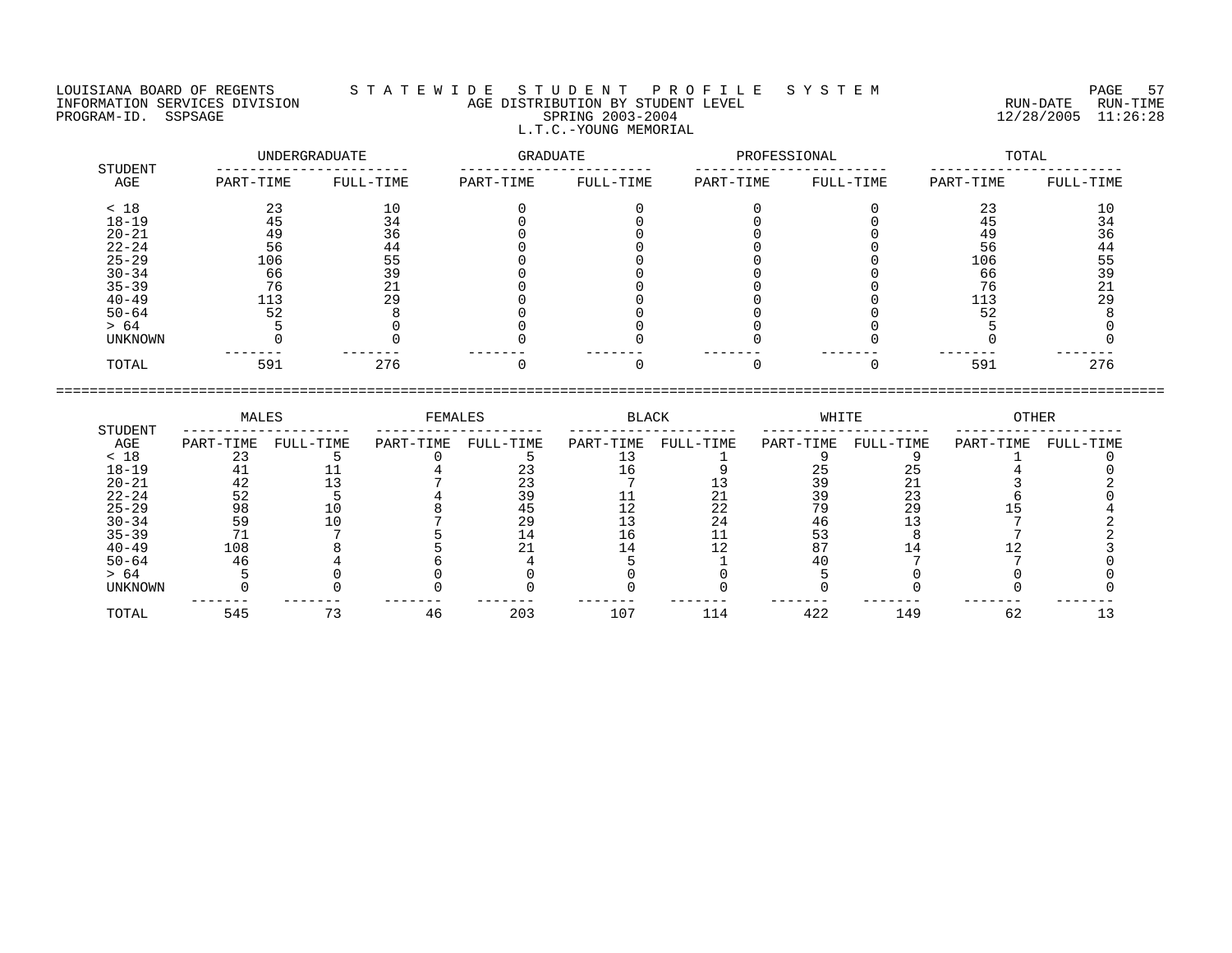LOUISIANA BOARD OF REGENTS — STATEWIDE STUDENT PROFILE SYSTEM
INFORMATION SERVICES DIVISION — AGE DISTRIBUTION BY STUDENT LEVEL — RUN-DATE 12/28/2005 RUN-TIME 11:26:28
PROGRAM-ID. SSPSAGE — SPRING 2003-2004

L.T.C.-YOUNG MEMORIAL

| STUDENT AGE | UNDERGRADUATE PART-TIME | UNDERGRADUATE FULL-TIME | GRADUATE PART-TIME | GRADUATE FULL-TIME | PROFESSIONAL PART-TIME | PROFESSIONAL FULL-TIME | TOTAL PART-TIME | TOTAL FULL-TIME |
|---|---|---|---|---|---|---|---|---|
| < 18 | 23 | 10 | 0 | 0 | 0 | 0 | 23 | 10 |
| 18-19 | 45 | 34 | 0 | 0 | 0 | 0 | 45 | 34 |
| 20-21 | 49 | 36 | 0 | 0 | 0 | 0 | 49 | 36 |
| 22-24 | 56 | 44 | 0 | 0 | 0 | 0 | 56 | 44 |
| 25-29 | 106 | 55 | 0 | 0 | 0 | 0 | 106 | 55 |
| 30-34 | 66 | 39 | 0 | 0 | 0 | 0 | 66 | 39 |
| 35-39 | 76 | 21 | 0 | 0 | 0 | 0 | 76 | 21 |
| 40-49 | 113 | 29 | 0 | 0 | 0 | 0 | 113 | 29 |
| 50-64 | 52 | 8 | 0 | 0 | 0 | 0 | 52 | 8 |
| > 64 | 5 | 0 | 0 | 0 | 0 | 0 | 5 | 0 |
| UNKNOWN | 0 | 0 | 0 | 0 | 0 | 0 | 0 | 0 |
| TOTAL | 591 | 276 | 0 | 0 | 0 | 0 | 591 | 276 |

| STUDENT AGE | MALES PART-TIME | MALES FULL-TIME | FEMALES PART-TIME | FEMALES FULL-TIME | BLACK PART-TIME | BLACK FULL-TIME | WHITE PART-TIME | WHITE FULL-TIME | OTHER PART-TIME | OTHER FULL-TIME |
|---|---|---|---|---|---|---|---|---|---|---|
| < 18 | 23 | 5 | 0 | 5 | 13 | 1 | 9 | 9 | 1 | 0 |
| 18-19 | 41 | 11 | 4 | 23 | 16 | 9 | 25 | 25 | 4 | 0 |
| 20-21 | 42 | 13 | 7 | 23 | 7 | 13 | 39 | 21 | 3 | 2 |
| 22-24 | 52 | 5 | 4 | 39 | 11 | 21 | 39 | 23 | 6 | 0 |
| 25-29 | 98 | 10 | 8 | 45 | 12 | 22 | 79 | 29 | 15 | 4 |
| 30-34 | 59 | 10 | 7 | 29 | 13 | 24 | 46 | 13 | 7 | 2 |
| 35-39 | 71 | 7 | 5 | 14 | 16 | 11 | 53 | 8 | 7 | 2 |
| 40-49 | 108 | 8 | 5 | 21 | 14 | 12 | 87 | 14 | 12 | 3 |
| 50-64 | 46 | 4 | 6 | 4 | 5 | 1 | 40 | 7 | 7 | 0 |
| > 64 | 5 | 0 | 0 | 0 | 0 | 0 | 5 | 0 | 0 | 0 |
| UNKNOWN | 0 | 0 | 0 | 0 | 0 | 0 | 0 | 0 | 0 | 0 |
| TOTAL | 545 | 73 | 46 | 203 | 107 | 114 | 422 | 149 | 62 | 13 |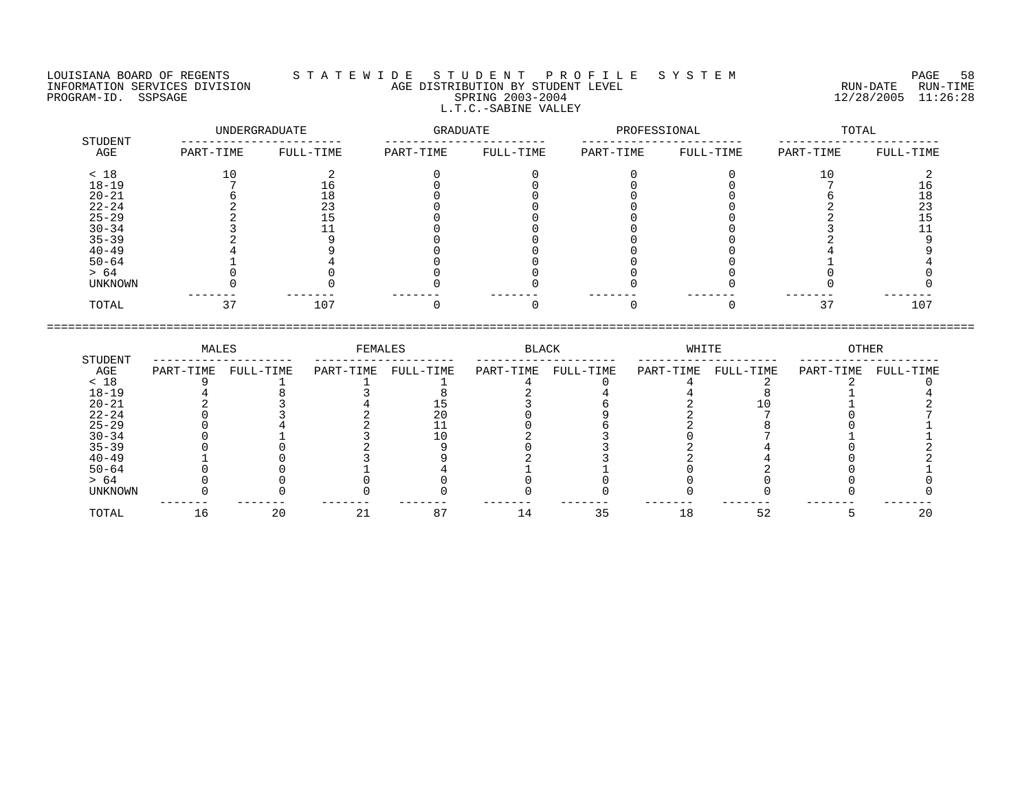LOUISIANA BOARD OF REGENTS — STATEWIDE STUDENT PROFILE SYSTEM
INFORMATION SERVICES DIVISION — AGE DISTRIBUTION BY STUDENT LEVEL — RUN-DATE 12/28/2005 RUN-TIME 11:26:28
PROGRAM-ID. SSPSAGE — SPRING 2003-2004

## L.T.C.-SABINE VALLEY

| STUDENT AGE | UNDERGRADUATE PART-TIME | UNDERGRADUATE FULL-TIME | GRADUATE PART-TIME | GRADUATE FULL-TIME | PROFESSIONAL PART-TIME | PROFESSIONAL FULL-TIME | TOTAL PART-TIME | TOTAL FULL-TIME |
|---|---|---|---|---|---|---|---|---|
| < 18 | 10 | 2 | 0 | 0 | 0 | 0 | 10 | 2 |
| 18-19 | 7 | 16 | 0 | 0 | 0 | 0 | 7 | 16 |
| 20-21 | 6 | 18 | 0 | 0 | 0 | 0 | 6 | 18 |
| 22-24 | 2 | 23 | 0 | 0 | 0 | 0 | 2 | 23 |
| 25-29 | 2 | 15 | 0 | 0 | 0 | 0 | 2 | 15 |
| 30-34 | 3 | 11 | 0 | 0 | 0 | 0 | 3 | 11 |
| 35-39 | 2 | 9 | 0 | 0 | 0 | 0 | 2 | 9 |
| 40-49 | 4 | 9 | 0 | 0 | 0 | 0 | 4 | 9 |
| 50-64 | 1 | 4 | 0 | 0 | 0 | 0 | 1 | 4 |
| > 64 | 0 | 0 | 0 | 0 | 0 | 0 | 0 | 0 |
| UNKNOWN | 0 | 0 | 0 | 0 | 0 | 0 | 0 | 0 |
| TOTAL | 37 | 107 | 0 | 0 | 0 | 0 | 37 | 107 |

| STUDENT AGE | MALES PART-TIME | MALES FULL-TIME | FEMALES PART-TIME | FEMALES FULL-TIME | BLACK PART-TIME | BLACK FULL-TIME | WHITE PART-TIME | WHITE FULL-TIME | OTHER PART-TIME | OTHER FULL-TIME |
|---|---|---|---|---|---|---|---|---|---|---|
| < 18 | 9 | 1 | 1 | 1 | 4 | 0 | 4 | 2 | 2 | 0 |
| 18-19 | 4 | 8 | 3 | 8 | 2 | 4 | 4 | 8 | 1 | 4 |
| 20-21 | 2 | 3 | 4 | 15 | 3 | 6 | 2 | 10 | 1 | 2 |
| 22-24 | 0 | 3 | 2 | 20 | 0 | 9 | 2 | 7 | 0 | 7 |
| 25-29 | 0 | 4 | 2 | 11 | 0 | 6 | 2 | 8 | 0 | 1 |
| 30-34 | 0 | 1 | 3 | 10 | 2 | 3 | 0 | 7 | 1 | 1 |
| 35-39 | 0 | 0 | 2 | 9 | 0 | 3 | 2 | 4 | 0 | 2 |
| 40-49 | 1 | 0 | 3 | 9 | 2 | 3 | 2 | 4 | 0 | 2 |
| 50-64 | 0 | 0 | 1 | 4 | 1 | 1 | 0 | 2 | 0 | 1 |
| > 64 | 0 | 0 | 0 | 0 | 0 | 0 | 0 | 0 | 0 | 0 |
| UNKNOWN | 0 | 0 | 0 | 0 | 0 | 0 | 0 | 0 | 0 | 0 |
| TOTAL | 16 | 20 | 21 | 87 | 14 | 35 | 18 | 52 | 5 | 20 |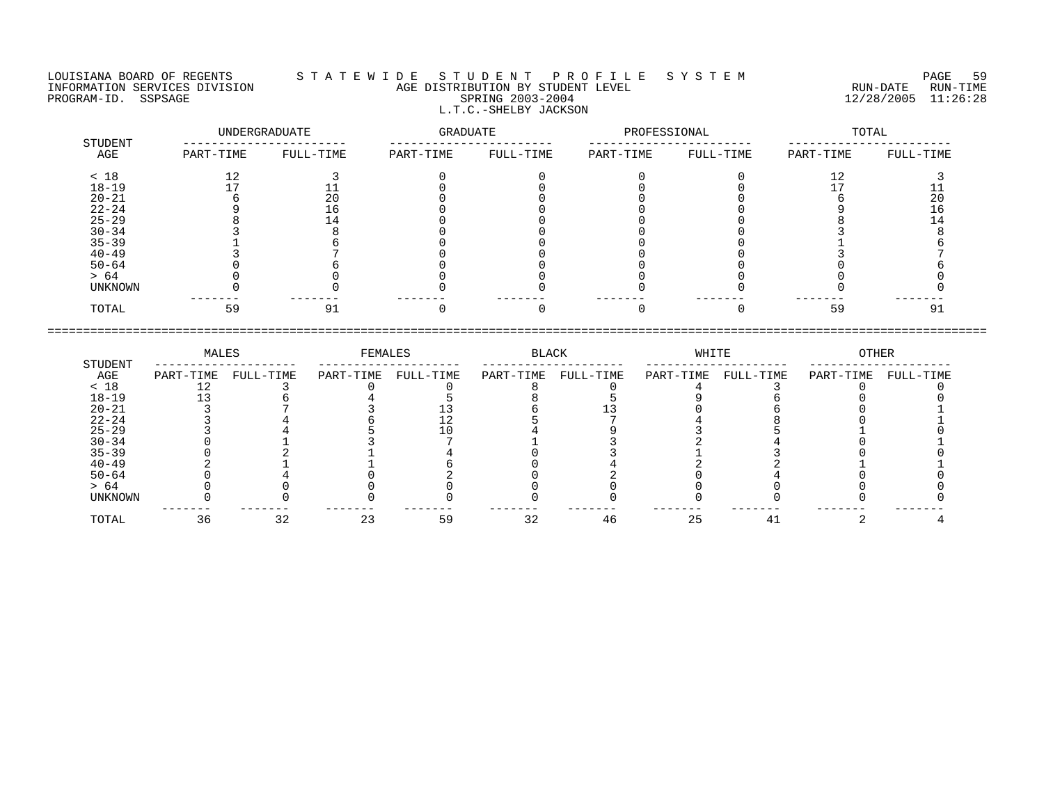LOUISIANA BOARD OF REGENTS — STATEWIDE STUDENT PROFILE SYSTEM
INFORMATION SERVICES DIVISION — AGE DISTRIBUTION BY STUDENT LEVEL — RUN-DATE 12/28/2005 RUN-TIME 11:26:28
PROGRAM-ID. SSPSAGE — SPRING 2003-2004

L.T.C.-SHELBY JACKSON

| STUDENT AGE | UNDERGRADUATE PART-TIME | UNDERGRADUATE FULL-TIME | GRADUATE PART-TIME | GRADUATE FULL-TIME | PROFESSIONAL PART-TIME | PROFESSIONAL FULL-TIME | TOTAL PART-TIME | TOTAL FULL-TIME |
|---|---|---|---|---|---|---|---|---|
| < 18 | 12 | 3 | 0 | 0 | 0 | 0 | 12 | 3 |
| 18-19 | 17 | 11 | 0 | 0 | 0 | 0 | 17 | 11 |
| 20-21 | 6 | 20 | 0 | 0 | 0 | 0 | 6 | 20 |
| 22-24 | 9 | 16 | 0 | 0 | 0 | 0 | 9 | 16 |
| 25-29 | 8 | 14 | 0 | 0 | 0 | 0 | 8 | 14 |
| 30-34 | 3 | 8 | 0 | 0 | 0 | 0 | 3 | 8 |
| 35-39 | 1 | 6 | 0 | 0 | 0 | 0 | 1 | 6 |
| 40-49 | 3 | 7 | 0 | 0 | 0 | 0 | 3 | 7 |
| 50-64 | 0 | 6 | 0 | 0 | 0 | 0 | 0 | 6 |
| > 64 | 0 | 0 | 0 | 0 | 0 | 0 | 0 | 0 |
| UNKNOWN | 0 | 0 | 0 | 0 | 0 | 0 | 0 | 0 |
| TOTAL | 59 | 91 | 0 | 0 | 0 | 0 | 59 | 91 |

| STUDENT AGE | MALES PART-TIME | MALES FULL-TIME | FEMALES PART-TIME | FEMALES FULL-TIME | BLACK PART-TIME | BLACK FULL-TIME | WHITE PART-TIME | WHITE FULL-TIME | OTHER PART-TIME | OTHER FULL-TIME |
|---|---|---|---|---|---|---|---|---|---|---|
| < 18 | 12 | 3 | 0 | 0 | 8 | 0 | 4 | 3 | 0 | 0 |
| 18-19 | 13 | 6 | 4 | 5 | 8 | 5 | 9 | 6 | 0 | 0 |
| 20-21 | 3 | 7 | 3 | 13 | 6 | 13 | 0 | 6 | 0 | 1 |
| 22-24 | 3 | 4 | 6 | 12 | 5 | 7 | 4 | 8 | 0 | 1 |
| 25-29 | 3 | 4 | 5 | 10 | 4 | 9 | 3 | 5 | 1 | 0 |
| 30-34 | 0 | 1 | 3 | 7 | 1 | 3 | 2 | 4 | 0 | 1 |
| 35-39 | 0 | 2 | 1 | 4 | 0 | 3 | 1 | 3 | 0 | 0 |
| 40-49 | 2 | 1 | 1 | 6 | 0 | 4 | 2 | 2 | 1 | 1 |
| 50-64 | 0 | 4 | 0 | 2 | 0 | 2 | 0 | 4 | 0 | 0 |
| > 64 | 0 | 0 | 0 | 0 | 0 | 0 | 0 | 0 | 0 | 0 |
| UNKNOWN | 0 | 0 | 0 | 0 | 0 | 0 | 0 | 0 | 0 | 0 |
| TOTAL | 36 | 32 | 23 | 59 | 32 | 46 | 25 | 41 | 2 | 4 |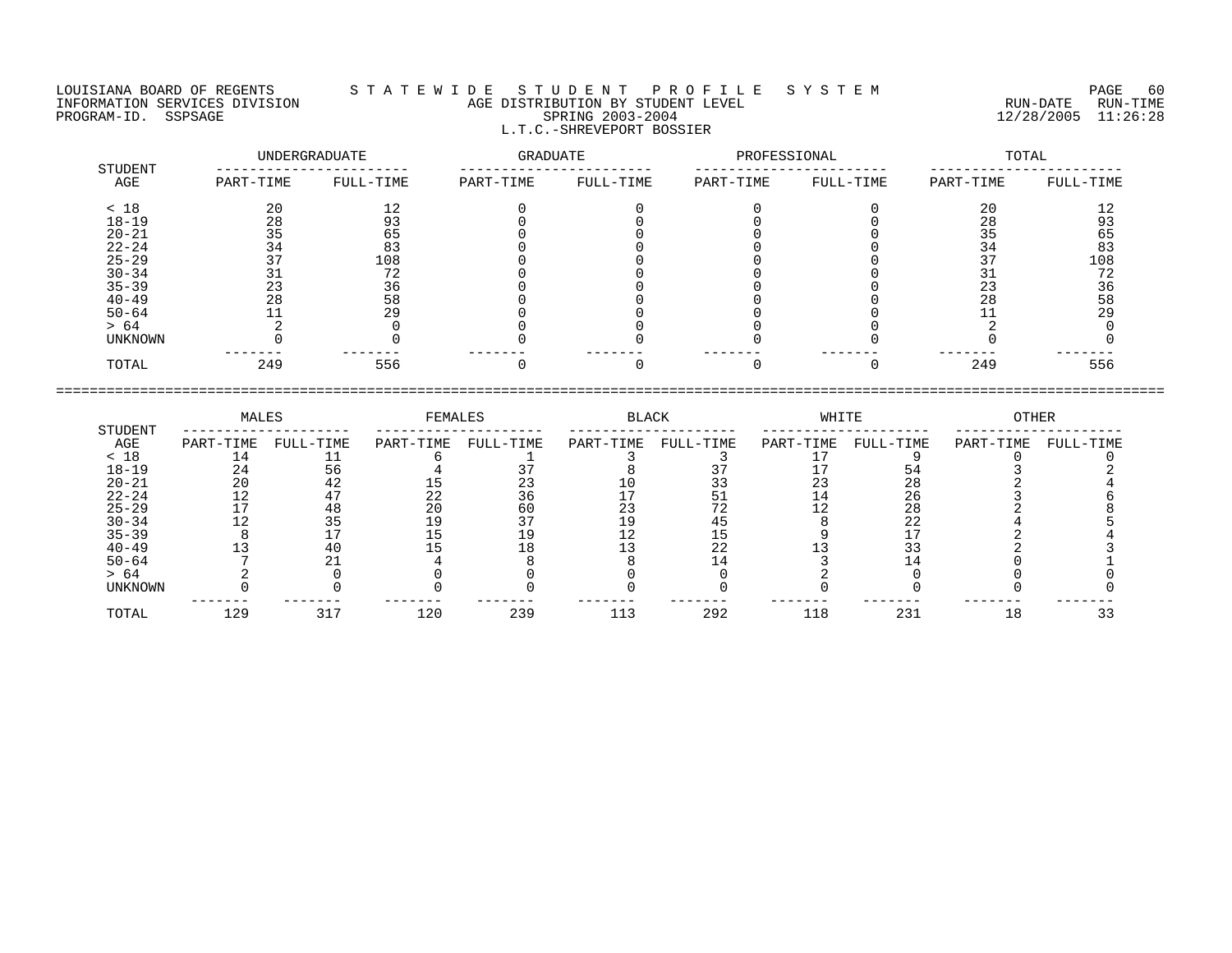LOUISIANA BOARD OF REGENTS — S T A T E W I D E  S T U D E N T  P R O F I L E  S Y S T E M

INFORMATION SERVICES DIVISION — AGE DISTRIBUTION BY STUDENT LEVEL — RUN-DATE 12/28/2005 RUN-TIME 11:26:28

PROGRAM-ID. SSPSAGE — SPRING 2003-2004

L.T.C.-SHREVEPORT BOSSIER

| STUDENT AGE | UNDERGRADUATE | | GRADUATE | | PROFESSIONAL | | TOTAL | |
|---|---|---|---|---|---|---|---|---|
| | PART-TIME | FULL-TIME | PART-TIME | FULL-TIME | PART-TIME | FULL-TIME | PART-TIME | FULL-TIME |
| < 18 | 20 | 12 | 0 | 0 | 0 | 0 | 20 | 12 |
| 18-19 | 28 | 93 | 0 | 0 | 0 | 0 | 28 | 93 |
| 20-21 | 35 | 65 | 0 | 0 | 0 | 0 | 35 | 65 |
| 22-24 | 34 | 83 | 0 | 0 | 0 | 0 | 34 | 83 |
| 25-29 | 37 | 108 | 0 | 0 | 0 | 0 | 37 | 108 |
| 30-34 | 31 | 72 | 0 | 0 | 0 | 0 | 31 | 72 |
| 35-39 | 23 | 36 | 0 | 0 | 0 | 0 | 23 | 36 |
| 40-49 | 28 | 58 | 0 | 0 | 0 | 0 | 28 | 58 |
| 50-64 | 11 | 29 | 0 | 0 | 0 | 0 | 11 | 29 |
| > 64 | 2 | 0 | 0 | 0 | 0 | 0 | 2 | 0 |
| UNKNOWN | 0 | 0 | 0 | 0 | 0 | 0 | 0 | 0 |
| TOTAL | 249 | 556 | 0 | 0 | 0 | 0 | 249 | 556 |

| STUDENT AGE | MALES | | FEMALES | | BLACK | | WHITE | | OTHER | |
|---|---|---|---|---|---|---|---|---|---|---|
| | PART-TIME | FULL-TIME | PART-TIME | FULL-TIME | PART-TIME | FULL-TIME | PART-TIME | FULL-TIME | PART-TIME | FULL-TIME |
| < 18 | 14 | 11 | 6 | 1 | 3 | 3 | 17 | 9 | 0 | 0 |
| 18-19 | 24 | 56 | 4 | 37 | 8 | 37 | 17 | 54 | 3 | 2 |
| 20-21 | 20 | 42 | 15 | 23 | 10 | 33 | 23 | 28 | 2 | 4 |
| 22-24 | 12 | 47 | 22 | 36 | 17 | 51 | 14 | 26 | 3 | 6 |
| 25-29 | 17 | 48 | 20 | 60 | 23 | 72 | 12 | 28 | 2 | 8 |
| 30-34 | 12 | 35 | 19 | 37 | 19 | 45 | 8 | 22 | 4 | 5 |
| 35-39 | 8 | 17 | 15 | 19 | 12 | 15 | 9 | 17 | 2 | 4 |
| 40-49 | 13 | 40 | 15 | 18 | 13 | 22 | 13 | 33 | 2 | 3 |
| 50-64 | 7 | 21 | 4 | 8 | 8 | 14 | 3 | 14 | 0 | 1 |
| > 64 | 2 | 0 | 0 | 0 | 0 | 0 | 2 | 0 | 0 | 0 |
| UNKNOWN | 0 | 0 | 0 | 0 | 0 | 0 | 0 | 0 | 0 | 0 |
| TOTAL | 129 | 317 | 120 | 239 | 113 | 292 | 118 | 231 | 18 | 33 |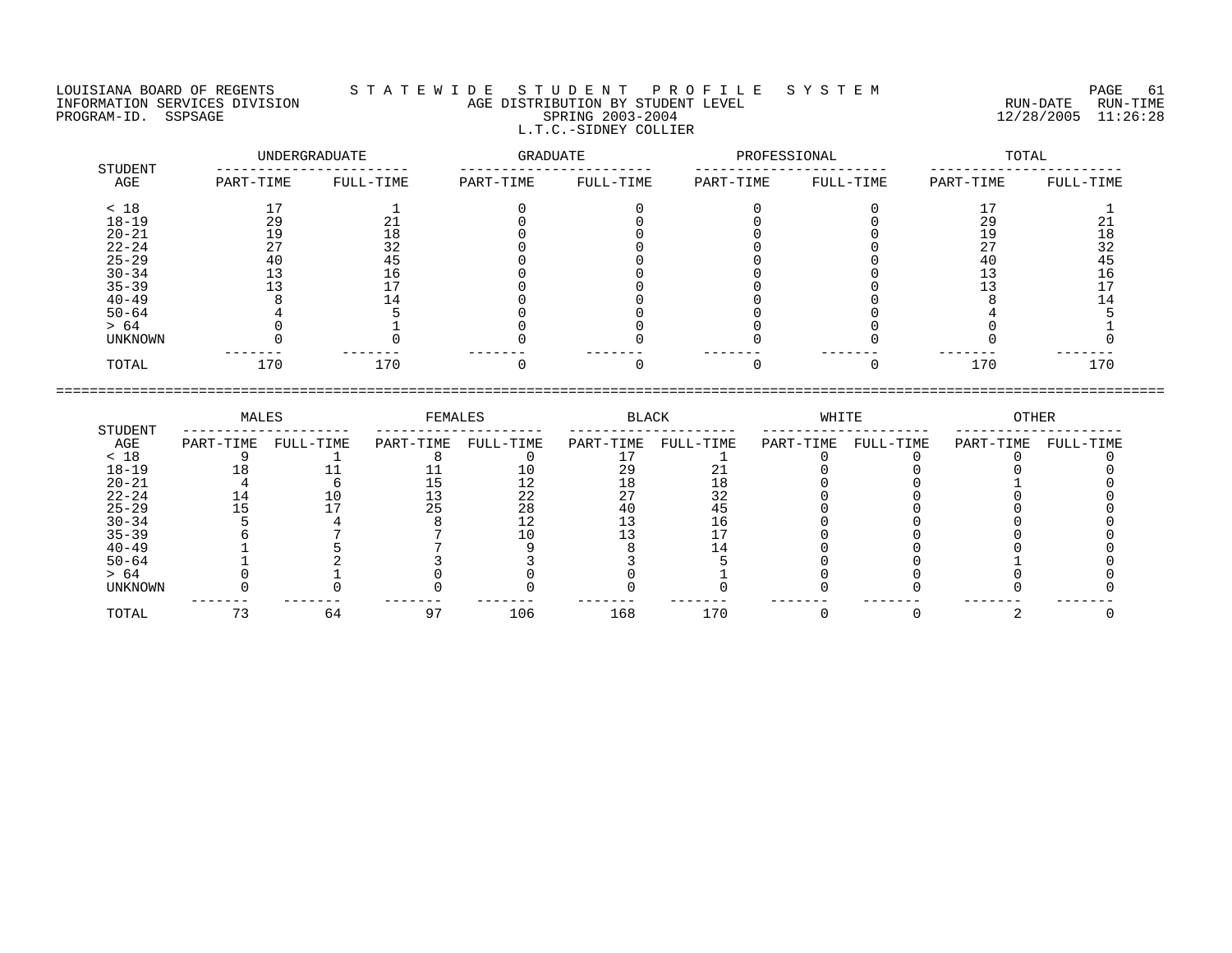LOUISIANA BOARD OF REGENTS — STATEWIDE STUDENT PROFILE SYSTEM
INFORMATION SERVICES DIVISION — AGE DISTRIBUTION BY STUDENT LEVEL — RUN-DATE 12/28/2005 RUN-TIME 11:26:28
PROGRAM-ID. SSPSAGE — SPRING 2003-2004

L.T.C.-SIDNEY COLLIER

| STUDENT AGE | UNDERGRADUATE PART-TIME | UNDERGRADUATE FULL-TIME | GRADUATE PART-TIME | GRADUATE FULL-TIME | PROFESSIONAL PART-TIME | PROFESSIONAL FULL-TIME | TOTAL PART-TIME | TOTAL FULL-TIME |
|---|---|---|---|---|---|---|---|---|
| < 18 | 17 | 1 | 0 | 0 | 0 | 0 | 17 | 1 |
| 18-19 | 29 | 21 | 0 | 0 | 0 | 0 | 29 | 21 |
| 20-21 | 19 | 18 | 0 | 0 | 0 | 0 | 19 | 18 |
| 22-24 | 27 | 32 | 0 | 0 | 0 | 0 | 27 | 32 |
| 25-29 | 40 | 45 | 0 | 0 | 0 | 0 | 40 | 45 |
| 30-34 | 13 | 16 | 0 | 0 | 0 | 0 | 13 | 16 |
| 35-39 | 13 | 17 | 0 | 0 | 0 | 0 | 13 | 17 |
| 40-49 | 8 | 14 | 0 | 0 | 0 | 0 | 8 | 14 |
| 50-64 | 4 | 5 | 0 | 0 | 0 | 0 | 4 | 5 |
| > 64 | 0 | 1 | 0 | 0 | 0 | 0 | 0 | 1 |
| UNKNOWN | 0 | 0 | 0 | 0 | 0 | 0 | 0 | 0 |
| TOTAL | 170 | 170 | 0 | 0 | 0 | 0 | 170 | 170 |

| STUDENT AGE | MALES PART-TIME | MALES FULL-TIME | FEMALES PART-TIME | FEMALES FULL-TIME | BLACK PART-TIME | BLACK FULL-TIME | WHITE PART-TIME | WHITE FULL-TIME | OTHER PART-TIME | OTHER FULL-TIME |
|---|---|---|---|---|---|---|---|---|---|---|
| < 18 | 9 | 1 | 8 | 0 | 17 | 1 | 0 | 0 | 0 | 0 |
| 18-19 | 18 | 11 | 11 | 10 | 29 | 21 | 0 | 0 | 0 | 0 |
| 20-21 | 4 | 6 | 15 | 12 | 18 | 18 | 0 | 0 | 1 | 0 |
| 22-24 | 14 | 10 | 13 | 22 | 27 | 32 | 0 | 0 | 0 | 0 |
| 25-29 | 15 | 17 | 25 | 28 | 40 | 45 | 0 | 0 | 0 | 0 |
| 30-34 | 5 | 4 | 8 | 12 | 13 | 16 | 0 | 0 | 0 | 0 |
| 35-39 | 6 | 7 | 7 | 10 | 13 | 17 | 0 | 0 | 0 | 0 |
| 40-49 | 1 | 5 | 7 | 9 | 8 | 14 | 0 | 0 | 0 | 0 |
| 50-64 | 1 | 2 | 3 | 3 | 3 | 5 | 0 | 0 | 1 | 0 |
| > 64 | 0 | 1 | 0 | 0 | 0 | 1 | 0 | 0 | 0 | 0 |
| UNKNOWN | 0 | 0 | 0 | 0 | 0 | 0 | 0 | 0 | 0 | 0 |
| TOTAL | 73 | 64 | 97 | 106 | 168 | 170 | 0 | 0 | 2 | 0 |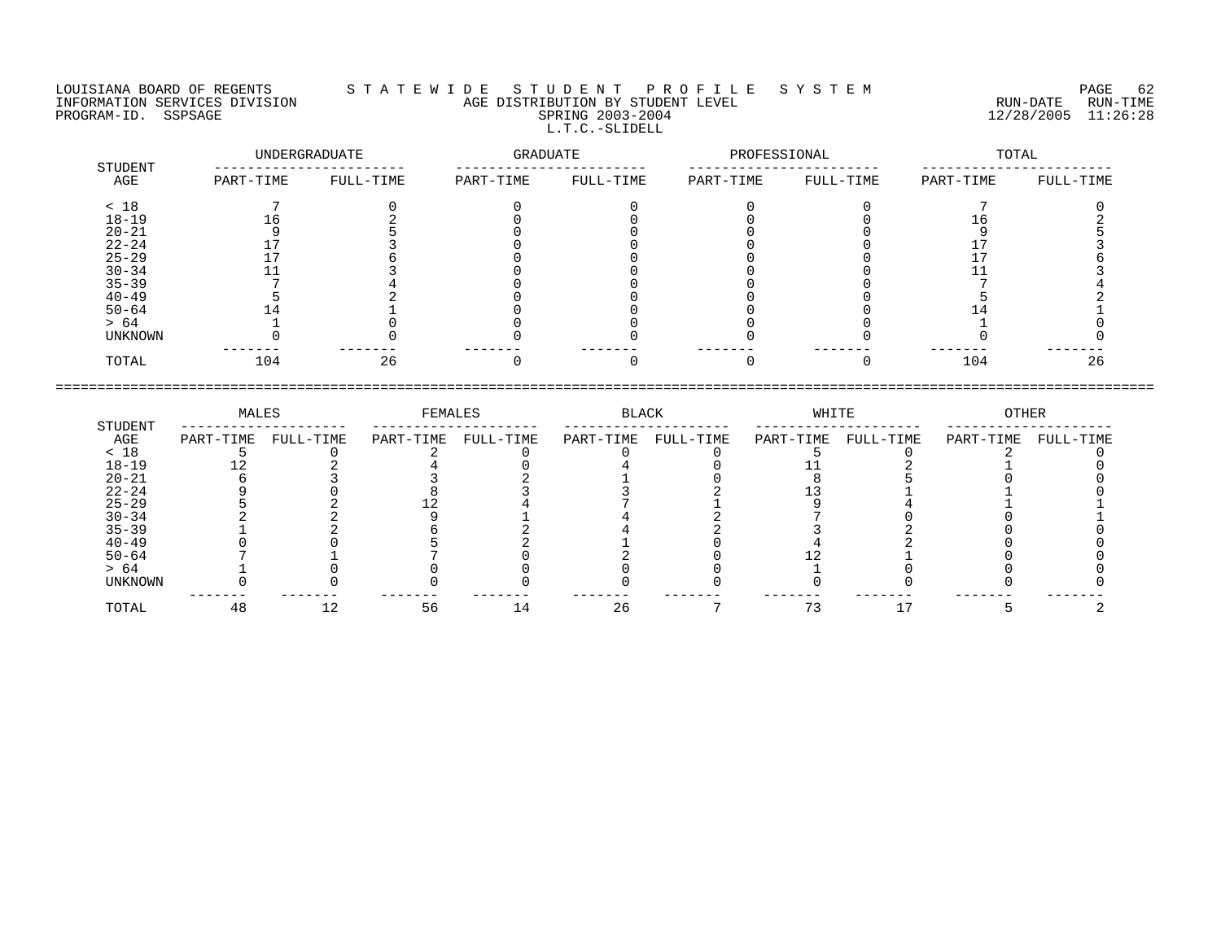LOUISIANA BOARD OF REGENTS — STATEWIDE STUDENT PROFILE SYSTEM
INFORMATION SERVICES DIVISION — AGE DISTRIBUTION BY STUDENT LEVEL — RUN-DATE 12/28/2005 RUN-TIME 11:26:28
PROGRAM-ID. SSPSAGE — SPRING 2003-2004

## L.T.C.-SLIDELL

| STUDENT AGE | UNDERGRADUATE PART-TIME | UNDERGRADUATE FULL-TIME | GRADUATE PART-TIME | GRADUATE FULL-TIME | PROFESSIONAL PART-TIME | PROFESSIONAL FULL-TIME | TOTAL PART-TIME | TOTAL FULL-TIME |
|---|---|---|---|---|---|---|---|---|
| < 18 | 7 | 0 | 0 | 0 | 0 | 0 | 7 | 0 |
| 18-19 | 16 | 2 | 0 | 0 | 0 | 0 | 16 | 2 |
| 20-21 | 9 | 5 | 0 | 0 | 0 | 0 | 9 | 5 |
| 22-24 | 17 | 3 | 0 | 0 | 0 | 0 | 17 | 3 |
| 25-29 | 17 | 6 | 0 | 0 | 0 | 0 | 17 | 6 |
| 30-34 | 11 | 3 | 0 | 0 | 0 | 0 | 11 | 3 |
| 35-39 | 7 | 4 | 0 | 0 | 0 | 0 | 7 | 4 |
| 40-49 | 5 | 2 | 0 | 0 | 0 | 0 | 5 | 2 |
| 50-64 | 14 | 1 | 0 | 0 | 0 | 0 | 14 | 1 |
| > 64 | 1 | 0 | 0 | 0 | 0 | 0 | 1 | 0 |
| UNKNOWN | 0 | 0 | 0 | 0 | 0 | 0 | 0 | 0 |
| TOTAL | 104 | 26 | 0 | 0 | 0 | 0 | 104 | 26 |

| STUDENT AGE | MALES PART-TIME | MALES FULL-TIME | FEMALES PART-TIME | FEMALES FULL-TIME | BLACK PART-TIME | BLACK FULL-TIME | WHITE PART-TIME | WHITE FULL-TIME | OTHER PART-TIME | OTHER FULL-TIME |
|---|---|---|---|---|---|---|---|---|---|---|
| < 18 | 5 | 0 | 2 | 0 | 0 | 0 | 5 | 0 | 2 | 0 |
| 18-19 | 12 | 2 | 4 | 0 | 4 | 0 | 11 | 2 | 1 | 0 |
| 20-21 | 6 | 3 | 3 | 2 | 1 | 0 | 8 | 5 | 0 | 0 |
| 22-24 | 9 | 0 | 8 | 3 | 3 | 2 | 13 | 1 | 1 | 0 |
| 25-29 | 5 | 2 | 12 | 4 | 7 | 1 | 9 | 4 | 1 | 1 |
| 30-34 | 2 | 2 | 9 | 1 | 4 | 2 | 7 | 0 | 0 | 1 |
| 35-39 | 1 | 2 | 6 | 2 | 4 | 2 | 3 | 2 | 0 | 0 |
| 40-49 | 0 | 0 | 5 | 2 | 1 | 0 | 4 | 2 | 0 | 0 |
| 50-64 | 7 | 1 | 7 | 0 | 2 | 0 | 12 | 1 | 0 | 0 |
| > 64 | 1 | 0 | 0 | 0 | 0 | 0 | 1 | 0 | 0 | 0 |
| UNKNOWN | 0 | 0 | 0 | 0 | 0 | 0 | 0 | 0 | 0 | 0 |
| TOTAL | 48 | 12 | 56 | 14 | 26 | 7 | 73 | 17 | 5 | 2 |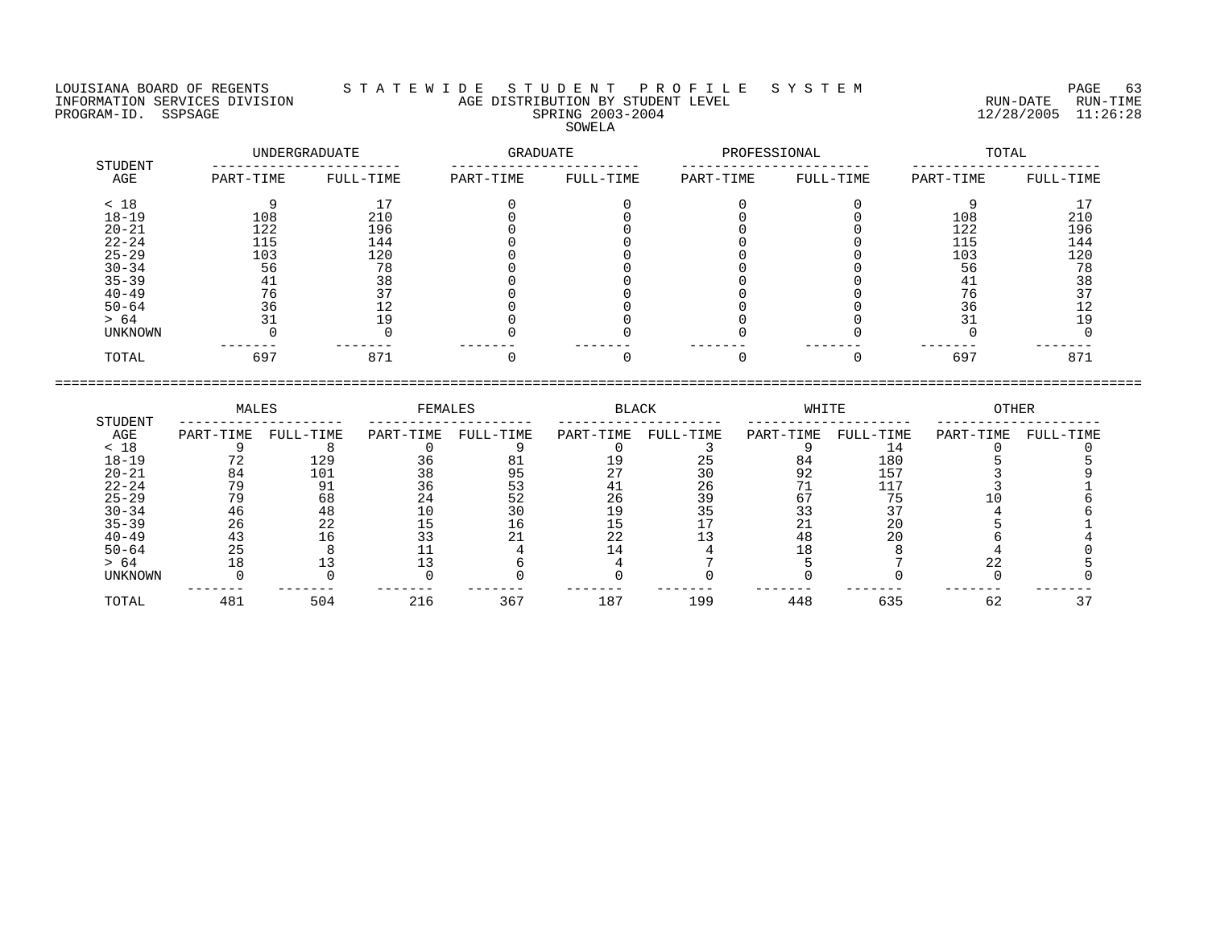LOUISIANA BOARD OF REGENTS — STATEWIDE STUDENT PROFILE SYSTEM

INFORMATION SERVICES DIVISION — AGE DISTRIBUTION BY STUDENT LEVEL — RUN-DATE 12/28/2005 RUN-TIME 11:26:28

PROGRAM-ID. SSPSAGE — SPRING 2003-2004

SOWELA

| STUDENT AGE | UNDERGRADUATE | | GRADUATE | | PROFESSIONAL | | TOTAL | |
|---|---|---|---|---|---|---|---|---|
| | PART-TIME | FULL-TIME | PART-TIME | FULL-TIME | PART-TIME | FULL-TIME | PART-TIME | FULL-TIME |
| < 18 | 9 | 17 | 0 | 0 | 0 | 0 | 9 | 17 |
| 18-19 | 108 | 210 | 0 | 0 | 0 | 0 | 108 | 210 |
| 20-21 | 122 | 196 | 0 | 0 | 0 | 0 | 122 | 196 |
| 22-24 | 115 | 144 | 0 | 0 | 0 | 0 | 115 | 144 |
| 25-29 | 103 | 120 | 0 | 0 | 0 | 0 | 103 | 120 |
| 30-34 | 56 | 78 | 0 | 0 | 0 | 0 | 56 | 78 |
| 35-39 | 41 | 38 | 0 | 0 | 0 | 0 | 41 | 38 |
| 40-49 | 76 | 37 | 0 | 0 | 0 | 0 | 76 | 37 |
| 50-64 | 36 | 12 | 0 | 0 | 0 | 0 | 36 | 12 |
| > 64 | 31 | 19 | 0 | 0 | 0 | 0 | 31 | 19 |
| UNKNOWN | 0 | 0 | 0 | 0 | 0 | 0 | 0 | 0 |
| TOTAL | 697 | 871 | 0 | 0 | 0 | 0 | 697 | 871 |

| STUDENT AGE | MALES | | FEMALES | | BLACK | | WHITE | | OTHER | |
|---|---|---|---|---|---|---|---|---|---|---|
| | PART-TIME | FULL-TIME | PART-TIME | FULL-TIME | PART-TIME | FULL-TIME | PART-TIME | FULL-TIME | PART-TIME | FULL-TIME |
| < 18 | 9 | 8 | 0 | 9 | 0 | 3 | 9 | 14 | 0 | 0 |
| 18-19 | 72 | 129 | 36 | 81 | 19 | 25 | 84 | 180 | 5 | 5 |
| 20-21 | 84 | 101 | 38 | 95 | 27 | 30 | 92 | 157 | 3 | 9 |
| 22-24 | 79 | 91 | 36 | 53 | 41 | 26 | 71 | 117 | 3 | 1 |
| 25-29 | 79 | 68 | 24 | 52 | 26 | 39 | 67 | 75 | 10 | 6 |
| 30-34 | 46 | 48 | 10 | 30 | 19 | 35 | 33 | 37 | 4 | 6 |
| 35-39 | 26 | 22 | 15 | 16 | 15 | 17 | 21 | 20 | 5 | 1 |
| 40-49 | 43 | 16 | 33 | 21 | 22 | 13 | 48 | 20 | 6 | 4 |
| 50-64 | 25 | 8 | 11 | 4 | 14 | 4 | 18 | 8 | 4 | 0 |
| > 64 | 18 | 13 | 13 | 6 | 4 | 7 | 5 | 7 | 22 | 5 |
| UNKNOWN | 0 | 0 | 0 | 0 | 0 | 0 | 0 | 0 | 0 | 0 |
| TOTAL | 481 | 504 | 216 | 367 | 187 | 199 | 448 | 635 | 62 | 37 |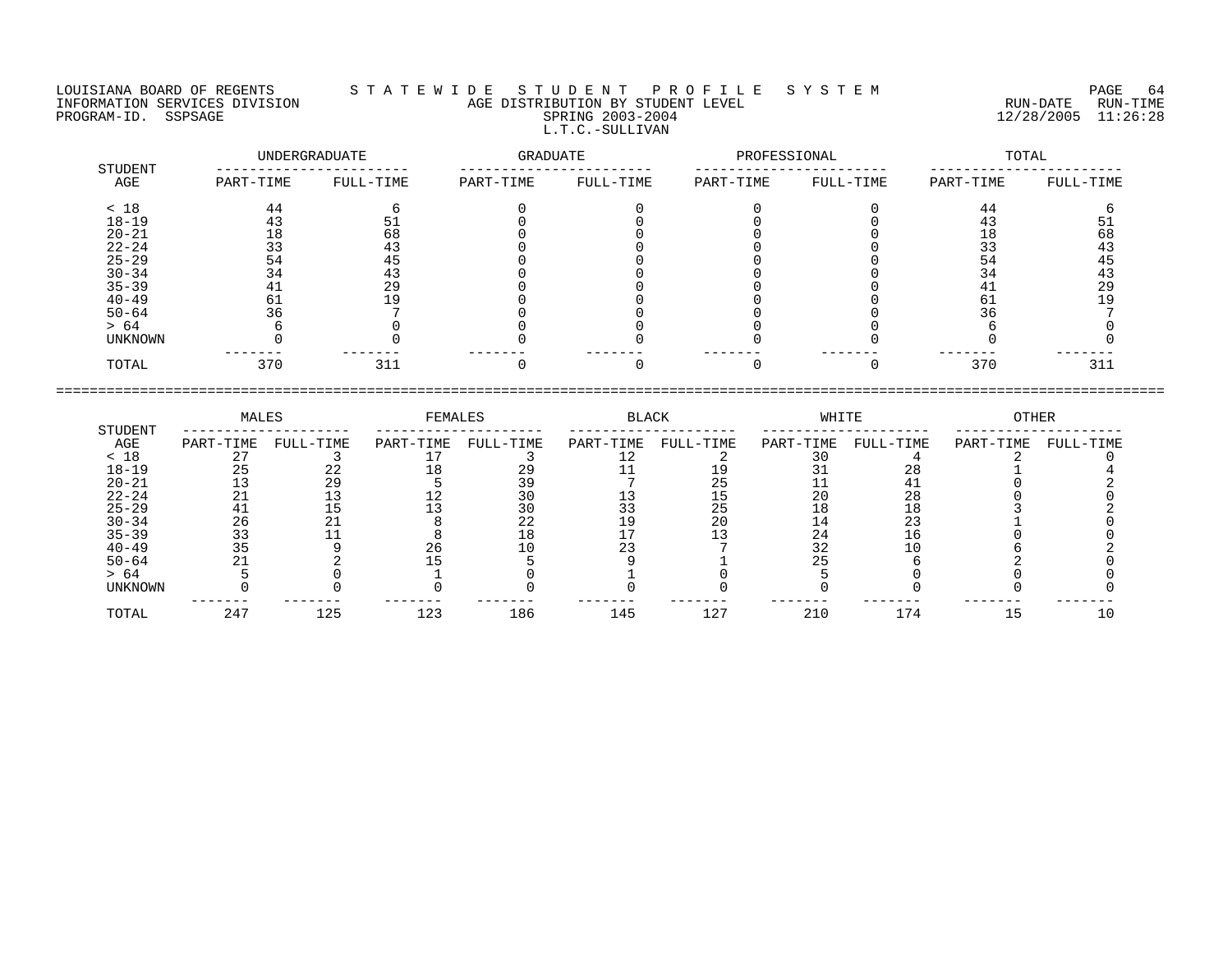LOUISIANA BOARD OF REGENTS — STATEWIDE STUDENT PROFILE SYSTEM
INFORMATION SERVICES DIVISION — AGE DISTRIBUTION BY STUDENT LEVEL — RUN-DATE 12/28/2005 RUN-TIME 11:26:28
PROGRAM-ID. SSPSAGE — SPRING 2003-2004

L.T.C.-SULLIVAN

| STUDENT AGE | UNDERGRADUATE | | GRADUATE | | PROFESSIONAL | | TOTAL | |
|---|---|---|---|---|---|---|---|---|
| | PART-TIME | FULL-TIME | PART-TIME | FULL-TIME | PART-TIME | FULL-TIME | PART-TIME | FULL-TIME |
| < 18 | 44 | 6 | 0 | 0 | 0 | 0 | 44 | 6 |
| 18-19 | 43 | 51 | 0 | 0 | 0 | 0 | 43 | 51 |
| 20-21 | 18 | 68 | 0 | 0 | 0 | 0 | 18 | 68 |
| 22-24 | 33 | 43 | 0 | 0 | 0 | 0 | 33 | 43 |
| 25-29 | 54 | 45 | 0 | 0 | 0 | 0 | 54 | 45 |
| 30-34 | 34 | 43 | 0 | 0 | 0 | 0 | 34 | 43 |
| 35-39 | 41 | 29 | 0 | 0 | 0 | 0 | 41 | 29 |
| 40-49 | 61 | 19 | 0 | 0 | 0 | 0 | 61 | 19 |
| 50-64 | 36 | 7 | 0 | 0 | 0 | 0 | 36 | 7 |
| > 64 | 6 | 0 | 0 | 0 | 0 | 0 | 6 | 0 |
| UNKNOWN | 0 | 0 | 0 | 0 | 0 | 0 | 0 | 0 |
| TOTAL | 370 | 311 | 0 | 0 | 0 | 0 | 370 | 311 |

| STUDENT AGE | MALES | | FEMALES | | BLACK | | WHITE | | OTHER | |
|---|---|---|---|---|---|---|---|---|---|---|
| | PART-TIME | FULL-TIME | PART-TIME | FULL-TIME | PART-TIME | FULL-TIME | PART-TIME | FULL-TIME | PART-TIME | FULL-TIME |
| < 18 | 27 | 3 | 17 | 3 | 12 | 2 | 30 | 4 | 2 | 0 |
| 18-19 | 25 | 22 | 18 | 29 | 11 | 19 | 31 | 28 | 1 | 4 |
| 20-21 | 13 | 29 | 5 | 39 | 7 | 25 | 11 | 41 | 0 | 2 |
| 22-24 | 21 | 13 | 12 | 30 | 13 | 15 | 20 | 28 | 0 | 0 |
| 25-29 | 41 | 15 | 13 | 30 | 33 | 25 | 18 | 18 | 3 | 2 |
| 30-34 | 26 | 21 | 8 | 22 | 19 | 20 | 14 | 23 | 1 | 0 |
| 35-39 | 33 | 11 | 8 | 18 | 17 | 13 | 24 | 16 | 0 | 0 |
| 40-49 | 35 | 9 | 26 | 10 | 23 | 7 | 32 | 10 | 6 | 2 |
| 50-64 | 21 | 2 | 15 | 5 | 9 | 1 | 25 | 6 | 2 | 0 |
| > 64 | 5 | 0 | 1 | 0 | 1 | 0 | 5 | 0 | 0 | 0 |
| UNKNOWN | 0 | 0 | 0 | 0 | 0 | 0 | 0 | 0 | 0 | 0 |
| TOTAL | 247 | 125 | 123 | 186 | 145 | 127 | 210 | 174 | 15 | 10 |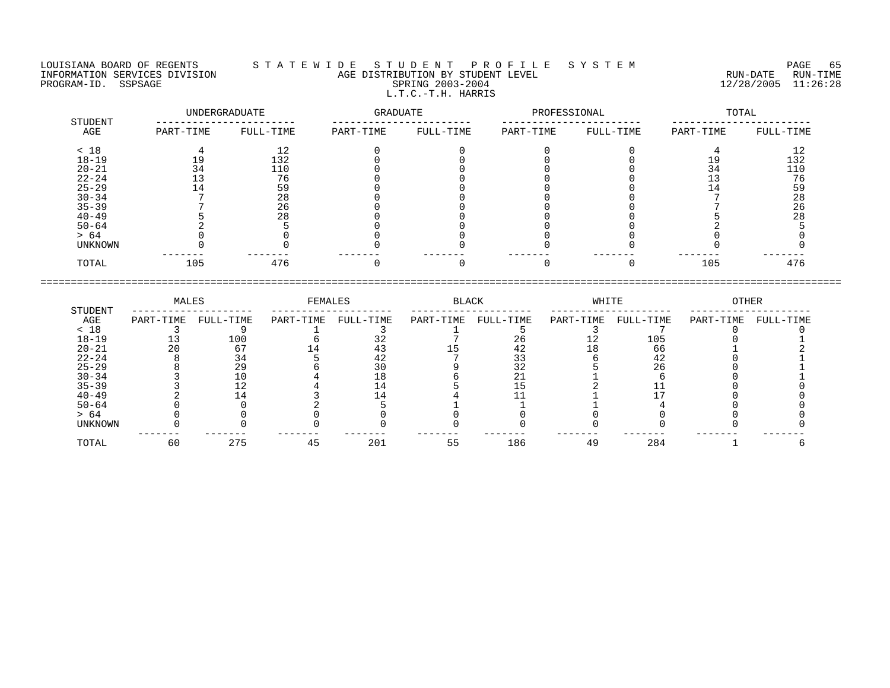LOUISIANA BOARD OF REGENTS — S T A T E W I D E   S T U D E N T   P R O F I L E   S Y S T E M

INFORMATION SERVICES DIVISION — AGE DISTRIBUTION BY STUDENT LEVEL — RUN-DATE 12/28/2005 RUN-TIME 11:26:28

PROGRAM-ID. SSPSAGE — SPRING 2003-2004

L.T.C.-T.H. HARRIS

| STUDENT | UNDERGRADUATE | | GRADUATE | | PROFESSIONAL | | TOTAL | |
|---|---|---|---|---|---|---|---|---|
| AGE | PART-TIME | FULL-TIME | PART-TIME | FULL-TIME | PART-TIME | FULL-TIME | PART-TIME | FULL-TIME |
| < 18 | 4 | 12 | 0 | 0 | 0 | 0 | 4 | 12 |
| 18-19 | 19 | 132 | 0 | 0 | 0 | 0 | 19 | 132 |
| 20-21 | 34 | 110 | 0 | 0 | 0 | 0 | 34 | 110 |
| 22-24 | 13 | 76 | 0 | 0 | 0 | 0 | 13 | 76 |
| 25-29 | 14 | 59 | 0 | 0 | 0 | 0 | 14 | 59 |
| 30-34 | 7 | 28 | 0 | 0 | 0 | 0 | 7 | 28 |
| 35-39 | 7 | 26 | 0 | 0 | 0 | 0 | 7 | 26 |
| 40-49 | 5 | 28 | 0 | 0 | 0 | 0 | 5 | 28 |
| 50-64 | 2 | 5 | 0 | 0 | 0 | 0 | 2 | 5 |
| > 64 | 0 | 0 | 0 | 0 | 0 | 0 | 0 | 0 |
| UNKNOWN | 0 | 0 | 0 | 0 | 0 | 0 | 0 | 0 |
| TOTAL | 105 | 476 | 0 | 0 | 0 | 0 | 105 | 476 |

| STUDENT | MALES | | FEMALES | | BLACK | | WHITE | | OTHER | |
|---|---|---|---|---|---|---|---|---|---|---|
| AGE | PART-TIME | FULL-TIME | PART-TIME | FULL-TIME | PART-TIME | FULL-TIME | PART-TIME | FULL-TIME | PART-TIME | FULL-TIME |
| < 18 | 3 | 9 | 1 | 3 | 1 | 5 | 3 | 7 | 0 | 0 |
| 18-19 | 13 | 100 | 6 | 32 | 7 | 26 | 12 | 105 | 0 | 1 |
| 20-21 | 20 | 67 | 14 | 43 | 15 | 42 | 18 | 66 | 1 | 2 |
| 22-24 | 8 | 34 | 5 | 42 | 7 | 33 | 6 | 42 | 0 | 1 |
| 25-29 | 8 | 29 | 6 | 30 | 9 | 32 | 5 | 26 | 0 | 1 |
| 30-34 | 3 | 10 | 4 | 18 | 6 | 21 | 1 | 6 | 0 | 1 |
| 35-39 | 3 | 12 | 4 | 14 | 5 | 15 | 2 | 11 | 0 | 0 |
| 40-49 | 2 | 14 | 3 | 14 | 4 | 11 | 1 | 17 | 0 | 0 |
| 50-64 | 0 | 0 | 2 | 5 | 1 | 1 | 1 | 4 | 0 | 0 |
| > 64 | 0 | 0 | 0 | 0 | 0 | 0 | 0 | 0 | 0 | 0 |
| UNKNOWN | 0 | 0 | 0 | 0 | 0 | 0 | 0 | 0 | 0 | 0 |
| TOTAL | 60 | 275 | 45 | 201 | 55 | 186 | 49 | 284 | 1 | 6 |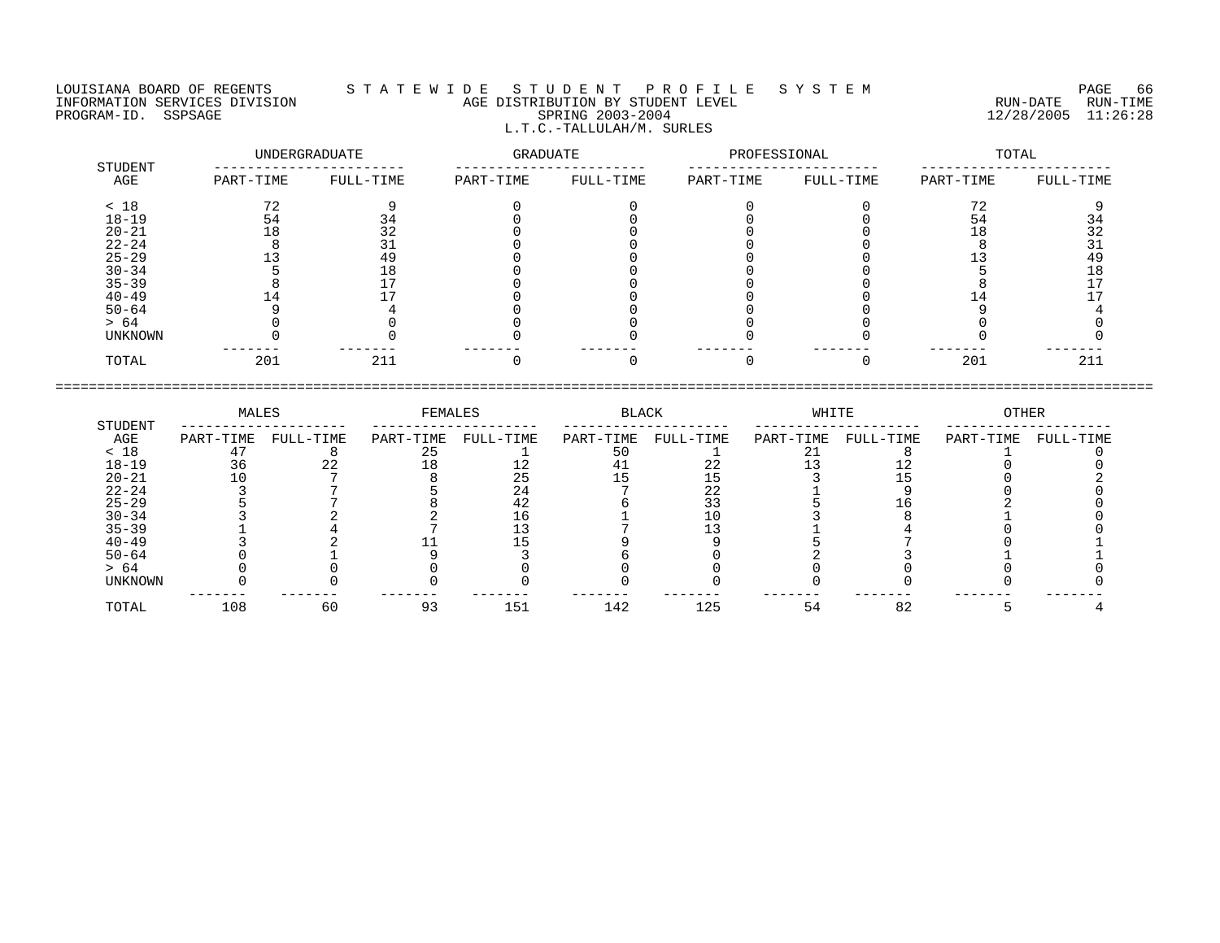LOUISIANA BOARD OF REGENTS — STATEWIDE STUDENT PROFILE SYSTEM
INFORMATION SERVICES DIVISION — AGE DISTRIBUTION BY STUDENT LEVEL — RUN-DATE 12/28/2005 RUN-TIME 11:26:28
PROGRAM-ID. SSPSAGE — SPRING 2003-2004

L.T.C.-TALLULAH/M. SURLES

| STUDENT AGE | UNDERGRADUATE | | GRADUATE | | PROFESSIONAL | | TOTAL | |
|---|---|---|---|---|---|---|---|---|
| | PART-TIME | FULL-TIME | PART-TIME | FULL-TIME | PART-TIME | FULL-TIME | PART-TIME | FULL-TIME |
| < 18 | 72 | 9 | 0 | 0 | 0 | 0 | 72 | 9 |
| 18-19 | 54 | 34 | 0 | 0 | 0 | 0 | 54 | 34 |
| 20-21 | 18 | 32 | 0 | 0 | 0 | 0 | 18 | 32 |
| 22-24 | 8 | 31 | 0 | 0 | 0 | 0 | 8 | 31 |
| 25-29 | 13 | 49 | 0 | 0 | 0 | 0 | 13 | 49 |
| 30-34 | 5 | 18 | 0 | 0 | 0 | 0 | 5 | 18 |
| 35-39 | 8 | 17 | 0 | 0 | 0 | 0 | 8 | 17 |
| 40-49 | 14 | 17 | 0 | 0 | 0 | 0 | 14 | 17 |
| 50-64 | 9 | 4 | 0 | 0 | 0 | 0 | 9 | 4 |
| > 64 | 0 | 0 | 0 | 0 | 0 | 0 | 0 | 0 |
| UNKNOWN | 0 | 0 | 0 | 0 | 0 | 0 | 0 | 0 |
| TOTAL | 201 | 211 | 0 | 0 | 0 | 0 | 201 | 211 |

| STUDENT AGE | MALES | | FEMALES | | BLACK | | WHITE | | OTHER | |
|---|---|---|---|---|---|---|---|---|---|---|
| | PART-TIME | FULL-TIME | PART-TIME | FULL-TIME | PART-TIME | FULL-TIME | PART-TIME | FULL-TIME | PART-TIME | FULL-TIME |
| < 18 | 47 | 8 | 25 | 1 | 50 | 1 | 21 | 8 | 1 | 0 |
| 18-19 | 36 | 22 | 18 | 12 | 41 | 22 | 13 | 12 | 0 | 0 |
| 20-21 | 10 | 7 | 8 | 25 | 15 | 15 | 3 | 15 | 0 | 2 |
| 22-24 | 3 | 7 | 5 | 24 | 7 | 22 | 1 | 9 | 0 | 0 |
| 25-29 | 5 | 7 | 8 | 42 | 6 | 33 | 5 | 16 | 2 | 0 |
| 30-34 | 3 | 2 | 2 | 16 | 1 | 10 | 3 | 8 | 1 | 0 |
| 35-39 | 1 | 4 | 7 | 13 | 7 | 13 | 1 | 4 | 0 | 0 |
| 40-49 | 3 | 2 | 11 | 15 | 9 | 9 | 5 | 7 | 0 | 1 |
| 50-64 | 0 | 1 | 9 | 3 | 6 | 0 | 2 | 3 | 1 | 1 |
| > 64 | 0 | 0 | 0 | 0 | 0 | 0 | 0 | 0 | 0 | 0 |
| UNKNOWN | 0 | 0 | 0 | 0 | 0 | 0 | 0 | 0 | 0 | 0 |
| TOTAL | 108 | 60 | 93 | 151 | 142 | 125 | 54 | 82 | 5 | 4 |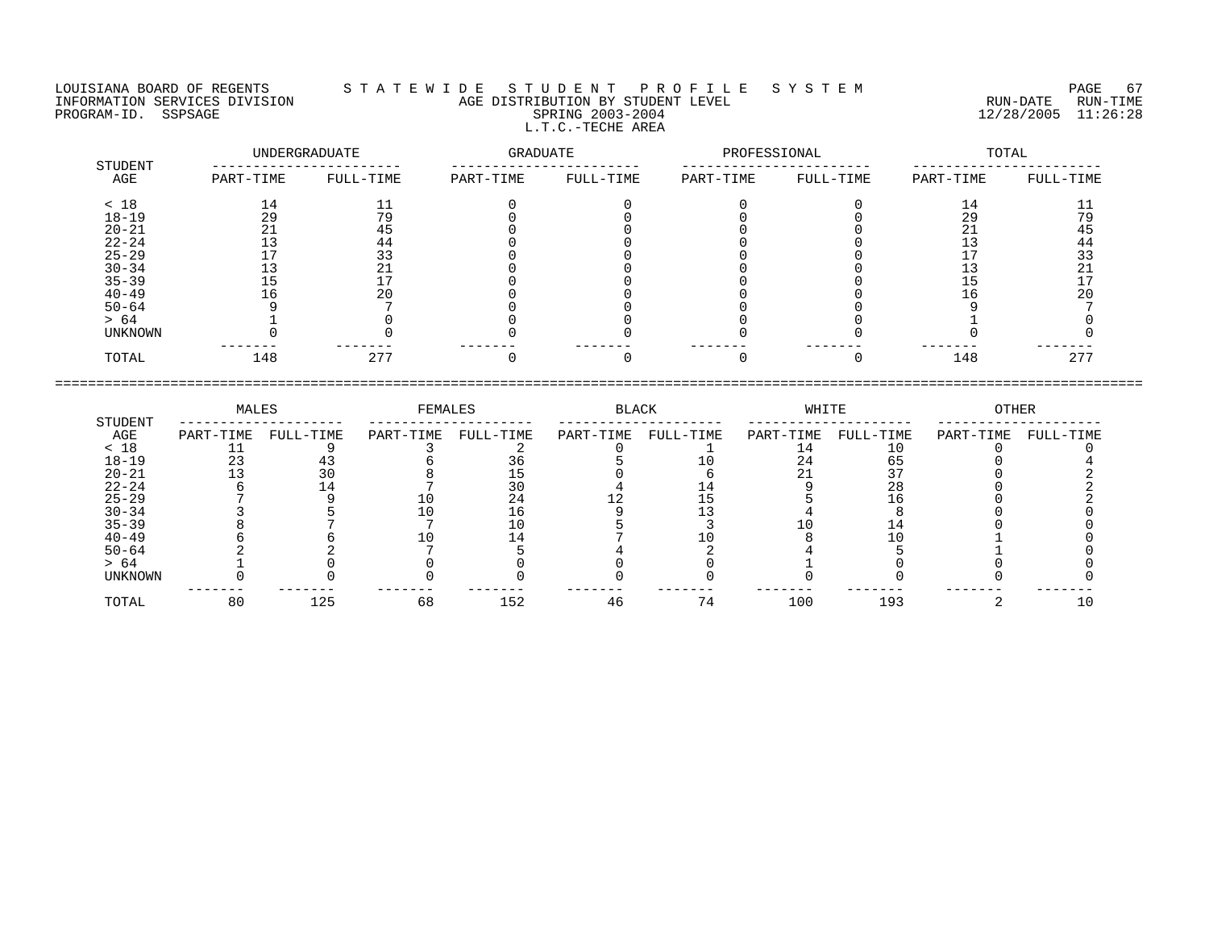LOUISIANA BOARD OF REGENTS — S T A T E W I D E   S T U D E N T   P R O F I L E   S Y S T E M

INFORMATION SERVICES DIVISION — AGE DISTRIBUTION BY STUDENT LEVEL — RUN-DATE 12/28/2005 RUN-TIME 11:26:28

PROGRAM-ID. SSPSAGE — SPRING 2003-2004

L.T.C.-TECHE AREA

| STUDENT AGE | UNDERGRADUATE PART-TIME | UNDERGRADUATE FULL-TIME | GRADUATE PART-TIME | GRADUATE FULL-TIME | PROFESSIONAL PART-TIME | PROFESSIONAL FULL-TIME | TOTAL PART-TIME | TOTAL FULL-TIME |
|---|---|---|---|---|---|---|---|---|
| < 18 | 14 | 11 | 0 | 0 | 0 | 0 | 14 | 11 |
| 18-19 | 29 | 79 | 0 | 0 | 0 | 0 | 29 | 79 |
| 20-21 | 21 | 45 | 0 | 0 | 0 | 0 | 21 | 45 |
| 22-24 | 13 | 44 | 0 | 0 | 0 | 0 | 13 | 44 |
| 25-29 | 17 | 33 | 0 | 0 | 0 | 0 | 17 | 33 |
| 30-34 | 13 | 21 | 0 | 0 | 0 | 0 | 13 | 21 |
| 35-39 | 15 | 17 | 0 | 0 | 0 | 0 | 15 | 17 |
| 40-49 | 16 | 20 | 0 | 0 | 0 | 0 | 16 | 20 |
| 50-64 | 9 | 7 | 0 | 0 | 0 | 0 | 9 | 7 |
| > 64 | 1 | 0 | 0 | 0 | 0 | 0 | 1 | 0 |
| UNKNOWN | 0 | 0 | 0 | 0 | 0 | 0 | 0 | 0 |
| TOTAL | 148 | 277 | 0 | 0 | 0 | 0 | 148 | 277 |

| STUDENT AGE | MALES PART-TIME | MALES FULL-TIME | FEMALES PART-TIME | FEMALES FULL-TIME | BLACK PART-TIME | BLACK FULL-TIME | WHITE PART-TIME | WHITE FULL-TIME | OTHER PART-TIME | OTHER FULL-TIME |
|---|---|---|---|---|---|---|---|---|---|---|
| < 18 | 11 | 9 | 3 | 2 | 0 | 1 | 14 | 10 | 0 | 0 |
| 18-19 | 23 | 43 | 6 | 36 | 5 | 10 | 24 | 65 | 0 | 4 |
| 20-21 | 13 | 30 | 8 | 15 | 0 | 6 | 21 | 37 | 0 | 2 |
| 22-24 | 6 | 14 | 7 | 30 | 4 | 14 | 9 | 28 | 0 | 2 |
| 25-29 | 7 | 9 | 10 | 24 | 12 | 15 | 5 | 16 | 0 | 2 |
| 30-34 | 3 | 5 | 10 | 16 | 9 | 13 | 4 | 8 | 0 | 0 |
| 35-39 | 8 | 7 | 7 | 10 | 5 | 3 | 10 | 14 | 0 | 0 |
| 40-49 | 6 | 6 | 10 | 14 | 7 | 10 | 8 | 10 | 1 | 0 |
| 50-64 | 2 | 2 | 7 | 5 | 4 | 2 | 4 | 5 | 1 | 0 |
| > 64 | 1 | 0 | 0 | 0 | 0 | 0 | 1 | 0 | 0 | 0 |
| UNKNOWN | 0 | 0 | 0 | 0 | 0 | 0 | 0 | 0 | 0 | 0 |
| TOTAL | 80 | 125 | 68 | 152 | 46 | 74 | 100 | 193 | 2 | 10 |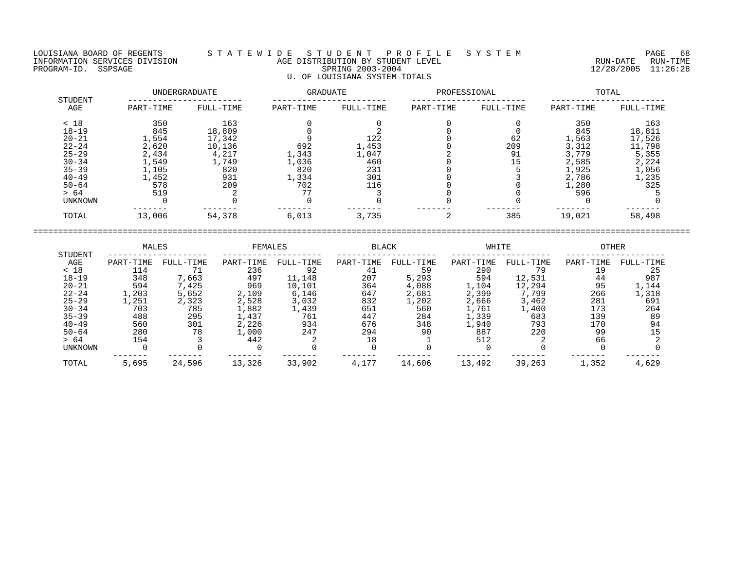LOUISIANA BOARD OF REGENTS — STATEWIDE STUDENT PROFILE SYSTEM
INFORMATION SERVICES DIVISION — AGE DISTRIBUTION BY STUDENT LEVEL — RUN-DATE 12/28/2005 RUN-TIME 11:26:28
PROGRAM-ID. SSPSAGE — SPRING 2003-2004

## U. OF LOUISIANA SYSTEM TOTALS

| STUDENT AGE | UNDERGRADUATE PART-TIME | UNDERGRADUATE FULL-TIME | GRADUATE PART-TIME | GRADUATE FULL-TIME | PROFESSIONAL PART-TIME | PROFESSIONAL FULL-TIME | TOTAL PART-TIME | TOTAL FULL-TIME |
|---|---|---|---|---|---|---|---|---|
| < 18 | 350 | 163 | 0 | 0 | 0 | 0 | 350 | 163 |
| 18-19 | 845 | 18,809 | 0 | 2 | 0 | 0 | 845 | 18,811 |
| 20-21 | 1,554 | 17,342 | 9 | 122 | 0 | 62 | 1,563 | 17,526 |
| 22-24 | 2,620 | 10,136 | 692 | 1,453 | 0 | 209 | 3,312 | 11,798 |
| 25-29 | 2,434 | 4,217 | 1,343 | 1,047 | 2 | 91 | 3,779 | 5,355 |
| 30-34 | 1,549 | 1,749 | 1,036 | 460 | 0 | 15 | 2,585 | 2,224 |
| 35-39 | 1,105 | 820 | 820 | 231 | 0 | 5 | 1,925 | 1,056 |
| 40-49 | 1,452 | 931 | 1,334 | 301 | 0 | 3 | 2,786 | 1,235 |
| 50-64 | 578 | 209 | 702 | 116 | 0 | 0 | 1,280 | 325 |
| > 64 | 519 | 2 | 77 | 3 | 0 | 0 | 596 | 5 |
| UNKNOWN | 0 | 0 | 0 | 0 | 0 | 0 | 0 | 0 |
| TOTAL | 13,006 | 54,378 | 6,013 | 3,735 | 2 | 385 | 19,021 | 58,498 |

| STUDENT AGE | MALES PART-TIME | MALES FULL-TIME | FEMALES PART-TIME | FEMALES FULL-TIME | BLACK PART-TIME | BLACK FULL-TIME | WHITE PART-TIME | WHITE FULL-TIME | OTHER PART-TIME | OTHER FULL-TIME |
|---|---|---|---|---|---|---|---|---|---|---|
| < 18 | 114 | 71 | 236 | 92 | 41 | 59 | 290 | 79 | 19 | 25 |
| 18-19 | 348 | 7,663 | 497 | 11,148 | 207 | 5,293 | 594 | 12,531 | 44 | 987 |
| 20-21 | 594 | 7,425 | 969 | 10,101 | 364 | 4,088 | 1,104 | 12,294 | 95 | 1,144 |
| 22-24 | 1,203 | 5,652 | 2,109 | 6,146 | 647 | 2,681 | 2,399 | 7,799 | 266 | 1,318 |
| 25-29 | 1,251 | 2,323 | 2,528 | 3,032 | 832 | 1,202 | 2,666 | 3,462 | 281 | 691 |
| 30-34 | 703 | 785 | 1,882 | 1,439 | 651 | 560 | 1,761 | 1,400 | 173 | 264 |
| 35-39 | 488 | 295 | 1,437 | 761 | 447 | 284 | 1,339 | 683 | 139 | 89 |
| 40-49 | 560 | 301 | 2,226 | 934 | 676 | 348 | 1,940 | 793 | 170 | 94 |
| 50-64 | 280 | 78 | 1,000 | 247 | 294 | 90 | 887 | 220 | 99 | 15 |
| > 64 | 154 | 3 | 442 | 2 | 18 | 1 | 512 | 2 | 66 | 2 |
| UNKNOWN | 0 | 0 | 0 | 0 | 0 | 0 | 0 | 0 | 0 | 0 |
| TOTAL | 5,695 | 24,596 | 13,326 | 33,902 | 4,177 | 14,606 | 13,492 | 39,263 | 1,352 | 4,629 |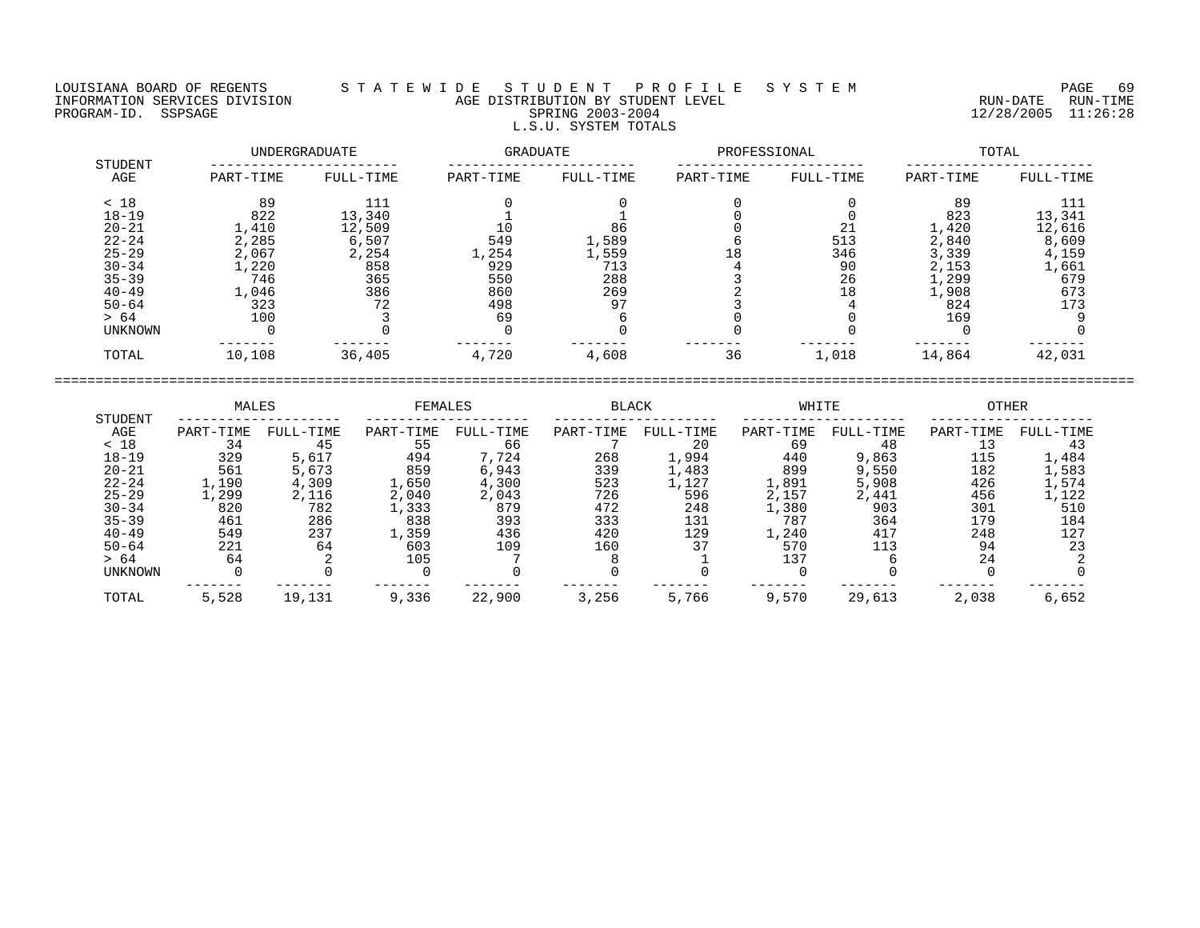LOUISIANA BOARD OF REGENTS — STATEWIDE STUDENT PROFILE SYSTEM
INFORMATION SERVICES DIVISION — AGE DISTRIBUTION BY STUDENT LEVEL — RUN-DATE 12/28/2005 RUN-TIME 11:26:28
PROGRAM-ID. SSPSAGE — SPRING 2003-2004

L.S.U. SYSTEM TOTALS

| STUDENT | UNDERGRADUATE | | GRADUATE | | PROFESSIONAL | | TOTAL | |
|---|---|---|---|---|---|---|---|---|
| AGE | PART-TIME | FULL-TIME | PART-TIME | FULL-TIME | PART-TIME | FULL-TIME | PART-TIME | FULL-TIME |
| < 18 | 89 | 111 | 0 | 0 | 0 | 0 | 89 | 111 |
| 18-19 | 822 | 13,340 | 1 | 1 | 0 | 0 | 823 | 13,341 |
| 20-21 | 1,410 | 12,509 | 10 | 86 | 0 | 21 | 1,420 | 12,616 |
| 22-24 | 2,285 | 6,507 | 549 | 1,589 | 6 | 513 | 2,840 | 8,609 |
| 25-29 | 2,067 | 2,254 | 1,254 | 1,559 | 18 | 346 | 3,339 | 4,159 |
| 30-34 | 1,220 | 858 | 929 | 713 | 4 | 90 | 2,153 | 1,661 |
| 35-39 | 746 | 365 | 550 | 288 | 3 | 26 | 1,299 | 679 |
| 40-49 | 1,046 | 386 | 860 | 269 | 2 | 18 | 1,908 | 673 |
| 50-64 | 323 | 72 | 498 | 97 | 3 | 4 | 824 | 173 |
| > 64 | 100 | 3 | 69 | 6 | 0 | 0 | 169 | 9 |
| UNKNOWN | 0 | 0 | 0 | 0 | 0 | 0 | 0 | 0 |
| TOTAL | 10,108 | 36,405 | 4,720 | 4,608 | 36 | 1,018 | 14,864 | 42,031 |

| STUDENT | MALES | | FEMALES | | BLACK | | WHITE | | OTHER | |
|---|---|---|---|---|---|---|---|---|---|---|
| AGE | PART-TIME | FULL-TIME | PART-TIME | FULL-TIME | PART-TIME | FULL-TIME | PART-TIME | FULL-TIME | PART-TIME | FULL-TIME |
| < 18 | 34 | 45 | 55 | 66 | 7 | 20 | 69 | 48 | 13 | 43 |
| 18-19 | 329 | 5,617 | 494 | 7,724 | 268 | 1,994 | 440 | 9,863 | 115 | 1,484 |
| 20-21 | 561 | 5,673 | 859 | 6,943 | 339 | 1,483 | 899 | 9,550 | 182 | 1,583 |
| 22-24 | 1,190 | 4,309 | 1,650 | 4,300 | 523 | 1,127 | 1,891 | 5,908 | 426 | 1,574 |
| 25-29 | 1,299 | 2,116 | 2,040 | 2,043 | 726 | 596 | 2,157 | 2,441 | 456 | 1,122 |
| 30-34 | 820 | 782 | 1,333 | 879 | 472 | 248 | 1,380 | 903 | 301 | 510 |
| 35-39 | 461 | 286 | 838 | 393 | 333 | 131 | 787 | 364 | 179 | 184 |
| 40-49 | 549 | 237 | 1,359 | 436 | 420 | 129 | 1,240 | 417 | 248 | 127 |
| 50-64 | 221 | 64 | 603 | 109 | 160 | 37 | 570 | 113 | 94 | 23 |
| > 64 | 64 | 2 | 105 | 7 | 8 | 1 | 137 | 6 | 24 | 2 |
| UNKNOWN | 0 | 0 | 0 | 0 | 0 | 0 | 0 | 0 | 0 | 0 |
| TOTAL | 5,528 | 19,131 | 9,336 | 22,900 | 3,256 | 5,766 | 9,570 | 29,613 | 2,038 | 6,652 |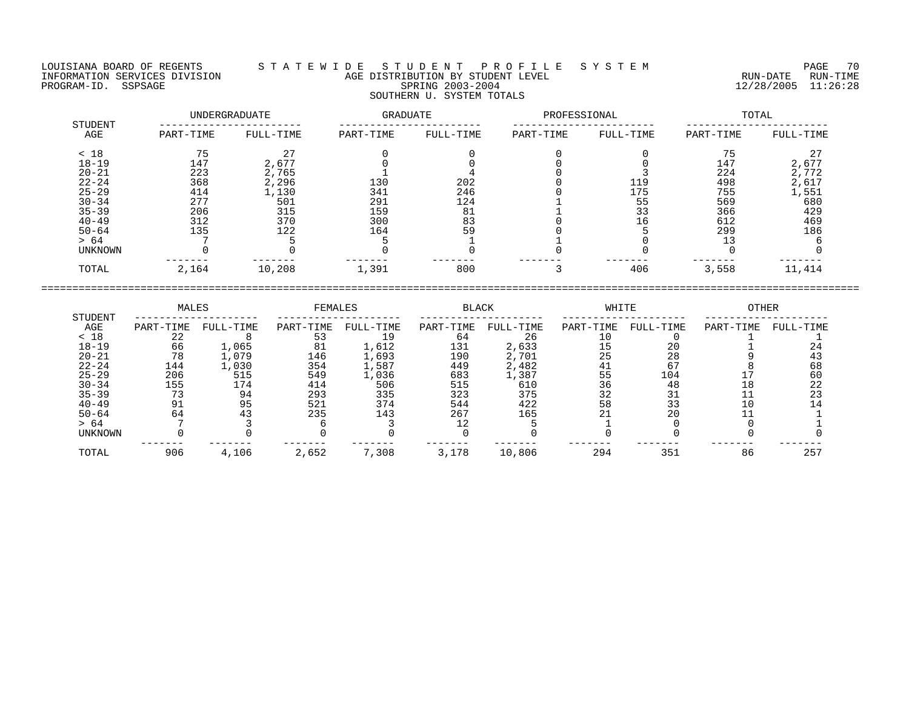LOUISIANA BOARD OF REGENTS — STATEWIDE STUDENT PROFILE SYSTEM
INFORMATION SERVICES DIVISION — AGE DISTRIBUTION BY STUDENT LEVEL — RUN-DATE 12/28/2005 RUN-TIME 11:26:28
PROGRAM-ID. SSPSAGE — SPRING 2003-2004

SOUTHERN U. SYSTEM TOTALS

| STUDENT AGE | UNDERGRADUATE PART-TIME | UNDERGRADUATE FULL-TIME | GRADUATE PART-TIME | GRADUATE FULL-TIME | PROFESSIONAL PART-TIME | PROFESSIONAL FULL-TIME | TOTAL PART-TIME | TOTAL FULL-TIME |
|---|---|---|---|---|---|---|---|---|
| < 18 | 75 | 27 | 0 | 0 | 0 | 0 | 75 | 27 |
| 18-19 | 147 | 2,677 | 0 | 0 | 0 | 0 | 147 | 2,677 |
| 20-21 | 223 | 2,765 | 1 | 4 | 0 | 3 | 224 | 2,772 |
| 22-24 | 368 | 2,296 | 130 | 202 | 0 | 119 | 498 | 2,617 |
| 25-29 | 414 | 1,130 | 341 | 246 | 0 | 175 | 755 | 1,551 |
| 30-34 | 277 | 501 | 291 | 124 | 1 | 55 | 569 | 680 |
| 35-39 | 206 | 315 | 159 | 81 | 1 | 33 | 366 | 429 |
| 40-49 | 312 | 370 | 300 | 83 | 0 | 16 | 612 | 469 |
| 50-64 | 135 | 122 | 164 | 59 | 0 | 5 | 299 | 186 |
| > 64 | 7 | 5 | 5 | 1 | 1 | 0 | 13 | 6 |
| UNKNOWN | 0 | 0 | 0 | 0 | 0 | 0 | 0 | 0 |
| TOTAL | 2,164 | 10,208 | 1,391 | 800 | 3 | 406 | 3,558 | 11,414 |

| STUDENT AGE | MALES PART-TIME | MALES FULL-TIME | FEMALES PART-TIME | FEMALES FULL-TIME | BLACK PART-TIME | BLACK FULL-TIME | WHITE PART-TIME | WHITE FULL-TIME | OTHER PART-TIME | OTHER FULL-TIME |
|---|---|---|---|---|---|---|---|---|---|---|
| < 18 | 22 | 8 | 53 | 19 | 64 | 26 | 10 | 0 | 1 | 1 |
| 18-19 | 66 | 1,065 | 81 | 1,612 | 131 | 2,633 | 15 | 20 | 1 | 24 |
| 20-21 | 78 | 1,079 | 146 | 1,693 | 190 | 2,701 | 25 | 28 | 9 | 43 |
| 22-24 | 144 | 1,030 | 354 | 1,587 | 449 | 2,482 | 41 | 67 | 8 | 68 |
| 25-29 | 206 | 515 | 549 | 1,036 | 683 | 1,387 | 55 | 104 | 17 | 60 |
| 30-34 | 155 | 174 | 414 | 506 | 515 | 610 | 36 | 48 | 18 | 22 |
| 35-39 | 73 | 94 | 293 | 335 | 323 | 375 | 32 | 31 | 11 | 23 |
| 40-49 | 91 | 95 | 521 | 374 | 544 | 422 | 58 | 33 | 10 | 14 |
| 50-64 | 64 | 43 | 235 | 143 | 267 | 165 | 21 | 20 | 11 | 1 |
| > 64 | 7 | 3 | 6 | 3 | 12 | 5 | 1 | 0 | 0 | 1 |
| UNKNOWN | 0 | 0 | 0 | 0 | 0 | 0 | 0 | 0 | 0 | 0 |
| TOTAL | 906 | 4,106 | 2,652 | 7,308 | 3,178 | 10,806 | 294 | 351 | 86 | 257 |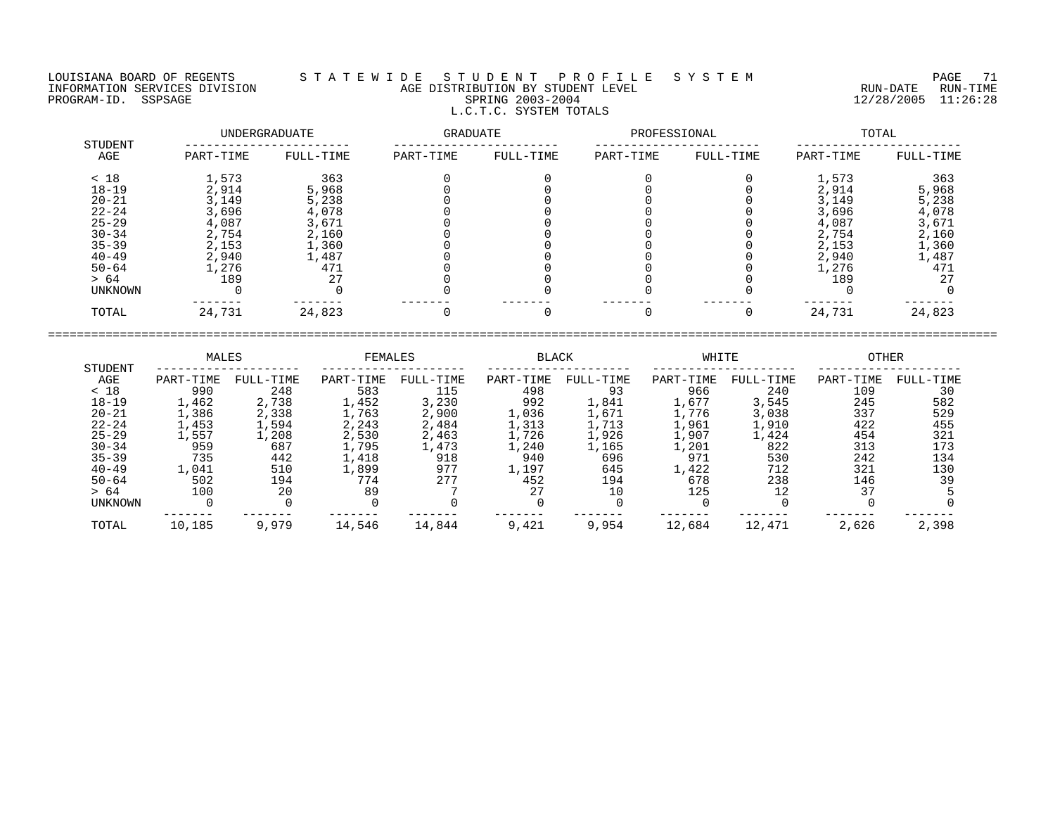LOUISIANA BOARD OF REGENTS
INFORMATION SERVICES DIVISION
PROGRAM-ID. SSPSAGE

# STATEWIDE STUDENT PROFILE SYSTEM

## AGE DISTRIBUTION BY STUDENT LEVEL

SPRING 2003-2004

L.C.T.C. SYSTEM TOTALS

RUN-DATE 12/28/2005 RUN-TIME 11:26:28

| STUDENT AGE | UNDERGRADUATE | | GRADUATE | | PROFESSIONAL | | TOTAL | |
|---|---|---|---|---|---|---|---|---|
| | PART-TIME | FULL-TIME | PART-TIME | FULL-TIME | PART-TIME | FULL-TIME | PART-TIME | FULL-TIME |
| < 18 | 1,573 | 363 | 0 | 0 | 0 | 0 | 1,573 | 363 |
| 18-19 | 2,914 | 5,968 | 0 | 0 | 0 | 0 | 2,914 | 5,968 |
| 20-21 | 3,149 | 5,238 | 0 | 0 | 0 | 0 | 3,149 | 5,238 |
| 22-24 | 3,696 | 4,078 | 0 | 0 | 0 | 0 | 3,696 | 4,078 |
| 25-29 | 4,087 | 3,671 | 0 | 0 | 0 | 0 | 4,087 | 3,671 |
| 30-34 | 2,754 | 2,160 | 0 | 0 | 0 | 0 | 2,754 | 2,160 |
| 35-39 | 2,153 | 1,360 | 0 | 0 | 0 | 0 | 2,153 | 1,360 |
| 40-49 | 2,940 | 1,487 | 0 | 0 | 0 | 0 | 2,940 | 1,487 |
| 50-64 | 1,276 | 471 | 0 | 0 | 0 | 0 | 1,276 | 471 |
| > 64 | 189 | 27 | 0 | 0 | 0 | 0 | 189 | 27 |
| UNKNOWN | 0 | 0 | 0 | 0 | 0 | 0 | 0 | 0 |
| TOTAL | 24,731 | 24,823 | 0 | 0 | 0 | 0 | 24,731 | 24,823 |

| STUDENT AGE | MALES | | FEMALES | | BLACK | | WHITE | | OTHER | |
|---|---|---|---|---|---|---|---|---|---|---|
| | PART-TIME | FULL-TIME | PART-TIME | FULL-TIME | PART-TIME | FULL-TIME | PART-TIME | FULL-TIME | PART-TIME | FULL-TIME |
| < 18 | 990 | 248 | 583 | 115 | 498 | 93 | 966 | 240 | 109 | 30 |
| 18-19 | 1,462 | 2,738 | 1,452 | 3,230 | 992 | 1,841 | 1,677 | 3,545 | 245 | 582 |
| 20-21 | 1,386 | 2,338 | 1,763 | 2,900 | 1,036 | 1,671 | 1,776 | 3,038 | 337 | 529 |
| 22-24 | 1,453 | 1,594 | 2,243 | 2,484 | 1,313 | 1,713 | 1,961 | 1,910 | 422 | 455 |
| 25-29 | 1,557 | 1,208 | 2,530 | 2,463 | 1,726 | 1,926 | 1,907 | 1,424 | 454 | 321 |
| 30-34 | 959 | 687 | 1,795 | 1,473 | 1,240 | 1,165 | 1,201 | 822 | 313 | 173 |
| 35-39 | 735 | 442 | 1,418 | 918 | 940 | 696 | 971 | 530 | 242 | 134 |
| 40-49 | 1,041 | 510 | 1,899 | 977 | 1,197 | 645 | 1,422 | 712 | 321 | 130 |
| 50-64 | 502 | 194 | 774 | 277 | 452 | 194 | 678 | 238 | 146 | 39 |
| > 64 | 100 | 20 | 89 | 7 | 27 | 10 | 125 | 12 | 37 | 5 |
| UNKNOWN | 0 | 0 | 0 | 0 | 0 | 0 | 0 | 0 | 0 | 0 |
| TOTAL | 10,185 | 9,979 | 14,546 | 14,844 | 9,421 | 9,954 | 12,684 | 12,471 | 2,626 | 2,398 |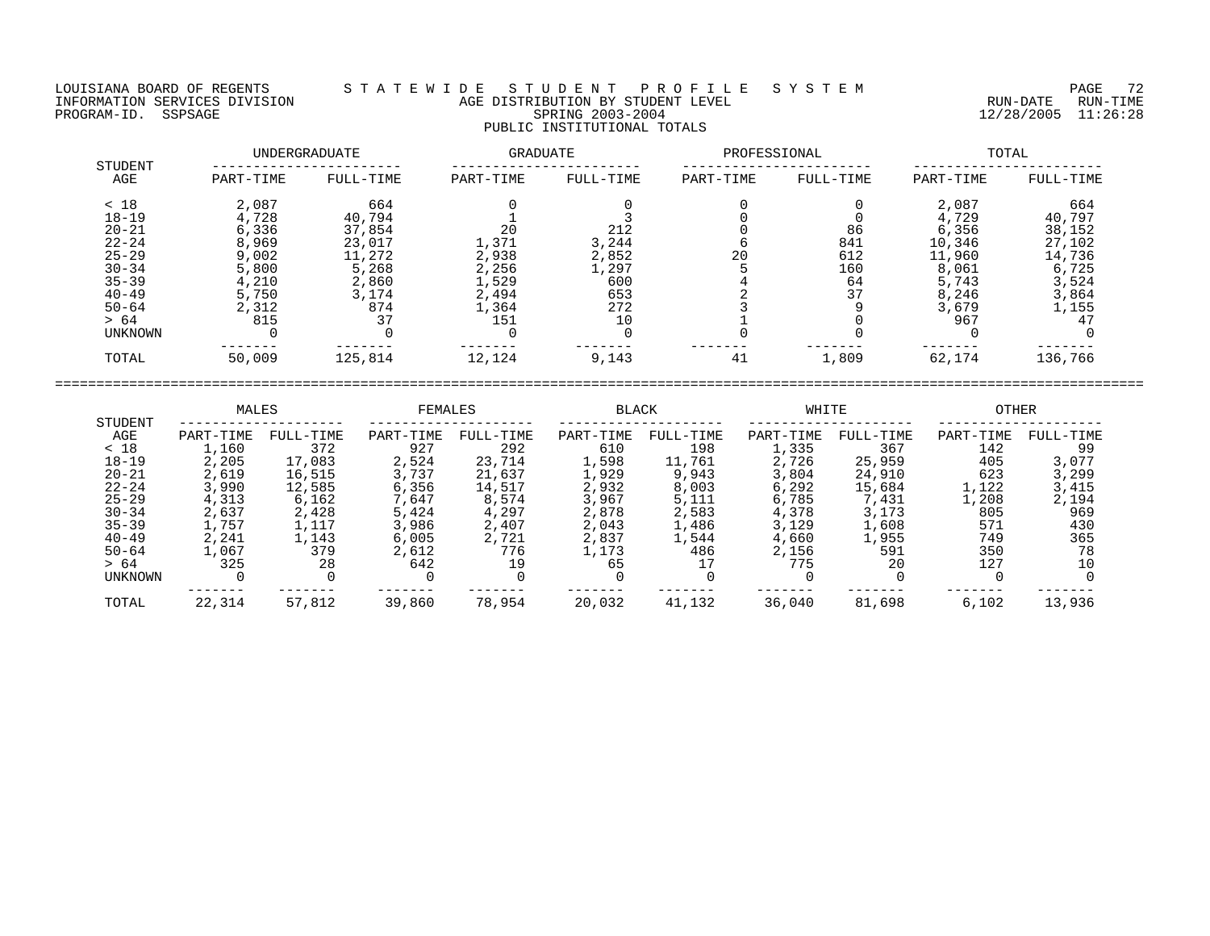LOUISIANA BOARD OF REGENTS — S T A T E W I D E   S T U D E N T   P R O F I L E   S Y S T E M

INFORMATION SERVICES DIVISION — AGE DISTRIBUTION BY STUDENT LEVEL — RUN-DATE 12/28/2005 RUN-TIME 11:26:28

PROGRAM-ID. SSPSAGE — SPRING 2003-2004

PUBLIC INSTITUTIONAL TOTALS

| STUDENT AGE | UNDERGRADUATE | | GRADUATE | | PROFESSIONAL | | TOTAL | |
|---|---|---|---|---|---|---|---|---|
| | PART-TIME | FULL-TIME | PART-TIME | FULL-TIME | PART-TIME | FULL-TIME | PART-TIME | FULL-TIME |
| < 18 | 2,087 | 664 | 0 | 0 | 0 | 0 | 2,087 | 664 |
| 18-19 | 4,728 | 40,794 | 1 | 3 | 0 | 0 | 4,729 | 40,797 |
| 20-21 | 6,336 | 37,854 | 20 | 212 | 0 | 86 | 6,356 | 38,152 |
| 22-24 | 8,969 | 23,017 | 1,371 | 3,244 | 6 | 841 | 10,346 | 27,102 |
| 25-29 | 9,002 | 11,272 | 2,938 | 2,852 | 20 | 612 | 11,960 | 14,736 |
| 30-34 | 5,800 | 5,268 | 2,256 | 1,297 | 5 | 160 | 8,061 | 6,725 |
| 35-39 | 4,210 | 2,860 | 1,529 | 600 | 4 | 64 | 5,743 | 3,524 |
| 40-49 | 5,750 | 3,174 | 2,494 | 653 | 2 | 37 | 8,246 | 3,864 |
| 50-64 | 2,312 | 874 | 1,364 | 272 | 3 | 9 | 3,679 | 1,155 |
| > 64 | 815 | 37 | 151 | 10 | 1 | 0 | 967 | 47 |
| UNKNOWN | 0 | 0 | 0 | 0 | 0 | 0 | 0 | 0 |
| TOTAL | 50,009 | 125,814 | 12,124 | 9,143 | 41 | 1,809 | 62,174 | 136,766 |

| STUDENT AGE | MALES | | FEMALES | | BLACK | | WHITE | | OTHER | |
|---|---|---|---|---|---|---|---|---|---|---|
| | PART-TIME | FULL-TIME | PART-TIME | FULL-TIME | PART-TIME | FULL-TIME | PART-TIME | FULL-TIME | PART-TIME | FULL-TIME |
| < 18 | 1,160 | 372 | 927 | 292 | 610 | 198 | 1,335 | 367 | 142 | 99 |
| 18-19 | 2,205 | 17,083 | 2,524 | 23,714 | 1,598 | 11,761 | 2,726 | 25,959 | 405 | 3,077 |
| 20-21 | 2,619 | 16,515 | 3,737 | 21,637 | 1,929 | 9,943 | 3,804 | 24,910 | 623 | 3,299 |
| 22-24 | 3,990 | 12,585 | 6,356 | 14,517 | 2,932 | 8,003 | 6,292 | 15,684 | 1,122 | 3,415 |
| 25-29 | 4,313 | 6,162 | 7,647 | 8,574 | 3,967 | 5,111 | 6,785 | 7,431 | 1,208 | 2,194 |
| 30-34 | 2,637 | 2,428 | 5,424 | 4,297 | 2,878 | 2,583 | 4,378 | 3,173 | 805 | 969 |
| 35-39 | 1,757 | 1,117 | 3,986 | 2,407 | 2,043 | 1,486 | 3,129 | 1,608 | 571 | 430 |
| 40-49 | 2,241 | 1,143 | 6,005 | 2,721 | 2,837 | 1,544 | 4,660 | 1,955 | 749 | 365 |
| 50-64 | 1,067 | 379 | 2,612 | 776 | 1,173 | 486 | 2,156 | 591 | 350 | 78 |
| > 64 | 325 | 28 | 642 | 19 | 65 | 17 | 775 | 20 | 127 | 10 |
| UNKNOWN | 0 | 0 | 0 | 0 | 0 | 0 | 0 | 0 | 0 | 0 |
| TOTAL | 22,314 | 57,812 | 39,860 | 78,954 | 20,032 | 41,132 | 36,040 | 81,698 | 6,102 | 13,936 |